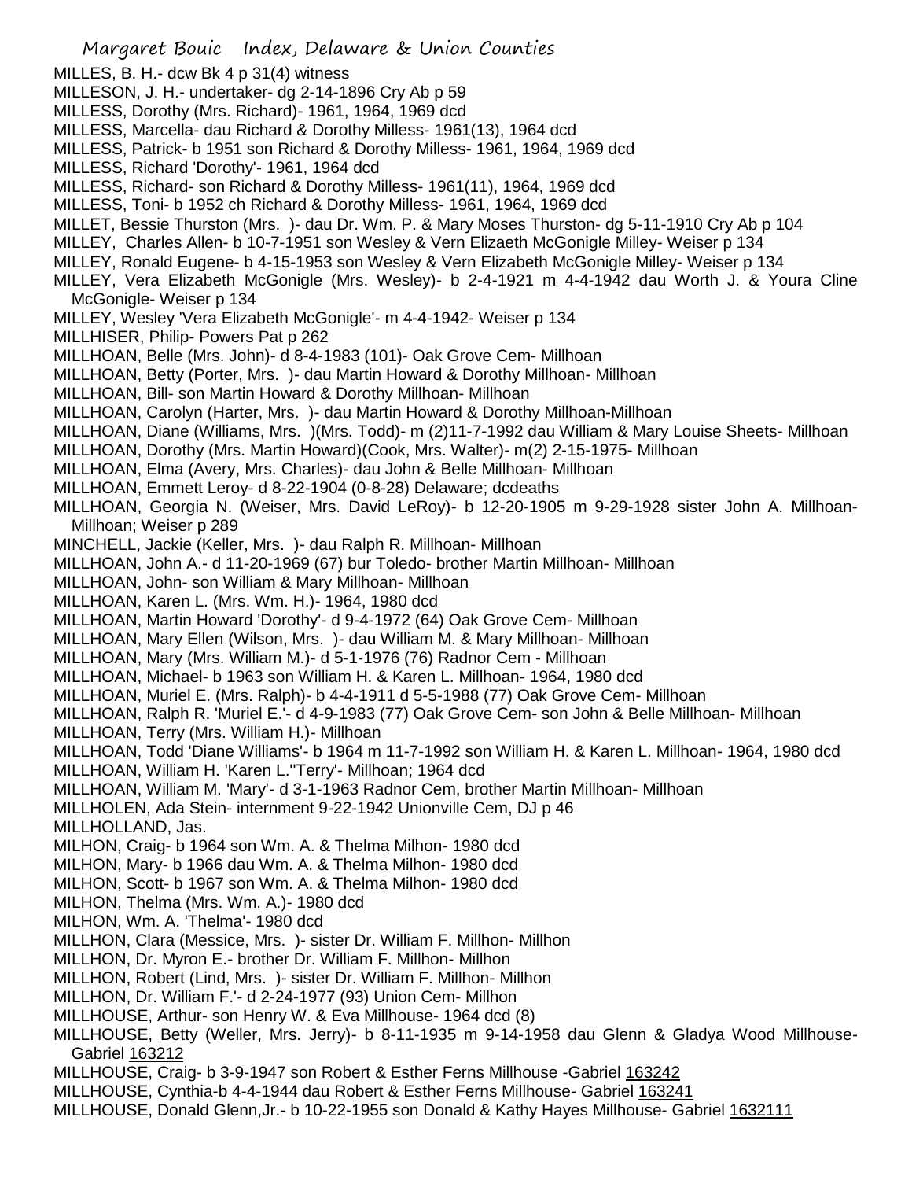MILLES, B. H.- dcw Bk 4 p 31(4) witness
MILLESON, J. H.- undertaker- dg 2-14-1896 Cry Ab p 59
MILLESS, Dorothy (Mrs. Richard)- 1961, 1964, 1969 dcd
MILLESS, Marcella- dau Richard & Dorothy Milless- 1961(13), 1964 dcd
MILLESS, Patrick- b 1951 son Richard & Dorothy Milless- 1961, 1964, 1969 dcd
MILLESS, Richard 'Dorothy'- 1961, 1964 dcd
MILLESS, Richard- son Richard & Dorothy Milless- 1961(11), 1964, 1969 dcd
MILLESS, Toni- b 1952 ch Richard & Dorothy Milless- 1961, 1964, 1969 dcd
MILLET, Bessie Thurston (Mrs. )- dau Dr. Wm. P. & Mary Moses Thurston- dg 5-11-1910 Cry Ab p 104
MILLEY, Charles Allen- b 10-7-1951 son Wesley & Vern Elizaeth McGonigle Milley- Weiser p 134
MILLEY, Ronald Eugene- b 4-15-1953 son Wesley & Vern Elizabeth McGonigle Milley- Weiser p 134
MILLEY, Vera Elizabeth McGonigle (Mrs. Wesley)- b 2-4-1921 m 4-4-1942 dau Worth J. & Youra Cline McGonigle- Weiser p 134
MILLEY, Wesley 'Vera Elizabeth McGonigle'- m 4-4-1942- Weiser p 134
MILLHISER, Philip- Powers Pat p 262
MILLHOAN, Belle (Mrs. John)- d 8-4-1983 (101)- Oak Grove Cem- Millhoan
MILLHOAN, Betty (Porter, Mrs. )- dau Martin Howard & Dorothy Millhoan- Millhoan
MILLHOAN, Bill- son Martin Howard & Dorothy Millhoan- Millhoan
MILLHOAN, Carolyn (Harter, Mrs. )- dau Martin Howard & Dorothy Millhoan-Millhoan
MILLHOAN, Diane (Williams, Mrs. )(Mrs. Todd)- m (2)11-7-1992 dau William & Mary Louise Sheets- Millhoan
MILLHOAN, Dorothy (Mrs. Martin Howard)(Cook, Mrs. Walter)- m(2) 2-15-1975- Millhoan
MILLHOAN, Elma (Avery, Mrs. Charles)- dau John & Belle Millhoan- Millhoan
MILLHOAN, Emmett Leroy- d 8-22-1904 (0-8-28) Delaware; dcdeaths
MILLHOAN, Georgia N. (Weiser, Mrs. David LeRoy)- b 12-20-1905 m 9-29-1928 sister John A. Millhoan- Millhoan; Weiser p 289
MINCHELL, Jackie (Keller, Mrs. )- dau Ralph R. Millhoan- Millhoan
MILLHOAN, John A.- d 11-20-1969 (67) bur Toledo- brother Martin Millhoan- Millhoan
MILLHOAN, John- son William & Mary Millhoan- Millhoan
MILLHOAN, Karen L. (Mrs. Wm. H.)- 1964, 1980 dcd
MILLHOAN, Martin Howard 'Dorothy'- d 9-4-1972 (64) Oak Grove Cem- Millhoan
MILLHOAN, Mary Ellen (Wilson, Mrs. )- dau William M. & Mary Millhoan- Millhoan
MILLHOAN, Mary (Mrs. William M.)- d 5-1-1976 (76) Radnor Cem - Millhoan
MILLHOAN, Michael- b 1963 son William H. & Karen L. Millhoan- 1964, 1980 dcd
MILLHOAN, Muriel E. (Mrs. Ralph)- b 4-4-1911 d 5-5-1988 (77) Oak Grove Cem- Millhoan
MILLHOAN, Ralph R. 'Muriel E.'- d 4-9-1983 (77) Oak Grove Cem- son John & Belle Millhoan- Millhoan
MILLHOAN, Terry (Mrs. William H.)- Millhoan
MILLHOAN, Todd 'Diane Williams'- b 1964 m 11-7-1992 son William H. & Karen L. Millhoan- 1964, 1980 dcd
MILLHOAN, William H. 'Karen L.''Terry'- Millhoan; 1964 dcd
MILLHOAN, William M. 'Mary'- d 3-1-1963 Radnor Cem, brother Martin Millhoan- Millhoan
MILLHOLEN, Ada Stein- internment 9-22-1942 Unionville Cem, DJ p 46
MILLHOLLAND, Jas.
MILHON, Craig- b 1964 son Wm. A. & Thelma Milhon- 1980 dcd
MILHON, Mary- b 1966 dau Wm. A. & Thelma Milhon- 1980 dcd
MILHON, Scott- b 1967 son Wm. A. & Thelma Milhon- 1980 dcd
MILHON, Thelma (Mrs. Wm. A.)- 1980 dcd
MILHON, Wm. A. 'Thelma'- 1980 dcd
MILLHON, Clara (Messice, Mrs. )- sister Dr. William F. Millhon- Millhon
MILLHON, Dr. Myron E.- brother Dr. William F. Millhon- Millhon
MILLHON, Robert (Lind, Mrs. )- sister Dr. William F. Millhon- Millhon
MILLHON, Dr. William F.'- d 2-24-1977 (93) Union Cem- Millhon
MILLHOUSE, Arthur- son Henry W. & Eva Millhouse- 1964 dcd (8)
MILLHOUSE, Betty (Weller, Mrs. Jerry)- b 8-11-1935 m 9-14-1958 dau Glenn & Gladya Wood Millhouse- Gabriel 163212
MILLHOUSE, Craig- b 3-9-1947 son Robert & Esther Ferns Millhouse -Gabriel 163242
MILLHOUSE, Cynthia-b 4-4-1944 dau Robert & Esther Ferns Millhouse- Gabriel 163241
MILLHOUSE, Donald Glenn,Jr.- b 10-22-1955 son Donald & Kathy Hayes Millhouse- Gabriel 1632111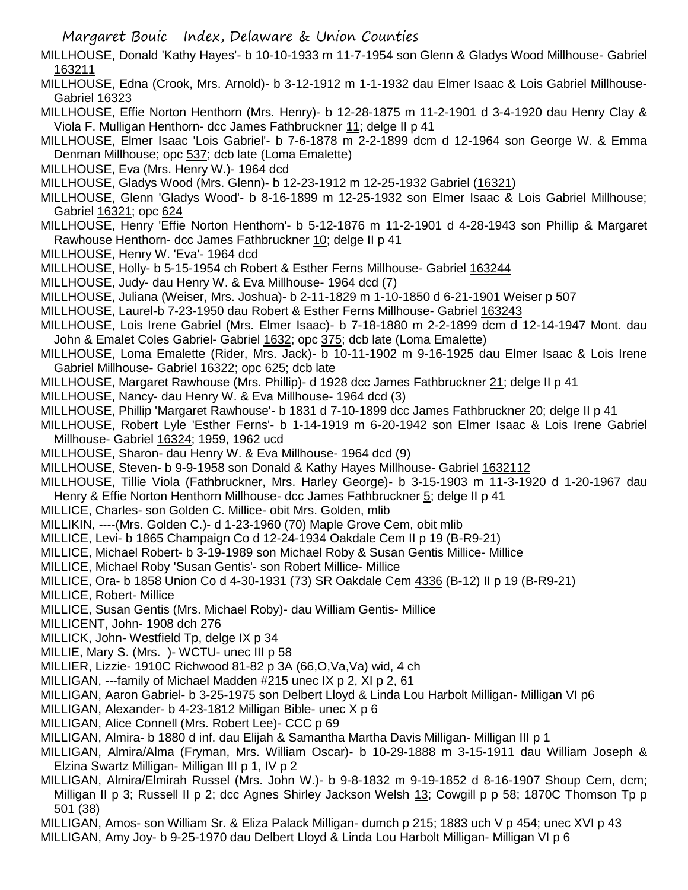MILLHOUSE, Donald 'Kathy Hayes'- b 10-10-1933 m 11-7-1954 son Glenn & Gladys Wood Millhouse- Gabriel 163211

MILLHOUSE, Edna (Crook, Mrs. Arnold)- b 3-12-1912 m 1-1-1932 dau Elmer Isaac & Lois Gabriel Millhouse- Gabriel 16323

MILLHOUSE, Effie Norton Henthorn (Mrs. Henry)- b 12-28-1875 m 11-2-1901 d 3-4-1920 dau Henry Clay & Viola F. Mulligan Henthorn- dcc James Fathbruckner 11; delge II p 41

MILLHOUSE, Elmer Isaac 'Lois Gabriel'- b 7-6-1878 m 2-2-1899 dcm d 12-1964 son George W. & Emma Denman Millhouse; opc 537; dcb late (Loma Emalette)

MILLHOUSE, Eva (Mrs. Henry W.)- 1964 dcd

MILLHOUSE, Gladys Wood (Mrs. Glenn)- b 12-23-1912 m 12-25-1932 Gabriel (16321)

MILLHOUSE, Glenn 'Gladys Wood'- b 8-16-1899 m 12-25-1932 son Elmer Isaac & Lois Gabriel Millhouse; Gabriel 16321; opc 624

MILLHOUSE, Henry 'Effie Norton Henthorn'- b 5-12-1876 m 11-2-1901 d 4-28-1943 son Phillip & Margaret Rawhouse Henthorn- dcc James Fathbruckner 10; delge II p 41

MILLHOUSE, Henry W. 'Eva'- 1964 dcd

MILLHOUSE, Holly- b 5-15-1954 ch Robert & Esther Ferns Millhouse- Gabriel 163244

MILLHOUSE, Judy- dau Henry W. & Eva Millhouse- 1964 dcd (7)

MILLHOUSE, Juliana (Weiser, Mrs. Joshua)- b 2-11-1829 m 1-10-1850 d 6-21-1901 Weiser p 507

MILLHOUSE, Laurel-b 7-23-1950 dau Robert & Esther Ferns Millhouse- Gabriel 163243

MILLHOUSE, Lois Irene Gabriel (Mrs. Elmer Isaac)- b 7-18-1880 m 2-2-1899 dcm d 12-14-1947 Mont. dau John & Emalet Coles Gabriel- Gabriel 1632; opc 375; dcb late (Loma Emalette)

MILLHOUSE, Loma Emalette (Rider, Mrs. Jack)- b 10-11-1902 m 9-16-1925 dau Elmer Isaac & Lois Irene Gabriel Millhouse- Gabriel 16322; opc 625; dcb late

MILLHOUSE, Margaret Rawhouse (Mrs. Phillip)- d 1928 dcc James Fathbruckner 21; delge II p 41

MILLHOUSE, Nancy- dau Henry W. & Eva Millhouse- 1964 dcd (3)

MILLHOUSE, Phillip 'Margaret Rawhouse'- b 1831 d 7-10-1899 dcc James Fathbruckner 20; delge II p 41

MILLHOUSE, Robert Lyle 'Esther Ferns'- b 1-14-1919 m 6-20-1942 son Elmer Isaac & Lois Irene Gabriel Millhouse- Gabriel 16324; 1959, 1962 ucd

MILLHOUSE, Sharon- dau Henry W. & Eva Millhouse- 1964 dcd (9)

MILLHOUSE, Steven- b 9-9-1958 son Donald & Kathy Hayes Millhouse- Gabriel 1632112

MILLHOUSE, Tillie Viola (Fathbruckner, Mrs. Harley George)- b 3-15-1903 m 11-3-1920 d 1-20-1967 dau Henry & Effie Norton Henthorn Millhouse- dcc James Fathbruckner 5; delge II p 41

MILLICE, Charles- son Golden C. Millice- obit Mrs. Golden, mlib

MILLIKIN, ----(Mrs. Golden C.)- d 1-23-1960 (70) Maple Grove Cem, obit mlib

MILLICE, Levi- b 1865 Champaign Co d 12-24-1934 Oakdale Cem II p 19 (B-R9-21)

MILLICE, Michael Robert- b 3-19-1989 son Michael Roby & Susan Gentis Millice- Millice

MILLICE, Michael Roby 'Susan Gentis'- son Robert Millice- Millice

MILLICE, Ora- b 1858 Union Co d 4-30-1931 (73) SR Oakdale Cem 4336 (B-12) II p 19 (B-R9-21)

MILLICE, Robert- Millice

MILLICE, Susan Gentis (Mrs. Michael Roby)- dau William Gentis- Millice

MILLICENT, John- 1908 dch 276

MILLICK, John- Westfield Tp, delge IX p 34

MILLIE, Mary S. (Mrs. )- WCTU- unec III p 58

MILLIER, Lizzie- 1910C Richwood 81-82 p 3A (66,O,Va,Va) wid, 4 ch

MILLIGAN, ---family of Michael Madden #215 unec IX p 2, XI p 2, 61

MILLIGAN, Aaron Gabriel- b 3-25-1975 son Delbert Lloyd & Linda Lou Harbolt Milligan- Milligan VI p6

MILLIGAN, Alexander- b 4-23-1812 Milligan Bible- unec X p 6

MILLIGAN, Alice Connell (Mrs. Robert Lee)- CCC p 69

MILLIGAN, Almira- b 1880 d inf. dau Elijah & Samantha Martha Davis Milligan- Milligan III p 1

MILLIGAN, Almira/Alma (Fryman, Mrs. William Oscar)- b 10-29-1888 m 3-15-1911 dau William Joseph & Elzina Swartz Milligan- Milligan III p 1, IV p 2

MILLIGAN, Almira/Elmirah Russel (Mrs. John W.)- b 9-8-1832 m 9-19-1852 d 8-16-1907 Shoup Cem, dcm; Milligan II p 3; Russell II p 2; dcc Agnes Shirley Jackson Welsh 13; Cowgill p p 58; 1870C Thomson Tp p 501 (38)

MILLIGAN, Amos- son William Sr. & Eliza Palack Milligan- dumch p 215; 1883 uch V p 454; unec XVI p 43

MILLIGAN, Amy Joy- b 9-25-1970 dau Delbert Lloyd & Linda Lou Harbolt Milligan- Milligan VI p 6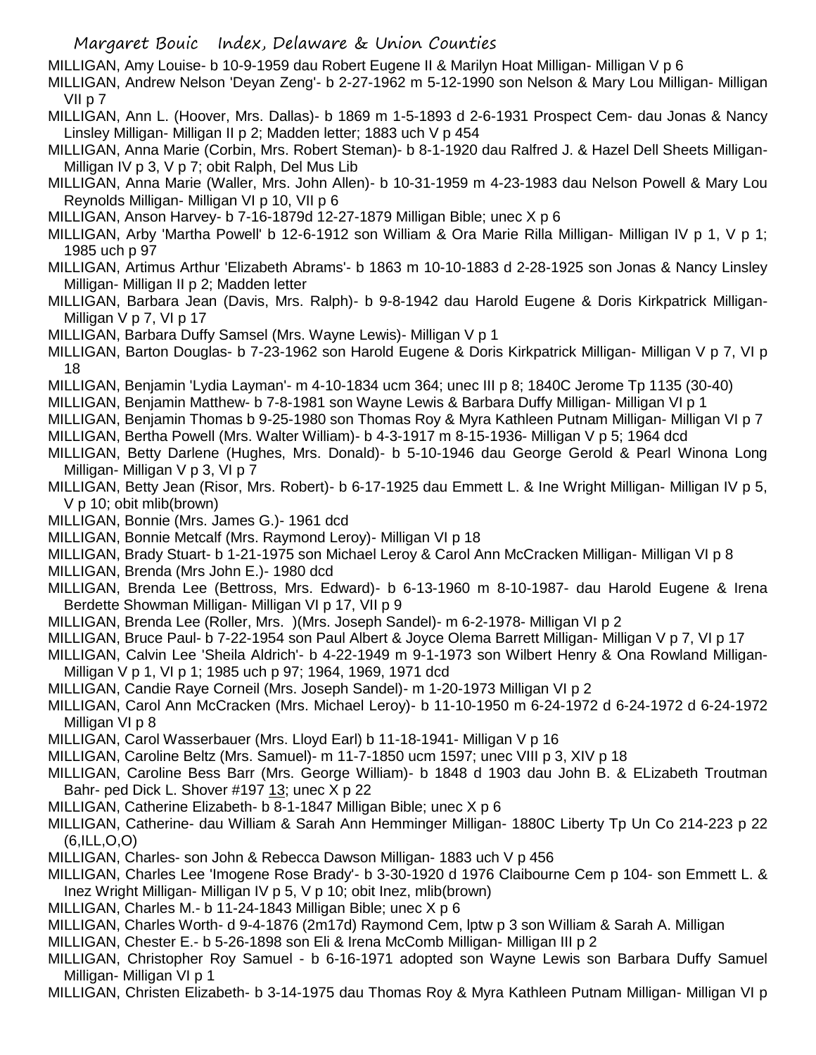MILLIGAN, Amy Louise- b 10-9-1959 dau Robert Eugene II & Marilyn Hoat Milligan- Milligan V p 6

MILLIGAN, Andrew Nelson 'Deyan Zeng'- b 2-27-1962 m 5-12-1990 son Nelson & Mary Lou Milligan- Milligan VII p 7

MILLIGAN, Ann L. (Hoover, Mrs. Dallas)- b 1869 m 1-5-1893 d 2-6-1931 Prospect Cem- dau Jonas & Nancy Linsley Milligan- Milligan II p 2; Madden letter; 1883 uch V p 454

MILLIGAN, Anna Marie (Corbin, Mrs. Robert Steman)- b 8-1-1920 dau Ralfred J. & Hazel Dell Sheets Milligan- Milligan IV p 3, V p 7; obit Ralph, Del Mus Lib

MILLIGAN, Anna Marie (Waller, Mrs. John Allen)- b 10-31-1959 m 4-23-1983 dau Nelson Powell & Mary Lou Reynolds Milligan- Milligan VI p 10, VII p 6

MILLIGAN, Anson Harvey- b 7-16-1879d 12-27-1879 Milligan Bible; unec X p 6

MILLIGAN, Arby 'Martha Powell' b 12-6-1912 son William & Ora Marie Rilla Milligan- Milligan IV p 1, V p 1; 1985 uch p 97

MILLIGAN, Artimus Arthur 'Elizabeth Abrams'- b 1863 m 10-10-1883 d 2-28-1925 son Jonas & Nancy Linsley Milligan- Milligan II p 2; Madden letter

MILLIGAN, Barbara Jean (Davis, Mrs. Ralph)- b 9-8-1942 dau Harold Eugene & Doris Kirkpatrick Milligan- Milligan V p 7, VI p 17

MILLIGAN, Barbara Duffy Samsel (Mrs. Wayne Lewis)- Milligan V p 1

MILLIGAN, Barton Douglas- b 7-23-1962 son Harold Eugene & Doris Kirkpatrick Milligan- Milligan V p 7, VI p 18

MILLIGAN, Benjamin 'Lydia Layman'- m 4-10-1834 ucm 364; unec III p 8; 1840C Jerome Tp 1135 (30-40)

MILLIGAN, Benjamin Matthew- b 7-8-1981 son Wayne Lewis & Barbara Duffy Milligan- Milligan VI p 1

MILLIGAN, Benjamin Thomas b 9-25-1980 son Thomas Roy & Myra Kathleen Putnam Milligan- Milligan VI p 7

MILLIGAN, Bertha Powell (Mrs. Walter William)- b 4-3-1917 m 8-15-1936- Milligan V p 5; 1964 dcd

MILLIGAN, Betty Darlene (Hughes, Mrs. Donald)- b 5-10-1946 dau George Gerold & Pearl Winona Long Milligan- Milligan V p 3, VI p 7

MILLIGAN, Betty Jean (Risor, Mrs. Robert)- b 6-17-1925 dau Emmett L. & Ine Wright Milligan- Milligan IV p 5, V p 10; obit mlib(brown)

MILLIGAN, Bonnie (Mrs. James G.)- 1961 dcd

MILLIGAN, Bonnie Metcalf (Mrs. Raymond Leroy)- Milligan VI p 18

MILLIGAN, Brady Stuart- b 1-21-1975 son Michael Leroy & Carol Ann McCracken Milligan- Milligan VI p 8

MILLIGAN, Brenda (Mrs John E.)- 1980 dcd

MILLIGAN, Brenda Lee (Bettross, Mrs. Edward)- b 6-13-1960 m 8-10-1987- dau Harold Eugene & Irena Berdette Showman Milligan- Milligan VI p 17, VII p 9

MILLIGAN, Brenda Lee (Roller, Mrs. )(Mrs. Joseph Sandel)- m 6-2-1978- Milligan VI p 2

MILLIGAN, Bruce Paul- b 7-22-1954 son Paul Albert & Joyce Olema Barrett Milligan- Milligan V p 7, VI p 17

MILLIGAN, Calvin Lee 'Sheila Aldrich'- b 4-22-1949 m 9-1-1973 son Wilbert Henry & Ona Rowland Milligan- Milligan V p 1, VI p 1; 1985 uch p 97; 1964, 1969, 1971 dcd

MILLIGAN, Candie Raye Corneil (Mrs. Joseph Sandel)- m 1-20-1973 Milligan VI p 2

MILLIGAN, Carol Ann McCracken (Mrs. Michael Leroy)- b 11-10-1950 m 6-24-1972 d 6-24-1972 d 6-24-1972 Milligan VI p 8

MILLIGAN, Carol Wasserbauer (Mrs. Lloyd Earl) b 11-18-1941- Milligan V p 16

MILLIGAN, Caroline Beltz (Mrs. Samuel)- m 11-7-1850 ucm 1597; unec VIII p 3, XIV p 18

MILLIGAN, Caroline Bess Barr (Mrs. George William)- b 1848 d 1903 dau John B. & ELizabeth Troutman Bahr- ped Dick L. Shover #197 13; unec X p 22

MILLIGAN, Catherine Elizabeth- b 8-1-1847 Milligan Bible; unec X p 6

MILLIGAN, Catherine- dau William & Sarah Ann Hemminger Milligan- 1880C Liberty Tp Un Co 214-223 p 22 (6,ILL,O,O)

MILLIGAN, Charles- son John & Rebecca Dawson Milligan- 1883 uch V p 456

MILLIGAN, Charles Lee 'Imogene Rose Brady'- b 3-30-1920 d 1976 Claibourne Cem p 104- son Emmett L. & Inez Wright Milligan- Milligan IV p 5, V p 10; obit Inez, mlib(brown)

MILLIGAN, Charles M.- b 11-24-1843 Milligan Bible; unec X p 6

MILLIGAN, Charles Worth- d 9-4-1876 (2m17d) Raymond Cem, lptw p 3 son William & Sarah A. Milligan

MILLIGAN, Chester E.- b 5-26-1898 son Eli & Irena McComb Milligan- Milligan III p 2

MILLIGAN, Christopher Roy Samuel - b 6-16-1971 adopted son Wayne Lewis son Barbara Duffy Samuel Milligan- Milligan VI p 1

MILLIGAN, Christen Elizabeth- b 3-14-1975 dau Thomas Roy & Myra Kathleen Putnam Milligan- Milligan VI p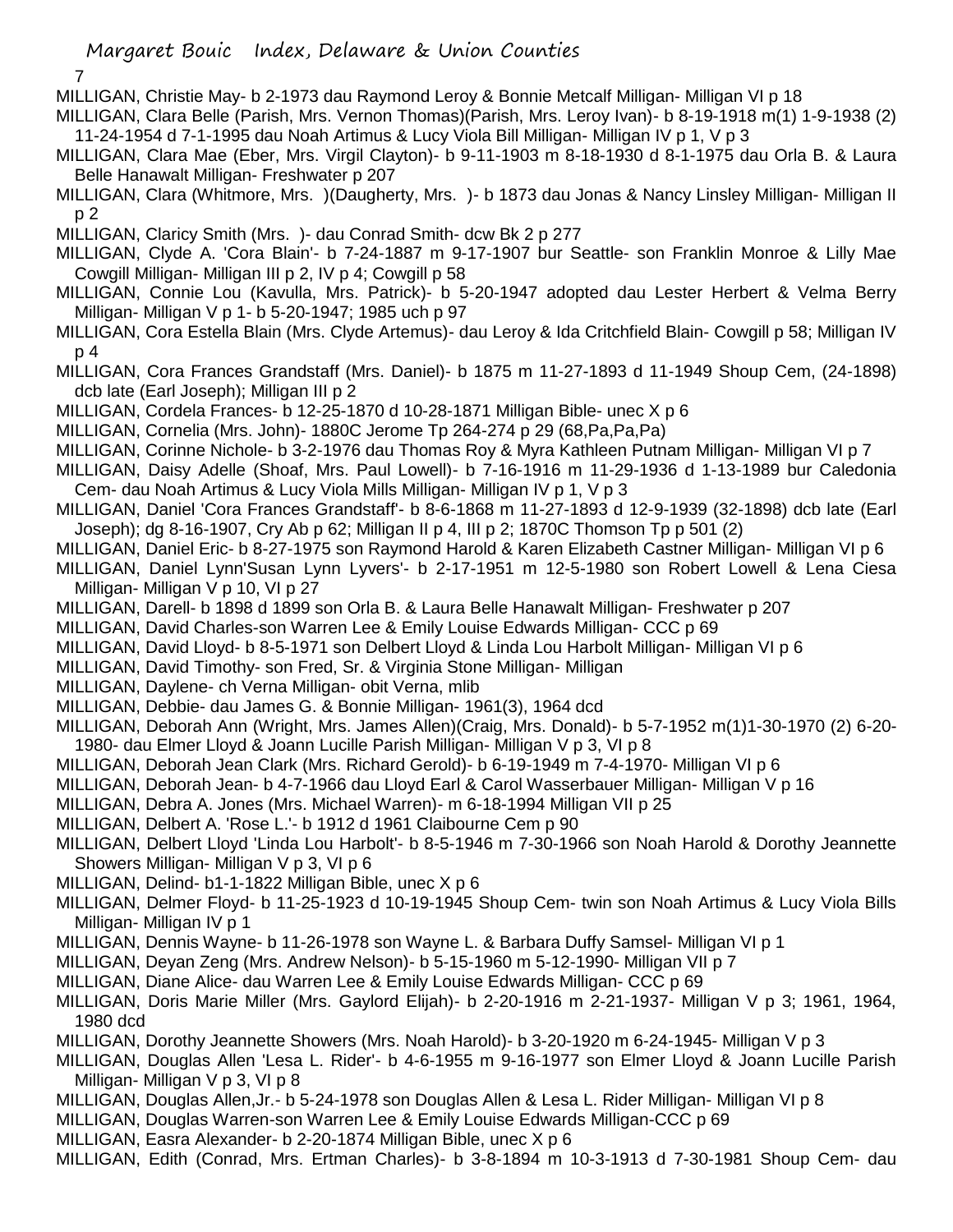MILLIGAN, Christie May- b 2-1973 dau Raymond Leroy & Bonnie Metcalf Milligan- Milligan VI p 18

MILLIGAN, Clara Belle (Parish, Mrs. Vernon Thomas)(Parish, Mrs. Leroy Ivan)- b 8-19-1918 m(1) 1-9-1938 (2) 11-24-1954 d 7-1-1995 dau Noah Artimus & Lucy Viola Bill Milligan- Milligan IV p 1, V p 3

MILLIGAN, Clara Mae (Eber, Mrs. Virgil Clayton)- b 9-11-1903 m 8-18-1930 d 8-1-1975 dau Orla B. & Laura Belle Hanawalt Milligan- Freshwater p 207

MILLIGAN, Clara (Whitmore, Mrs. )(Daugherty, Mrs. )- b 1873 dau Jonas & Nancy Linsley Milligan- Milligan II p 2

MILLIGAN, Claricy Smith (Mrs. )- dau Conrad Smith- dcw Bk 2 p 277

MILLIGAN, Clyde A. 'Cora Blain'- b 7-24-1887 m 9-17-1907 bur Seattle- son Franklin Monroe & Lilly Mae Cowgill Milligan- Milligan III p 2, IV p 4; Cowgill p 58

MILLIGAN, Connie Lou (Kavulla, Mrs. Patrick)- b 5-20-1947 adopted dau Lester Herbert & Velma Berry Milligan- Milligan V p 1- b 5-20-1947; 1985 uch p 97

MILLIGAN, Cora Estella Blain (Mrs. Clyde Artemus)- dau Leroy & Ida Critchfield Blain- Cowgill p 58; Milligan IV p 4

MILLIGAN, Cora Frances Grandstaff (Mrs. Daniel)- b 1875 m 11-27-1893 d 11-1949 Shoup Cem, (24-1898) dcb late (Earl Joseph); Milligan III p 2

MILLIGAN, Cordela Frances- b 12-25-1870 d 10-28-1871 Milligan Bible- unec X p 6

MILLIGAN, Cornelia (Mrs. John)- 1880C Jerome Tp 264-274 p 29 (68,Pa,Pa,Pa)

MILLIGAN, Corinne Nichole- b 3-2-1976 dau Thomas Roy & Myra Kathleen Putnam Milligan- Milligan VI p 7

MILLIGAN, Daisy Adelle (Shoaf, Mrs. Paul Lowell)- b 7-16-1916 m 11-29-1936 d 1-13-1989 bur Caledonia Cem- dau Noah Artimus & Lucy Viola Mills Milligan- Milligan IV p 1, V p 3

MILLIGAN, Daniel 'Cora Frances Grandstaff'- b 8-6-1868 m 11-27-1893 d 12-9-1939 (32-1898) dcb late (Earl Joseph); dg 8-16-1907, Cry Ab p 62; Milligan II p 4, III p 2; 1870C Thomson Tp p 501 (2)

MILLIGAN, Daniel Eric- b 8-27-1975 son Raymond Harold & Karen Elizabeth Castner Milligan- Milligan VI p 6

MILLIGAN, Daniel Lynn'Susan Lynn Lyvers'- b 2-17-1951 m 12-5-1980 son Robert Lowell & Lena Ciesa Milligan- Milligan V p 10, VI p 27

MILLIGAN, Darell- b 1898 d 1899 son Orla B. & Laura Belle Hanawalt Milligan- Freshwater p 207

MILLIGAN, David Charles-son Warren Lee & Emily Louise Edwards Milligan- CCC p 69

MILLIGAN, David Lloyd- b 8-5-1971 son Delbert Lloyd & Linda Lou Harbolt Milligan- Milligan VI p 6

MILLIGAN, David Timothy- son Fred, Sr. & Virginia Stone Milligan- Milligan

MILLIGAN, Daylene- ch Verna Milligan- obit Verna, mlib

MILLIGAN, Debbie- dau James G. & Bonnie Milligan- 1961(3), 1964 dcd

MILLIGAN, Deborah Ann (Wright, Mrs. James Allen)(Craig, Mrs. Donald)- b 5-7-1952 m(1)1-30-1970 (2) 6-20-1980- dau Elmer Lloyd & Joann Lucille Parish Milligan- Milligan V p 3, VI p 8

MILLIGAN, Deborah Jean Clark (Mrs. Richard Gerold)- b 6-19-1949 m 7-4-1970- Milligan VI p 6

MILLIGAN, Deborah Jean- b 4-7-1966 dau Lloyd Earl & Carol Wasserbauer Milligan- Milligan V p 16

MILLIGAN, Debra A. Jones (Mrs. Michael Warren)- m 6-18-1994 Milligan VII p 25

MILLIGAN, Delbert A. 'Rose L.'- b 1912 d 1961 Claibourne Cem p 90

MILLIGAN, Delbert Lloyd 'Linda Lou Harbolt'- b 8-5-1946 m 7-30-1966 son Noah Harold & Dorothy Jeannette Showers Milligan- Milligan V p 3, VI p 6

MILLIGAN, Delind- b1-1-1822 Milligan Bible, unec X p 6

MILLIGAN, Delmer Floyd- b 11-25-1923 d 10-19-1945 Shoup Cem- twin son Noah Artimus & Lucy Viola Bills Milligan- Milligan IV p 1

MILLIGAN, Dennis Wayne- b 11-26-1978 son Wayne L. & Barbara Duffy Samsel- Milligan VI p 1

MILLIGAN, Deyan Zeng (Mrs. Andrew Nelson)- b 5-15-1960 m 5-12-1990- Milligan VII p 7

MILLIGAN, Diane Alice- dau Warren Lee & Emily Louise Edwards Milligan- CCC p 69

MILLIGAN, Doris Marie Miller (Mrs. Gaylord Elijah)- b 2-20-1916 m 2-21-1937- Milligan V p 3; 1961, 1964, 1980 dcd

MILLIGAN, Dorothy Jeannette Showers (Mrs. Noah Harold)- b 3-20-1920 m 6-24-1945- Milligan V p 3

MILLIGAN, Douglas Allen 'Lesa L. Rider'- b 4-6-1955 m 9-16-1977 son Elmer Lloyd & Joann Lucille Parish Milligan- Milligan V p 3, VI p 8

MILLIGAN, Douglas Allen,Jr.- b 5-24-1978 son Douglas Allen & Lesa L. Rider Milligan- Milligan VI p 8

MILLIGAN, Douglas Warren-son Warren Lee & Emily Louise Edwards Milligan-CCC p 69

MILLIGAN, Easra Alexander- b 2-20-1874 Milligan Bible, unec X p 6

MILLIGAN, Edith (Conrad, Mrs. Ertman Charles)- b 3-8-1894 m 10-3-1913 d 7-30-1981 Shoup Cem- dau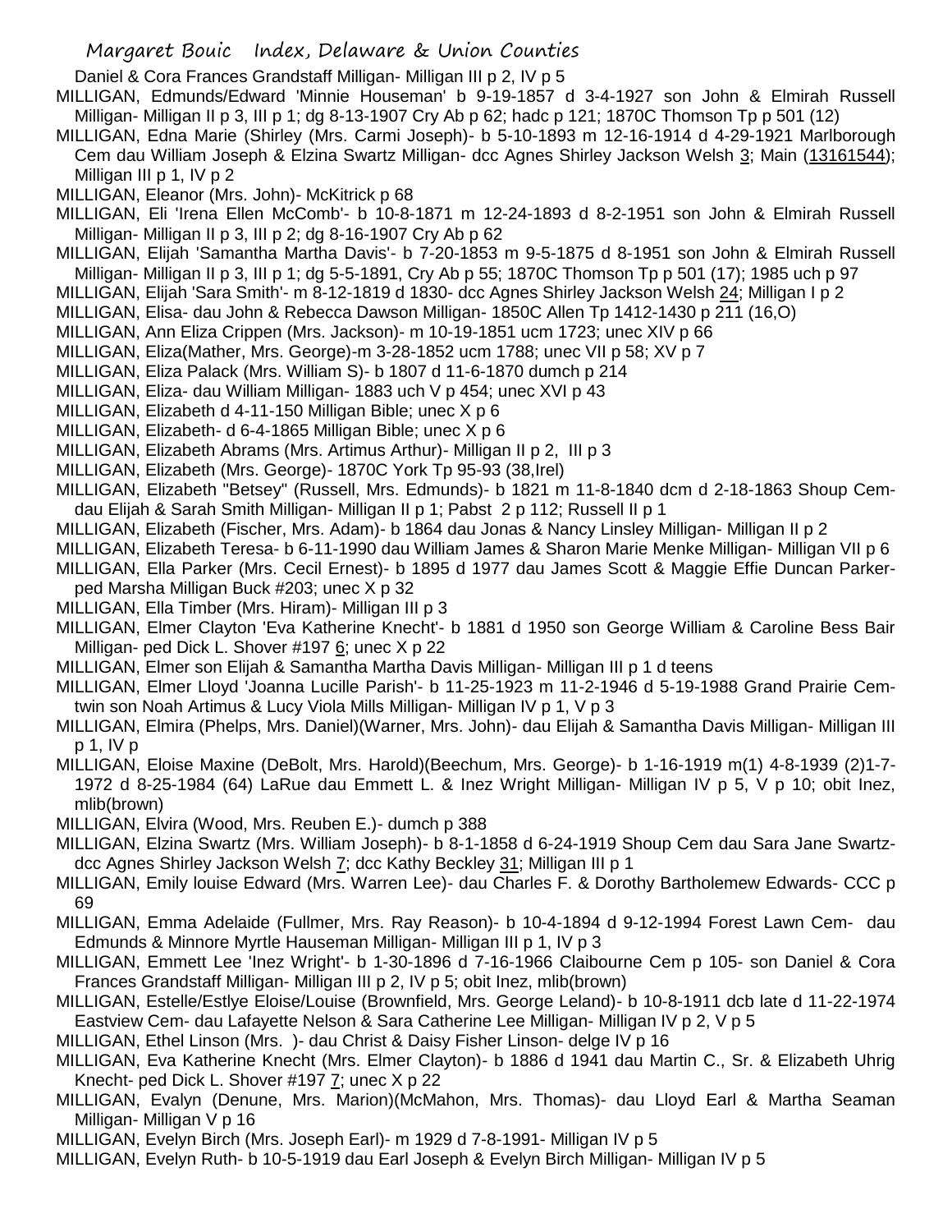Daniel & Cora Frances Grandstaff Milligan- Milligan III p 2, IV p 5

MILLIGAN, Edmunds/Edward 'Minnie Houseman' b 9-19-1857 d 3-4-1927 son John & Elmirah Russell Milligan- Milligan II p 3, III p 1; dg 8-13-1907 Cry Ab p 62; hadc p 121; 1870C Thomson Tp p 501 (12)

MILLIGAN, Edna Marie (Shirley (Mrs. Carmi Joseph)- b 5-10-1893 m 12-16-1914 d 4-29-1921 Marlborough Cem dau William Joseph & Elzina Swartz Milligan- dcc Agnes Shirley Jackson Welsh 3; Main (13161544); Milligan III p 1, IV p 2

MILLIGAN, Eleanor (Mrs. John)- McKitrick p 68

MILLIGAN, Eli 'Irena Ellen McComb'- b 10-8-1871 m 12-24-1893 d 8-2-1951 son John & Elmirah Russell Milligan- Milligan II p 3, III p 2; dg 8-16-1907 Cry Ab p 62

MILLIGAN, Elijah 'Samantha Martha Davis'- b 7-20-1853 m 9-5-1875 d 8-1951 son John & Elmirah Russell Milligan- Milligan II p 3, III p 1; dg 5-5-1891, Cry Ab p 55; 1870C Thomson Tp p 501 (17); 1985 uch p 97

MILLIGAN, Elijah 'Sara Smith'- m 8-12-1819 d 1830- dcc Agnes Shirley Jackson Welsh 24; Milligan I p 2

MILLIGAN, Elisa- dau John & Rebecca Dawson Milligan- 1850C Allen Tp 1412-1430 p 211 (16,O)

MILLIGAN, Ann Eliza Crippen (Mrs. Jackson)- m 10-19-1851 ucm 1723; unec XIV p 66

MILLIGAN, Eliza(Mather, Mrs. George)-m 3-28-1852 ucm 1788; unec VII p 58; XV p 7

MILLIGAN, Eliza Palack (Mrs. William S)- b 1807 d 11-6-1870 dumch p 214

MILLIGAN, Eliza- dau William Milligan- 1883 uch V p 454; unec XVI p 43

MILLIGAN, Elizabeth d 4-11-150 Milligan Bible; unec X p 6

MILLIGAN, Elizabeth- d 6-4-1865 Milligan Bible; unec X p 6

MILLIGAN, Elizabeth Abrams (Mrs. Artimus Arthur)- Milligan II p 2, III p 3

MILLIGAN, Elizabeth (Mrs. George)- 1870C York Tp 95-93 (38,Irel)

MILLIGAN, Elizabeth "Betsey" (Russell, Mrs. Edmunds)- b 1821 m 11-8-1840 dcm d 2-18-1863 Shoup Cem- dau Elijah & Sarah Smith Milligan- Milligan II p 1; Pabst 2 p 112; Russell II p 1

MILLIGAN, Elizabeth (Fischer, Mrs. Adam)- b 1864 dau Jonas & Nancy Linsley Milligan- Milligan II p 2

MILLIGAN, Elizabeth Teresa- b 6-11-1990 dau William James & Sharon Marie Menke Milligan- Milligan VII p 6

MILLIGAN, Ella Parker (Mrs. Cecil Ernest)- b 1895 d 1977 dau James Scott & Maggie Effie Duncan Parker- ped Marsha Milligan Buck #203; unec X p 32

MILLIGAN, Ella Timber (Mrs. Hiram)- Milligan III p 3

MILLIGAN, Elmer Clayton 'Eva Katherine Knecht'- b 1881 d 1950 son George William & Caroline Bess Bair Milligan- ped Dick L. Shover #197 6; unec X p 22

MILLIGAN, Elmer son Elijah & Samantha Martha Davis Milligan- Milligan III p 1 d teens

MILLIGAN, Elmer Lloyd 'Joanna Lucille Parish'- b 11-25-1923 m 11-2-1946 d 5-19-1988 Grand Prairie Cem- twin son Noah Artimus & Lucy Viola Mills Milligan- Milligan IV p 1, V p 3

MILLIGAN, Elmira (Phelps, Mrs. Daniel)(Warner, Mrs. John)- dau Elijah & Samantha Davis Milligan- Milligan III p 1, IV p

MILLIGAN, Eloise Maxine (DeBolt, Mrs. Harold)(Beechum, Mrs. George)- b 1-16-1919 m(1) 4-8-1939 (2)1-7-1972 d 8-25-1984 (64) LaRue dau Emmett L. & Inez Wright Milligan- Milligan IV p 5, V p 10; obit Inez, mlib(brown)

MILLIGAN, Elvira (Wood, Mrs. Reuben E.)- dumch p 388

MILLIGAN, Elzina Swartz (Mrs. William Joseph)- b 8-1-1858 d 6-24-1919 Shoup Cem dau Sara Jane Swartz- dcc Agnes Shirley Jackson Welsh 7; dcc Kathy Beckley 31; Milligan III p 1

MILLIGAN, Emily louise Edward (Mrs. Warren Lee)- dau Charles F. & Dorothy Bartholemew Edwards- CCC p 69

MILLIGAN, Emma Adelaide (Fullmer, Mrs. Ray Reason)- b 10-4-1894 d 9-12-1994 Forest Lawn Cem- dau Edmunds & Minnore Myrtle Hauseman Milligan- Milligan III p 1, IV p 3

MILLIGAN, Emmett Lee 'Inez Wright'- b 1-30-1896 d 7-16-1966 Claibourne Cem p 105- son Daniel & Cora Frances Grandstaff Milligan- Milligan III p 2, IV p 5; obit Inez, mlib(brown)

MILLIGAN, Estelle/Estlye Eloise/Louise (Brownfield, Mrs. George Leland)- b 10-8-1911 dcb late d 11-22-1974 Eastview Cem- dau Lafayette Nelson & Sara Catherine Lee Milligan- Milligan IV p 2, V p 5

MILLIGAN, Ethel Linson (Mrs. )- dau Christ & Daisy Fisher Linson- delge IV p 16

MILLIGAN, Eva Katherine Knecht (Mrs. Elmer Clayton)- b 1886 d 1941 dau Martin C., Sr. & Elizabeth Uhrig Knecht- ped Dick L. Shover #197 7; unec X p 22

MILLIGAN, Evalyn (Denune, Mrs. Marion)(McMahon, Mrs. Thomas)- dau Lloyd Earl & Martha Seaman Milligan- Milligan V p 16

MILLIGAN, Evelyn Birch (Mrs. Joseph Earl)- m 1929 d 7-8-1991- Milligan IV p 5

MILLIGAN, Evelyn Ruth- b 10-5-1919 dau Earl Joseph & Evelyn Birch Milligan- Milligan IV p 5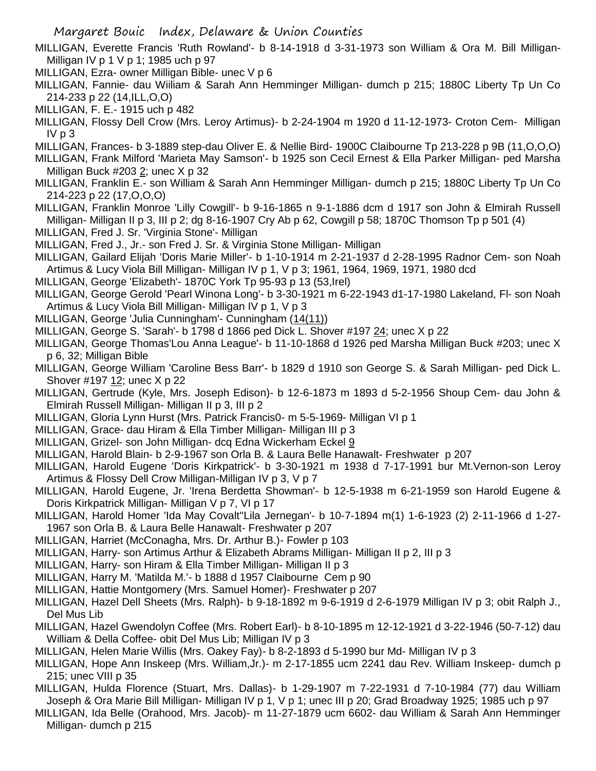MILLIGAN, Everette Francis 'Ruth Rowland'- b 8-14-1918 d 3-31-1973 son William & Ora M. Bill Milligan- Milligan IV p 1 V p 1; 1985 uch p 97

MILLIGAN, Ezra- owner Milligan Bible- unec V p 6

MILLIGAN, Fannie- dau Wiiliam & Sarah Ann Hemminger Milligan- dumch p 215; 1880C Liberty Tp Un Co 214-233 p 22 (14,ILL,O,O)

MILLIGAN, F. E.- 1915 uch p 482

MILLIGAN, Flossy Dell Crow (Mrs. Leroy Artimus)- b 2-24-1904 m 1920 d 11-12-1973- Croton Cem- Milligan IV p 3

MILLIGAN, Frances- b 3-1889 step-dau Oliver E. & Nellie Bird- 1900C Claibourne Tp 213-228 p 9B (11,O,O,O)

MILLIGAN, Frank Milford 'Marieta May Samson'- b 1925 son Cecil Ernest & Ella Parker Milligan- ped Marsha Milligan Buck #203 2; unec X p 32

MILLIGAN, Franklin E.- son William & Sarah Ann Hemminger Milligan- dumch p 215; 1880C Liberty Tp Un Co 214-223 p 22 (17,O,O,O)

MILLIGAN, Franklin Monroe 'Lilly Cowgill'- b 9-16-1865 n 9-1-1886 dcm d 1917 son John & Elmirah Russell Milligan- Milligan II p 3, III p 2; dg 8-16-1907 Cry Ab p 62, Cowgill p 58; 1870C Thomson Tp p 501 (4)

MILLIGAN, Fred J. Sr. 'Virginia Stone'- Milligan

MILLIGAN, Fred J., Jr.- son Fred J. Sr. & Virginia Stone Milligan- Milligan

MILLIGAN, Gailard Elijah 'Doris Marie Miller'- b 1-10-1914 m 2-21-1937 d 2-28-1995 Radnor Cem- son Noah Artimus & Lucy Viola Bill Milligan- Milligan IV p 1, V p 3; 1961, 1964, 1969, 1971, 1980 dcd

MILLIGAN, George 'Elizabeth'- 1870C York Tp 95-93 p 13 (53,Irel)

MILLIGAN, George Gerold 'Pearl Winona Long'- b 3-30-1921 m 6-22-1943 d1-17-1980 Lakeland, Fl- son Noah Artimus & Lucy Viola Bill Milligan- Milligan IV p 1, V p 3

MILLIGAN, George 'Julia Cunningham'- Cunningham (14(11))

MILLIGAN, George S. 'Sarah'- b 1798 d 1866 ped Dick L. Shover #197 24; unec X p 22

MILLIGAN, George Thomas'Lou Anna League'- b 11-10-1868 d 1926 ped Marsha Milligan Buck #203; unec X p 6, 32; Milligan Bible

MILLIGAN, George William 'Caroline Bess Barr'- b 1829 d 1910 son George S. & Sarah Milligan- ped Dick L. Shover #197 12; unec X p 22

MILLIGAN, Gertrude (Kyle, Mrs. Joseph Edison)- b 12-6-1873 m 1893 d 5-2-1956 Shoup Cem- dau John & Elmirah Russell Milligan- Milligan II p 3, III p 2

MILLIGAN, Gloria Lynn Hurst (Mrs. Patrick Francis0- m 5-5-1969- Milligan VI p 1

MILLIGAN, Grace- dau Hiram & Ella Timber Milligan- Milligan III p 3

MILLIGAN, Grizel- son John Milligan- dcq Edna Wickerham Eckel 9

MILLIGAN, Harold Blain- b 2-9-1967 son Orla B. & Laura Belle Hanawalt- Freshwater p 207

MILLIGAN, Harold Eugene 'Doris Kirkpatrick'- b 3-30-1921 m 1938 d 7-17-1991 bur Mt.Vernon-son Leroy Artimus & Flossy Dell Crow Milligan-Milligan IV p 3, V p 7

MILLIGAN, Harold Eugene, Jr. 'Irena Berdetta Showman'- b 12-5-1938 m 6-21-1959 son Harold Eugene & Doris Kirkpatrick Milligan- Milligan V p 7, VI p 17

MILLIGAN, Harold Homer 'Ida May Covalt''Lila Jernegan'- b 10-7-1894 m(1) 1-6-1923 (2) 2-11-1966 d 1-27-1967 son Orla B. & Laura Belle Hanawalt- Freshwater p 207

MILLIGAN, Harriet (McConagha, Mrs. Dr. Arthur B.)- Fowler p 103

MILLIGAN, Harry- son Artimus Arthur & Elizabeth Abrams Milligan- Milligan II p 2, III p 3

MILLIGAN, Harry- son Hiram & Ella Timber Milligan- Milligan II p 3

MILLIGAN, Harry M. 'Matilda M.'- b 1888 d 1957 Claibourne Cem p 90

MILLIGAN, Hattie Montgomery (Mrs. Samuel Homer)- Freshwater p 207

MILLIGAN, Hazel Dell Sheets (Mrs. Ralph)- b 9-18-1892 m 9-6-1919 d 2-6-1979 Milligan IV p 3; obit Ralph J., Del Mus Lib

MILLIGAN, Hazel Gwendolyn Coffee (Mrs. Robert Earl)- b 8-10-1895 m 12-12-1921 d 3-22-1946 (50-7-12) dau William & Della Coffee- obit Del Mus Lib; Milligan IV p 3

MILLIGAN, Helen Marie Willis (Mrs. Oakey Fay)- b 8-2-1893 d 5-1990 bur Md- Milligan IV p 3

MILLIGAN, Hope Ann Inskeep (Mrs. William,Jr.)- m 2-17-1855 ucm 2241 dau Rev. William Inskeep- dumch p 215; unec VIII p 35

MILLIGAN, Hulda Florence (Stuart, Mrs. Dallas)- b 1-29-1907 m 7-22-1931 d 7-10-1984 (77) dau William Joseph & Ora Marie Bill Milligan- Milligan IV p 1, V p 1; unec III p 20; Grad Broadway 1925; 1985 uch p 97

MILLIGAN, Ida Belle (Orahood, Mrs. Jacob)- m 11-27-1879 ucm 6602- dau William & Sarah Ann Hemminger Milligan- dumch p 215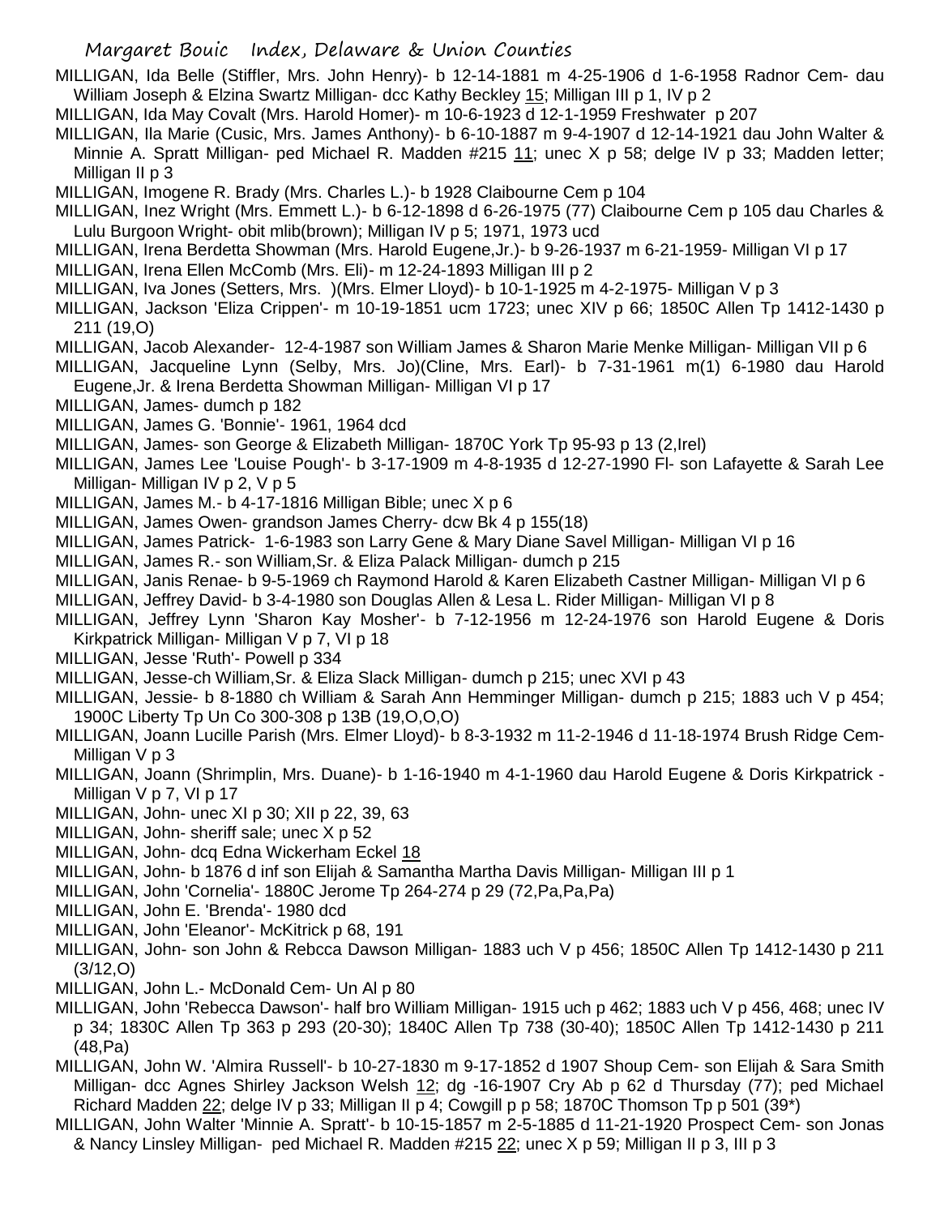MILLIGAN, Ida Belle (Stiffler, Mrs. John Henry)- b 12-14-1881 m 4-25-1906 d 1-6-1958 Radnor Cem- dau William Joseph & Elzina Swartz Milligan- dcc Kathy Beckley 15; Milligan III p 1, IV p 2

MILLIGAN, Ida May Covalt (Mrs. Harold Homer)- m 10-6-1923 d 12-1-1959 Freshwater p 207

MILLIGAN, Ila Marie (Cusic, Mrs. James Anthony)- b 6-10-1887 m 9-4-1907 d 12-14-1921 dau John Walter & Minnie A. Spratt Milligan- ped Michael R. Madden #215 11; unec X p 58; delge IV p 33; Madden letter; Milligan II p 3

MILLIGAN, Imogene R. Brady (Mrs. Charles L.)- b 1928 Claibourne Cem p 104

MILLIGAN, Inez Wright (Mrs. Emmett L.)- b 6-12-1898 d 6-26-1975 (77) Claibourne Cem p 105 dau Charles & Lulu Burgoon Wright- obit mlib(brown); Milligan IV p 5; 1971, 1973 ucd

MILLIGAN, Irena Berdetta Showman (Mrs. Harold Eugene,Jr.)- b 9-26-1937 m 6-21-1959- Milligan VI p 17

MILLIGAN, Irena Ellen McComb (Mrs. Eli)- m 12-24-1893 Milligan III p 2

MILLIGAN, Iva Jones (Setters, Mrs. )(Mrs. Elmer Lloyd)- b 10-1-1925 m 4-2-1975- Milligan V p 3

MILLIGAN, Jackson 'Eliza Crippen'- m 10-19-1851 ucm 1723; unec XIV p 66; 1850C Allen Tp 1412-1430 p 211 (19,O)

MILLIGAN, Jacob Alexander- 12-4-1987 son William James & Sharon Marie Menke Milligan- Milligan VII p 6

MILLIGAN, Jacqueline Lynn (Selby, Mrs. Jo)(Cline, Mrs. Earl)- b 7-31-1961 m(1) 6-1980 dau Harold Eugene,Jr. & Irena Berdetta Showman Milligan- Milligan VI p 17

MILLIGAN, James- dumch p 182

MILLIGAN, James G. 'Bonnie'- 1961, 1964 dcd

MILLIGAN, James- son George & Elizabeth Milligan- 1870C York Tp 95-93 p 13 (2,Irel)

MILLIGAN, James Lee 'Louise Pough'- b 3-17-1909 m 4-8-1935 d 12-27-1990 Fl- son Lafayette & Sarah Lee Milligan- Milligan IV p 2, V p 5

MILLIGAN, James M.- b 4-17-1816 Milligan Bible; unec X p 6

MILLIGAN, James Owen- grandson James Cherry- dcw Bk 4 p 155(18)

MILLIGAN, James Patrick- 1-6-1983 son Larry Gene & Mary Diane Savel Milligan- Milligan VI p 16

MILLIGAN, James R.- son William,Sr. & Eliza Palack Milligan- dumch p 215

MILLIGAN, Janis Renae- b 9-5-1969 ch Raymond Harold & Karen Elizabeth Castner Milligan- Milligan VI p 6

MILLIGAN, Jeffrey David- b 3-4-1980 son Douglas Allen & Lesa L. Rider Milligan- Milligan VI p 8

MILLIGAN, Jeffrey Lynn 'Sharon Kay Mosher'- b 7-12-1956 m 12-24-1976 son Harold Eugene & Doris Kirkpatrick Milligan- Milligan V p 7, VI p 18

MILLIGAN, Jesse 'Ruth'- Powell p 334

MILLIGAN, Jesse-ch William,Sr. & Eliza Slack Milligan- dumch p 215; unec XVI p 43

MILLIGAN, Jessie- b 8-1880 ch William & Sarah Ann Hemminger Milligan- dumch p 215; 1883 uch V p 454; 1900C Liberty Tp Un Co 300-308 p 13B (19,O,O,O)

MILLIGAN, Joann Lucille Parish (Mrs. Elmer Lloyd)- b 8-3-1932 m 11-2-1946 d 11-18-1974 Brush Ridge Cem- Milligan V p 3

MILLIGAN, Joann (Shrimplin, Mrs. Duane)- b 1-16-1940 m 4-1-1960 dau Harold Eugene & Doris Kirkpatrick - Milligan V p 7, VI p 17

MILLIGAN, John- unec XI p 30; XII p 22, 39, 63

MILLIGAN, John- sheriff sale; unec X p 52

MILLIGAN, John- dcq Edna Wickerham Eckel 18

MILLIGAN, John- b 1876 d inf son Elijah & Samantha Martha Davis Milligan- Milligan III p 1

MILLIGAN, John 'Cornelia'- 1880C Jerome Tp 264-274 p 29 (72,Pa,Pa,Pa)

MILLIGAN, John E. 'Brenda'- 1980 dcd

MILLIGAN, John 'Eleanor'- McKitrick p 68, 191

MILLIGAN, John- son John & Rebcca Dawson Milligan- 1883 uch V p 456; 1850C Allen Tp 1412-1430 p 211 (3/12,O)

MILLIGAN, John L.- McDonald Cem- Un Al p 80

MILLIGAN, John 'Rebecca Dawson'- half bro William Milligan- 1915 uch p 462; 1883 uch V p 456, 468; unec IV p 34; 1830C Allen Tp 363 p 293 (20-30); 1840C Allen Tp 738 (30-40); 1850C Allen Tp 1412-1430 p 211 (48,Pa)

MILLIGAN, John W. 'Almira Russell'- b 10-27-1830 m 9-17-1852 d 1907 Shoup Cem- son Elijah & Sara Smith Milligan- dcc Agnes Shirley Jackson Welsh 12; dg -16-1907 Cry Ab p 62 d Thursday (77); ped Michael Richard Madden 22; delge IV p 33; Milligan II p 4; Cowgill p p 58; 1870C Thomson Tp p 501 (39*)

MILLIGAN, John Walter 'Minnie A. Spratt'- b 10-15-1857 m 2-5-1885 d 11-21-1920 Prospect Cem- son Jonas & Nancy Linsley Milligan- ped Michael R. Madden #215 22; unec X p 59; Milligan II p 3, III p 3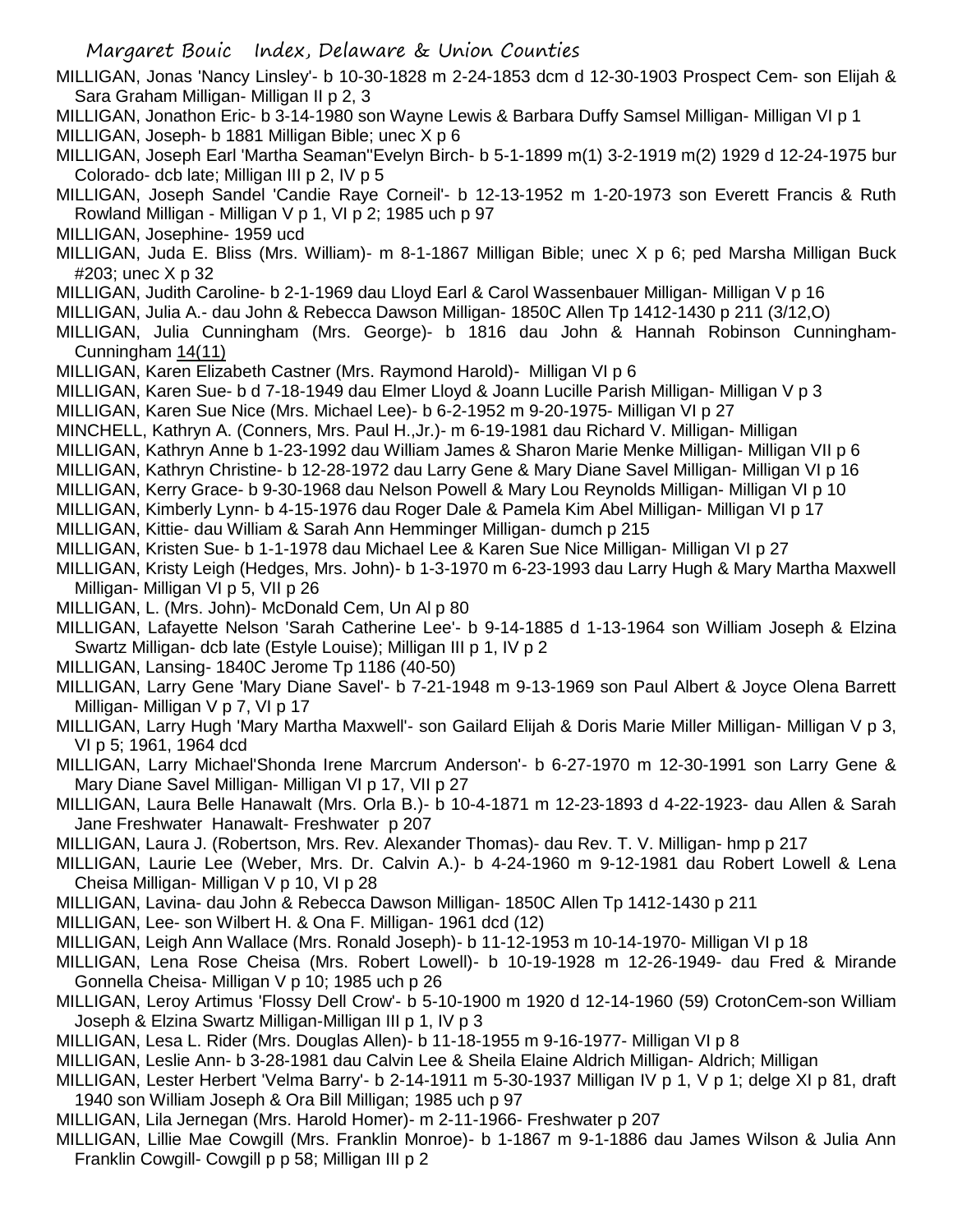MILLIGAN, Jonas 'Nancy Linsley'- b 10-30-1828 m 2-24-1853 dcm d 12-30-1903 Prospect Cem- son Elijah & Sara Graham Milligan- Milligan II p 2, 3

MILLIGAN, Jonathon Eric- b 3-14-1980 son Wayne Lewis & Barbara Duffy Samsel Milligan- Milligan VI p 1

MILLIGAN, Joseph- b 1881 Milligan Bible; unec X p 6

MILLIGAN, Joseph Earl 'Martha Seaman''Evelyn Birch- b 5-1-1899 m(1) 3-2-1919 m(2) 1929 d 12-24-1975 bur Colorado- dcb late; Milligan III p 2, IV p 5

MILLIGAN, Joseph Sandel 'Candie Raye Corneil'- b 12-13-1952 m 1-20-1973 son Everett Francis & Ruth Rowland Milligan - Milligan V p 1, VI p 2; 1985 uch p 97

MILLIGAN, Josephine- 1959 ucd

MILLIGAN, Juda E. Bliss (Mrs. William)- m 8-1-1867 Milligan Bible; unec X p 6; ped Marsha Milligan Buck #203; unec X p 32

MILLIGAN, Judith Caroline- b 2-1-1969 dau Lloyd Earl & Carol Wassenbauer Milligan- Milligan V p 16

MILLIGAN, Julia A.- dau John & Rebecca Dawson Milligan- 1850C Allen Tp 1412-1430 p 211 (3/12,O)

MILLIGAN, Julia Cunningham (Mrs. George)- b 1816 dau John & Hannah Robinson Cunningham- Cunningham 14(11)

MILLIGAN, Karen Elizabeth Castner (Mrs. Raymond Harold)- Milligan VI p 6

MILLIGAN, Karen Sue- b d 7-18-1949 dau Elmer Lloyd & Joann Lucille Parish Milligan- Milligan V p 3

MILLIGAN, Karen Sue Nice (Mrs. Michael Lee)- b 6-2-1952 m 9-20-1975- Milligan VI p 27

MINCHELL, Kathryn A. (Conners, Mrs. Paul H.,Jr.)- m 6-19-1981 dau Richard V. Milligan- Milligan

MILLIGAN, Kathryn Anne b 1-23-1992 dau William James & Sharon Marie Menke Milligan- Milligan VII p 6

MILLIGAN, Kathryn Christine- b 12-28-1972 dau Larry Gene & Mary Diane Savel Milligan- Milligan VI p 16

MILLIGAN, Kerry Grace- b 9-30-1968 dau Nelson Powell & Mary Lou Reynolds Milligan- Milligan VI p 10

MILLIGAN, Kimberly Lynn- b 4-15-1976 dau Roger Dale & Pamela Kim Abel Milligan- Milligan VI p 17

MILLIGAN, Kittie- dau William & Sarah Ann Hemminger Milligan- dumch p 215

MILLIGAN, Kristen Sue- b 1-1-1978 dau Michael Lee & Karen Sue Nice Milligan- Milligan VI p 27

MILLIGAN, Kristy Leigh (Hedges, Mrs. John)- b 1-3-1970 m 6-23-1993 dau Larry Hugh & Mary Martha Maxwell Milligan- Milligan VI p 5, VII p 26

MILLIGAN, L. (Mrs. John)- McDonald Cem, Un Al p 80

MILLIGAN, Lafayette Nelson 'Sarah Catherine Lee'- b 9-14-1885 d 1-13-1964 son William Joseph & Elzina Swartz Milligan- dcb late (Estyle Louise); Milligan III p 1, IV p 2

MILLIGAN, Lansing- 1840C Jerome Tp 1186 (40-50)

MILLIGAN, Larry Gene 'Mary Diane Savel'- b 7-21-1948 m 9-13-1969 son Paul Albert & Joyce Olena Barrett Milligan- Milligan V p 7, VI p 17

MILLIGAN, Larry Hugh 'Mary Martha Maxwell'- son Gailard Elijah & Doris Marie Miller Milligan- Milligan V p 3, VI p 5; 1961, 1964 dcd

MILLIGAN, Larry Michael'Shonda Irene Marcrum Anderson'- b 6-27-1970 m 12-30-1991 son Larry Gene & Mary Diane Savel Milligan- Milligan VI p 17, VII p 27

MILLIGAN, Laura Belle Hanawalt (Mrs. Orla B.)- b 10-4-1871 m 12-23-1893 d 4-22-1923- dau Allen & Sarah Jane Freshwater Hanawalt- Freshwater p 207

MILLIGAN, Laura J. (Robertson, Mrs. Rev. Alexander Thomas)- dau Rev. T. V. Milligan- hmp p 217

MILLIGAN, Laurie Lee (Weber, Mrs. Dr. Calvin A.)- b 4-24-1960 m 9-12-1981 dau Robert Lowell & Lena Cheisa Milligan- Milligan V p 10, VI p 28

MILLIGAN, Lavina- dau John & Rebecca Dawson Milligan- 1850C Allen Tp 1412-1430 p 211

MILLIGAN, Lee- son Wilbert H. & Ona F. Milligan- 1961 dcd (12)

MILLIGAN, Leigh Ann Wallace (Mrs. Ronald Joseph)- b 11-12-1953 m 10-14-1970- Milligan VI p 18

MILLIGAN, Lena Rose Cheisa (Mrs. Robert Lowell)- b 10-19-1928 m 12-26-1949- dau Fred & Mirande Gonnella Cheisa- Milligan V p 10; 1985 uch p 26

MILLIGAN, Leroy Artimus 'Flossy Dell Crow'- b 5-10-1900 m 1920 d 12-14-1960 (59) CrotonCem-son William Joseph & Elzina Swartz Milligan-Milligan III p 1, IV p 3

MILLIGAN, Lesa L. Rider (Mrs. Douglas Allen)- b 11-18-1955 m 9-16-1977- Milligan VI p 8

MILLIGAN, Leslie Ann- b 3-28-1981 dau Calvin Lee & Sheila Elaine Aldrich Milligan- Aldrich; Milligan

MILLIGAN, Lester Herbert 'Velma Barry'- b 2-14-1911 m 5-30-1937 Milligan IV p 1, V p 1; delge XI p 81, draft 1940 son William Joseph & Ora Bill Milligan; 1985 uch p 97

MILLIGAN, Lila Jernegan (Mrs. Harold Homer)- m 2-11-1966- Freshwater p 207

MILLIGAN, Lillie Mae Cowgill (Mrs. Franklin Monroe)- b 1-1867 m 9-1-1886 dau James Wilson & Julia Ann Franklin Cowgill- Cowgill p p 58; Milligan III p 2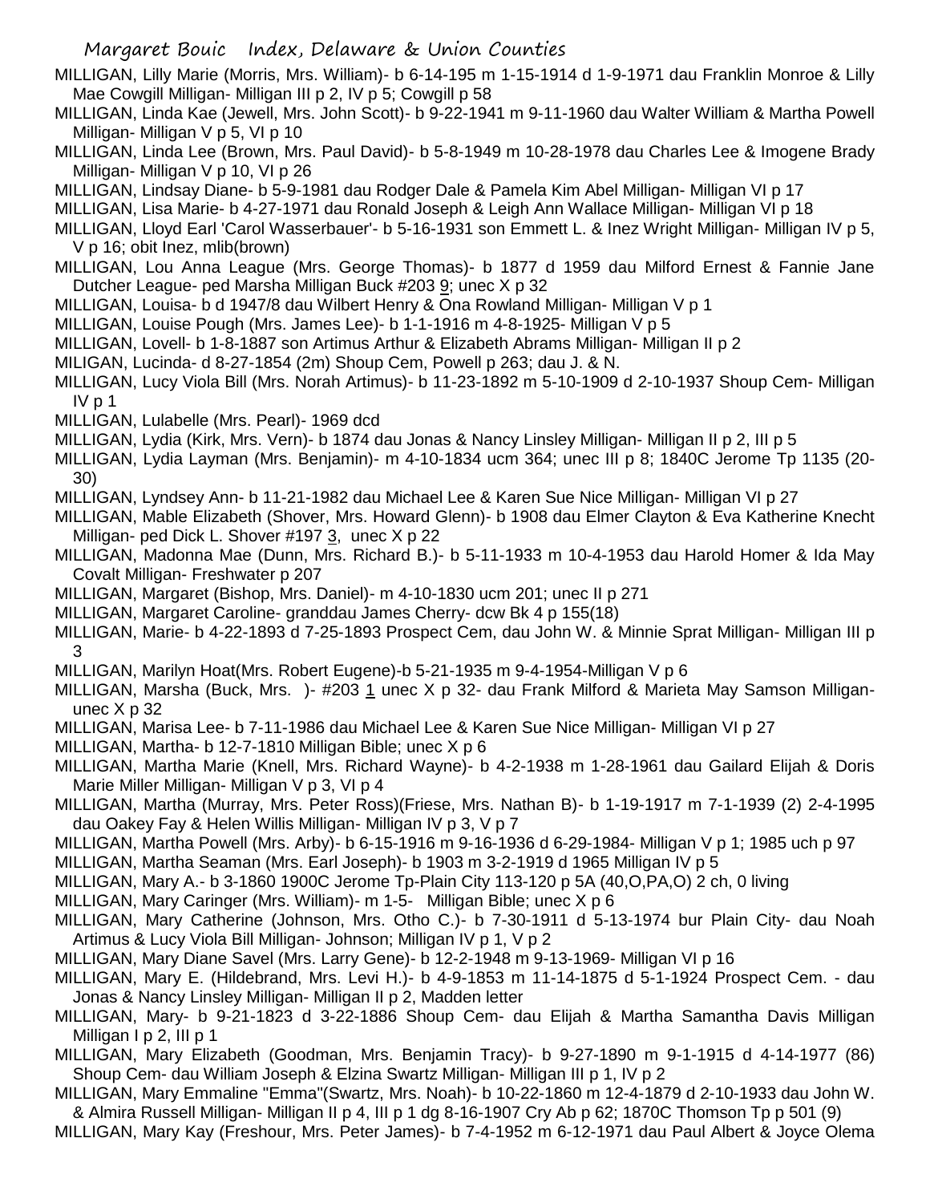MILLIGAN, Lilly Marie (Morris, Mrs. William)- b 6-14-195 m 1-15-1914 d 1-9-1971 dau Franklin Monroe & Lilly Mae Cowgill Milligan- Milligan III p 2, IV p 5; Cowgill p 58

MILLIGAN, Linda Kae (Jewell, Mrs. John Scott)- b 9-22-1941 m 9-11-1960 dau Walter William & Martha Powell Milligan- Milligan V p 5, VI p 10

MILLIGAN, Linda Lee (Brown, Mrs. Paul David)- b 5-8-1949 m 10-28-1978 dau Charles Lee & Imogene Brady Milligan- Milligan V p 10, VI p 26

MILLIGAN, Lindsay Diane- b 5-9-1981 dau Rodger Dale & Pamela Kim Abel Milligan- Milligan VI p 17

MILLIGAN, Lisa Marie- b 4-27-1971 dau Ronald Joseph & Leigh Ann Wallace Milligan- Milligan VI p 18

MILLIGAN, Lloyd Earl 'Carol Wasserbauer'- b 5-16-1931 son Emmett L. & Inez Wright Milligan- Milligan IV p 5, V p 16; obit Inez, mlib(brown)

MILLIGAN, Lou Anna League (Mrs. George Thomas)- b 1877 d 1959 dau Milford Ernest & Fannie Jane Dutcher League- ped Marsha Milligan Buck #203 9; unec X p 32

MILLIGAN, Louisa- b d 1947/8 dau Wilbert Henry & Ona Rowland Milligan- Milligan V p 1

MILLIGAN, Louise Pough (Mrs. James Lee)- b 1-1-1916 m 4-8-1925- Milligan V p 5

MILLIGAN, Lovell- b 1-8-1887 son Artimus Arthur & Elizabeth Abrams Milligan- Milligan II p 2

MILIGAN, Lucinda- d 8-27-1854 (2m) Shoup Cem, Powell p 263; dau J. & N.

MILLIGAN, Lucy Viola Bill (Mrs. Norah Artimus)- b 11-23-1892 m 5-10-1909 d 2-10-1937 Shoup Cem- Milligan IV p 1

MILLIGAN, Lulabelle (Mrs. Pearl)- 1969 dcd

MILLIGAN, Lydia (Kirk, Mrs. Vern)- b 1874 dau Jonas & Nancy Linsley Milligan- Milligan II p 2, III p 5

MILLIGAN, Lydia Layman (Mrs. Benjamin)- m 4-10-1834 ucm 364; unec III p 8; 1840C Jerome Tp 1135 (20-30)

MILLIGAN, Lyndsey Ann- b 11-21-1982 dau Michael Lee & Karen Sue Nice Milligan- Milligan VI p 27

MILLIGAN, Mable Elizabeth (Shover, Mrs. Howard Glenn)- b 1908 dau Elmer Clayton & Eva Katherine Knecht Milligan- ped Dick L. Shover #197 3, unec X p 22

MILLIGAN, Madonna Mae (Dunn, Mrs. Richard B.)- b 5-11-1933 m 10-4-1953 dau Harold Homer & Ida May Covalt Milligan- Freshwater p 207

MILLIGAN, Margaret (Bishop, Mrs. Daniel)- m 4-10-1830 ucm 201; unec II p 271

MILLIGAN, Margaret Caroline- granddau James Cherry- dcw Bk 4 p 155(18)

MILLIGAN, Marie- b 4-22-1893 d 7-25-1893 Prospect Cem, dau John W. & Minnie Sprat Milligan- Milligan III p 3

MILLIGAN, Marilyn Hoat(Mrs. Robert Eugene)-b 5-21-1935 m 9-4-1954-Milligan V p 6

MILLIGAN, Marsha (Buck, Mrs. )- #203 1 unec X p 32- dau Frank Milford & Marieta May Samson Milligan- unec X p 32

MILLIGAN, Marisa Lee- b 7-11-1986 dau Michael Lee & Karen Sue Nice Milligan- Milligan VI p 27

MILLIGAN, Martha- b 12-7-1810 Milligan Bible; unec X p 6

MILLIGAN, Martha Marie (Knell, Mrs. Richard Wayne)- b 4-2-1938 m 1-28-1961 dau Gailard Elijah & Doris Marie Miller Milligan- Milligan V p 3, VI p 4

MILLIGAN, Martha (Murray, Mrs. Peter Ross)(Friese, Mrs. Nathan B)- b 1-19-1917 m 7-1-1939 (2) 2-4-1995 dau Oakey Fay & Helen Willis Milligan- Milligan IV p 3, V p 7

MILLIGAN, Martha Powell (Mrs. Arby)- b 6-15-1916 m 9-16-1936 d 6-29-1984- Milligan V p 1; 1985 uch p 97

MILLIGAN, Martha Seaman (Mrs. Earl Joseph)- b 1903 m 3-2-1919 d 1965 Milligan IV p 5

MILLIGAN, Mary A.- b 3-1860 1900C Jerome Tp-Plain City 113-120 p 5A (40,O,PA,O) 2 ch, 0 living

MILLIGAN, Mary Caringer (Mrs. William)- m 1-5- Milligan Bible; unec X p 6

MILLIGAN, Mary Catherine (Johnson, Mrs. Otho C.)- b 7-30-1911 d 5-13-1974 bur Plain City- dau Noah Artimus & Lucy Viola Bill Milligan- Johnson; Milligan IV p 1, V p 2

MILLIGAN, Mary Diane Savel (Mrs. Larry Gene)- b 12-2-1948 m 9-13-1969- Milligan VI p 16

MILLIGAN, Mary E. (Hildebrand, Mrs. Levi H.)- b 4-9-1853 m 11-14-1875 d 5-1-1924 Prospect Cem. - dau Jonas & Nancy Linsley Milligan- Milligan II p 2, Madden letter

MILLIGAN, Mary- b 9-21-1823 d 3-22-1886 Shoup Cem- dau Elijah & Martha Samantha Davis Milligan Milligan I p 2, III p 1

MILLIGAN, Mary Elizabeth (Goodman, Mrs. Benjamin Tracy)- b 9-27-1890 m 9-1-1915 d 4-14-1977 (86) Shoup Cem- dau William Joseph & Elzina Swartz Milligan- Milligan III p 1, IV p 2

MILLIGAN, Mary Emmaline "Emma"(Swartz, Mrs. Noah)- b 10-22-1860 m 12-4-1879 d 2-10-1933 dau John W. & Almira Russell Milligan- Milligan II p 4, III p 1 dg 8-16-1907 Cry Ab p 62; 1870C Thomson Tp p 501 (9)

MILLIGAN, Mary Kay (Freshour, Mrs. Peter James)- b 7-4-1952 m 6-12-1971 dau Paul Albert & Joyce Olema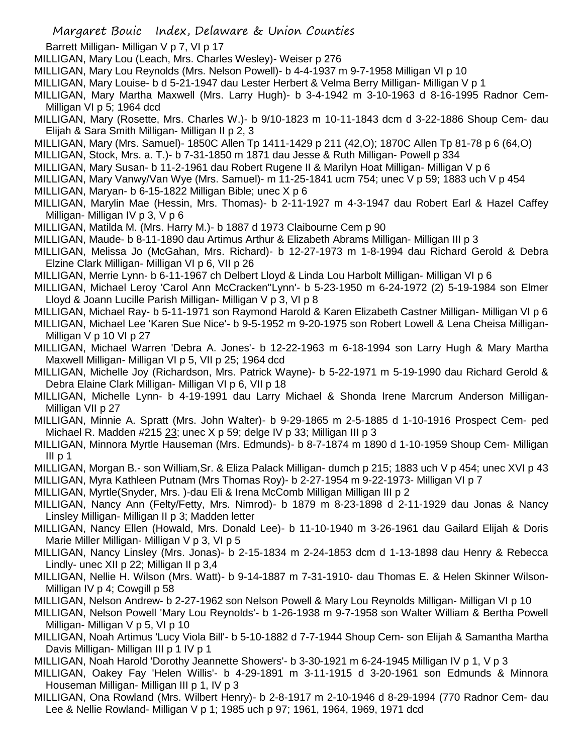Barrett Milligan- Milligan V p 7, VI p 17

MILLIGAN, Mary Lou (Leach, Mrs. Charles Wesley)- Weiser p 276

MILLIGAN, Mary Lou Reynolds (Mrs. Nelson Powell)- b 4-4-1937 m 9-7-1958 Milligan VI p 10

MILLIGAN, Mary Louise- b d 5-21-1947 dau Lester Herbert & Velma Berry Milligan- Milligan V p 1

MILLIGAN, Mary Martha Maxwell (Mrs. Larry Hugh)- b 3-4-1942 m 3-10-1963 d 8-16-1995 Radnor Cem- Milligan VI p 5; 1964 dcd

MILLIGAN, Mary (Rosette, Mrs. Charles W.)- b 9/10-1823 m 10-11-1843 dcm d 3-22-1886 Shoup Cem- dau Elijah & Sara Smith Milligan- Milligan II p 2, 3

MILLIGAN, Mary (Mrs. Samuel)- 1850C Allen Tp 1411-1429 p 211 (42,O); 1870C Allen Tp 81-78 p 6 (64,O)

MILLIGAN, Stock, Mrs. a. T.)- b 7-31-1850 m 1871 dau Jesse & Ruth Milligan- Powell p 334

MILLIGAN, Mary Susan- b 11-2-1961 dau Robert Rugene II & Marilyn Hoat Milligan- Milligan V p 6

MILLIGAN, Mary Vanwy/Van Wye (Mrs. Samuel)- m 11-25-1841 ucm 754; unec V p 59; 1883 uch V p 454

MILLIGAN, Maryan- b 6-15-1822 Milligan Bible; unec X p 6

MILLIGAN, Marylin Mae (Hessin, Mrs. Thomas)- b 2-11-1927 m 4-3-1947 dau Robert Earl & Hazel Caffey Milligan- Milligan IV p 3, V p 6

MILLIGAN, Matilda M. (Mrs. Harry M.)- b 1887 d 1973 Claibourne Cem p 90

MILLIGAN, Maude- b 8-11-1890 dau Artimus Arthur & Elizabeth Abrams Milligan- Milligan III p 3

MILLIGAN, Melissa Jo (McGahan, Mrs. Richard)- b 12-27-1973 m 1-8-1994 dau Richard Gerold & Debra Elzine Clark Milligan- Milligan VI p 6, VII p 26

MILLIGAN, Merrie Lynn- b 6-11-1967 ch Delbert Lloyd & Linda Lou Harbolt Milligan- Milligan VI p 6

MILLIGAN, Michael Leroy 'Carol Ann McCracken''Lynn'- b 5-23-1950 m 6-24-1972 (2) 5-19-1984 son Elmer Lloyd & Joann Lucille Parish Milligan- Milligan V p 3, VI p 8

MILLIGAN, Michael Ray- b 5-11-1971 son Raymond Harold & Karen Elizabeth Castner Milligan- Milligan VI p 6

MILLIGAN, Michael Lee 'Karen Sue Nice'- b 9-5-1952 m 9-20-1975 son Robert Lowell & Lena Cheisa Milligan- Milligan V p 10 VI p 27

MILLIGAN, Michael Warren 'Debra A. Jones'- b 12-22-1963 m 6-18-1994 son Larry Hugh & Mary Martha Maxwell Milligan- Milligan VI p 5, VII p 25; 1964 dcd

MILLIGAN, Michelle Joy (Richardson, Mrs. Patrick Wayne)- b 5-22-1971 m 5-19-1990 dau Richard Gerold & Debra Elaine Clark Milligan- Milligan VI p 6, VII p 18

MILLIGAN, Michelle Lynn- b 4-19-1991 dau Larry Michael & Shonda Irene Marcrum Anderson Milligan- Milligan VII p 27

MILLIGAN, Minnie A. Spratt (Mrs. John Walter)- b 9-29-1865 m 2-5-1885 d 1-10-1916 Prospect Cem- ped Michael R. Madden #215 23; unec X p 59; delge IV p 33; Milligan III p 3

MILLIGAN, Minnora Myrtle Hauseman (Mrs. Edmunds)- b 8-7-1874 m 1890 d 1-10-1959 Shoup Cem- Milligan III p 1

MILLIGAN, Morgan B.- son William,Sr. & Eliza Palack Milligan- dumch p 215; 1883 uch V p 454; unec XVI p 43

MILLIGAN, Myra Kathleen Putnam (Mrs Thomas Roy)- b 2-27-1954 m 9-22-1973- Milligan VI p 7

MILLIGAN, Myrtle(Snyder, Mrs. )-dau Eli & Irena McComb Milligan Milligan III p 2

MILLIGAN, Nancy Ann (Felty/Fetty, Mrs. Nimrod)- b 1879 m 8-23-1898 d 2-11-1929 dau Jonas & Nancy Linsley Milligan- Milligan II p 3; Madden letter

MILLIGAN, Nancy Ellen (Howald, Mrs. Donald Lee)- b 11-10-1940 m 3-26-1961 dau Gailard Elijah & Doris Marie Miller Milligan- Milligan V p 3, VI p 5

MILLIGAN, Nancy Linsley (Mrs. Jonas)- b 2-15-1834 m 2-24-1853 dcm d 1-13-1898 dau Henry & Rebecca Lindly- unec XII p 22; Milligan II p 3,4

MILLIGAN, Nellie H. Wilson (Mrs. Watt)- b 9-14-1887 m 7-31-1910- dau Thomas E. & Helen Skinner Wilson- Milligan IV p 4; Cowgill p 58

MILLIGAN, Nelson Andrew- b 2-27-1962 son Nelson Powell & Mary Lou Reynolds Milligan- Milligan VI p 10

MILLIGAN, Nelson Powell 'Mary Lou Reynolds'- b 1-26-1938 m 9-7-1958 son Walter William & Bertha Powell Milligan- Milligan V p 5, VI p 10

MILLIGAN, Noah Artimus 'Lucy Viola Bill'- b 5-10-1882 d 7-7-1944 Shoup Cem- son Elijah & Samantha Martha Davis Milligan- Milligan III p 1 IV p 1

MILLIGAN, Noah Harold 'Dorothy Jeannette Showers'- b 3-30-1921 m 6-24-1945 Milligan IV p 1, V p 3

MILLIGAN, Oakey Fay 'Helen Willis'- b 4-29-1891 m 3-11-1915 d 3-20-1961 son Edmunds & Minnora Houseman Milligan- Milligan III p 1, IV p 3

MILLIGAN, Ona Rowland (Mrs. Wilbert Henry)- b 2-8-1917 m 2-10-1946 d 8-29-1994 (770 Radnor Cem- dau Lee & Nellie Rowland- Milligan V p 1; 1985 uch p 97; 1961, 1964, 1969, 1971 dcd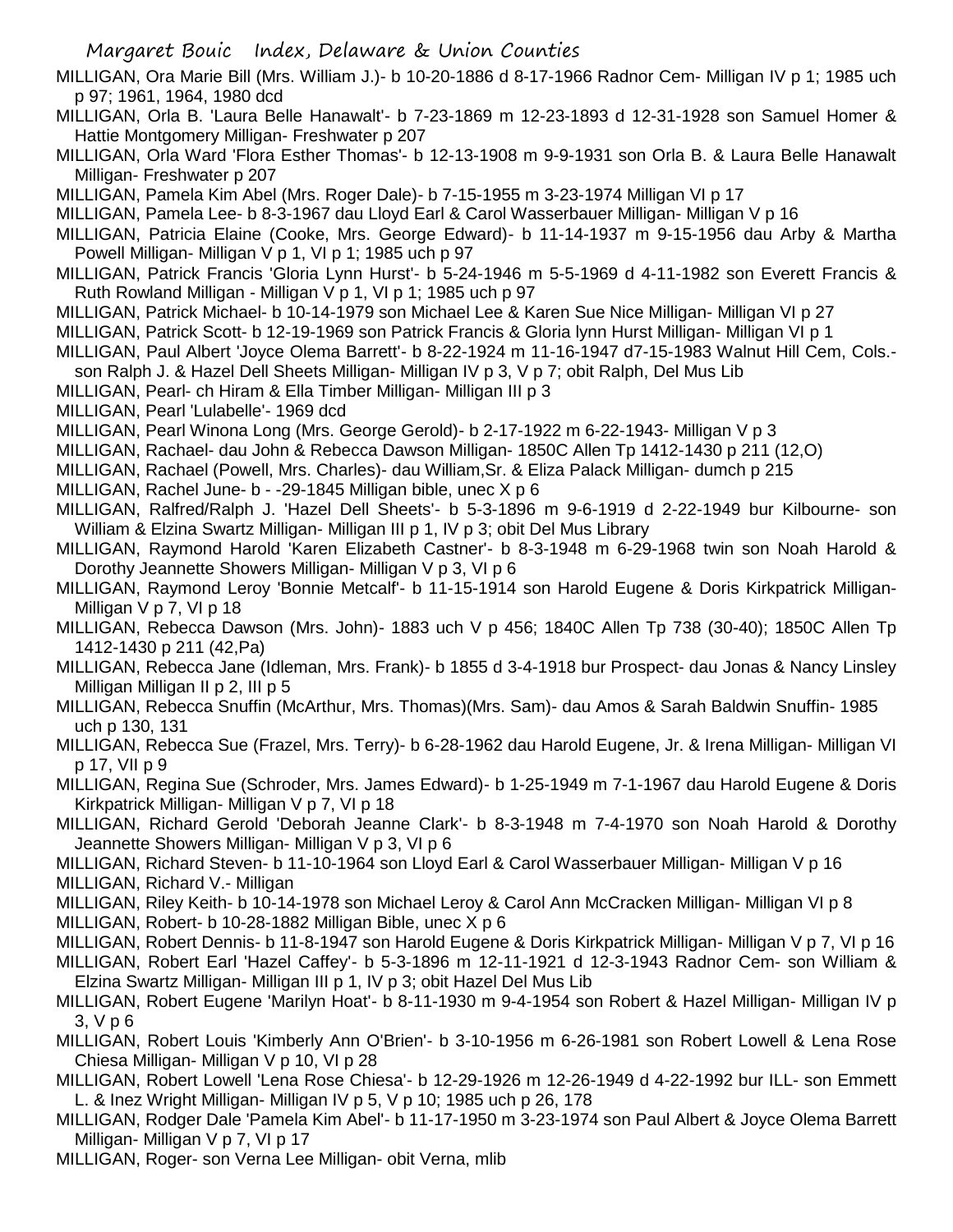MILLIGAN, Ora Marie Bill (Mrs. William J.)- b 10-20-1886 d 8-17-1966 Radnor Cem- Milligan IV p 1; 1985 uch p 97; 1961, 1964, 1980 dcd

MILLIGAN, Orla B. 'Laura Belle Hanawalt'- b 7-23-1869 m 12-23-1893 d 12-31-1928 son Samuel Homer & Hattie Montgomery Milligan- Freshwater p 207

MILLIGAN, Orla Ward 'Flora Esther Thomas'- b 12-13-1908 m 9-9-1931 son Orla B. & Laura Belle Hanawalt Milligan- Freshwater p 207

MILLIGAN, Pamela Kim Abel (Mrs. Roger Dale)- b 7-15-1955 m 3-23-1974 Milligan VI p 17

MILLIGAN, Pamela Lee- b 8-3-1967 dau Lloyd Earl & Carol Wasserbauer Milligan- Milligan V p 16

MILLIGAN, Patricia Elaine (Cooke, Mrs. George Edward)- b 11-14-1937 m 9-15-1956 dau Arby & Martha Powell Milligan- Milligan V p 1, VI p 1; 1985 uch p 97

MILLIGAN, Patrick Francis 'Gloria Lynn Hurst'- b 5-24-1946 m 5-5-1969 d 4-11-1982 son Everett Francis & Ruth Rowland Milligan - Milligan V p 1, VI p 1; 1985 uch p 97

MILLIGAN, Patrick Michael- b 10-14-1979 son Michael Lee & Karen Sue Nice Milligan- Milligan VI p 27

MILLIGAN, Patrick Scott- b 12-19-1969 son Patrick Francis & Gloria lynn Hurst Milligan- Milligan VI p 1

MILLIGAN, Paul Albert 'Joyce Olema Barrett'- b 8-22-1924 m 11-16-1947 d7-15-1983 Walnut Hill Cem, Cols.- son Ralph J. & Hazel Dell Sheets Milligan- Milligan IV p 3, V p 7; obit Ralph, Del Mus Lib

MILLIGAN, Pearl- ch Hiram & Ella Timber Milligan- Milligan III p 3

MILLIGAN, Pearl 'Lulabelle'- 1969 dcd

MILLIGAN, Pearl Winona Long (Mrs. George Gerold)- b 2-17-1922 m 6-22-1943- Milligan V p 3

MILLIGAN, Rachael- dau John & Rebecca Dawson Milligan- 1850C Allen Tp 1412-1430 p 211 (12,O)

MILLIGAN, Rachael (Powell, Mrs. Charles)- dau William,Sr. & Eliza Palack Milligan- dumch p 215

MILLIGAN, Rachel June- b - -29-1845 Milligan bible, unec X p 6

MILLIGAN, Ralfred/Ralph J. 'Hazel Dell Sheets'- b 5-3-1896 m 9-6-1919 d 2-22-1949 bur Kilbourne- son William & Elzina Swartz Milligan- Milligan III p 1, IV p 3; obit Del Mus Library

MILLIGAN, Raymond Harold 'Karen Elizabeth Castner'- b 8-3-1948 m 6-29-1968 twin son Noah Harold & Dorothy Jeannette Showers Milligan- Milligan V p 3, VI p 6

MILLIGAN, Raymond Leroy 'Bonnie Metcalf'- b 11-15-1914 son Harold Eugene & Doris Kirkpatrick Milligan- Milligan V p 7, VI p 18

MILLIGAN, Rebecca Dawson (Mrs. John)- 1883 uch V p 456; 1840C Allen Tp 738 (30-40); 1850C Allen Tp 1412-1430 p 211 (42,Pa)

MILLIGAN, Rebecca Jane (Idleman, Mrs. Frank)- b 1855 d 3-4-1918 bur Prospect- dau Jonas & Nancy Linsley Milligan Milligan II p 2, III p 5

MILLIGAN, Rebecca Snuffin (McArthur, Mrs. Thomas)(Mrs. Sam)- dau Amos & Sarah Baldwin Snuffin- 1985 uch p 130, 131

MILLIGAN, Rebecca Sue (Frazel, Mrs. Terry)- b 6-28-1962 dau Harold Eugene, Jr. & Irena Milligan- Milligan VI p 17, VII p 9

MILLIGAN, Regina Sue (Schroder, Mrs. James Edward)- b 1-25-1949 m 7-1-1967 dau Harold Eugene & Doris Kirkpatrick Milligan- Milligan V p 7, VI p 18

MILLIGAN, Richard Gerold 'Deborah Jeanne Clark'- b 8-3-1948 m 7-4-1970 son Noah Harold & Dorothy Jeannette Showers Milligan- Milligan V p 3, VI p 6

MILLIGAN, Richard Steven- b 11-10-1964 son Lloyd Earl & Carol Wasserbauer Milligan- Milligan V p 16

MILLIGAN, Richard V.- Milligan

MILLIGAN, Riley Keith- b 10-14-1978 son Michael Leroy & Carol Ann McCracken Milligan- Milligan VI p 8

MILLIGAN, Robert- b 10-28-1882 Milligan Bible, unec X p 6

MILLIGAN, Robert Dennis- b 11-8-1947 son Harold Eugene & Doris Kirkpatrick Milligan- Milligan V p 7, VI p 16

MILLIGAN, Robert Earl 'Hazel Caffey'- b 5-3-1896 m 12-11-1921 d 12-3-1943 Radnor Cem- son William & Elzina Swartz Milligan- Milligan III p 1, IV p 3; obit Hazel Del Mus Lib

MILLIGAN, Robert Eugene 'Marilyn Hoat'- b 8-11-1930 m 9-4-1954 son Robert & Hazel Milligan- Milligan IV p 3, V p 6

MILLIGAN, Robert Louis 'Kimberly Ann O'Brien'- b 3-10-1956 m 6-26-1981 son Robert Lowell & Lena Rose Chiesa Milligan- Milligan V p 10, VI p 28

MILLIGAN, Robert Lowell 'Lena Rose Chiesa'- b 12-29-1926 m 12-26-1949 d 4-22-1992 bur ILL- son Emmett L. & Inez Wright Milligan- Milligan IV p 5, V p 10; 1985 uch p 26, 178

MILLIGAN, Rodger Dale 'Pamela Kim Abel'- b 11-17-1950 m 3-23-1974 son Paul Albert & Joyce Olema Barrett Milligan- Milligan V p 7, VI p 17

MILLIGAN, Roger- son Verna Lee Milligan- obit Verna, mlib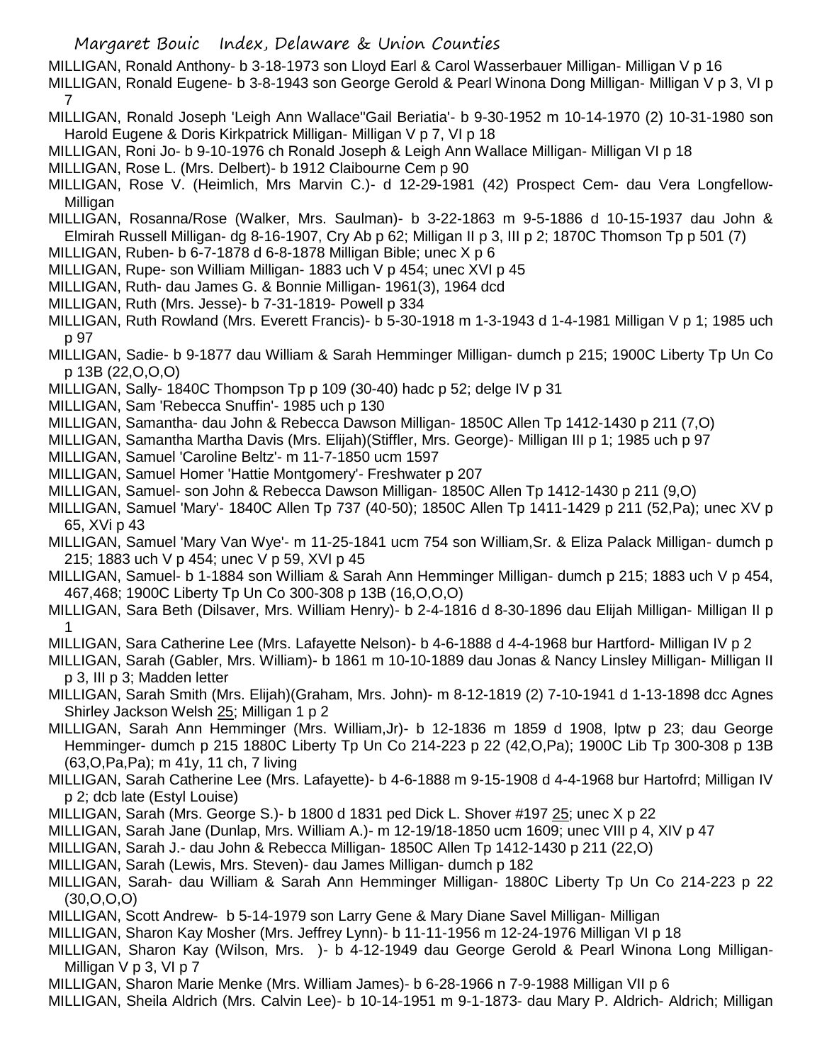MILLIGAN, Ronald Anthony- b 3-18-1973 son Lloyd Earl & Carol Wasserbauer Milligan- Milligan V p 16

MILLIGAN, Ronald Eugene- b 3-8-1943 son George Gerold & Pearl Winona Dong Milligan- Milligan V p 3, VI p 7

MILLIGAN, Ronald Joseph 'Leigh Ann Wallace''Gail Beriatia'- b 9-30-1952 m 10-14-1970 (2) 10-31-1980 son Harold Eugene & Doris Kirkpatrick Milligan- Milligan V p 7, VI p 18

MILLIGAN, Roni Jo- b 9-10-1976 ch Ronald Joseph & Leigh Ann Wallace Milligan- Milligan VI p 18

MILLIGAN, Rose L. (Mrs. Delbert)- b 1912 Claibourne Cem p 90

MILLIGAN, Rose V. (Heimlich, Mrs Marvin C.)- d 12-29-1981 (42) Prospect Cem- dau Vera Longfellow-Milligan

MILLIGAN, Rosanna/Rose (Walker, Mrs. Saulman)- b 3-22-1863 m 9-5-1886 d 10-15-1937 dau John & Elmirah Russell Milligan- dg 8-16-1907, Cry Ab p 62; Milligan II p 3, III p 2; 1870C Thomson Tp p 501 (7)

MILLIGAN, Ruben- b 6-7-1878 d 6-8-1878 Milligan Bible; unec X p 6

MILLIGAN, Rupe- son William Milligan- 1883 uch V p 454; unec XVI p 45

MILLIGAN, Ruth- dau James G. & Bonnie Milligan- 1961(3), 1964 dcd

MILLIGAN, Ruth (Mrs. Jesse)- b 7-31-1819- Powell p 334

MILLIGAN, Ruth Rowland (Mrs. Everett Francis)- b 5-30-1918 m 1-3-1943 d 1-4-1981 Milligan V p 1; 1985 uch p 97

MILLIGAN, Sadie- b 9-1877 dau William & Sarah Hemminger Milligan- dumch p 215; 1900C Liberty Tp Un Co p 13B (22,O,O,O)

MILLIGAN, Sally- 1840C Thompson Tp p 109 (30-40) hadc p 52; delge IV p 31

MILLIGAN, Sam 'Rebecca Snuffin'- 1985 uch p 130

MILLIGAN, Samantha- dau John & Rebecca Dawson Milligan- 1850C Allen Tp 1412-1430 p 211 (7,O)

MILLIGAN, Samantha Martha Davis (Mrs. Elijah)(Stiffler, Mrs. George)- Milligan III p 1; 1985 uch p 97

MILLIGAN, Samuel 'Caroline Beltz'- m 11-7-1850 ucm 1597

MILLIGAN, Samuel Homer 'Hattie Montgomery'- Freshwater p 207

MILLIGAN, Samuel- son John & Rebecca Dawson Milligan- 1850C Allen Tp 1412-1430 p 211 (9,O)

MILLIGAN, Samuel 'Mary'- 1840C Allen Tp 737 (40-50); 1850C Allen Tp 1411-1429 p 211 (52,Pa); unec XV p 65, XVi p 43

MILLIGAN, Samuel 'Mary Van Wye'- m 11-25-1841 ucm 754 son William,Sr. & Eliza Palack Milligan- dumch p 215; 1883 uch V p 454; unec V p 59, XVI p 45

MILLIGAN, Samuel- b 1-1884 son William & Sarah Ann Hemminger Milligan- dumch p 215; 1883 uch V p 454, 467,468; 1900C Liberty Tp Un Co 300-308 p 13B (16,O,O,O)

MILLIGAN, Sara Beth (Dilsaver, Mrs. William Henry)- b 2-4-1816 d 8-30-1896 dau Elijah Milligan- Milligan II p 1

MILLIGAN, Sara Catherine Lee (Mrs. Lafayette Nelson)- b 4-6-1888 d 4-4-1968 bur Hartford- Milligan IV p 2

MILLIGAN, Sarah (Gabler, Mrs. William)- b 1861 m 10-10-1889 dau Jonas & Nancy Linsley Milligan- Milligan II p 3, III p 3; Madden letter

MILLIGAN, Sarah Smith (Mrs. Elijah)(Graham, Mrs. John)- m 8-12-1819 (2) 7-10-1941 d 1-13-1898 dcc Agnes Shirley Jackson Welsh 25; Milligan 1 p 2

MILLIGAN, Sarah Ann Hemminger (Mrs. William,Jr)- b 12-1836 m 1859 d 1908, lptw p 23; dau George Hemminger- dumch p 215 1880C Liberty Tp Un Co 214-223 p 22 (42,O,Pa); 1900C Lib Tp 300-308 p 13B (63,O,Pa,Pa); m 41y, 11 ch, 7 living

MILLIGAN, Sarah Catherine Lee (Mrs. Lafayette)- b 4-6-1888 m 9-15-1908 d 4-4-1968 bur Hartofrd; Milligan IV p 2; dcb late (Estyl Louise)

MILLIGAN, Sarah (Mrs. George S.)- b 1800 d 1831 ped Dick L. Shover #197 25; unec X p 22

MILLIGAN, Sarah Jane (Dunlap, Mrs. William A.)- m 12-19/18-1850 ucm 1609; unec VIII p 4, XIV p 47

MILLIGAN, Sarah J.- dau John & Rebecca Milligan- 1850C Allen Tp 1412-1430 p 211 (22,O)

MILLIGAN, Sarah (Lewis, Mrs. Steven)- dau James Milligan- dumch p 182

MILLIGAN, Sarah- dau William & Sarah Ann Hemminger Milligan- 1880C Liberty Tp Un Co 214-223 p 22 (30,O,O,O)

MILLIGAN, Scott Andrew- b 5-14-1979 son Larry Gene & Mary Diane Savel Milligan- Milligan

MILLIGAN, Sharon Kay Mosher (Mrs. Jeffrey Lynn)- b 11-11-1956 m 12-24-1976 Milligan VI p 18

MILLIGAN, Sharon Kay (Wilson, Mrs. )- b 4-12-1949 dau George Gerold & Pearl Winona Long Milligan- Milligan V p 3, VI p 7

MILLIGAN, Sharon Marie Menke (Mrs. William James)- b 6-28-1966 n 7-9-1988 Milligan VII p 6

MILLIGAN, Sheila Aldrich (Mrs. Calvin Lee)- b 10-14-1951 m 9-1-1873- dau Mary P. Aldrich- Aldrich; Milligan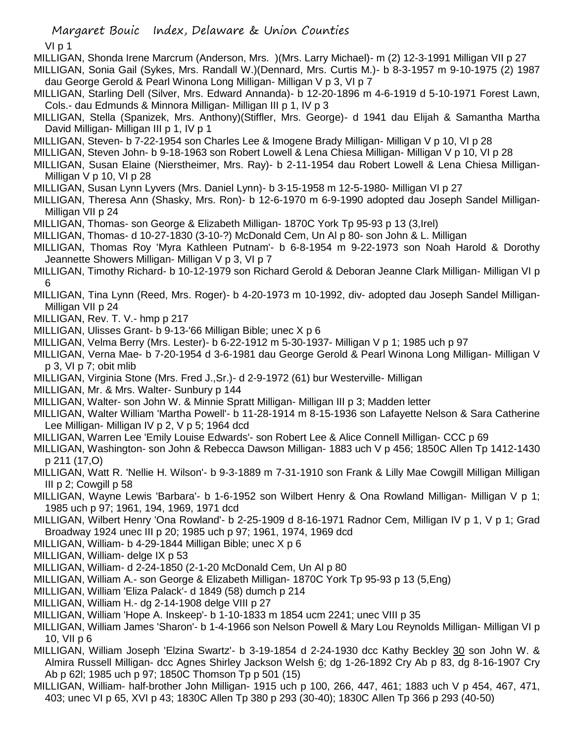VI p 1

MILLIGAN, Shonda Irene Marcrum (Anderson, Mrs. )(Mrs. Larry Michael)- m (2) 12-3-1991 Milligan VII p 27

MILLIGAN, Sonia Gail (Sykes, Mrs. Randall W.)(Dennard, Mrs. Curtis M.)- b 8-3-1957 m 9-10-1975 (2) 1987 dau George Gerold & Pearl Winona Long Milligan- Milligan V p 3, VI p 7

MILLIGAN, Starling Dell (Silver, Mrs. Edward Annanda)- b 12-20-1896 m 4-6-1919 d 5-10-1971 Forest Lawn, Cols.- dau Edmunds & Minnora Milligan- Milligan III p 1, IV p 3

MILLIGAN, Stella (Spanizek, Mrs. Anthony)(Stiffler, Mrs. George)- d 1941 dau Elijah & Samantha Martha David Milligan- Milligan III p 1, IV p 1

MILLIGAN, Steven- b 7-22-1954 son Charles Lee & Imogene Brady Milligan- Milligan V p 10, VI p 28

MILLIGAN, Steven John- b 9-18-1963 son Robert Lowell & Lena Chiesa Milligan- Milligan V p 10, VI p 28

MILLIGAN, Susan Elaine (Nierstheimer, Mrs. Ray)- b 2-11-1954 dau Robert Lowell & Lena Chiesa Milligan- Milligan V p 10, VI p 28

MILLIGAN, Susan Lynn Lyvers (Mrs. Daniel Lynn)- b 3-15-1958 m 12-5-1980- Milligan VI p 27

MILLIGAN, Theresa Ann (Shasky, Mrs. Ron)- b 12-6-1970 m 6-9-1990 adopted dau Joseph Sandel Milligan- Milligan VII p 24

MILLIGAN, Thomas- son George & Elizabeth Milligan- 1870C York Tp 95-93 p 13 (3,Irel)

MILLIGAN, Thomas- d 10-27-1830 (3-10-?) McDonald Cem, Un Al p 80- son John & L. Milligan

MILLIGAN, Thomas Roy 'Myra Kathleen Putnam'- b 6-8-1954 m 9-22-1973 son Noah Harold & Dorothy Jeannette Showers Milligan- Milligan V p 3, VI p 7

MILLIGAN, Timothy Richard- b 10-12-1979 son Richard Gerold & Deboran Jeanne Clark Milligan- Milligan VI p 6

MILLIGAN, Tina Lynn (Reed, Mrs. Roger)- b 4-20-1973 m 10-1992, div- adopted dau Joseph Sandel Milligan- Milligan VII p 24

MILLIGAN, Rev. T. V.- hmp p 217

MILLIGAN, Ulisses Grant- b 9-13-'66 Milligan Bible; unec X p 6

MILLIGAN, Velma Berry (Mrs. Lester)- b 6-22-1912 m 5-30-1937- Milligan V p 1; 1985 uch p 97

MILLIGAN, Verna Mae- b 7-20-1954 d 3-6-1981 dau George Gerold & Pearl Winona Long Milligan- Milligan V p 3, VI p 7; obit mlib

MILLIGAN, Virginia Stone (Mrs. Fred J.,Sr.)- d 2-9-1972 (61) bur Westerville- Milligan

MILLIGAN, Mr. & Mrs. Walter- Sunbury p 144

MILLIGAN, Walter- son John W. & Minnie Spratt Milligan- Milligan III p 3; Madden letter

MILLIGAN, Walter William 'Martha Powell'- b 11-28-1914 m 8-15-1936 son Lafayette Nelson & Sara Catherine Lee Milligan- Milligan IV p 2, V p 5; 1964 dcd

MILLIGAN, Warren Lee 'Emily Louise Edwards'- son Robert Lee & Alice Connell Milligan- CCC p 69

MILLIGAN, Washington- son John & Rebecca Dawson Milligan- 1883 uch V p 456; 1850C Allen Tp 1412-1430 p 211 (17,O)

MILLIGAN, Watt R. 'Nellie H. Wilson'- b 9-3-1889 m 7-31-1910 son Frank & Lilly Mae Cowgill Milligan Milligan III p 2; Cowgill p 58

MILLIGAN, Wayne Lewis 'Barbara'- b 1-6-1952 son Wilbert Henry & Ona Rowland Milligan- Milligan V p 1; 1985 uch p 97; 1961, 194, 1969, 1971 dcd

MILLIGAN, Wilbert Henry 'Ona Rowland'- b 2-25-1909 d 8-16-1971 Radnor Cem, Milligan IV p 1, V p 1; Grad Broadway 1924 unec III p 20; 1985 uch p 97; 1961, 1974, 1969 dcd

MILLIGAN, William- b 4-29-1844 Milligan Bible; unec X p 6

MILLIGAN, William- delge IX p 53

MILLIGAN, William- d 2-24-1850 (2-1-20 McDonald Cem, Un Al p 80

MILLIGAN, William A.- son George & Elizabeth Milligan- 1870C York Tp 95-93 p 13 (5,Eng)

MILLIGAN, William 'Eliza Palack'- d 1849 (58) dumch p 214

MILLIGAN, William H.- dg 2-14-1908 delge VIII p 27

MILLIGAN, William 'Hope A. Inskeep'- b 1-10-1833 m 1854 ucm 2241; unec VIII p 35

MILLIGAN, William James 'Sharon'- b 1-4-1966 son Nelson Powell & Mary Lou Reynolds Milligan- Milligan VI p 10, VII p 6

MILLIGAN, William Joseph 'Elzina Swartz'- b 3-19-1854 d 2-24-1930 dcc Kathy Beckley 30 son John W. & Almira Russell Milligan- dcc Agnes Shirley Jackson Welsh 6; dg 1-26-1892 Cry Ab p 83, dg 8-16-1907 Cry Ab p 62l; 1985 uch p 97; 1850C Thomson Tp p 501 (15)

MILLIGAN, William- half-brother John Milligan- 1915 uch p 100, 266, 447, 461; 1883 uch V p 454, 467, 471, 403; unec VI p 65, XVI p 43; 1830C Allen Tp 380 p 293 (30-40); 1830C Allen Tp 366 p 293 (40-50)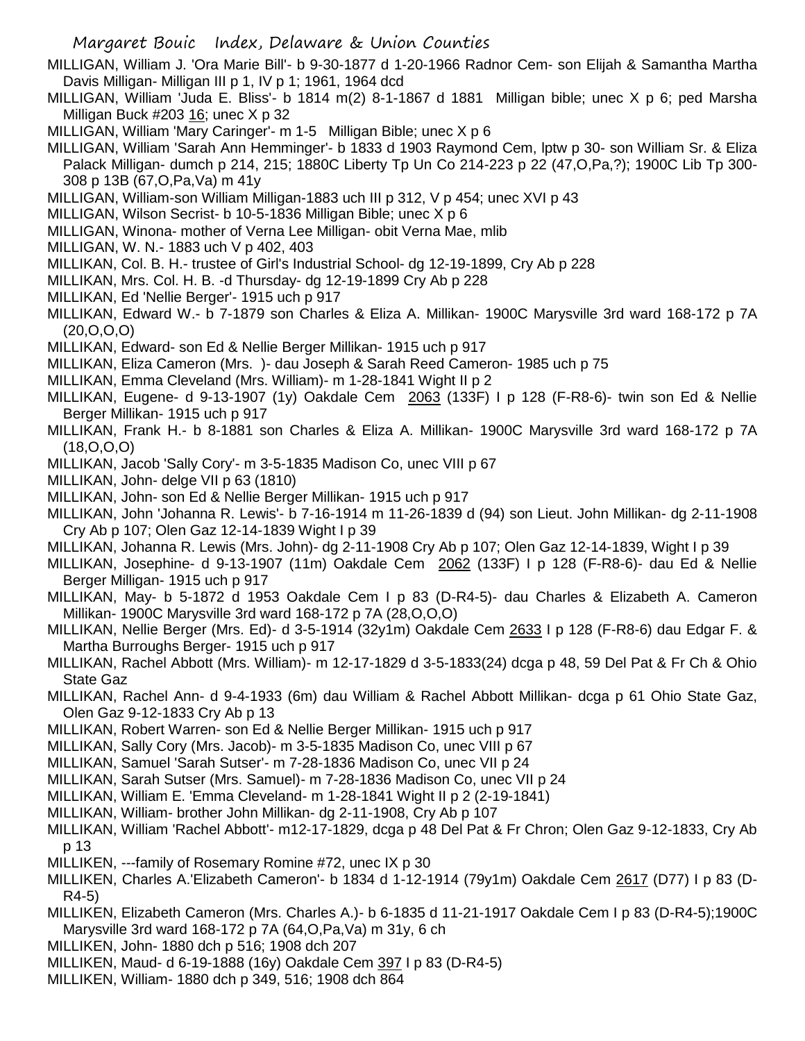MILLIGAN, William J. 'Ora Marie Bill'- b 9-30-1877 d 1-20-1966 Radnor Cem- son Elijah & Samantha Martha Davis Milligan- Milligan III p 1, IV p 1; 1961, 1964 dcd

MILLIGAN, William 'Juda E. Bliss'- b 1814 m(2) 8-1-1867 d 1881 Milligan bible; unec X p 6; ped Marsha Milligan Buck #203 16; unec X p 32

MILLIGAN, William 'Mary Caringer'- m 1-5 Milligan Bible; unec X p 6

MILLIGAN, William 'Sarah Ann Hemminger'- b 1833 d 1903 Raymond Cem, lptw p 30- son William Sr. & Eliza Palack Milligan- dumch p 214, 215; 1880C Liberty Tp Un Co 214-223 p 22 (47,O,Pa,?); 1900C Lib Tp 300-308 p 13B (67,O,Pa,Va) m 41y

MILLIGAN, William-son William Milligan-1883 uch III p 312, V p 454; unec XVI p 43

MILLIGAN, Wilson Secrist- b 10-5-1836 Milligan Bible; unec X p 6

MILLIGAN, Winona- mother of Verna Lee Milligan- obit Verna Mae, mlib

MILLIGAN, W. N.- 1883 uch V p 402, 403

MILLIKAN, Col. B. H.- trustee of Girl's Industrial School- dg 12-19-1899, Cry Ab p 228

MILLIKAN, Mrs. Col. H. B. -d Thursday- dg 12-19-1899 Cry Ab p 228

MILLIKAN, Ed 'Nellie Berger'- 1915 uch p 917

MILLIKAN, Edward W.- b 7-1879 son Charles & Eliza A. Millikan- 1900C Marysville 3rd ward 168-172 p 7A (20,O,O,O)

MILLIKAN, Edward- son Ed & Nellie Berger Millikan- 1915 uch p 917

MILLIKAN, Eliza Cameron (Mrs. )- dau Joseph & Sarah Reed Cameron- 1985 uch p 75

MILLIKAN, Emma Cleveland (Mrs. William)- m 1-28-1841 Wight II p 2

MILLIKAN, Eugene- d 9-13-1907 (1y) Oakdale Cem 2063 (133F) I p 128 (F-R8-6)- twin son Ed & Nellie Berger Millikan- 1915 uch p 917

MILLIKAN, Frank H.- b 8-1881 son Charles & Eliza A. Millikan- 1900C Marysville 3rd ward 168-172 p 7A (18,O,O,O)

MILLIKAN, Jacob 'Sally Cory'- m 3-5-1835 Madison Co, unec VIII p 67

MILLIKAN, John- delge VII p 63 (1810)

MILLIKAN, John- son Ed & Nellie Berger Millikan- 1915 uch p 917

MILLIKAN, John 'Johanna R. Lewis'- b 7-16-1914 m 11-26-1839 d (94) son Lieut. John Millikan- dg 2-11-1908 Cry Ab p 107; Olen Gaz 12-14-1839 Wight I p 39

MILLIKAN, Johanna R. Lewis (Mrs. John)- dg 2-11-1908 Cry Ab p 107; Olen Gaz 12-14-1839, Wight I p 39

MILLIKAN, Josephine- d 9-13-1907 (11m) Oakdale Cem 2062 (133F) I p 128 (F-R8-6)- dau Ed & Nellie Berger Milligan- 1915 uch p 917

MILLIKAN, May- b 5-1872 d 1953 Oakdale Cem I p 83 (D-R4-5)- dau Charles & Elizabeth A. Cameron Millikan- 1900C Marysville 3rd ward 168-172 p 7A (28,O,O,O)

MILLIKAN, Nellie Berger (Mrs. Ed)- d 3-5-1914 (32y1m) Oakdale Cem 2633 I p 128 (F-R8-6) dau Edgar F. & Martha Burroughs Berger- 1915 uch p 917

MILLIKAN, Rachel Abbott (Mrs. William)- m 12-17-1829 d 3-5-1833(24) dcga p 48, 59 Del Pat & Fr Ch & Ohio State Gaz

MILLIKAN, Rachel Ann- d 9-4-1933 (6m) dau William & Rachel Abbott Millikan- dcga p 61 Ohio State Gaz, Olen Gaz 9-12-1833 Cry Ab p 13

MILLIKAN, Robert Warren- son Ed & Nellie Berger Millikan- 1915 uch p 917

MILLIKAN, Sally Cory (Mrs. Jacob)- m 3-5-1835 Madison Co, unec VIII p 67

MILLIKAN, Samuel 'Sarah Sutser'- m 7-28-1836 Madison Co, unec VII p 24

MILLIKAN, Sarah Sutser (Mrs. Samuel)- m 7-28-1836 Madison Co, unec VII p 24

MILLIKAN, William E. 'Emma Cleveland- m 1-28-1841 Wight II p 2 (2-19-1841)

MILLIKAN, William- brother John Millikan- dg 2-11-1908, Cry Ab p 107

MILLIKAN, William 'Rachel Abbott'- m12-17-1829, dcga p 48 Del Pat & Fr Chron; Olen Gaz 9-12-1833, Cry Ab p 13

MILLIKEN, ---family of Rosemary Romine #72, unec IX p 30

MILLIKEN, Charles A.'Elizabeth Cameron'- b 1834 d 1-12-1914 (79y1m) Oakdale Cem 2617 (D77) I p 83 (D-R4-5)

MILLIKEN, Elizabeth Cameron (Mrs. Charles A.)- b 6-1835 d 11-21-1917 Oakdale Cem I p 83 (D-R4-5);1900C Marysville 3rd ward 168-172 p 7A (64,O,Pa,Va) m 31y, 6 ch

MILLIKEN, John- 1880 dch p 516; 1908 dch 207

MILLIKEN, Maud- d 6-19-1888 (16y) Oakdale Cem 397 I p 83 (D-R4-5)

MILLIKEN, William- 1880 dch p 349, 516; 1908 dch 864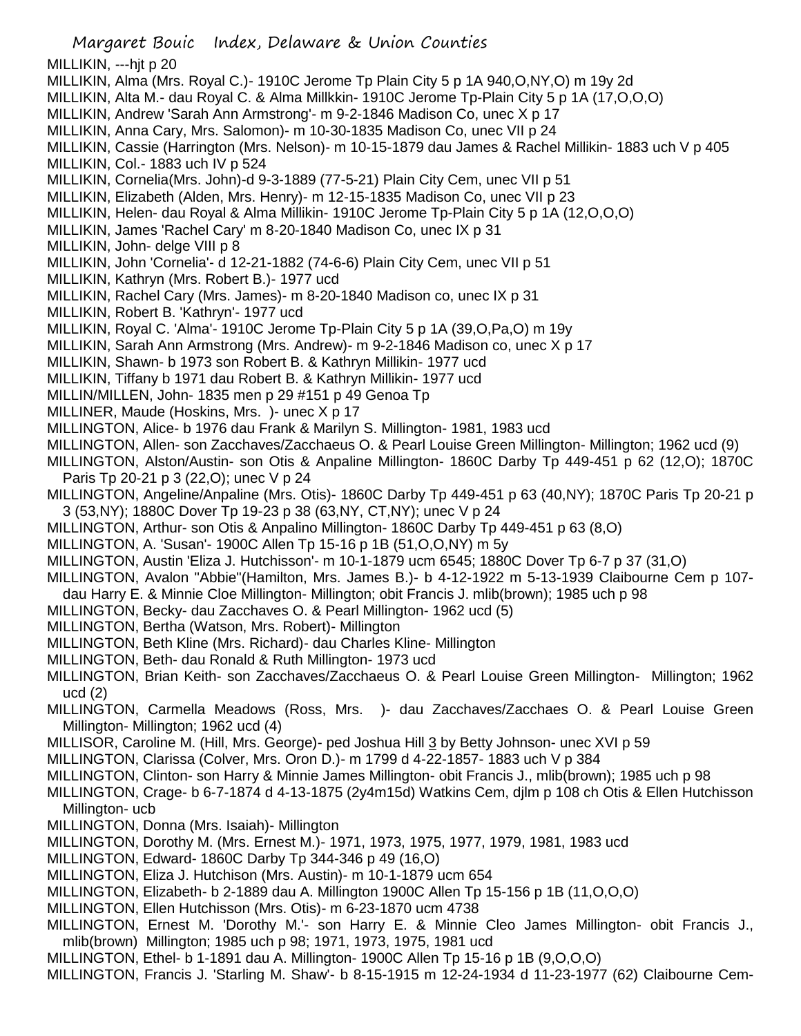MILLIKIN, ---hjt p 20

MILLIKIN, Alma (Mrs. Royal C.)- 1910C Jerome Tp Plain City 5 p 1A 940,O,NY,O) m 19y 2d

MILLIKIN, Alta M.- dau Royal C. & Alma Millkkin- 1910C Jerome Tp-Plain City 5 p 1A (17,O,O,O)

MILLIKIN, Andrew 'Sarah Ann Armstrong'- m 9-2-1846 Madison Co, unec X p 17

MILLIKIN, Anna Cary, Mrs. Salomon)- m 10-30-1835 Madison Co, unec VII p 24

MILLIKIN, Cassie (Harrington (Mrs. Nelson)- m 10-15-1879 dau James & Rachel Millikin- 1883 uch V p 405

MILLIKIN, Col.- 1883 uch IV p 524

MILLIKIN, Cornelia(Mrs. John)-d 9-3-1889 (77-5-21) Plain City Cem, unec VII p 51

MILLIKIN, Elizabeth (Alden, Mrs. Henry)- m 12-15-1835 Madison Co, unec VII p 23

MILLIKIN, Helen- dau Royal & Alma Millikin- 1910C Jerome Tp-Plain City 5 p 1A (12,O,O,O)

MILLIKIN, James 'Rachel Cary' m 8-20-1840 Madison Co, unec IX p 31

MILLIKIN, John- delge VIII p 8

MILLIKIN, John 'Cornelia'- d 12-21-1882 (74-6-6) Plain City Cem, unec VII p 51

MILLIKIN, Kathryn (Mrs. Robert B.)- 1977 ucd

MILLIKIN, Rachel Cary (Mrs. James)- m 8-20-1840 Madison co, unec IX p 31

MILLIKIN, Robert B. 'Kathryn'- 1977 ucd

MILLIKIN, Royal C. 'Alma'- 1910C Jerome Tp-Plain City 5 p 1A (39,O,Pa,O) m 19y

MILLIKIN, Sarah Ann Armstrong (Mrs. Andrew)- m 9-2-1846 Madison co, unec X p 17

MILLIKIN, Shawn- b 1973 son Robert B. & Kathryn Millikin- 1977 ucd

MILLIKIN, Tiffany b 1971 dau Robert B. & Kathryn Millikin- 1977 ucd

MILLIN/MILLEN, John- 1835 men p 29 #151 p 49 Genoa Tp

MILLINER, Maude (Hoskins, Mrs. )- unec X p 17

MILLINGTON, Alice- b 1976 dau Frank & Marilyn S. Millington- 1981, 1983 ucd

MILLINGTON, Allen- son Zacchaves/Zacchaeus O. & Pearl Louise Green Millington- Millington; 1962 ucd (9)

MILLINGTON, Alston/Austin- son Otis & Anpaline Millington- 1860C Darby Tp 449-451 p 62 (12,O); 1870C Paris Tp 20-21 p 3 (22,O); unec V p 24

MILLINGTON, Angeline/Anpaline (Mrs. Otis)- 1860C Darby Tp 449-451 p 63 (40,NY); 1870C Paris Tp 20-21 p 3 (53,NY); 1880C Dover Tp 19-23 p 38 (63,NY, CT,NY); unec V p 24

MILLINGTON, Arthur- son Otis & Anpalino Millington- 1860C Darby Tp 449-451 p 63 (8,O)

MILLINGTON, A. 'Susan'- 1900C Allen Tp 15-16 p 1B (51,O,O,NY) m 5y

MILLINGTON, Austin 'Eliza J. Hutchisson'- m 10-1-1879 ucm 6545; 1880C Dover Tp 6-7 p 37 (31,O)

MILLINGTON, Avalon "Abbie"(Hamilton, Mrs. James B.)- b 4-12-1922 m 5-13-1939 Claibourne Cem p 107- dau Harry E. & Minnie Cloe Millington- Millington; obit Francis J. mlib(brown); 1985 uch p 98

MILLINGTON, Becky- dau Zacchaves O. & Pearl Millington- 1962 ucd (5)

MILLINGTON, Bertha (Watson, Mrs. Robert)- Millington

MILLINGTON, Beth Kline (Mrs. Richard)- dau Charles Kline- Millington

MILLINGTON, Beth- dau Ronald & Ruth Millington- 1973 ucd

MILLINGTON, Brian Keith- son Zacchaves/Zacchaeus O. & Pearl Louise Green Millington- Millington; 1962 ucd (2)

MILLINGTON, Carmella Meadows (Ross, Mrs. )- dau Zacchaves/Zacchaes O. & Pearl Louise Green Millington- Millington; 1962 ucd (4)

MILLISOR, Caroline M. (Hill, Mrs. George)- ped Joshua Hill 3 by Betty Johnson- unec XVI p 59

MILLINGTON, Clarissa (Colver, Mrs. Oron D.)- m 1799 d 4-22-1857- 1883 uch V p 384

MILLINGTON, Clinton- son Harry & Minnie James Millington- obit Francis J., mlib(brown); 1985 uch p 98

MILLINGTON, Crage- b 6-7-1874 d 4-13-1875 (2y4m15d) Watkins Cem, djlm p 108 ch Otis & Ellen Hutchisson Millington- ucb

MILLINGTON, Donna (Mrs. Isaiah)- Millington

MILLINGTON, Dorothy M. (Mrs. Ernest M.)- 1971, 1973, 1975, 1977, 1979, 1981, 1983 ucd

MILLINGTON, Edward- 1860C Darby Tp 344-346 p 49 (16,O)

MILLINGTON, Eliza J. Hutchison (Mrs. Austin)- m 10-1-1879 ucm 654

MILLINGTON, Elizabeth- b 2-1889 dau A. Millington 1900C Allen Tp 15-156 p 1B (11,O,O,O)

MILLINGTON, Ellen Hutchisson (Mrs. Otis)- m 6-23-1870 ucm 4738

MILLINGTON, Ernest M. 'Dorothy M.'- son Harry E. & Minnie Cleo James Millington- obit Francis J., mlib(brown) Millington; 1985 uch p 98; 1971, 1973, 1975, 1981 ucd

MILLINGTON, Ethel- b 1-1891 dau A. Millington- 1900C Allen Tp 15-16 p 1B (9,O,O,O)

MILLINGTON, Francis J. 'Starling M. Shaw'- b 8-15-1915 m 12-24-1934 d 11-23-1977 (62) Claibourne Cem-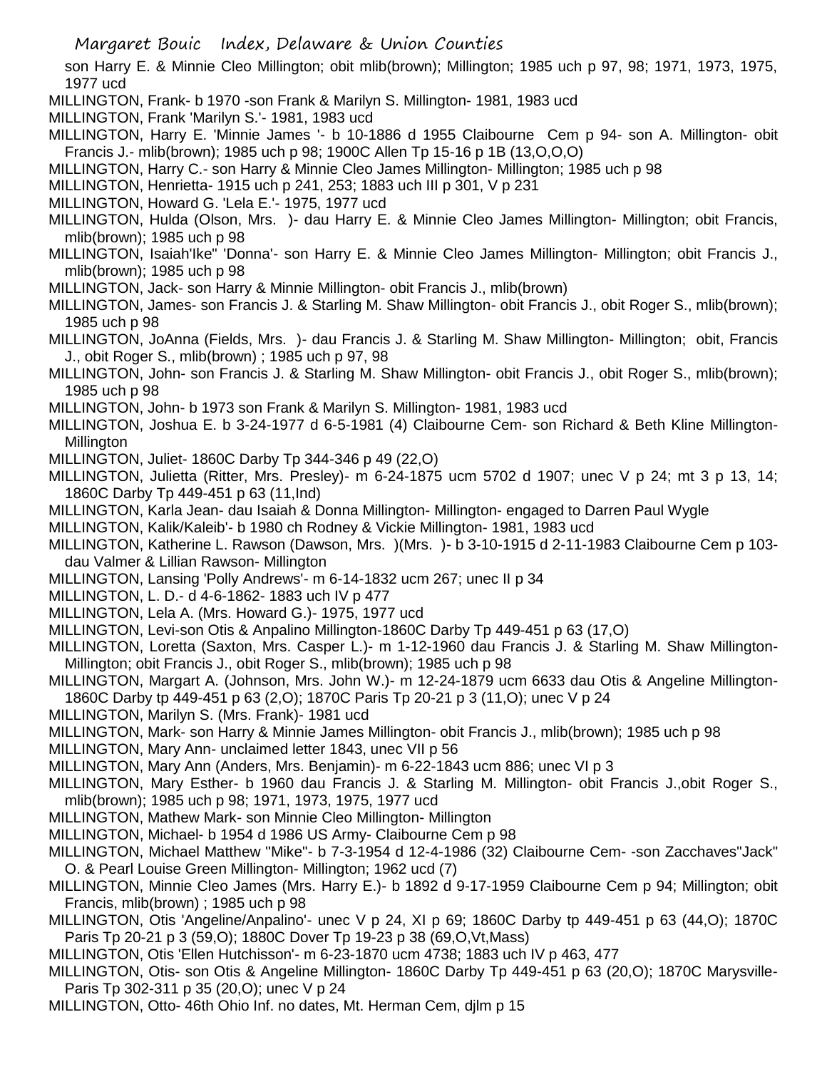son Harry E. & Minnie Cleo Millington; obit mlib(brown); Millington; 1985 uch p 97, 98; 1971, 1973, 1975, 1977 ucd

MILLINGTON, Frank- b 1970 -son Frank & Marilyn S. Millington- 1981, 1983 ucd

MILLINGTON, Frank 'Marilyn S.'- 1981, 1983 ucd

MILLINGTON, Harry E. 'Minnie James '- b 10-1886 d 1955 Claibourne Cem p 94- son A. Millington- obit Francis J.- mlib(brown); 1985 uch p 98; 1900C Allen Tp 15-16 p 1B (13,O,O,O)

MILLINGTON, Harry C.- son Harry & Minnie Cleo James Millington- Millington; 1985 uch p 98

MILLINGTON, Henrietta- 1915 uch p 241, 253; 1883 uch III p 301, V p 231

MILLINGTON, Howard G. 'Lela E.'- 1975, 1977 ucd

MILLINGTON, Hulda (Olson, Mrs. )- dau Harry E. & Minnie Cleo James Millington- Millington; obit Francis, mlib(brown); 1985 uch p 98

MILLINGTON, Isaiah'Ike" 'Donna'- son Harry E. & Minnie Cleo James Millington- Millington; obit Francis J., mlib(brown); 1985 uch p 98

MILLINGTON, Jack- son Harry & Minnie Millington- obit Francis J., mlib(brown)

MILLINGTON, James- son Francis J. & Starling M. Shaw Millington- obit Francis J., obit Roger S., mlib(brown); 1985 uch p 98

MILLINGTON, JoAnna (Fields, Mrs. )- dau Francis J. & Starling M. Shaw Millington- Millington; obit, Francis J., obit Roger S., mlib(brown) ; 1985 uch p 97, 98

MILLINGTON, John- son Francis J. & Starling M. Shaw Millington- obit Francis J., obit Roger S., mlib(brown); 1985 uch p 98

MILLINGTON, John- b 1973 son Frank & Marilyn S. Millington- 1981, 1983 ucd

MILLINGTON, Joshua E. b 3-24-1977 d 6-5-1981 (4) Claibourne Cem- son Richard & Beth Kline Millington- Millington

MILLINGTON, Juliet- 1860C Darby Tp 344-346 p 49 (22,O)

MILLINGTON, Julietta (Ritter, Mrs. Presley)- m 6-24-1875 ucm 5702 d 1907; unec V p 24; mt 3 p 13, 14; 1860C Darby Tp 449-451 p 63 (11,Ind)

MILLINGTON, Karla Jean- dau Isaiah & Donna Millington- Millington- engaged to Darren Paul Wygle

MILLINGTON, Kalik/Kaleib'- b 1980 ch Rodney & Vickie Millington- 1981, 1983 ucd

MILLINGTON, Katherine L. Rawson (Dawson, Mrs. )(Mrs. )- b 3-10-1915 d 2-11-1983 Claibourne Cem p 103- dau Valmer & Lillian Rawson- Millington

MILLINGTON, Lansing 'Polly Andrews'- m 6-14-1832 ucm 267; unec II p 34

MILLINGTON, L. D.- d 4-6-1862- 1883 uch IV p 477

MILLINGTON, Lela A. (Mrs. Howard G.)- 1975, 1977 ucd

MILLINGTON, Levi-son Otis & Anpalino Millington-1860C Darby Tp 449-451 p 63 (17,O)

MILLINGTON, Loretta (Saxton, Mrs. Casper L.)- m 1-12-1960 dau Francis J. & Starling M. Shaw Millington- Millington; obit Francis J., obit Roger S., mlib(brown); 1985 uch p 98

MILLINGTON, Margart A. (Johnson, Mrs. John W.)- m 12-24-1879 ucm 6633 dau Otis & Angeline Millington- 1860C Darby tp 449-451 p 63 (2,O); 1870C Paris Tp 20-21 p 3 (11,O); unec V p 24

MILLINGTON, Marilyn S. (Mrs. Frank)- 1981 ucd

MILLINGTON, Mark- son Harry & Minnie James Millington- obit Francis J., mlib(brown); 1985 uch p 98

MILLINGTON, Mary Ann- unclaimed letter 1843, unec VII p 56

MILLINGTON, Mary Ann (Anders, Mrs. Benjamin)- m 6-22-1843 ucm 886; unec VI p 3

MILLINGTON, Mary Esther- b 1960 dau Francis J. & Starling M. Millington- obit Francis J.,obit Roger S., mlib(brown); 1985 uch p 98; 1971, 1973, 1975, 1977 ucd

MILLINGTON, Mathew Mark- son Minnie Cleo Millington- Millington

MILLINGTON, Michael- b 1954 d 1986 US Army- Claibourne Cem p 98

MILLINGTON, Michael Matthew "Mike"- b 7-3-1954 d 12-4-1986 (32) Claibourne Cem- -son Zacchaves"Jack" O. & Pearl Louise Green Millington- Millington; 1962 ucd (7)

MILLINGTON, Minnie Cleo James (Mrs. Harry E.)- b 1892 d 9-17-1959 Claibourne Cem p 94; Millington; obit Francis, mlib(brown) ; 1985 uch p 98

MILLINGTON, Otis 'Angeline/Anpalino'- unec V p 24, XI p 69; 1860C Darby tp 449-451 p 63 (44,O); 1870C Paris Tp 20-21 p 3 (59,O); 1880C Dover Tp 19-23 p 38 (69,O,Vt,Mass)

MILLINGTON, Otis 'Ellen Hutchisson'- m 6-23-1870 ucm 4738; 1883 uch IV p 463, 477

MILLINGTON, Otis- son Otis & Angeline Millington- 1860C Darby Tp 449-451 p 63 (20,O); 1870C Marysville-Paris Tp 302-311 p 35 (20,O); unec V p 24

MILLINGTON, Otto- 46th Ohio Inf. no dates, Mt. Herman Cem, djlm p 15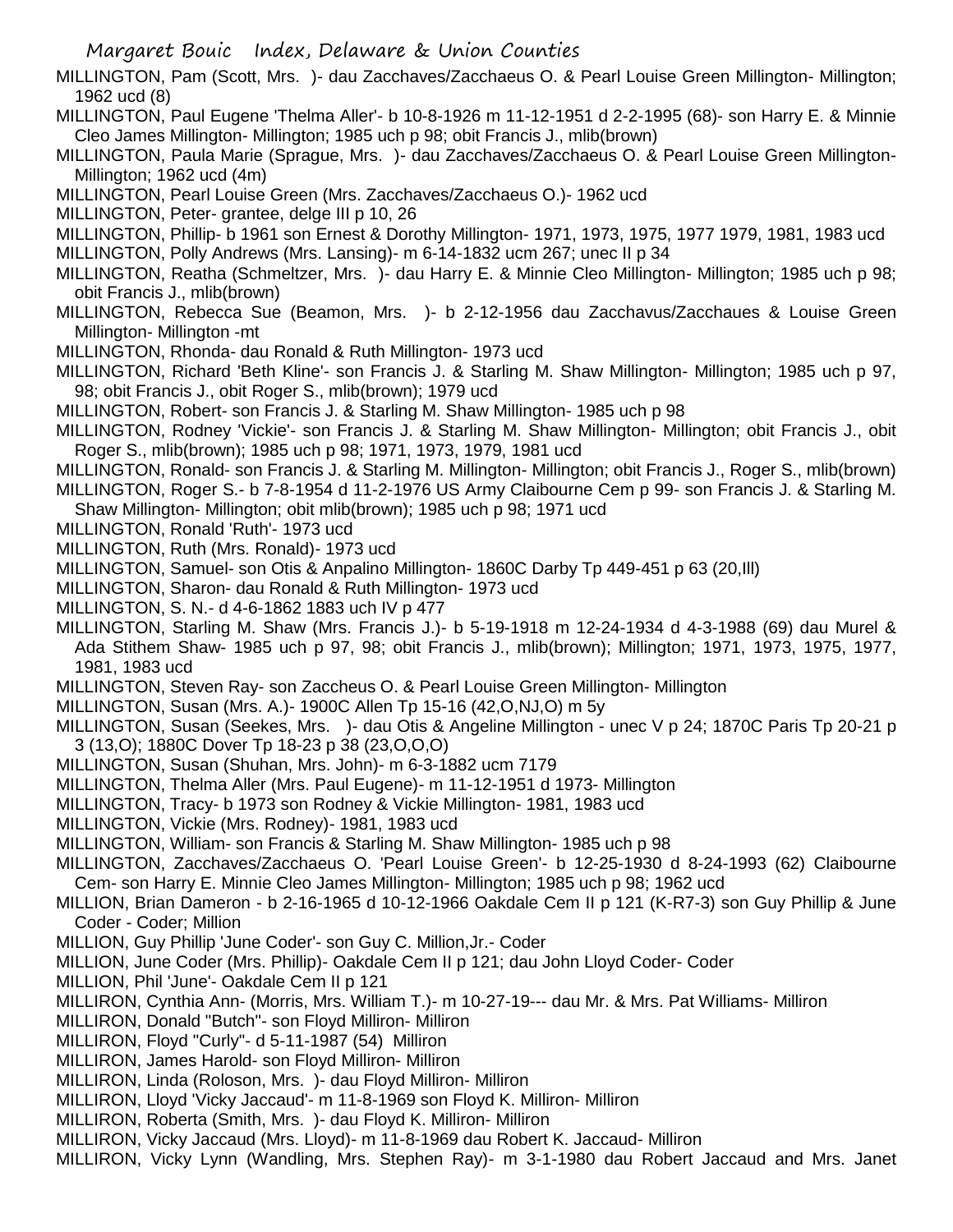MILLINGTON, Pam (Scott, Mrs. )- dau Zacchaves/Zacchaeus O. & Pearl Louise Green Millington- Millington; 1962 ucd (8)

MILLINGTON, Paul Eugene 'Thelma Aller'- b 10-8-1926 m 11-12-1951 d 2-2-1995 (68)- son Harry E. & Minnie Cleo James Millington- Millington; 1985 uch p 98; obit Francis J., mlib(brown)

MILLINGTON, Paula Marie (Sprague, Mrs. )- dau Zacchaves/Zacchaeus O. & Pearl Louise Green Millington- Millington; 1962 ucd (4m)

MILLINGTON, Pearl Louise Green (Mrs. Zacchaves/Zacchaeus O.)- 1962 ucd

MILLINGTON, Peter- grantee, delge III p 10, 26

MILLINGTON, Phillip- b 1961 son Ernest & Dorothy Millington- 1971, 1973, 1975, 1977 1979, 1981, 1983 ucd

MILLINGTON, Polly Andrews (Mrs. Lansing)- m 6-14-1832 ucm 267; unec II p 34

MILLINGTON, Reatha (Schmeltzer, Mrs. )- dau Harry E. & Minnie Cleo Millington- Millington; 1985 uch p 98; obit Francis J., mlib(brown)

MILLINGTON, Rebecca Sue (Beamon, Mrs. )- b 2-12-1956 dau Zacchavus/Zacchaues & Louise Green Millington- Millington -mt

MILLINGTON, Rhonda- dau Ronald & Ruth Millington- 1973 ucd

MILLINGTON, Richard 'Beth Kline'- son Francis J. & Starling M. Shaw Millington- Millington; 1985 uch p 97, 98; obit Francis J., obit Roger S., mlib(brown); 1979 ucd

MILLINGTON, Robert- son Francis J. & Starling M. Shaw Millington- 1985 uch p 98

MILLINGTON, Rodney 'Vickie'- son Francis J. & Starling M. Shaw Millington- Millington; obit Francis J., obit Roger S., mlib(brown); 1985 uch p 98; 1971, 1973, 1979, 1981 ucd

MILLINGTON, Ronald- son Francis J. & Starling M. Millington- Millington; obit Francis J., Roger S., mlib(brown)

MILLINGTON, Roger S.- b 7-8-1954 d 11-2-1976 US Army Claibourne Cem p 99- son Francis J. & Starling M. Shaw Millington- Millington; obit mlib(brown); 1985 uch p 98; 1971 ucd

MILLINGTON, Ronald 'Ruth'- 1973 ucd

MILLINGTON, Ruth (Mrs. Ronald)- 1973 ucd

MILLINGTON, Samuel- son Otis & Anpalino Millington- 1860C Darby Tp 449-451 p 63 (20,Ill)

MILLINGTON, Sharon- dau Ronald & Ruth Millington- 1973 ucd

MILLINGTON, S. N.- d 4-6-1862 1883 uch IV p 477

MILLINGTON, Starling M. Shaw (Mrs. Francis J.)- b 5-19-1918 m 12-24-1934 d 4-3-1988 (69) dau Murel & Ada Stithem Shaw- 1985 uch p 97, 98; obit Francis J., mlib(brown); Millington; 1971, 1973, 1975, 1977, 1981, 1983 ucd

MILLINGTON, Steven Ray- son Zaccheus O. & Pearl Louise Green Millington- Millington

MILLINGTON, Susan (Mrs. A.)- 1900C Allen Tp 15-16 (42,O,NJ,O) m 5y

MILLINGTON, Susan (Seekes, Mrs. )- dau Otis & Angeline Millington - unec V p 24; 1870C Paris Tp 20-21 p 3 (13,O); 1880C Dover Tp 18-23 p 38 (23,O,O,O)

MILLINGTON, Susan (Shuhan, Mrs. John)- m 6-3-1882 ucm 7179

MILLINGTON, Thelma Aller (Mrs. Paul Eugene)- m 11-12-1951 d 1973- Millington

MILLINGTON, Tracy- b 1973 son Rodney & Vickie Millington- 1981, 1983 ucd

MILLINGTON, Vickie (Mrs. Rodney)- 1981, 1983 ucd

MILLINGTON, William- son Francis & Starling M. Shaw Millington- 1985 uch p 98

MILLINGTON, Zacchaves/Zacchaeus O. 'Pearl Louise Green'- b 12-25-1930 d 8-24-1993 (62) Claibourne Cem- son Harry E. Minnie Cleo James Millington- Millington; 1985 uch p 98; 1962 ucd

MILLION, Brian Dameron - b 2-16-1965 d 10-12-1966 Oakdale Cem II p 121 (K-R7-3) son Guy Phillip & June Coder - Coder; Million

MILLION, Guy Phillip 'June Coder'- son Guy C. Million,Jr.- Coder

MILLION, June Coder (Mrs. Phillip)- Oakdale Cem II p 121; dau John Lloyd Coder- Coder

MILLION, Phil 'June'- Oakdale Cem II p 121

MILLIRON, Cynthia Ann- (Morris, Mrs. William T.)- m 10-27-19--- dau Mr. & Mrs. Pat Williams- Milliron

MILLIRON, Donald "Butch"- son Floyd Milliron- Milliron

MILLIRON, Floyd "Curly"- d 5-11-1987 (54) Milliron

MILLIRON, James Harold- son Floyd Milliron- Milliron

MILLIRON, Linda (Roloson, Mrs. )- dau Floyd Milliron- Milliron

MILLIRON, Lloyd 'Vicky Jaccaud'- m 11-8-1969 son Floyd K. Milliron- Milliron

MILLIRON, Roberta (Smith, Mrs. )- dau Floyd K. Milliron- Milliron

MILLIRON, Vicky Jaccaud (Mrs. Lloyd)- m 11-8-1969 dau Robert K. Jaccaud- Milliron

MILLIRON, Vicky Lynn (Wandling, Mrs. Stephen Ray)- m 3-1-1980 dau Robert Jaccaud and Mrs. Janet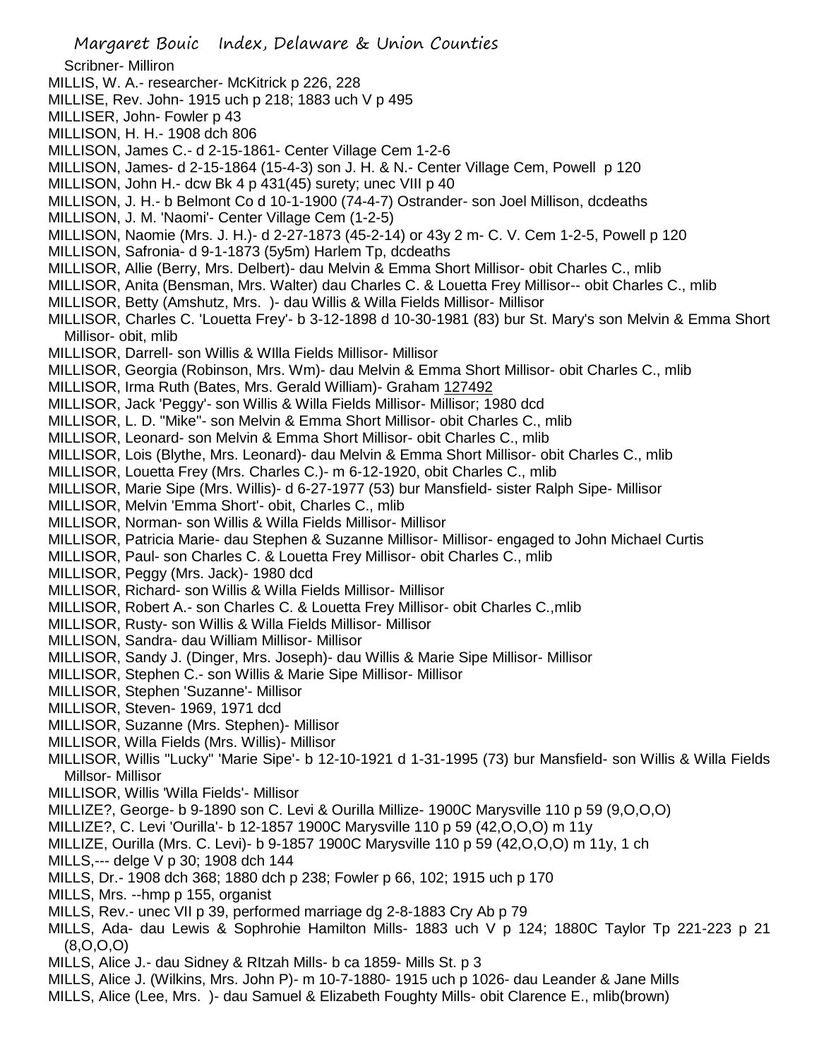Scribner- Milliron

MILLIS, W. A.- researcher- McKitrick p 226, 228

MILLISE, Rev. John- 1915 uch p 218; 1883 uch V p 495

MILLISER, John- Fowler p 43

MILLISON, H. H.- 1908 dch 806

MILLISON, James C.- d 2-15-1861- Center Village Cem 1-2-6

MILLISON, James- d 2-15-1864 (15-4-3) son J. H. & N.- Center Village Cem, Powell p 120

MILLISON, John H.- dcw Bk 4 p 431(45) surety; unec VIII p 40

MILLISON, J. H.- b Belmont Co d 10-1-1900 (74-4-7) Ostrander- son Joel Millison, dcdeaths

MILLISON, J. M. 'Naomi'- Center Village Cem (1-2-5)

MILLISON, Naomie (Mrs. J. H.)- d 2-27-1873 (45-2-14) or 43y 2 m- C. V. Cem 1-2-5, Powell p 120

MILLISON, Safronia- d 9-1-1873 (5y5m) Harlem Tp, dcdeaths

MILLISOR, Allie (Berry, Mrs. Delbert)- dau Melvin & Emma Short Millisor- obit Charles C., mlib

MILLISOR, Anita (Bensman, Mrs. Walter) dau Charles C. & Louetta Frey Millisor-- obit Charles C., mlib

MILLISOR, Betty (Amshutz, Mrs. )- dau Willis & Willa Fields Millisor- Millisor

MILLISOR, Charles C. 'Louetta Frey'- b 3-12-1898 d 10-30-1981 (83) bur St. Mary's son Melvin & Emma Short Millisor- obit, mlib

MILLISOR, Darrell- son Willis & WIlla Fields Millisor- Millisor

MILLISOR, Georgia (Robinson, Mrs. Wm)- dau Melvin & Emma Short Millisor- obit Charles C., mlib

MILLISOR, Irma Ruth (Bates, Mrs. Gerald William)- Graham 127492

MILLISOR, Jack 'Peggy'- son Willis & Willa Fields Millisor- Millisor; 1980 dcd

MILLISOR, L. D. "Mike"- son Melvin & Emma Short Millisor- obit Charles C., mlib

MILLISOR, Leonard- son Melvin & Emma Short Millisor- obit Charles C., mlib

MILLISOR, Lois (Blythe, Mrs. Leonard)- dau Melvin & Emma Short Millisor- obit Charles C., mlib

MILLISOR, Louetta Frey (Mrs. Charles C.)- m 6-12-1920, obit Charles C., mlib

MILLISOR, Marie Sipe (Mrs. Willis)- d 6-27-1977 (53) bur Mansfield- sister Ralph Sipe- Millisor

MILLISOR, Melvin 'Emma Short'- obit, Charles C., mlib

MILLISOR, Norman- son Willis & Willa Fields Millisor- Millisor

MILLISOR, Patricia Marie- dau Stephen & Suzanne Millisor- Millisor- engaged to John Michael Curtis

MILLISOR, Paul- son Charles C. & Louetta Frey Millisor- obit Charles C., mlib

MILLISOR, Peggy (Mrs. Jack)- 1980 dcd

MILLISOR, Richard- son Willis & Willa Fields Millisor- Millisor

MILLISOR, Robert A.- son Charles C. & Louetta Frey Millisor- obit Charles C.,mlib

MILLISOR, Rusty- son Willis & Willa Fields Millisor- Millisor

MILLISON, Sandra- dau William Millisor- Millisor

MILLISOR, Sandy J. (Dinger, Mrs. Joseph)- dau Willis & Marie Sipe Millisor- Millisor

MILLISOR, Stephen C.- son Willis & Marie Sipe Millisor- Millisor

MILLISOR, Stephen 'Suzanne'- Millisor

MILLISOR, Steven- 1969, 1971 dcd

MILLISOR, Suzanne (Mrs. Stephen)- Millisor

MILLISOR, Willa Fields (Mrs. Willis)- Millisor

MILLISOR, Willis "Lucky" 'Marie Sipe'- b 12-10-1921 d 1-31-1995 (73) bur Mansfield- son Willis & Willa Fields Millsor- Millisor

MILLISOR, Willis 'Willa Fields'- Millisor

MILLIZE?, George- b 9-1890 son C. Levi & Ourilla Millize- 1900C Marysville 110 p 59 (9,O,O,O)

MILLIZE?, C. Levi 'Ourilla'- b 12-1857 1900C Marysville 110 p 59 (42,O,O,O) m 11y

MILLIZE, Ourilla (Mrs. C. Levi)- b 9-1857 1900C Marysville 110 p 59 (42,O,O,O) m 11y, 1 ch

MILLS,--- delge V p 30; 1908 dch 144

MILLS, Dr.- 1908 dch 368; 1880 dch p 238; Fowler p 66, 102; 1915 uch p 170

MILLS, Mrs. --hmp p 155, organist

MILLS, Rev.- unec VII p 39, performed marriage dg 2-8-1883 Cry Ab p 79

MILLS, Ada- dau Lewis & Sophrohie Hamilton Mills- 1883 uch V p 124; 1880C Taylor Tp 221-223 p 21 (8,O,O,O)

MILLS, Alice J.- dau Sidney & RItzah Mills- b ca 1859- Mills St. p 3

MILLS, Alice J. (Wilkins, Mrs. John P)- m 10-7-1880- 1915 uch p 1026- dau Leander & Jane Mills

MILLS, Alice (Lee, Mrs. )- dau Samuel & Elizabeth Foughty Mills- obit Clarence E., mlib(brown)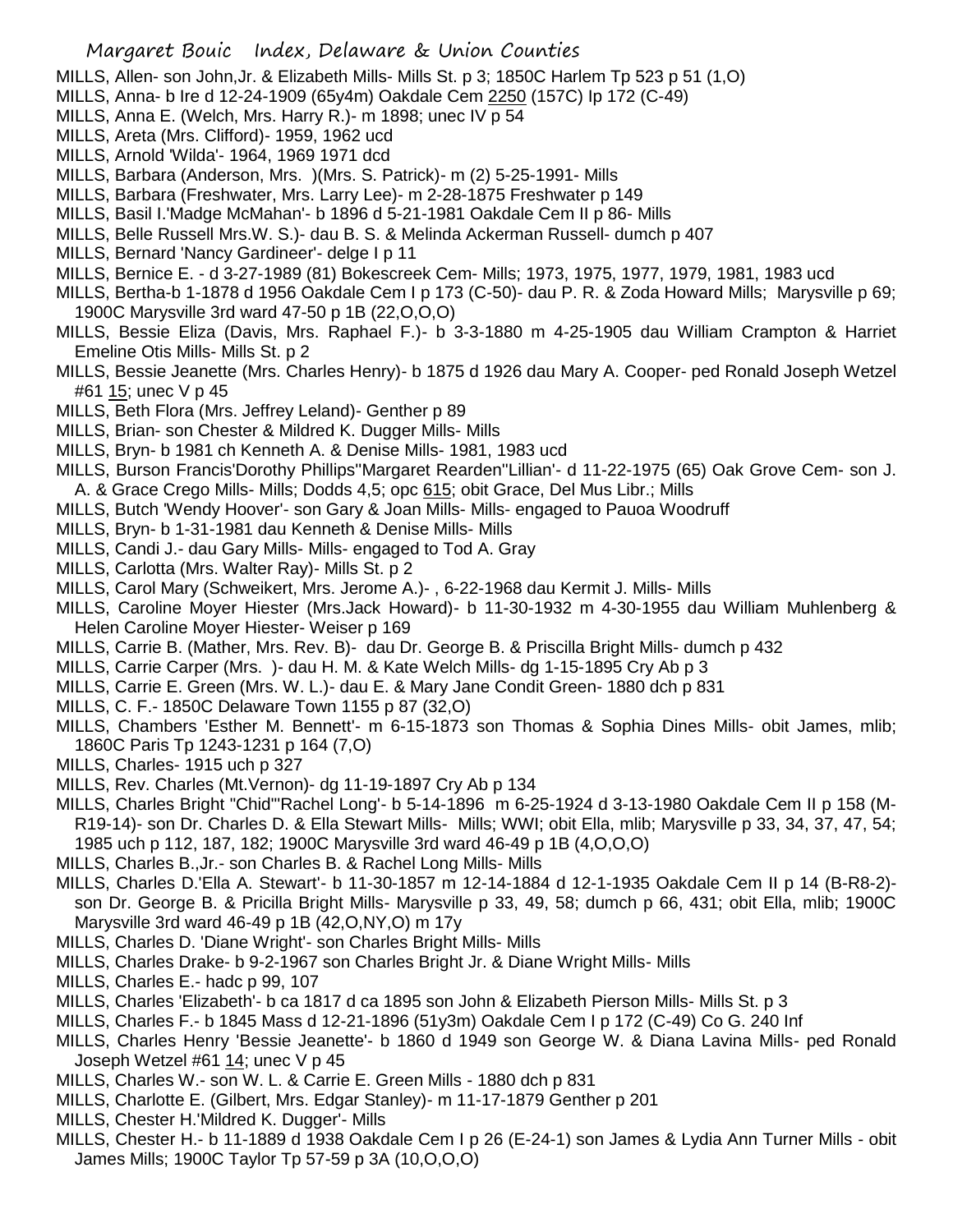MILLS, Allen- son John,Jr. & Elizabeth Mills- Mills St. p 3; 1850C Harlem Tp 523 p 51 (1,O)

MILLS, Anna- b Ire d 12-24-1909 (65y4m) Oakdale Cem 2250 (157C) Ip 172 (C-49)

MILLS, Anna E. (Welch, Mrs. Harry R.)- m 1898; unec IV p 54

MILLS, Areta (Mrs. Clifford)- 1959, 1962 ucd

MILLS, Arnold 'Wilda'- 1964, 1969 1971 dcd

MILLS, Barbara (Anderson, Mrs. )(Mrs. S. Patrick)- m (2) 5-25-1991- Mills

MILLS, Barbara (Freshwater, Mrs. Larry Lee)- m 2-28-1875 Freshwater p 149

MILLS, Basil I.'Madge McMahan'- b 1896 d 5-21-1981 Oakdale Cem II p 86- Mills

MILLS, Belle Russell Mrs.W. S.)- dau B. S. & Melinda Ackerman Russell- dumch p 407

MILLS, Bernard 'Nancy Gardineer'- delge I p 11

MILLS, Bernice E. - d 3-27-1989 (81) Bokescreek Cem- Mills; 1973, 1975, 1977, 1979, 1981, 1983 ucd

MILLS, Bertha-b 1-1878 d 1956 Oakdale Cem I p 173 (C-50)- dau P. R. & Zoda Howard Mills; Marysville p 69; 1900C Marysville 3rd ward 47-50 p 1B (22,O,O,O)

MILLS, Bessie Eliza (Davis, Mrs. Raphael F.)- b 3-3-1880 m 4-25-1905 dau William Crampton & Harriet Emeline Otis Mills- Mills St. p 2

MILLS, Bessie Jeanette (Mrs. Charles Henry)- b 1875 d 1926 dau Mary A. Cooper- ped Ronald Joseph Wetzel #61 15; unec V p 45

MILLS, Beth Flora (Mrs. Jeffrey Leland)- Genther p 89

MILLS, Brian- son Chester & Mildred K. Dugger Mills- Mills

MILLS, Bryn- b 1981 ch Kenneth A. & Denise Mills- 1981, 1983 ucd

MILLS, Burson Francis'Dorothy Phillips''Margaret Rearden''Lillian'- d 11-22-1975 (65) Oak Grove Cem- son J. A. & Grace Crego Mills- Mills; Dodds 4,5; opc 615; obit Grace, Del Mus Libr.; Mills

MILLS, Butch 'Wendy Hoover'- son Gary & Joan Mills- Mills- engaged to Pauoa Woodruff

MILLS, Bryn- b 1-31-1981 dau Kenneth & Denise Mills- Mills

MILLS, Candi J.- dau Gary Mills- Mills- engaged to Tod A. Gray

MILLS, Carlotta (Mrs. Walter Ray)- Mills St. p 2

MILLS, Carol Mary (Schweikert, Mrs. Jerome A.)- , 6-22-1968 dau Kermit J. Mills- Mills

MILLS, Caroline Moyer Hiester (Mrs.Jack Howard)- b 11-30-1932 m 4-30-1955 dau William Muhlenberg & Helen Caroline Moyer Hiester- Weiser p 169

MILLS, Carrie B. (Mather, Mrs. Rev. B)- dau Dr. George B. & Priscilla Bright Mills- dumch p 432

MILLS, Carrie Carper (Mrs. )- dau H. M. & Kate Welch Mills- dg 1-15-1895 Cry Ab p 3

MILLS, Carrie E. Green (Mrs. W. L.)- dau E. & Mary Jane Condit Green- 1880 dch p 831

MILLS, C. F.- 1850C Delaware Town 1155 p 87 (32,O)

MILLS, Chambers 'Esther M. Bennett'- m 6-15-1873 son Thomas & Sophia Dines Mills- obit James, mlib; 1860C Paris Tp 1243-1231 p 164 (7,O)

MILLS, Charles- 1915 uch p 327

MILLS, Rev. Charles (Mt.Vernon)- dg 11-19-1897 Cry Ab p 134

MILLS, Charles Bright "Chid"'Rachel Long'- b 5-14-1896 m 6-25-1924 d 3-13-1980 Oakdale Cem II p 158 (M-R19-14)- son Dr. Charles D. & Ella Stewart Mills- Mills; WWI; obit Ella, mlib; Marysville p 33, 34, 37, 47, 54; 1985 uch p 112, 187, 182; 1900C Marysville 3rd ward 46-49 p 1B (4,O,O,O)

MILLS, Charles B.,Jr.- son Charles B. & Rachel Long Mills- Mills

MILLS, Charles D.'Ella A. Stewart'- b 11-30-1857 m 12-14-1884 d 12-1-1935 Oakdale Cem II p 14 (B-R8-2)- son Dr. George B. & Pricilla Bright Mills- Marysville p 33, 49, 58; dumch p 66, 431; obit Ella, mlib; 1900C Marysville 3rd ward 46-49 p 1B (42,O,NY,O) m 17y

MILLS, Charles D. 'Diane Wright'- son Charles Bright Mills- Mills

MILLS, Charles Drake- b 9-2-1967 son Charles Bright Jr. & Diane Wright Mills- Mills

MILLS, Charles E.- hadc p 99, 107

MILLS, Charles 'Elizabeth'- b ca 1817 d ca 1895 son John & Elizabeth Pierson Mills- Mills St. p 3

MILLS, Charles F.- b 1845 Mass d 12-21-1896 (51y3m) Oakdale Cem I p 172 (C-49) Co G. 240 Inf

MILLS, Charles Henry 'Bessie Jeanette'- b 1860 d 1949 son George W. & Diana Lavina Mills- ped Ronald Joseph Wetzel #61 14; unec V p 45

MILLS, Charles W.- son W. L. & Carrie E. Green Mills - 1880 dch p 831

MILLS, Charlotte E. (Gilbert, Mrs. Edgar Stanley)- m 11-17-1879 Genther p 201

MILLS, Chester H.'Mildred K. Dugger'- Mills

MILLS, Chester H.- b 11-1889 d 1938 Oakdale Cem I p 26 (E-24-1) son James & Lydia Ann Turner Mills - obit James Mills; 1900C Taylor Tp 57-59 p 3A (10,O,O,O)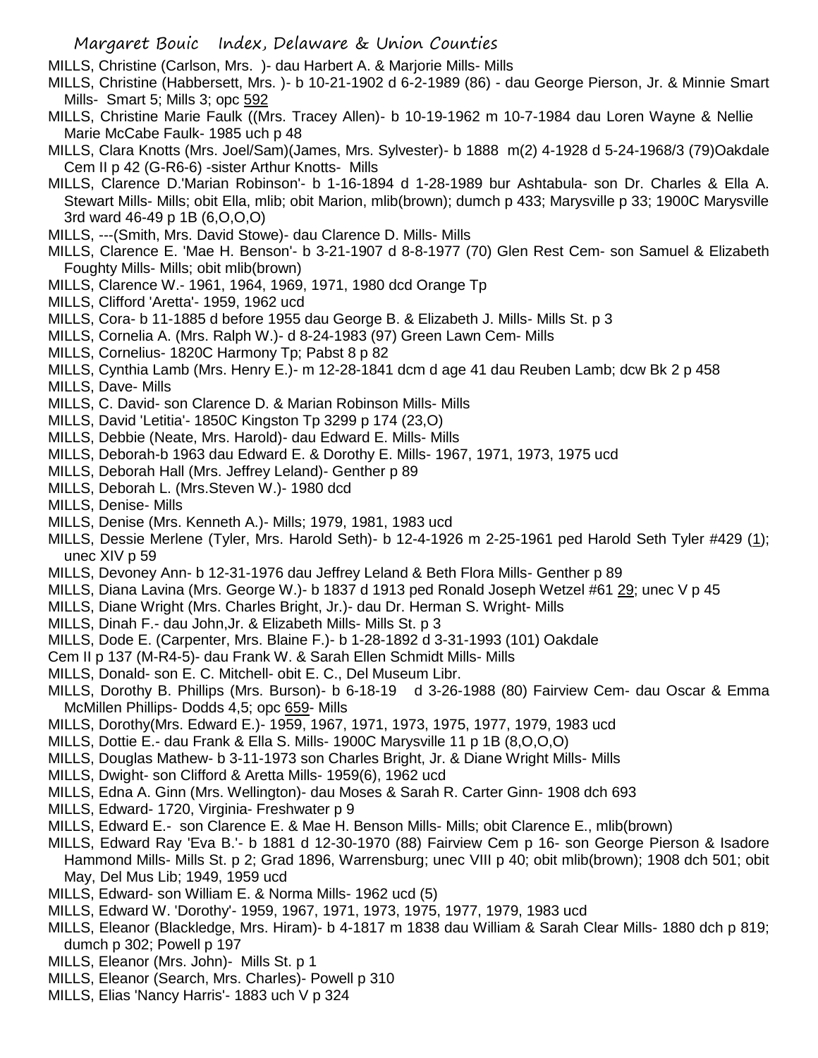MILLS, Christine (Carlson, Mrs. )- dau Harbert A. & Marjorie Mills- Mills

MILLS, Christine (Habbersett, Mrs. )- b 10-21-1902 d 6-2-1989 (86) - dau George Pierson, Jr. & Minnie Smart Mills- Smart 5; Mills 3; opc 592

MILLS, Christine Marie Faulk ((Mrs. Tracey Allen)- b 10-19-1962 m 10-7-1984 dau Loren Wayne & Nellie Marie McCabe Faulk- 1985 uch p 48

MILLS, Clara Knotts (Mrs. Joel/Sam)(James, Mrs. Sylvester)- b 1888 m(2) 4-1928 d 5-24-1968/3 (79)Oakdale Cem II p 42 (G-R6-6) -sister Arthur Knotts- Mills

MILLS, Clarence D.'Marian Robinson'- b 1-16-1894 d 1-28-1989 bur Ashtabula- son Dr. Charles & Ella A. Stewart Mills- Mills; obit Ella, mlib; obit Marion, mlib(brown); dumch p 433; Marysville p 33; 1900C Marysville 3rd ward 46-49 p 1B (6,O,O,O)

MILLS, ---(Smith, Mrs. David Stowe)- dau Clarence D. Mills- Mills

MILLS, Clarence E. 'Mae H. Benson'- b 3-21-1907 d 8-8-1977 (70) Glen Rest Cem- son Samuel & Elizabeth Foughty Mills- Mills; obit mlib(brown)

MILLS, Clarence W.- 1961, 1964, 1969, 1971, 1980 dcd Orange Tp

MILLS, Clifford 'Aretta'- 1959, 1962 ucd

MILLS, Cora- b 11-1885 d before 1955 dau George B. & Elizabeth J. Mills- Mills St. p 3

MILLS, Cornelia A. (Mrs. Ralph W.)- d 8-24-1983 (97) Green Lawn Cem- Mills

MILLS, Cornelius- 1820C Harmony Tp; Pabst 8 p 82

MILLS, Cynthia Lamb (Mrs. Henry E.)- m 12-28-1841 dcm d age 41 dau Reuben Lamb; dcw Bk 2 p 458

MILLS, Dave- Mills

MILLS, C. David- son Clarence D. & Marian Robinson Mills- Mills

MILLS, David 'Letitia'- 1850C Kingston Tp 3299 p 174 (23,O)

MILLS, Debbie (Neate, Mrs. Harold)- dau Edward E. Mills- Mills

MILLS, Deborah-b 1963 dau Edward E. & Dorothy E. Mills- 1967, 1971, 1973, 1975 ucd

MILLS, Deborah Hall (Mrs. Jeffrey Leland)- Genther p 89

MILLS, Deborah L. (Mrs.Steven W.)- 1980 dcd

MILLS, Denise- Mills

MILLS, Denise (Mrs. Kenneth A.)- Mills; 1979, 1981, 1983 ucd

MILLS, Dessie Merlene (Tyler, Mrs. Harold Seth)- b 12-4-1926 m 2-25-1961 ped Harold Seth Tyler #429 (1); unec XIV p 59

MILLS, Devoney Ann- b 12-31-1976 dau Jeffrey Leland & Beth Flora Mills- Genther p 89

MILLS, Diana Lavina (Mrs. George W.)- b 1837 d 1913 ped Ronald Joseph Wetzel #61 29; unec V p 45

MILLS, Diane Wright (Mrs. Charles Bright, Jr.)- dau Dr. Herman S. Wright- Mills

MILLS, Dinah F.- dau John,Jr. & Elizabeth Mills- Mills St. p 3

MILLS, Dode E. (Carpenter, Mrs. Blaine F.)- b 1-28-1892 d 3-31-1993 (101) Oakdale Cem II p 137 (M-R4-5)- dau Frank W. & Sarah Ellen Schmidt Mills- Mills

MILLS, Donald- son E. C. Mitchell- obit E. C., Del Museum Libr.

MILLS, Dorothy B. Phillips (Mrs. Burson)- b 6-18-19 d 3-26-1988 (80) Fairview Cem- dau Oscar & Emma McMillen Phillips- Dodds 4,5; opc 659- Mills

MILLS, Dorothy(Mrs. Edward E.)- 1959, 1967, 1971, 1973, 1975, 1977, 1979, 1983 ucd

MILLS, Dottie E.- dau Frank & Ella S. Mills- 1900C Marysville 11 p 1B (8,O,O,O)

MILLS, Douglas Mathew- b 3-11-1973 son Charles Bright, Jr. & Diane Wright Mills- Mills

MILLS, Dwight- son Clifford & Aretta Mills- 1959(6), 1962 ucd

MILLS, Edna A. Ginn (Mrs. Wellington)- dau Moses & Sarah R. Carter Ginn- 1908 dch 693

MILLS, Edward- 1720, Virginia- Freshwater p 9

MILLS, Edward E.- son Clarence E. & Mae H. Benson Mills- Mills; obit Clarence E., mlib(brown)

MILLS, Edward Ray 'Eva B.'- b 1881 d 12-30-1970 (88) Fairview Cem p 16- son George Pierson & Isadore Hammond Mills- Mills St. p 2; Grad 1896, Warrensburg; unec VIII p 40; obit mlib(brown); 1908 dch 501; obit May, Del Mus Lib; 1949, 1959 ucd

MILLS, Edward- son William E. & Norma Mills- 1962 ucd (5)

MILLS, Edward W. 'Dorothy'- 1959, 1967, 1971, 1973, 1975, 1977, 1979, 1983 ucd

MILLS, Eleanor (Blackledge, Mrs. Hiram)- b 4-1817 m 1838 dau William & Sarah Clear Mills- 1880 dch p 819; dumch p 302; Powell p 197

MILLS, Eleanor (Mrs. John)- Mills St. p 1

MILLS, Eleanor (Search, Mrs. Charles)- Powell p 310

MILLS, Elias 'Nancy Harris'- 1883 uch V p 324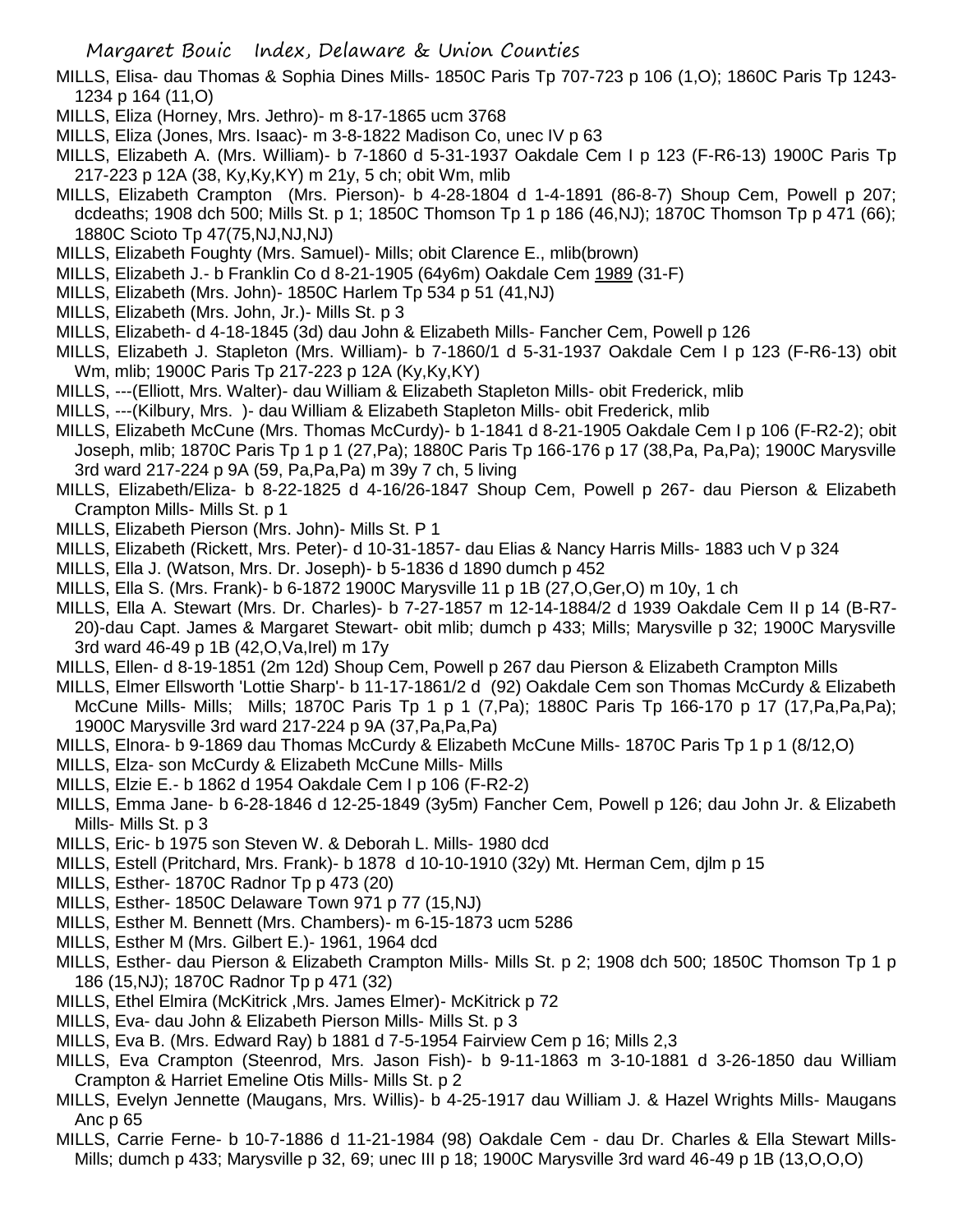MILLS, Elisa- dau Thomas & Sophia Dines Mills- 1850C Paris Tp 707-723 p 106 (1,O); 1860C Paris Tp 1243-1234 p 164 (11,O)

MILLS, Eliza (Horney, Mrs. Jethro)- m 8-17-1865 ucm 3768

MILLS, Eliza (Jones, Mrs. Isaac)- m 3-8-1822 Madison Co, unec IV p 63

MILLS, Elizabeth A. (Mrs. William)- b 7-1860 d 5-31-1937 Oakdale Cem I p 123 (F-R6-13) 1900C Paris Tp 217-223 p 12A (38, Ky,Ky,KY) m 21y, 5 ch; obit Wm, mlib

MILLS, Elizabeth Crampton (Mrs. Pierson)- b 4-28-1804 d 1-4-1891 (86-8-7) Shoup Cem, Powell p 207; dcdeaths; 1908 dch 500; Mills St. p 1; 1850C Thomson Tp 1 p 186 (46,NJ); 1870C Thomson Tp p 471 (66); 1880C Scioto Tp 47(75,NJ,NJ,NJ)

MILLS, Elizabeth Foughty (Mrs. Samuel)- Mills; obit Clarence E., mlib(brown)

MILLS, Elizabeth J.- b Franklin Co d 8-21-1905 (64y6m) Oakdale Cem 1989 (31-F)

MILLS, Elizabeth (Mrs. John)- 1850C Harlem Tp 534 p 51 (41,NJ)

MILLS, Elizabeth (Mrs. John, Jr.)- Mills St. p 3

MILLS, Elizabeth- d 4-18-1845 (3d) dau John & Elizabeth Mills- Fancher Cem, Powell p 126

MILLS, Elizabeth J. Stapleton (Mrs. William)- b 7-1860/1 d 5-31-1937 Oakdale Cem I p 123 (F-R6-13) obit Wm, mlib; 1900C Paris Tp 217-223 p 12A (Ky,Ky,KY)

MILLS, ---(Elliott, Mrs. Walter)- dau William & Elizabeth Stapleton Mills- obit Frederick, mlib

MILLS, ---(Kilbury, Mrs. )- dau William & Elizabeth Stapleton Mills- obit Frederick, mlib

MILLS, Elizabeth McCune (Mrs. Thomas McCurdy)- b 1-1841 d 8-21-1905 Oakdale Cem I p 106 (F-R2-2); obit Joseph, mlib; 1870C Paris Tp 1 p 1 (27,Pa); 1880C Paris Tp 166-176 p 17 (38,Pa, Pa,Pa); 1900C Marysville 3rd ward 217-224 p 9A (59, Pa,Pa,Pa) m 39y 7 ch, 5 living

MILLS, Elizabeth/Eliza- b 8-22-1825 d 4-16/26-1847 Shoup Cem, Powell p 267- dau Pierson & Elizabeth Crampton Mills- Mills St. p 1

MILLS, Elizabeth Pierson (Mrs. John)- Mills St. P 1

MILLS, Elizabeth (Rickett, Mrs. Peter)- d 10-31-1857- dau Elias & Nancy Harris Mills- 1883 uch V p 324

MILLS, Ella J. (Watson, Mrs. Dr. Joseph)- b 5-1836 d 1890 dumch p 452

MILLS, Ella S. (Mrs. Frank)- b 6-1872 1900C Marysville 11 p 1B (27,O,Ger,O) m 10y, 1 ch

MILLS, Ella A. Stewart (Mrs. Dr. Charles)- b 7-27-1857 m 12-14-1884/2 d 1939 Oakdale Cem II p 14 (B-R7-20)-dau Capt. James & Margaret Stewart- obit mlib; dumch p 433; Mills; Marysville p 32; 1900C Marysville 3rd ward 46-49 p 1B (42,O,Va,Irel) m 17y

MILLS, Ellen- d 8-19-1851 (2m 12d) Shoup Cem, Powell p 267 dau Pierson & Elizabeth Crampton Mills

MILLS, Elmer Ellsworth 'Lottie Sharp'- b 11-17-1861/2 d (92) Oakdale Cem son Thomas McCurdy & Elizabeth McCune Mills- Mills; Mills; 1870C Paris Tp 1 p 1 (7,Pa); 1880C Paris Tp 166-170 p 17 (17,Pa,Pa,Pa); 1900C Marysville 3rd ward 217-224 p 9A (37,Pa,Pa,Pa)

MILLS, Elnora- b 9-1869 dau Thomas McCurdy & Elizabeth McCune Mills- 1870C Paris Tp 1 p 1 (8/12,O)

MILLS, Elza- son McCurdy & Elizabeth McCune Mills- Mills

MILLS, Elzie E.- b 1862 d 1954 Oakdale Cem I p 106 (F-R2-2)

MILLS, Emma Jane- b 6-28-1846 d 12-25-1849 (3y5m) Fancher Cem, Powell p 126; dau John Jr. & Elizabeth Mills- Mills St. p 3

MILLS, Eric- b 1975 son Steven W. & Deborah L. Mills- 1980 dcd

MILLS, Estell (Pritchard, Mrs. Frank)- b 1878 d 10-10-1910 (32y) Mt. Herman Cem, djlm p 15

MILLS, Esther- 1870C Radnor Tp p 473 (20)

MILLS, Esther- 1850C Delaware Town 971 p 77 (15,NJ)

MILLS, Esther M. Bennett (Mrs. Chambers)- m 6-15-1873 ucm 5286

MILLS, Esther M (Mrs. Gilbert E.)- 1961, 1964 dcd

MILLS, Esther- dau Pierson & Elizabeth Crampton Mills- Mills St. p 2; 1908 dch 500; 1850C Thomson Tp 1 p 186 (15,NJ); 1870C Radnor Tp p 471 (32)

MILLS, Ethel Elmira (McKitrick ,Mrs. James Elmer)- McKitrick p 72

MILLS, Eva- dau John & Elizabeth Pierson Mills- Mills St. p 3

MILLS, Eva B. (Mrs. Edward Ray) b 1881 d 7-5-1954 Fairview Cem p 16; Mills 2,3

MILLS, Eva Crampton (Steenrod, Mrs. Jason Fish)- b 9-11-1863 m 3-10-1881 d 3-26-1850 dau William Crampton & Harriet Emeline Otis Mills- Mills St. p 2

MILLS, Evelyn Jennette (Maugans, Mrs. Willis)- b 4-25-1917 dau William J. & Hazel Wrights Mills- Maugans Anc p 65

MILLS, Carrie Ferne- b 10-7-1886 d 11-21-1984 (98) Oakdale Cem - dau Dr. Charles & Ella Stewart Mills- Mills; dumch p 433; Marysville p 32, 69; unec III p 18; 1900C Marysville 3rd ward 46-49 p 1B (13,O,O,O)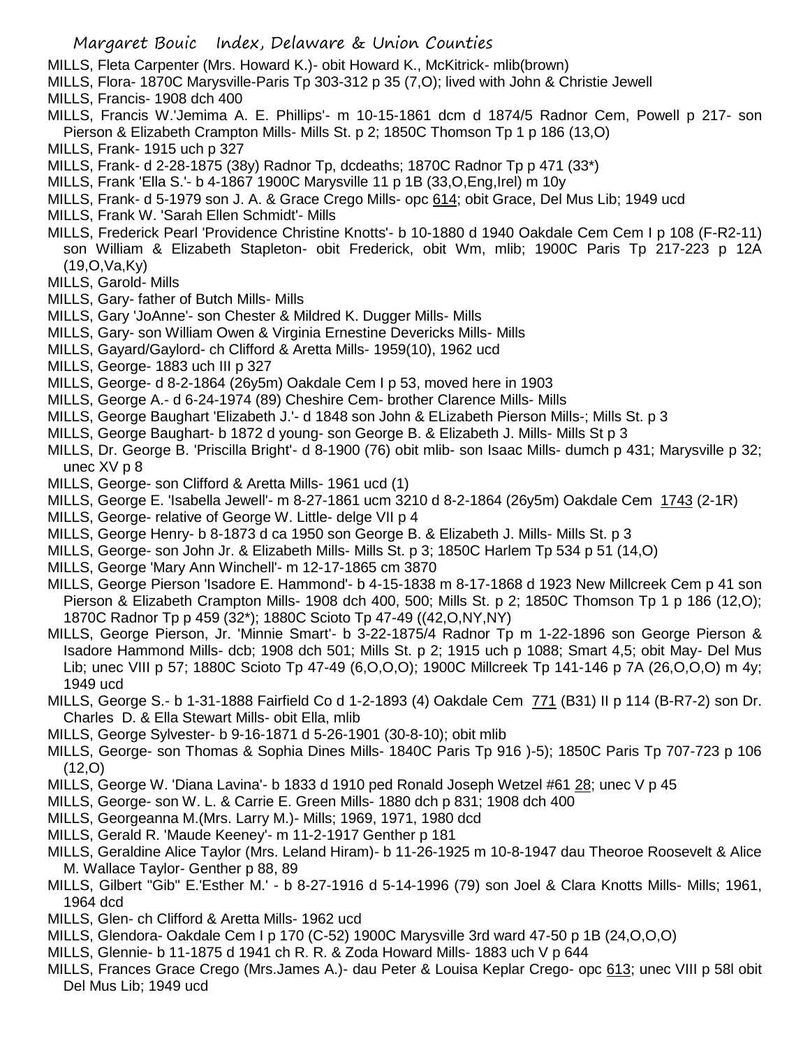MILLS, Fleta Carpenter (Mrs. Howard K.)- obit Howard K., McKitrick- mlib(brown)

MILLS, Flora- 1870C Marysville-Paris Tp 303-312 p 35 (7,O); lived with John & Christie Jewell

MILLS, Francis- 1908 dch 400

MILLS, Francis W.'Jemima A. E. Phillips'- m 10-15-1861 dcm d 1874/5 Radnor Cem, Powell p 217- son Pierson & Elizabeth Crampton Mills- Mills St. p 2; 1850C Thomson Tp 1 p 186 (13,O)

MILLS, Frank- 1915 uch p 327

MILLS, Frank- d 2-28-1875 (38y) Radnor Tp, dcdeaths; 1870C Radnor Tp p 471 (33*)

MILLS, Frank 'Ella S.'- b 4-1867 1900C Marysville 11 p 1B (33,O,Eng,Irel) m 10y

MILLS, Frank- d 5-1979 son J. A. & Grace Crego Mills- opc 614; obit Grace, Del Mus Lib; 1949 ucd

MILLS, Frank W. 'Sarah Ellen Schmidt'- Mills

MILLS, Frederick Pearl 'Providence Christine Knotts'- b 10-1880 d 1940 Oakdale Cem Cem I p 108 (F-R2-11) son William & Elizabeth Stapleton- obit Frederick, obit Wm, mlib; 1900C Paris Tp 217-223 p 12A (19,O,Va,Ky)

MILLS, Garold- Mills

MILLS, Gary- father of Butch Mills- Mills

MILLS, Gary 'JoAnne'- son Chester & Mildred K. Dugger Mills- Mills

MILLS, Gary- son William Owen & Virginia Ernestine Devericks Mills- Mills

MILLS, Gayard/Gaylord- ch Clifford & Aretta Mills- 1959(10), 1962 ucd

MILLS, George- 1883 uch III p 327

MILLS, George- d 8-2-1864 (26y5m) Oakdale Cem I p 53, moved here in 1903

MILLS, George A.- d 6-24-1974 (89) Cheshire Cem- brother Clarence Mills- Mills

MILLS, George Baughart 'Elizabeth J.'- d 1848 son John & ELizabeth Pierson Mills-; Mills St. p 3

MILLS, George Baughart- b 1872 d young- son George B. & Elizabeth J. Mills- Mills St p 3

MILLS, Dr. George B. 'Priscilla Bright'- d 8-1900 (76) obit mlib- son Isaac Mills- dumch p 431; Marysville p 32; unec XV p 8

MILLS, George- son Clifford & Aretta Mills- 1961 ucd (1)

MILLS, George E. 'Isabella Jewell'- m 8-27-1861 ucm 3210 d 8-2-1864 (26y5m) Oakdale Cem 1743 (2-1R)

MILLS, George- relative of George W. Little- delge VII p 4

MILLS, George Henry- b 8-1873 d ca 1950 son George B. & Elizabeth J. Mills- Mills St. p 3

MILLS, George- son John Jr. & Elizabeth Mills- Mills St. p 3; 1850C Harlem Tp 534 p 51 (14,O)

MILLS, George 'Mary Ann Winchell'- m 12-17-1865 cm 3870

MILLS, George Pierson 'Isadore E. Hammond'- b 4-15-1838 m 8-17-1868 d 1923 New Millcreek Cem p 41 son Pierson & Elizabeth Crampton Mills- 1908 dch 400, 500; Mills St. p 2; 1850C Thomson Tp 1 p 186 (12,O); 1870C Radnor Tp p 459 (32*); 1880C Scioto Tp 47-49 ((42,O,NY,NY)

MILLS, George Pierson, Jr. 'Minnie Smart'- b 3-22-1875/4 Radnor Tp m 1-22-1896 son George Pierson & Isadore Hammond Mills- dcb; 1908 dch 501; Mills St. p 2; 1915 uch p 1088; Smart 4,5; obit May- Del Mus Lib; unec VIII p 57; 1880C Scioto Tp 47-49 (6,O,O,O); 1900C Millcreek Tp 141-146 p 7A (26,O,O,O) m 4y; 1949 ucd

MILLS, George S.- b 1-31-1888 Fairfield Co d 1-2-1893 (4) Oakdale Cem 771 (B31) II p 114 (B-R7-2) son Dr. Charles D. & Ella Stewart Mills- obit Ella, mlib

MILLS, George Sylvester- b 9-16-1871 d 5-26-1901 (30-8-10); obit mlib

MILLS, George- son Thomas & Sophia Dines Mills- 1840C Paris Tp 916 )-5); 1850C Paris Tp 707-723 p 106 (12,O)

MILLS, George W. 'Diana Lavina'- b 1833 d 1910 ped Ronald Joseph Wetzel #61 28; unec V p 45

MILLS, George- son W. L. & Carrie E. Green Mills- 1880 dch p 831; 1908 dch 400

MILLS, Georgeanna M.(Mrs. Larry M.)- Mills; 1969, 1971, 1980 dcd

MILLS, Gerald R. 'Maude Keeney'- m 11-2-1917 Genther p 181

MILLS, Geraldine Alice Taylor (Mrs. Leland Hiram)- b 11-26-1925 m 10-8-1947 dau Theoroe Roosevelt & Alice M. Wallace Taylor- Genther p 88, 89

MILLS, Gilbert "Gib" E.'Esther M.' - b 8-27-1916 d 5-14-1996 (79) son Joel & Clara Knotts Mills- Mills; 1961, 1964 dcd

MILLS, Glen- ch Clifford & Aretta Mills- 1962 ucd

MILLS, Glendora- Oakdale Cem I p 170 (C-52) 1900C Marysville 3rd ward 47-50 p 1B (24,O,O,O)

MILLS, Glennie- b 11-1875 d 1941 ch R. R. & Zoda Howard Mills- 1883 uch V p 644

MILLS, Frances Grace Crego (Mrs.James A.)- dau Peter & Louisa Keplar Crego- opc 613; unec VIII p 58l obit Del Mus Lib; 1949 ucd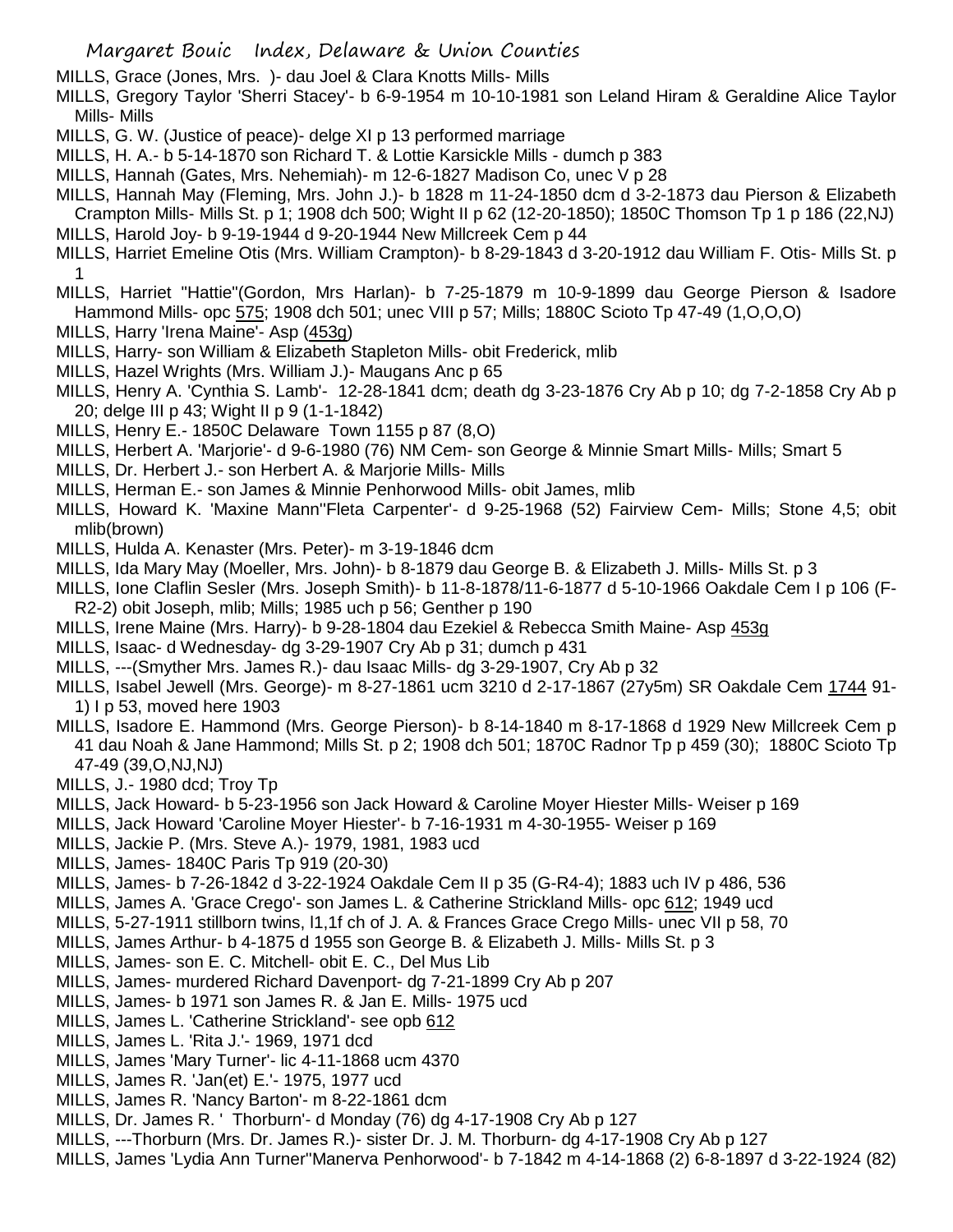MILLS, Grace (Jones, Mrs. )- dau Joel & Clara Knotts Mills- Mills

MILLS, Gregory Taylor 'Sherri Stacey'- b 6-9-1954 m 10-10-1981 son Leland Hiram & Geraldine Alice Taylor Mills- Mills

MILLS, G. W. (Justice of peace)- delge XI p 13 performed marriage

MILLS, H. A.- b 5-14-1870 son Richard T. & Lottie Karsickle Mills - dumch p 383

MILLS, Hannah (Gates, Mrs. Nehemiah)- m 12-6-1827 Madison Co, unec V p 28

MILLS, Hannah May (Fleming, Mrs. John J.)- b 1828 m 11-24-1850 dcm d 3-2-1873 dau Pierson & Elizabeth Crampton Mills- Mills St. p 1; 1908 dch 500; Wight II p 62 (12-20-1850); 1850C Thomson Tp 1 p 186 (22,NJ)

MILLS, Harold Joy- b 9-19-1944 d 9-20-1944 New Millcreek Cem p 44

MILLS, Harriet Emeline Otis (Mrs. William Crampton)- b 8-29-1843 d 3-20-1912 dau William F. Otis- Mills St. p 1

MILLS, Harriet "Hattie"(Gordon, Mrs Harlan)- b 7-25-1879 m 10-9-1899 dau George Pierson & Isadore Hammond Mills- opc 575; 1908 dch 501; unec VIII p 57; Mills; 1880C Scioto Tp 47-49 (1,O,O,O)

MILLS, Harry 'Irena Maine'- Asp (453g)

MILLS, Harry- son William & Elizabeth Stapleton Mills- obit Frederick, mlib

MILLS, Hazel Wrights (Mrs. William J.)- Maugans Anc p 65

MILLS, Henry A. 'Cynthia S. Lamb'- 12-28-1841 dcm; death dg 3-23-1876 Cry Ab p 10; dg 7-2-1858 Cry Ab p 20; delge III p 43; Wight II p 9 (1-1-1842)

MILLS, Henry E.- 1850C Delaware Town 1155 p 87 (8,O)

MILLS, Herbert A. 'Marjorie'- d 9-6-1980 (76) NM Cem- son George & Minnie Smart Mills- Mills; Smart 5

MILLS, Dr. Herbert J.- son Herbert A. & Marjorie Mills- Mills

MILLS, Herman E.- son James & Minnie Penhorwood Mills- obit James, mlib

MILLS, Howard K. 'Maxine Mann''Fleta Carpenter'- d 9-25-1968 (52) Fairview Cem- Mills; Stone 4,5; obit mlib(brown)

MILLS, Hulda A. Kenaster (Mrs. Peter)- m 3-19-1846 dcm

MILLS, Ida Mary May (Moeller, Mrs. John)- b 8-1879 dau George B. & Elizabeth J. Mills- Mills St. p 3

MILLS, Ione Claflin Sesler (Mrs. Joseph Smith)- b 11-8-1878/11-6-1877 d 5-10-1966 Oakdale Cem I p 106 (F-R2-2) obit Joseph, mlib; Mills; 1985 uch p 56; Genther p 190

MILLS, Irene Maine (Mrs. Harry)- b 9-28-1804 dau Ezekiel & Rebecca Smith Maine- Asp 453g

MILLS, Isaac- d Wednesday- dg 3-29-1907 Cry Ab p 31; dumch p 431

MILLS, ---(Smyther Mrs. James R.)- dau Isaac Mills- dg 3-29-1907, Cry Ab p 32

MILLS, Isabel Jewell (Mrs. George)- m 8-27-1861 ucm 3210 d 2-17-1867 (27y5m) SR Oakdale Cem 1744 91-1) I p 53, moved here 1903

MILLS, Isadore E. Hammond (Mrs. George Pierson)- b 8-14-1840 m 8-17-1868 d 1929 New Millcreek Cem p 41 dau Noah & Jane Hammond; Mills St. p 2; 1908 dch 501; 1870C Radnor Tp p 459 (30); 1880C Scioto Tp 47-49 (39,O,NJ,NJ)

MILLS, J.- 1980 dcd; Troy Tp

MILLS, Jack Howard- b 5-23-1956 son Jack Howard & Caroline Moyer Hiester Mills- Weiser p 169

MILLS, Jack Howard 'Caroline Moyer Hiester'- b 7-16-1931 m 4-30-1955- Weiser p 169

MILLS, Jackie P. (Mrs. Steve A.)- 1979, 1981, 1983 ucd

MILLS, James- 1840C Paris Tp 919 (20-30)

MILLS, James- b 7-26-1842 d 3-22-1924 Oakdale Cem II p 35 (G-R4-4); 1883 uch IV p 486, 536

MILLS, James A. 'Grace Crego'- son James L. & Catherine Strickland Mills- opc 612; 1949 ucd

MILLS, 5-27-1911 stillborn twins, l1,1f ch of J. A. & Frances Grace Crego Mills- unec VII p 58, 70

MILLS, James Arthur- b 4-1875 d 1955 son George B. & Elizabeth J. Mills- Mills St. p 3

MILLS, James- son E. C. Mitchell- obit E. C., Del Mus Lib

MILLS, James- murdered Richard Davenport- dg 7-21-1899 Cry Ab p 207

MILLS, James- b 1971 son James R. & Jan E. Mills- 1975 ucd

MILLS, James L. 'Catherine Strickland'- see opb 612

MILLS, James L. 'Rita J.'- 1969, 1971 dcd

MILLS, James 'Mary Turner'- lic 4-11-1868 ucm 4370

MILLS, James R. 'Jan(et) E.'- 1975, 1977 ucd

MILLS, James R. 'Nancy Barton'- m 8-22-1861 dcm

MILLS, Dr. James R. ' Thorburn'- d Monday (76) dg 4-17-1908 Cry Ab p 127

MILLS, ---Thorburn (Mrs. Dr. James R.)- sister Dr. J. M. Thorburn- dg 4-17-1908 Cry Ab p 127

MILLS, James 'Lydia Ann Turner''Manerva Penhorwood'- b 7-1842 m 4-14-1868 (2) 6-8-1897 d 3-22-1924 (82)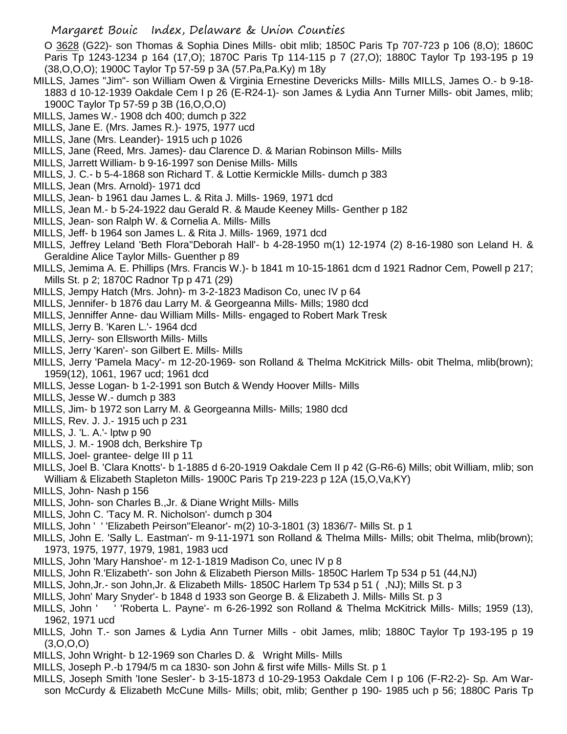O 3628 (G22)- son Thomas & Sophia Dines Mills- obit mlib; 1850C Paris Tp 707-723 p 106 (8,O); 1860C Paris Tp 1243-1234 p 164 (17,O); 1870C Paris Tp 114-115 p 7 (27,O); 1880C Taylor Tp 193-195 p 19 (38,O,O,O); 1900C Taylor Tp 57-59 p 3A (57.Pa,Pa.Ky) m 18y

MILLS, James "Jim"- son William Owen & Virginia Ernestine Devericks Mills- Mills MILLS, James O.- b 9-18-1883 d 10-12-1939 Oakdale Cem I p 26 (E-R24-1)- son James & Lydia Ann Turner Mills- obit James, mlib; 1900C Taylor Tp 57-59 p 3B (16,O,O,O)

MILLS, James W.- 1908 dch 400; dumch p 322

MILLS, Jane E. (Mrs. James R.)- 1975, 1977 ucd

MILLS, Jane (Mrs. Leander)- 1915 uch p 1026

MILLS, Jane (Reed, Mrs. James)- dau Clarence D. & Marian Robinson Mills- Mills

MILLS, Jarrett William- b 9-16-1997 son Denise Mills- Mills

MILLS, J. C.- b 5-4-1868 son Richard T. & Lottie Kermickle Mills- dumch p 383

MILLS, Jean (Mrs. Arnold)- 1971 dcd

MILLS, Jean- b 1961 dau James L. & Rita J. Mills- 1969, 1971 dcd

MILLS, Jean M.- b 5-24-1922 dau Gerald R. & Maude Keeney Mills- Genther p 182

MILLS, Jean- son Ralph W. & Cornelia A. Mills- Mills

MILLS, Jeff- b 1964 son James L. & Rita J. Mills- 1969, 1971 dcd

MILLS, Jeffrey Leland 'Beth Flora''Deborah Hall'- b 4-28-1950 m(1) 12-1974 (2) 8-16-1980 son Leland H. & Geraldine Alice Taylor Mills- Guenther p 89

MILLS, Jemima A. E. Phillips (Mrs. Francis W.)- b 1841 m 10-15-1861 dcm d 1921 Radnor Cem, Powell p 217; Mills St. p 2; 1870C Radnor Tp p 471 (29)

MILLS, Jempy Hatch (Mrs. John)- m 3-2-1823 Madison Co, unec IV p 64

MILLS, Jennifer- b 1876 dau Larry M. & Georgeanna Mills- Mills; 1980 dcd

MILLS, Jenniffer Anne- dau William Mills- Mills- engaged to Robert Mark Tresk

MILLS, Jerry B. 'Karen L.'- 1964 dcd

MILLS, Jerry- son Ellsworth Mills- Mills

MILLS, Jerry 'Karen'- son Gilbert E. Mills- Mills

MILLS, Jerry 'Pamela Macy'- m 12-20-1969- son Rolland & Thelma McKitrick Mills- obit Thelma, mlib(brown); 1959(12), 1061, 1967 ucd; 1961 dcd

MILLS, Jesse Logan- b 1-2-1991 son Butch & Wendy Hoover Mills- Mills

MILLS, Jesse W.- dumch p 383

MILLS, Jim- b 1972 son Larry M. & Georgeanna Mills- Mills; 1980 dcd

MILLS, Rev. J. J.- 1915 uch p 231

MILLS, J. 'L. A.'- lptw p 90

MILLS, J. M.- 1908 dch, Berkshire Tp

MILLS, Joel- grantee- delge III p 11

MILLS, Joel B. 'Clara Knotts'- b 1-1885 d 6-20-1919 Oakdale Cem II p 42 (G-R6-6) Mills; obit William, mlib; son William & Elizabeth Stapleton Mills- 1900C Paris Tp 219-223 p 12A (15,O,Va,KY)

MILLS, John- Nash p 156

MILLS, John- son Charles B.,Jr. & Diane Wright Mills- Mills

MILLS, John C. 'Tacy M. R. Nicholson'- dumch p 304

MILLS, John ' ' 'Elizabeth Peirson''Eleanor'- m(2) 10-3-1801 (3) 1836/7- Mills St. p 1

MILLS, John E. 'Sally L. Eastman'- m 9-11-1971 son Rolland & Thelma Mills- Mills; obit Thelma, mlib(brown); 1973, 1975, 1977, 1979, 1981, 1983 ucd

MILLS, John 'Mary Hanshoe'- m 12-1-1819 Madison Co, unec IV p 8

MILLS, John R.'Elizabeth'- son John & Elizabeth Pierson Mills- 1850C Harlem Tp 534 p 51 (44,NJ)

MILLS, John,Jr.- son John,Jr. & Elizabeth Mills- 1850C Harlem Tp 534 p 51 ( ,NJ); Mills St. p 3

MILLS, John' Mary Snyder'- b 1848 d 1933 son George B. & Elizabeth J. Mills- Mills St. p 3

MILLS, John ' ' 'Roberta L. Payne'- m 6-26-1992 son Rolland & Thelma McKitrick Mills- Mills; 1959 (13), 1962, 1971 ucd

MILLS, John T.- son James & Lydia Ann Turner Mills - obit James, mlib; 1880C Taylor Tp 193-195 p 19 (3,O,O,O)

MILLS, John Wright- b 12-1969 son Charles D. & Wright Mills- Mills

MILLS, Joseph P.-b 1794/5 m ca 1830- son John & first wife Mills- Mills St. p 1

MILLS, Joseph Smith 'Ione Sesler'- b 3-15-1873 d 10-29-1953 Oakdale Cem I p 106 (F-R2-2)- Sp. Am War- son McCurdy & Elizabeth McCune Mills- Mills; obit, mlib; Genther p 190- 1985 uch p 56; 1880C Paris Tp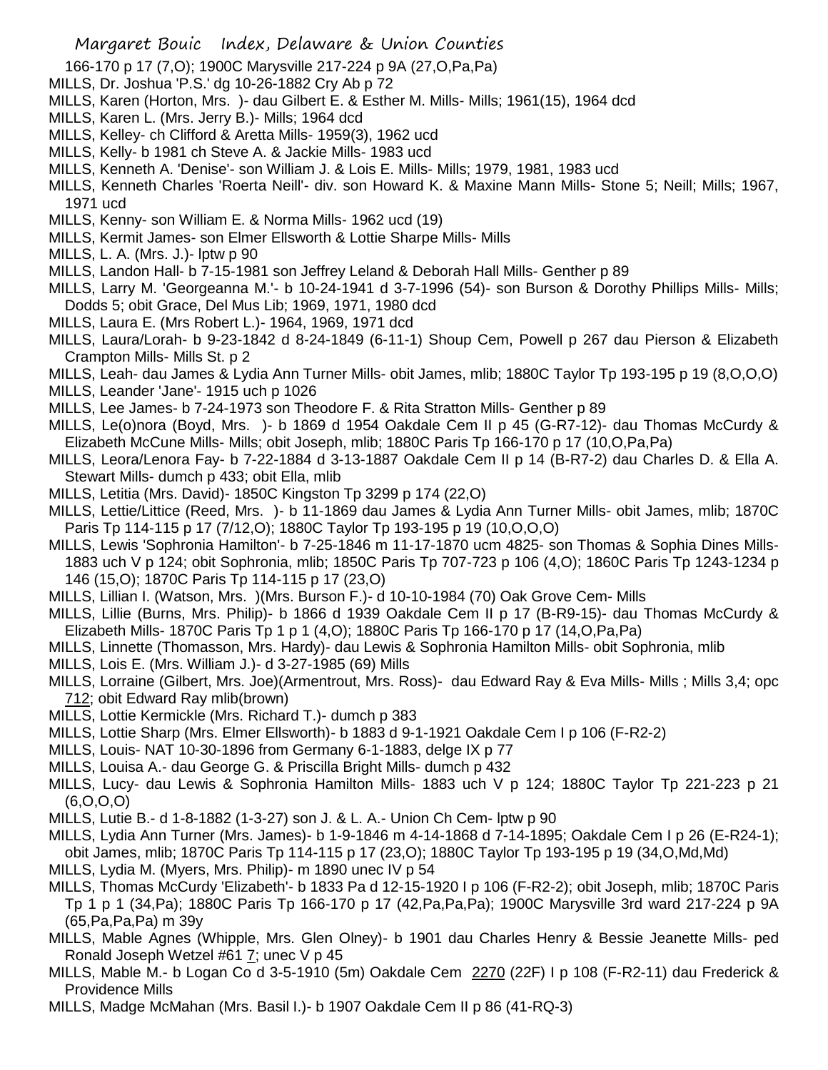166-170 p 17 (7,O); 1900C Marysville 217-224 p 9A (27,O,Pa,Pa)

MILLS, Dr. Joshua 'P.S.' dg 10-26-1882 Cry Ab p 72

MILLS, Karen (Horton, Mrs. )- dau Gilbert E. & Esther M. Mills- Mills; 1961(15), 1964 dcd

MILLS, Karen L. (Mrs. Jerry B.)- Mills; 1964 dcd

MILLS, Kelley- ch Clifford & Aretta Mills- 1959(3), 1962 ucd

MILLS, Kelly- b 1981 ch Steve A. & Jackie Mills- 1983 ucd

MILLS, Kenneth A. 'Denise'- son William J. & Lois E. Mills- Mills; 1979, 1981, 1983 ucd

MILLS, Kenneth Charles 'Roerta Neill'- div. son Howard K. & Maxine Mann Mills- Stone 5; Neill; Mills; 1967, 1971 ucd

MILLS, Kenny- son William E. & Norma Mills- 1962 ucd (19)

MILLS, Kermit James- son Elmer Ellsworth & Lottie Sharpe Mills- Mills

MILLS, L. A. (Mrs. J.)- lptw p 90

MILLS, Landon Hall- b 7-15-1981 son Jeffrey Leland & Deborah Hall Mills- Genther p 89

MILLS, Larry M. 'Georgeanna M.'- b 10-24-1941 d 3-7-1996 (54)- son Burson & Dorothy Phillips Mills- Mills; Dodds 5; obit Grace, Del Mus Lib; 1969, 1971, 1980 dcd

MILLS, Laura E. (Mrs Robert L.)- 1964, 1969, 1971 dcd

MILLS, Laura/Lorah- b 9-23-1842 d 8-24-1849 (6-11-1) Shoup Cem, Powell p 267 dau Pierson & Elizabeth Crampton Mills- Mills St. p 2

MILLS, Leah- dau James & Lydia Ann Turner Mills- obit James, mlib; 1880C Taylor Tp 193-195 p 19 (8,O,O,O)

MILLS, Leander 'Jane'- 1915 uch p 1026

MILLS, Lee James- b 7-24-1973 son Theodore F. & Rita Stratton Mills- Genther p 89

MILLS, Le(o)nora (Boyd, Mrs. )- b 1869 d 1954 Oakdale Cem II p 45 (G-R7-12)- dau Thomas McCurdy & Elizabeth McCune Mills- Mills; obit Joseph, mlib; 1880C Paris Tp 166-170 p 17 (10,O,Pa,Pa)

MILLS, Leora/Lenora Fay- b 7-22-1884 d 3-13-1887 Oakdale Cem II p 14 (B-R7-2) dau Charles D. & Ella A. Stewart Mills- dumch p 433; obit Ella, mlib

MILLS, Letitia (Mrs. David)- 1850C Kingston Tp 3299 p 174 (22,O)

MILLS, Lettie/Littice (Reed, Mrs. )- b 11-1869 dau James & Lydia Ann Turner Mills- obit James, mlib; 1870C Paris Tp 114-115 p 17 (7/12,O); 1880C Taylor Tp 193-195 p 19 (10,O,O,O)

MILLS, Lewis 'Sophronia Hamilton'- b 7-25-1846 m 11-17-1870 ucm 4825- son Thomas & Sophia Dines Mills- 1883 uch V p 124; obit Sophronia, mlib; 1850C Paris Tp 707-723 p 106 (4,O); 1860C Paris Tp 1243-1234 p 146 (15,O); 1870C Paris Tp 114-115 p 17 (23,O)

MILLS, Lillian I. (Watson, Mrs. )(Mrs. Burson F.)- d 10-10-1984 (70) Oak Grove Cem- Mills

MILLS, Lillie (Burns, Mrs. Philip)- b 1866 d 1939 Oakdale Cem II p 17 (B-R9-15)- dau Thomas McCurdy & Elizabeth Mills- 1870C Paris Tp 1 p 1 (4,O); 1880C Paris Tp 166-170 p 17 (14,O,Pa,Pa)

MILLS, Linnette (Thomasson, Mrs. Hardy)- dau Lewis & Sophronia Hamilton Mills- obit Sophronia, mlib

MILLS, Lois E. (Mrs. William J.)- d 3-27-1985 (69) Mills

MILLS, Lorraine (Gilbert, Mrs. Joe)(Armentrout, Mrs. Ross)- dau Edward Ray & Eva Mills- Mills ; Mills 3,4; opc 712; obit Edward Ray mlib(brown)

MILLS, Lottie Kermickle (Mrs. Richard T.)- dumch p 383

MILLS, Lottie Sharp (Mrs. Elmer Ellsworth)- b 1883 d 9-1-1921 Oakdale Cem I p 106 (F-R2-2)

MILLS, Louis- NAT 10-30-1896 from Germany 6-1-1883, delge IX p 77

MILLS, Louisa A.- dau George G. & Priscilla Bright Mills- dumch p 432

MILLS, Lucy- dau Lewis & Sophronia Hamilton Mills- 1883 uch V p 124; 1880C Taylor Tp 221-223 p 21 (6,O,O,O)

MILLS, Lutie B.- d 1-8-1882 (1-3-27) son J. & L. A.- Union Ch Cem- lptw p 90

MILLS, Lydia Ann Turner (Mrs. James)- b 1-9-1846 m 4-14-1868 d 7-14-1895; Oakdale Cem I p 26 (E-R24-1); obit James, mlib; 1870C Paris Tp 114-115 p 17 (23,O); 1880C Taylor Tp 193-195 p 19 (34,O,Md,Md)

MILLS, Lydia M. (Myers, Mrs. Philip)- m 1890 unec IV p 54

MILLS, Thomas McCurdy 'Elizabeth'- b 1833 Pa d 12-15-1920 I p 106 (F-R2-2); obit Joseph, mlib; 1870C Paris Tp 1 p 1 (34,Pa); 1880C Paris Tp 166-170 p 17 (42,Pa,Pa,Pa); 1900C Marysville 3rd ward 217-224 p 9A (65,Pa,Pa,Pa) m 39y

MILLS, Mable Agnes (Whipple, Mrs. Glen Olney)- b 1901 dau Charles Henry & Bessie Jeanette Mills- ped Ronald Joseph Wetzel #61 7; unec V p 45

MILLS, Mable M.- b Logan Co d 3-5-1910 (5m) Oakdale Cem 2270 (22F) I p 108 (F-R2-11) dau Frederick & Providence Mills

MILLS, Madge McMahan (Mrs. Basil I.)- b 1907 Oakdale Cem II p 86 (41-RQ-3)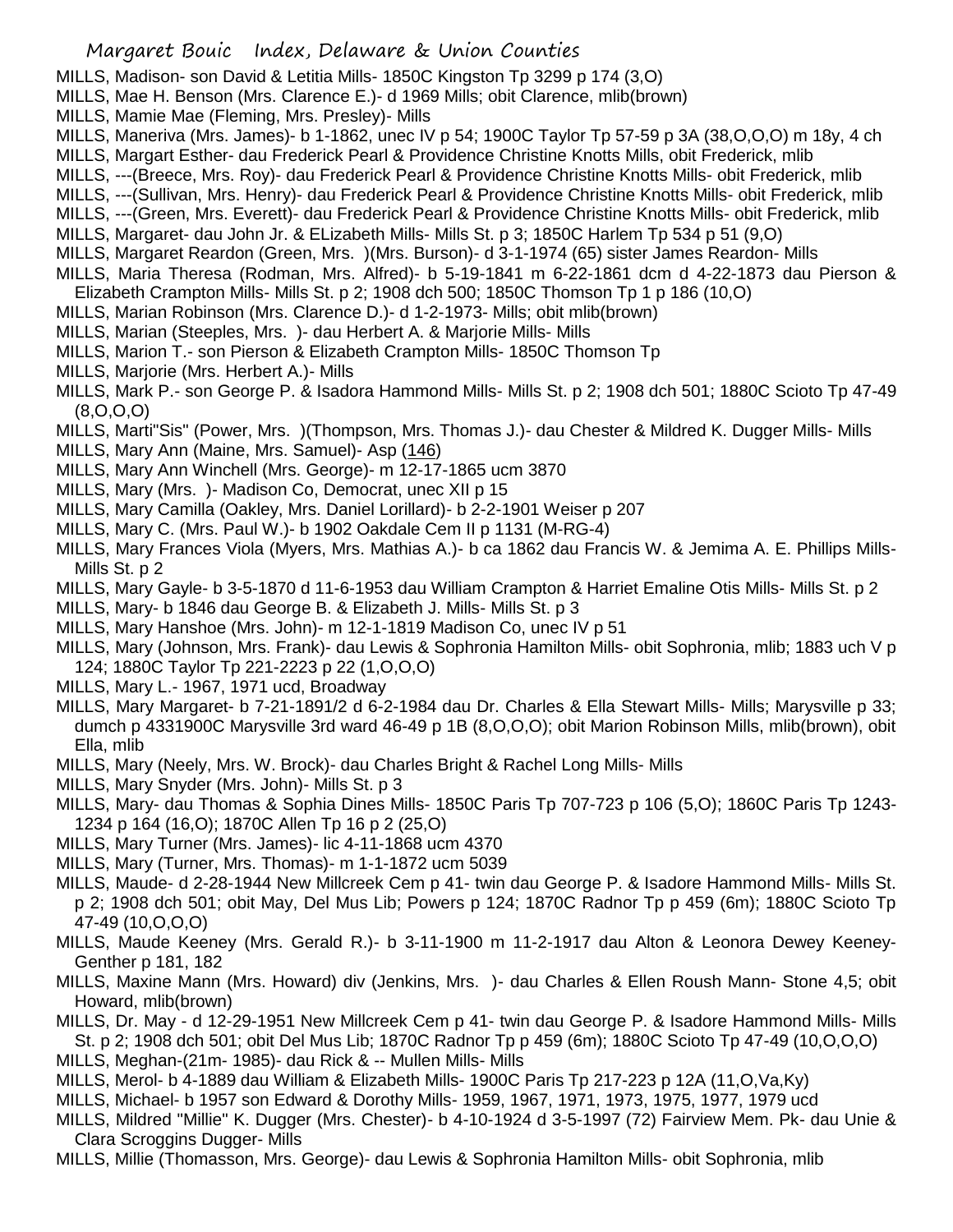MILLS, Madison- son David & Letitia Mills- 1850C Kingston Tp 3299 p 174 (3,O)

MILLS, Mae H. Benson (Mrs. Clarence E.)- d 1969 Mills; obit Clarence, mlib(brown)

MILLS, Mamie Mae (Fleming, Mrs. Presley)- Mills

MILLS, Maneriva (Mrs. James)- b 1-1862, unec IV p 54; 1900C Taylor Tp 57-59 p 3A (38,O,O,O) m 18y, 4 ch

MILLS, Margart Esther- dau Frederick Pearl & Providence Christine Knotts Mills, obit Frederick, mlib

MILLS, ---(Breece, Mrs. Roy)- dau Frederick Pearl & Providence Christine Knotts Mills- obit Frederick, mlib

MILLS, ---(Sullivan, Mrs. Henry)- dau Frederick Pearl & Providence Christine Knotts Mills- obit Frederick, mlib

MILLS, ---(Green, Mrs. Everett)- dau Frederick Pearl & Providence Christine Knotts Mills- obit Frederick, mlib

MILLS, Margaret- dau John Jr. & ELizabeth Mills- Mills St. p 3; 1850C Harlem Tp 534 p 51 (9,O)

MILLS, Margaret Reardon (Green, Mrs. )(Mrs. Burson)- d 3-1-1974 (65) sister James Reardon- Mills

MILLS, Maria Theresa (Rodman, Mrs. Alfred)- b 5-19-1841 m 6-22-1861 dcm d 4-22-1873 dau Pierson & Elizabeth Crampton Mills- Mills St. p 2; 1908 dch 500; 1850C Thomson Tp 1 p 186 (10,O)

MILLS, Marian Robinson (Mrs. Clarence D.)- d 1-2-1973- Mills; obit mlib(brown)

MILLS, Marian (Steeples, Mrs. )- dau Herbert A. & Marjorie Mills- Mills

MILLS, Marion T.- son Pierson & Elizabeth Crampton Mills- 1850C Thomson Tp

MILLS, Marjorie (Mrs. Herbert A.)- Mills

MILLS, Mark P.- son George P. & Isadora Hammond Mills- Mills St. p 2; 1908 dch 501; 1880C Scioto Tp 47-49 (8,O,O,O)

MILLS, Marti"Sis" (Power, Mrs. )(Thompson, Mrs. Thomas J.)- dau Chester & Mildred K. Dugger Mills- Mills

MILLS, Mary Ann (Maine, Mrs. Samuel)- Asp (146)

MILLS, Mary Ann Winchell (Mrs. George)- m 12-17-1865 ucm 3870

MILLS, Mary (Mrs. )- Madison Co, Democrat, unec XII p 15

MILLS, Mary Camilla (Oakley, Mrs. Daniel Lorillard)- b 2-2-1901 Weiser p 207

MILLS, Mary C. (Mrs. Paul W.)- b 1902 Oakdale Cem II p 1131 (M-RG-4)

MILLS, Mary Frances Viola (Myers, Mrs. Mathias A.)- b ca 1862 dau Francis W. & Jemima A. E. Phillips Mills- Mills St. p 2

MILLS, Mary Gayle- b 3-5-1870 d 11-6-1953 dau William Crampton & Harriet Emaline Otis Mills- Mills St. p 2

MILLS, Mary- b 1846 dau George B. & Elizabeth J. Mills- Mills St. p 3

MILLS, Mary Hanshoe (Mrs. John)- m 12-1-1819 Madison Co, unec IV p 51

MILLS, Mary (Johnson, Mrs. Frank)- dau Lewis & Sophronia Hamilton Mills- obit Sophronia, mlib; 1883 uch V p 124; 1880C Taylor Tp 221-2223 p 22 (1,O,O,O)

MILLS, Mary L.- 1967, 1971 ucd, Broadway

MILLS, Mary Margaret- b 7-21-1891/2 d 6-2-1984 dau Dr. Charles & Ella Stewart Mills- Mills; Marysville p 33; dumch p 4331900C Marysville 3rd ward 46-49 p 1B (8,O,O,O); obit Marion Robinson Mills, mlib(brown), obit Ella, mlib

MILLS, Mary (Neely, Mrs. W. Brock)- dau Charles Bright & Rachel Long Mills- Mills

MILLS, Mary Snyder (Mrs. John)- Mills St. p 3

MILLS, Mary- dau Thomas & Sophia Dines Mills- 1850C Paris Tp 707-723 p 106 (5,O); 1860C Paris Tp 1243-1234 p 164 (16,O); 1870C Allen Tp 16 p 2 (25,O)

MILLS, Mary Turner (Mrs. James)- lic 4-11-1868 ucm 4370

MILLS, Mary (Turner, Mrs. Thomas)- m 1-1-1872 ucm 5039

MILLS, Maude- d 2-28-1944 New Millcreek Cem p 41- twin dau George P. & Isadore Hammond Mills- Mills St. p 2; 1908 dch 501; obit May, Del Mus Lib; Powers p 124; 1870C Radnor Tp p 459 (6m); 1880C Scioto Tp 47-49 (10,O,O,O)

MILLS, Maude Keeney (Mrs. Gerald R.)- b 3-11-1900 m 11-2-1917 dau Alton & Leonora Dewey Keeney- Genther p 181, 182

MILLS, Maxine Mann (Mrs. Howard) div (Jenkins, Mrs. )- dau Charles & Ellen Roush Mann- Stone 4,5; obit Howard, mlib(brown)

MILLS, Dr. May - d 12-29-1951 New Millcreek Cem p 41- twin dau George P. & Isadore Hammond Mills- Mills St. p 2; 1908 dch 501; obit Del Mus Lib; 1870C Radnor Tp p 459 (6m); 1880C Scioto Tp 47-49 (10,O,O,O)

MILLS, Meghan-(21m- 1985)- dau Rick & -- Mullen Mills- Mills

MILLS, Merol- b 4-1889 dau William & Elizabeth Mills- 1900C Paris Tp 217-223 p 12A (11,O,Va,Ky)

MILLS, Michael- b 1957 son Edward & Dorothy Mills- 1959, 1967, 1971, 1973, 1975, 1977, 1979 ucd

MILLS, Mildred "Millie" K. Dugger (Mrs. Chester)- b 4-10-1924 d 3-5-1997 (72) Fairview Mem. Pk- dau Unie & Clara Scroggins Dugger- Mills

MILLS, Millie (Thomasson, Mrs. George)- dau Lewis & Sophronia Hamilton Mills- obit Sophronia, mlib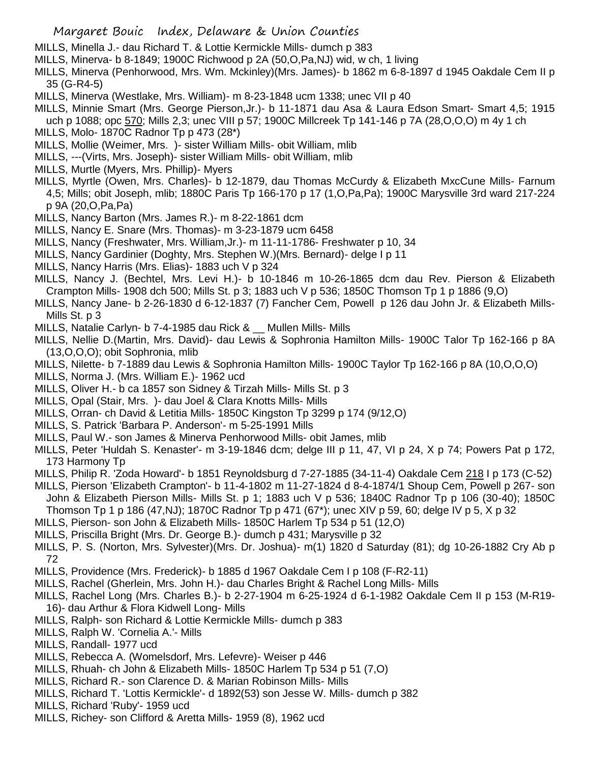MILLS, Minella J.- dau Richard T. & Lottie Kermickle Mills- dumch p 383

MILLS, Minerva- b 8-1849; 1900C Richwood p 2A (50,O,Pa,NJ) wid, w ch, 1 living

MILLS, Minerva (Penhorwood, Mrs. Wm. Mckinley)(Mrs. James)- b 1862 m 6-8-1897 d 1945 Oakdale Cem II p 35 (G-R4-5)

MILLS, Minerva (Westlake, Mrs. William)- m 8-23-1848 ucm 1338; unec VII p 40

MILLS, Minnie Smart (Mrs. George Pierson,Jr.)- b 11-1871 dau Asa & Laura Edson Smart- Smart 4,5; 1915 uch p 1088; opc 570; Mills 2,3; unec VIII p 57; 1900C Millcreek Tp 141-146 p 7A (28,O,O,O) m 4y 1 ch

MILLS, Molo- 1870C Radnor Tp p 473 (28*)

MILLS, Mollie (Weimer, Mrs. )- sister William Mills- obit William, mlib

MILLS, ---(Virts, Mrs. Joseph)- sister William Mills- obit William, mlib

MILLS, Murtle (Myers, Mrs. Phillip)- Myers

MILLS, Myrtle (Owen, Mrs. Charles)- b 12-1879, dau Thomas McCurdy & Elizabeth MxcCune Mills- Farnum 4,5; Mills; obit Joseph, mlib; 1880C Paris Tp 166-170 p 17 (1,O,Pa,Pa); 1900C Marysville 3rd ward 217-224 p 9A (20,O,Pa,Pa)

MILLS, Nancy Barton (Mrs. James R.)- m 8-22-1861 dcm

MILLS, Nancy E. Snare (Mrs. Thomas)- m 3-23-1879 ucm 6458

MILLS, Nancy (Freshwater, Mrs. William,Jr.)- m 11-11-1786- Freshwater p 10, 34

MILLS, Nancy Gardinier (Doghty, Mrs. Stephen W.)(Mrs. Bernard)- delge I p 11

MILLS, Nancy Harris (Mrs. Elias)- 1883 uch V p 324

MILLS, Nancy J. (Bechtel, Mrs. Levi H.)- b 10-1846 m 10-26-1865 dcm dau Rev. Pierson & Elizabeth Crampton Mills- 1908 dch 500; Mills St. p 3; 1883 uch V p 536; 1850C Thomson Tp 1 p 1886 (9,O)

MILLS, Nancy Jane- b 2-26-1830 d 6-12-1837 (7) Fancher Cem, Powell p 126 dau John Jr. & Elizabeth Mills- Mills St. p 3

MILLS, Natalie Carlyn- b 7-4-1985 dau Rick & __ Mullen Mills- Mills

MILLS, Nellie D.(Martin, Mrs. David)- dau Lewis & Sophronia Hamilton Mills- 1900C Talor Tp 162-166 p 8A (13,O,O,O); obit Sophronia, mlib

MILLS, Nilette- b 7-1889 dau Lewis & Sophronia Hamilton Mills- 1900C Taylor Tp 162-166 p 8A (10,O,O,O)

MILLS, Norma J. (Mrs. William E.)- 1962 ucd

MILLS, Oliver H.- b ca 1857 son Sidney & Tirzah Mills- Mills St. p 3

MILLS, Opal (Stair, Mrs. )- dau Joel & Clara Knotts Mills- Mills

MILLS, Orran- ch David & Letitia Mills- 1850C Kingston Tp 3299 p 174 (9/12,O)

MILLS, S. Patrick 'Barbara P. Anderson'- m 5-25-1991 Mills

MILLS, Paul W.- son James & Minerva Penhorwood Mills- obit James, mlib

MILLS, Peter 'Huldah S. Kenaster'- m 3-19-1846 dcm; delge III p 11, 47, VI p 24, X p 74; Powers Pat p 172, 173 Harmony Tp

MILLS, Philip R. 'Zoda Howard'- b 1851 Reynoldsburg d 7-27-1885 (34-11-4) Oakdale Cem 218 I p 173 (C-52)

MILLS, Pierson 'Elizabeth Crampton'- b 11-4-1802 m 11-27-1824 d 8-4-1874/1 Shoup Cem, Powell p 267- son John & Elizabeth Pierson Mills- Mills St. p 1; 1883 uch V p 536; 1840C Radnor Tp p 106 (30-40); 1850C Thomson Tp 1 p 186 (47,NJ); 1870C Radnor Tp p 471 (67*); unec XIV p 59, 60; delge IV p 5, X p 32

MILLS, Pierson- son John & Elizabeth Mills- 1850C Harlem Tp 534 p 51 (12,O)

MILLS, Priscilla Bright (Mrs. Dr. George B.)- dumch p 431; Marysville p 32

MILLS, P. S. (Norton, Mrs. Sylvester)(Mrs. Dr. Joshua)- m(1) 1820 d Saturday (81); dg 10-26-1882 Cry Ab p 72

MILLS, Providence (Mrs. Frederick)- b 1885 d 1967 Oakdale Cem I p 108 (F-R2-11)

MILLS, Rachel (Gherlein, Mrs. John H.)- dau Charles Bright & Rachel Long Mills- Mills

MILLS, Rachel Long (Mrs. Charles B.)- b 2-27-1904 m 6-25-1924 d 6-1-1982 Oakdale Cem II p 153 (M-R19-16)- dau Arthur & Flora Kidwell Long- Mills

MILLS, Ralph- son Richard & Lottie Kermickle Mills- dumch p 383

MILLS, Ralph W. 'Cornelia A.'- Mills

MILLS, Randall- 1977 ucd

MILLS, Rebecca A. (Womelsdorf, Mrs. Lefevre)- Weiser p 446

MILLS, Rhuah- ch John & Elizabeth Mills- 1850C Harlem Tp 534 p 51 (7,O)

MILLS, Richard R.- son Clarence D. & Marian Robinson Mills- Mills

MILLS, Richard T. 'Lottis Kermickle'- d 1892(53) son Jesse W. Mills- dumch p 382

MILLS, Richard 'Ruby'- 1959 ucd

MILLS, Richey- son Clifford & Aretta Mills- 1959 (8), 1962 ucd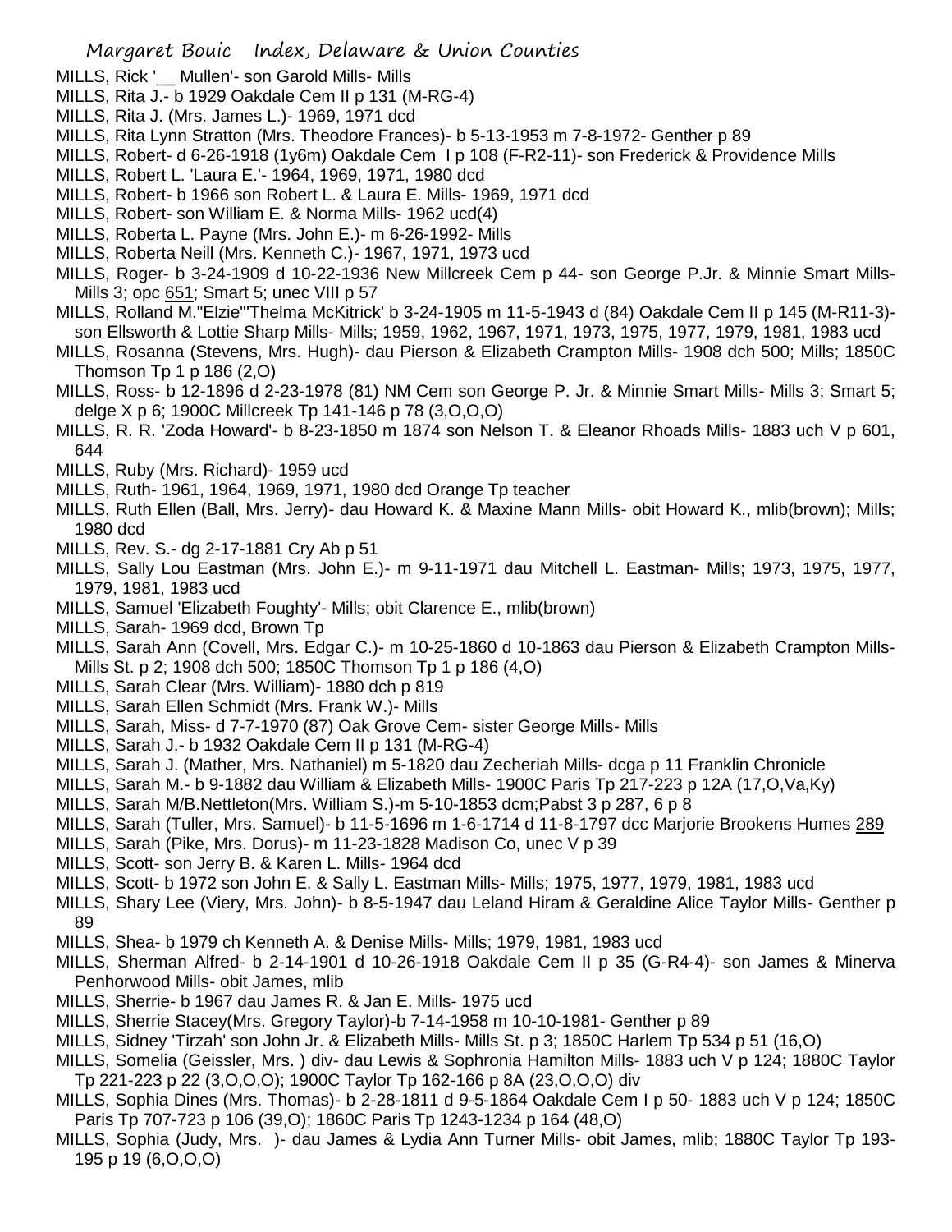MILLS, Rick '__ Mullen'- son Garold Mills- Mills

MILLS, Rita J.- b 1929 Oakdale Cem II p 131 (M-RG-4)

MILLS, Rita J. (Mrs. James L.)- 1969, 1971 dcd

MILLS, Rita Lynn Stratton (Mrs. Theodore Frances)- b 5-13-1953 m 7-8-1972- Genther p 89

MILLS, Robert- d 6-26-1918 (1y6m) Oakdale Cem I p 108 (F-R2-11)- son Frederick & Providence Mills

MILLS, Robert L. 'Laura E.'- 1964, 1969, 1971, 1980 dcd

MILLS, Robert- b 1966 son Robert L. & Laura E. Mills- 1969, 1971 dcd

MILLS, Robert- son William E. & Norma Mills- 1962 ucd(4)

MILLS, Roberta L. Payne (Mrs. John E.)- m 6-26-1992- Mills

MILLS, Roberta Neill (Mrs. Kenneth C.)- 1967, 1971, 1973 ucd

MILLS, Roger- b 3-24-1909 d 10-22-1936 New Millcreek Cem p 44- son George P.Jr. & Minnie Smart Mills- Mills 3; opc 651; Smart 5; unec VIII p 57

MILLS, Rolland M."Elzie"'Thelma McKitrick' b 3-24-1905 m 11-5-1943 d (84) Oakdale Cem II p 145 (M-R11-3)- son Ellsworth & Lottie Sharp Mills- Mills; 1959, 1962, 1967, 1971, 1973, 1975, 1977, 1979, 1981, 1983 ucd

MILLS, Rosanna (Stevens, Mrs. Hugh)- dau Pierson & Elizabeth Crampton Mills- 1908 dch 500; Mills; 1850C Thomson Tp 1 p 186 (2,O)

MILLS, Ross- b 12-1896 d 2-23-1978 (81) NM Cem son George P. Jr. & Minnie Smart Mills- Mills 3; Smart 5; delge X p 6; 1900C Millcreek Tp 141-146 p 78 (3,O,O,O)

MILLS, R. R. 'Zoda Howard'- b 8-23-1850 m 1874 son Nelson T. & Eleanor Rhoads Mills- 1883 uch V p 601, 644

MILLS, Ruby (Mrs. Richard)- 1959 ucd

MILLS, Ruth- 1961, 1964, 1969, 1971, 1980 dcd Orange Tp teacher

MILLS, Ruth Ellen (Ball, Mrs. Jerry)- dau Howard K. & Maxine Mann Mills- obit Howard K., mlib(brown); Mills; 1980 dcd

MILLS, Rev. S.- dg 2-17-1881 Cry Ab p 51

MILLS, Sally Lou Eastman (Mrs. John E.)- m 9-11-1971 dau Mitchell L. Eastman- Mills; 1973, 1975, 1977, 1979, 1981, 1983 ucd

MILLS, Samuel 'Elizabeth Foughty'- Mills; obit Clarence E., mlib(brown)

MILLS, Sarah- 1969 dcd, Brown Tp

MILLS, Sarah Ann (Covell, Mrs. Edgar C.)- m 10-25-1860 d 10-1863 dau Pierson & Elizabeth Crampton Mills- Mills St. p 2; 1908 dch 500; 1850C Thomson Tp 1 p 186 (4,O)

MILLS, Sarah Clear (Mrs. William)- 1880 dch p 819

MILLS, Sarah Ellen Schmidt (Mrs. Frank W.)- Mills

MILLS, Sarah, Miss- d 7-7-1970 (87) Oak Grove Cem- sister George Mills- Mills

MILLS, Sarah J.- b 1932 Oakdale Cem II p 131 (M-RG-4)

MILLS, Sarah J. (Mather, Mrs. Nathaniel) m 5-1820 dau Zecheriah Mills- dcga p 11 Franklin Chronicle

MILLS, Sarah M.- b 9-1882 dau William & Elizabeth Mills- 1900C Paris Tp 217-223 p 12A (17,O,Va,Ky)

MILLS, Sarah M/B.Nettleton(Mrs. William S.)-m 5-10-1853 dcm;Pabst 3 p 287, 6 p 8

MILLS, Sarah (Tuller, Mrs. Samuel)- b 11-5-1696 m 1-6-1714 d 11-8-1797 dcc Marjorie Brookens Humes 289

MILLS, Sarah (Pike, Mrs. Dorus)- m 11-23-1828 Madison Co, unec V p 39

MILLS, Scott- son Jerry B. & Karen L. Mills- 1964 dcd

MILLS, Scott- b 1972 son John E. & Sally L. Eastman Mills- Mills; 1975, 1977, 1979, 1981, 1983 ucd

MILLS, Shary Lee (Viery, Mrs. John)- b 8-5-1947 dau Leland Hiram & Geraldine Alice Taylor Mills- Genther p 89

MILLS, Shea- b 1979 ch Kenneth A. & Denise Mills- Mills; 1979, 1981, 1983 ucd

MILLS, Sherman Alfred- b 2-14-1901 d 10-26-1918 Oakdale Cem II p 35 (G-R4-4)- son James & Minerva Penhorwood Mills- obit James, mlib

MILLS, Sherrie- b 1967 dau James R. & Jan E. Mills- 1975 ucd

MILLS, Sherrie Stacey(Mrs. Gregory Taylor)-b 7-14-1958 m 10-10-1981- Genther p 89

MILLS, Sidney 'Tirzah' son John Jr. & Elizabeth Mills- Mills St. p 3; 1850C Harlem Tp 534 p 51 (16,O)

MILLS, Somelia (Geissler, Mrs. ) div- dau Lewis & Sophronia Hamilton Mills- 1883 uch V p 124; 1880C Taylor Tp 221-223 p 22 (3,O,O,O); 1900C Taylor Tp 162-166 p 8A (23,O,O,O) div

MILLS, Sophia Dines (Mrs. Thomas)- b 2-28-1811 d 9-5-1864 Oakdale Cem I p 50- 1883 uch V p 124; 1850C Paris Tp 707-723 p 106 (39,O); 1860C Paris Tp 1243-1234 p 164 (48,O)

MILLS, Sophia (Judy, Mrs. )- dau James & Lydia Ann Turner Mills- obit James, mlib; 1880C Taylor Tp 193-195 p 19 (6,O,O,O)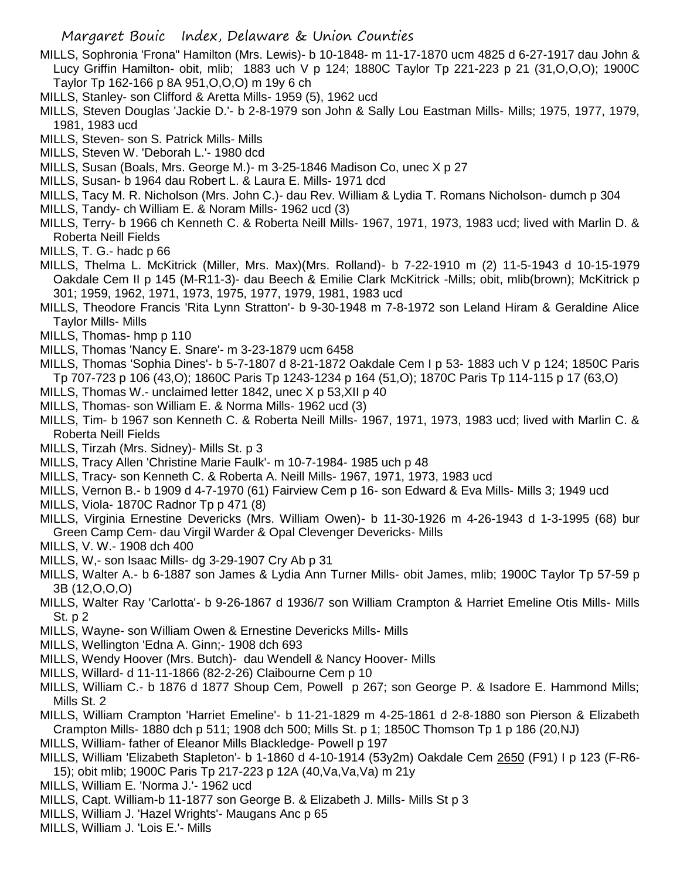MILLS, Sophronia 'Frona" Hamilton (Mrs. Lewis)- b 10-1848- m 11-17-1870 ucm 4825 d 6-27-1917 dau John & Lucy Griffin Hamilton- obit, mlib; 1883 uch V p 124; 1880C Taylor Tp 221-223 p 21 (31,O,O,O); 1900C Taylor Tp 162-166 p 8A 951,O,O,O) m 19y 6 ch

MILLS, Stanley- son Clifford & Aretta Mills- 1959 (5), 1962 ucd

MILLS, Steven Douglas 'Jackie D.'- b 2-8-1979 son John & Sally Lou Eastman Mills- Mills; 1975, 1977, 1979, 1981, 1983 ucd

MILLS, Steven- son S. Patrick Mills- Mills

MILLS, Steven W. 'Deborah L.'- 1980 dcd

MILLS, Susan (Boals, Mrs. George M.)- m 3-25-1846 Madison Co, unec X p 27

MILLS, Susan- b 1964 dau Robert L. & Laura E. Mills- 1971 dcd

MILLS, Tacy M. R. Nicholson (Mrs. John C.)- dau Rev. William & Lydia T. Romans Nicholson- dumch p 304

MILLS, Tandy- ch William E. & Noram Mills- 1962 ucd (3)

MILLS, Terry- b 1966 ch Kenneth C. & Roberta Neill Mills- 1967, 1971, 1973, 1983 ucd; lived with Marlin D. & Roberta Neill Fields

MILLS, T. G.- hadc p 66

MILLS, Thelma L. McKitrick (Miller, Mrs. Max)(Mrs. Rolland)- b 7-22-1910 m (2) 11-5-1943 d 10-15-1979 Oakdale Cem II p 145 (M-R11-3)- dau Beech & Emilie Clark McKitrick -Mills; obit, mlib(brown); McKitrick p 301; 1959, 1962, 1971, 1973, 1975, 1977, 1979, 1981, 1983 ucd

MILLS, Theodore Francis 'Rita Lynn Stratton'- b 9-30-1948 m 7-8-1972 son Leland Hiram & Geraldine Alice Taylor Mills- Mills

MILLS, Thomas- hmp p 110

MILLS, Thomas 'Nancy E. Snare'- m 3-23-1879 ucm 6458

MILLS, Thomas 'Sophia Dines'- b 5-7-1807 d 8-21-1872 Oakdale Cem I p 53- 1883 uch V p 124; 1850C Paris Tp 707-723 p 106 (43,O); 1860C Paris Tp 1243-1234 p 164 (51,O); 1870C Paris Tp 114-115 p 17 (63,O)

MILLS, Thomas W.- unclaimed letter 1842, unec X p 53,XII p 40

MILLS, Thomas- son William E. & Norma Mills- 1962 ucd (3)

MILLS, Tim- b 1967 son Kenneth C. & Roberta Neill Mills- 1967, 1971, 1973, 1983 ucd; lived with Marlin C. & Roberta Neill Fields

MILLS, Tirzah (Mrs. Sidney)- Mills St. p 3

MILLS, Tracy Allen 'Christine Marie Faulk'- m 10-7-1984- 1985 uch p 48

MILLS, Tracy- son Kenneth C. & Roberta A. Neill Mills- 1967, 1971, 1973, 1983 ucd

MILLS, Vernon B.- b 1909 d 4-7-1970 (61) Fairview Cem p 16- son Edward & Eva Mills- Mills 3; 1949 ucd

MILLS, Viola- 1870C Radnor Tp p 471 (8)

MILLS, Virginia Ernestine Devericks (Mrs. William Owen)- b 11-30-1926 m 4-26-1943 d 1-3-1995 (68) bur Green Camp Cem- dau Virgil Warder & Opal Clevenger Devericks- Mills

MILLS, V. W.- 1908 dch 400

MILLS, W,- son Isaac Mills- dg 3-29-1907 Cry Ab p 31

MILLS, Walter A.- b 6-1887 son James & Lydia Ann Turner Mills- obit James, mlib; 1900C Taylor Tp 57-59 p 3B (12,O,O,O)

MILLS, Walter Ray 'Carlotta'- b 9-26-1867 d 1936/7 son William Crampton & Harriet Emeline Otis Mills- Mills St. p 2

MILLS, Wayne- son William Owen & Ernestine Devericks Mills- Mills

MILLS, Wellington 'Edna A. Ginn;- 1908 dch 693

MILLS, Wendy Hoover (Mrs. Butch)- dau Wendell & Nancy Hoover- Mills

MILLS, Willard- d 11-11-1866 (82-2-26) Claibourne Cem p 10

MILLS, William C.- b 1876 d 1877 Shoup Cem, Powell p 267; son George P. & Isadore E. Hammond Mills; Mills St. 2

MILLS, William Crampton 'Harriet Emeline'- b 11-21-1829 m 4-25-1861 d 2-8-1880 son Pierson & Elizabeth Crampton Mills- 1880 dch p 511; 1908 dch 500; Mills St. p 1; 1850C Thomson Tp 1 p 186 (20,NJ)

MILLS, William- father of Eleanor Mills Blackledge- Powell p 197

MILLS, William 'Elizabeth Stapleton'- b 1-1860 d 4-10-1914 (53y2m) Oakdale Cem 2650 (F91) I p 123 (F-R6-15); obit mlib; 1900C Paris Tp 217-223 p 12A (40,Va,Va,Va) m 21y

MILLS, William E. 'Norma J.'- 1962 ucd

MILLS, Capt. William-b 11-1877 son George B. & Elizabeth J. Mills- Mills St p 3

MILLS, William J. 'Hazel Wrights'- Maugans Anc p 65

MILLS, William J. 'Lois E.'- Mills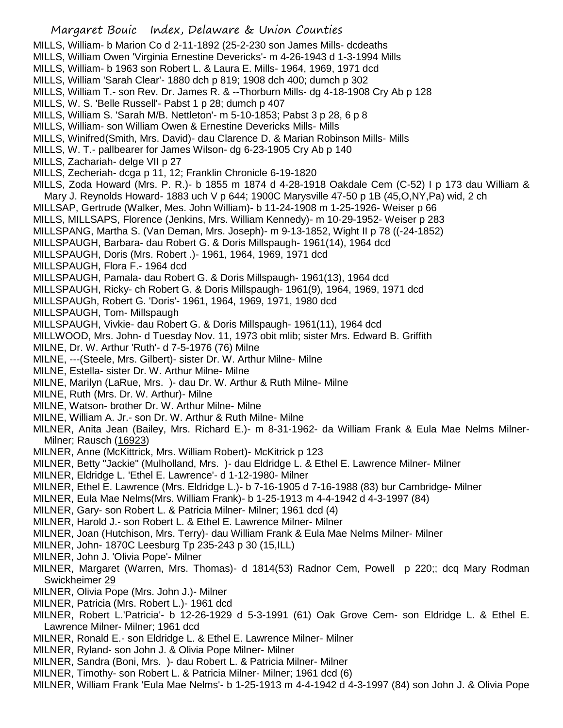MILLS, William- b Marion Co d 2-11-1892 (25-2-230 son James Mills- dcdeaths
MILLS, William Owen 'Virginia Ernestine Devericks'- m 4-26-1943 d 1-3-1994 Mills
MILLS, William- b 1963 son Robert L. & Laura E. Mills- 1964, 1969, 1971 dcd
MILLS, William 'Sarah Clear'- 1880 dch p 819; 1908 dch 400; dumch p 302
MILLS, William T.- son Rev. Dr. James R. & --Thorburn Mills- dg 4-18-1908 Cry Ab p 128
MILLS, W. S. 'Belle Russell'- Pabst 1 p 28; dumch p 407
MILLS, William S. 'Sarah M/B. Nettleton'- m 5-10-1853; Pabst 3 p 28, 6 p 8
MILLS, William- son William Owen & Ernestine Devericks Mills- Mills
MILLS, Winifred(Smith, Mrs. David)- dau Clarence D. & Marian Robinson Mills- Mills
MILLS, W. T.- pallbearer for James Wilson- dg 6-23-1905 Cry Ab p 140
MILLS, Zachariah- delge VII p 27
MILLS, Zecheriah- dcga p 11, 12; Franklin Chronicle 6-19-1820
MILLS, Zoda Howard (Mrs. P. R.)- b 1855 m 1874 d 4-28-1918 Oakdale Cem (C-52) I p 173 dau William & Mary J. Reynolds Howard- 1883 uch V p 644; 1900C Marysville 47-50 p 1B (45,O,NY,Pa) wid, 2 ch
MILLSAP, Gertrude (Walker, Mes. John William)- b 11-24-1908 m 1-25-1926- Weiser p 66
MILLS, MILLSAPS, Florence (Jenkins, Mrs. William Kennedy)- m 10-29-1952- Weiser p 283
MILLSPANG, Martha S. (Van Deman, Mrs. Joseph)- m 9-13-1852, Wight II p 78 ((-24-1852)
MILLSPAUGH, Barbara- dau Robert G. & Doris Millspaugh- 1961(14), 1964 dcd
MILLSPAUGH, Doris (Mrs. Robert .)- 1961, 1964, 1969, 1971 dcd
MILLSPAUGH, Flora F.- 1964 dcd
MILLSPAUGH, Pamala- dau Robert G. & Doris Millspaugh- 1961(13), 1964 dcd
MILLSPAUGH, Ricky- ch Robert G. & Doris Millspaugh- 1961(9), 1964, 1969, 1971 dcd
MILLSPAUGh, Robert G. 'Doris'- 1961, 1964, 1969, 1971, 1980 dcd
MILLSPAUGH, Tom- Millspaugh
MILLSPAUGH, Vivkie- dau Robert G. & Doris Millspaugh- 1961(11), 1964 dcd
MILLWOOD, Mrs. John- d Tuesday Nov. 11, 1973 obit mlib; sister Mrs. Edward B. Griffith
MILNE, Dr. W. Arthur 'Ruth'- d 7-5-1976 (76) Milne
MILNE, ---(Steele, Mrs. Gilbert)- sister Dr. W. Arthur Milne- Milne
MILNE, Estella- sister Dr. W. Arthur Milne- Milne
MILNE, Marilyn (LaRue, Mrs. )- dau Dr. W. Arthur & Ruth Milne- Milne
MILNE, Ruth (Mrs. Dr. W. Arthur)- Milne
MILNE, Watson- brother Dr. W. Arthur Milne- Milne
MILNE, William A. Jr.- son Dr. W. Arthur & Ruth Milne- Milne
MILNER, Anita Jean (Bailey, Mrs. Richard E.)- m 8-31-1962- da William Frank & Eula Mae Nelms Milner- Milner; Rausch (16923)
MILNER, Anne (McKittrick, Mrs. William Robert)- McKitrick p 123
MILNER, Betty "Jackie" (Mulholland, Mrs. )- dau Eldridge L. & Ethel E. Lawrence Milner- Milner
MILNER, Eldridge L. 'Ethel E. Lawrence'- d 1-12-1980- Milner
MILNER, Ethel E. Lawrence (Mrs. Eldridge L.)- b 7-16-1905 d 7-16-1988 (83) bur Cambridge- Milner
MILNER, Eula Mae Nelms(Mrs. William Frank)- b 1-25-1913 m 4-4-1942 d 4-3-1997 (84)
MILNER, Gary- son Robert L. & Patricia Milner- Milner; 1961 dcd (4)
MILNER, Harold J.- son Robert L. & Ethel E. Lawrence Milner- Milner
MILNER, Joan (Hutchison, Mrs. Terry)- dau William Frank & Eula Mae Nelms Milner- Milner
MILNER, John- 1870C Leesburg Tp 235-243 p 30 (15,ILL)
MILNER, John J. 'Olivia Pope'- Milner
MILNER, Margaret (Warren, Mrs. Thomas)- d 1814(53) Radnor Cem, Powell p 220;; dcq Mary Rodman Swickheimer 29
MILNER, Olivia Pope (Mrs. John J.)- Milner
MILNER, Patricia (Mrs. Robert L.)- 1961 dcd
MILNER, Robert L.'Patricia'- b 12-26-1929 d 5-3-1991 (61) Oak Grove Cem- son Eldridge L. & Ethel E. Lawrence Milner- Milner; 1961 dcd
MILNER, Ronald E.- son Eldridge L. & Ethel E. Lawrence Milner- Milner
MILNER, Ryland- son John J. & Olivia Pope Milner- Milner
MILNER, Sandra (Boni, Mrs. )- dau Robert L. & Patricia Milner- Milner
MILNER, Timothy- son Robert L. & Patricia Milner- Milner; 1961 dcd (6)
MILNER, William Frank 'Eula Mae Nelms'- b 1-25-1913 m 4-4-1942 d 4-3-1997 (84) son John J. & Olivia Pope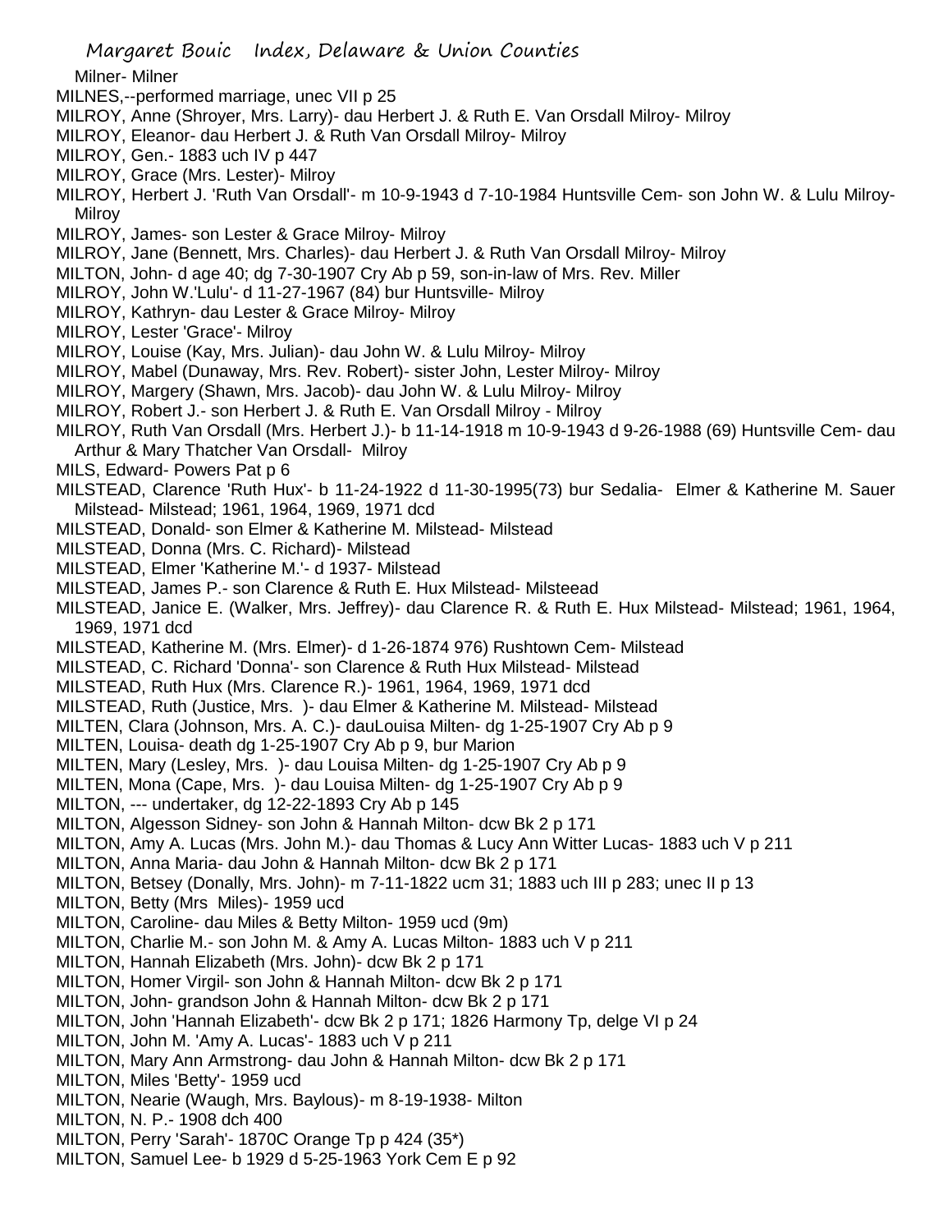Milner- Milner

MILNES,--performed marriage, unec VII p 25

MILROY, Anne (Shroyer, Mrs. Larry)- dau Herbert J. & Ruth E. Van Orsdall Milroy- Milroy

MILROY, Eleanor- dau Herbert J. & Ruth Van Orsdall Milroy- Milroy

MILROY, Gen.- 1883 uch IV p 447

MILROY, Grace (Mrs. Lester)- Milroy

MILROY, Herbert J. 'Ruth Van Orsdall'- m 10-9-1943 d 7-10-1984 Huntsville Cem- son John W. & Lulu Milroy- Milroy

MILROY, James- son Lester & Grace Milroy- Milroy

MILROY, Jane (Bennett, Mrs. Charles)- dau Herbert J. & Ruth Van Orsdall Milroy- Milroy

MILTON, John- d age 40; dg 7-30-1907 Cry Ab p 59, son-in-law of Mrs. Rev. Miller

MILROY, John W.'Lulu'- d 11-27-1967 (84) bur Huntsville- Milroy

MILROY, Kathryn- dau Lester & Grace Milroy- Milroy

MILROY, Lester 'Grace'- Milroy

MILROY, Louise (Kay, Mrs. Julian)- dau John W. & Lulu Milroy- Milroy

MILROY, Mabel (Dunaway, Mrs. Rev. Robert)- sister John, Lester Milroy- Milroy

MILROY, Margery (Shawn, Mrs. Jacob)- dau John W. & Lulu Milroy- Milroy

MILROY, Robert J.- son Herbert J. & Ruth E. Van Orsdall Milroy - Milroy

MILROY, Ruth Van Orsdall (Mrs. Herbert J.)- b 11-14-1918 m 10-9-1943 d 9-26-1988 (69) Huntsville Cem- dau Arthur & Mary Thatcher Van Orsdall- Milroy

MILS, Edward- Powers Pat p 6

MILSTEAD, Clarence 'Ruth Hux'- b 11-24-1922 d 11-30-1995(73) bur Sedalia- Elmer & Katherine M. Sauer Milstead- Milstead; 1961, 1964, 1969, 1971 dcd

MILSTEAD, Donald- son Elmer & Katherine M. Milstead- Milstead

MILSTEAD, Donna (Mrs. C. Richard)- Milstead

MILSTEAD, Elmer 'Katherine M.'- d 1937- Milstead

MILSTEAD, James P.- son Clarence & Ruth E. Hux Milstead- Milsteead

MILSTEAD, Janice E. (Walker, Mrs. Jeffrey)- dau Clarence R. & Ruth E. Hux Milstead- Milstead; 1961, 1964, 1969, 1971 dcd

MILSTEAD, Katherine M. (Mrs. Elmer)- d 1-26-1874 976) Rushtown Cem- Milstead

MILSTEAD, C. Richard 'Donna'- son Clarence & Ruth Hux Milstead- Milstead

MILSTEAD, Ruth Hux (Mrs. Clarence R.)- 1961, 1964, 1969, 1971 dcd

MILSTEAD, Ruth (Justice, Mrs. )- dau Elmer & Katherine M. Milstead- Milstead

MILTEN, Clara (Johnson, Mrs. A. C.)- dauLouisa Milten- dg 1-25-1907 Cry Ab p 9

MILTEN, Louisa- death dg 1-25-1907 Cry Ab p 9, bur Marion

MILTEN, Mary (Lesley, Mrs. )- dau Louisa Milten- dg 1-25-1907 Cry Ab p 9

MILTEN, Mona (Cape, Mrs. )- dau Louisa Milten- dg 1-25-1907 Cry Ab p 9

MILTON, --- undertaker, dg 12-22-1893 Cry Ab p 145

MILTON, Algesson Sidney- son John & Hannah Milton- dcw Bk 2 p 171

MILTON, Amy A. Lucas (Mrs. John M.)- dau Thomas & Lucy Ann Witter Lucas- 1883 uch V p 211

MILTON, Anna Maria- dau John & Hannah Milton- dcw Bk 2 p 171

MILTON, Betsey (Donally, Mrs. John)- m 7-11-1822 ucm 31; 1883 uch III p 283; unec II p 13

MILTON, Betty (Mrs Miles)- 1959 ucd

MILTON, Caroline- dau Miles & Betty Milton- 1959 ucd (9m)

MILTON, Charlie M.- son John M. & Amy A. Lucas Milton- 1883 uch V p 211

MILTON, Hannah Elizabeth (Mrs. John)- dcw Bk 2 p 171

MILTON, Homer Virgil- son John & Hannah Milton- dcw Bk 2 p 171

MILTON, John- grandson John & Hannah Milton- dcw Bk 2 p 171

MILTON, John 'Hannah Elizabeth'- dcw Bk 2 p 171; 1826 Harmony Tp, delge VI p 24

MILTON, John M. 'Amy A. Lucas'- 1883 uch V p 211

MILTON, Mary Ann Armstrong- dau John & Hannah Milton- dcw Bk 2 p 171

MILTON, Miles 'Betty'- 1959 ucd

MILTON, Nearie (Waugh, Mrs. Baylous)- m 8-19-1938- Milton

MILTON, N. P.- 1908 dch 400

MILTON, Perry 'Sarah'- 1870C Orange Tp p 424 (35*)

MILTON, Samuel Lee- b 1929 d 5-25-1963 York Cem E p 92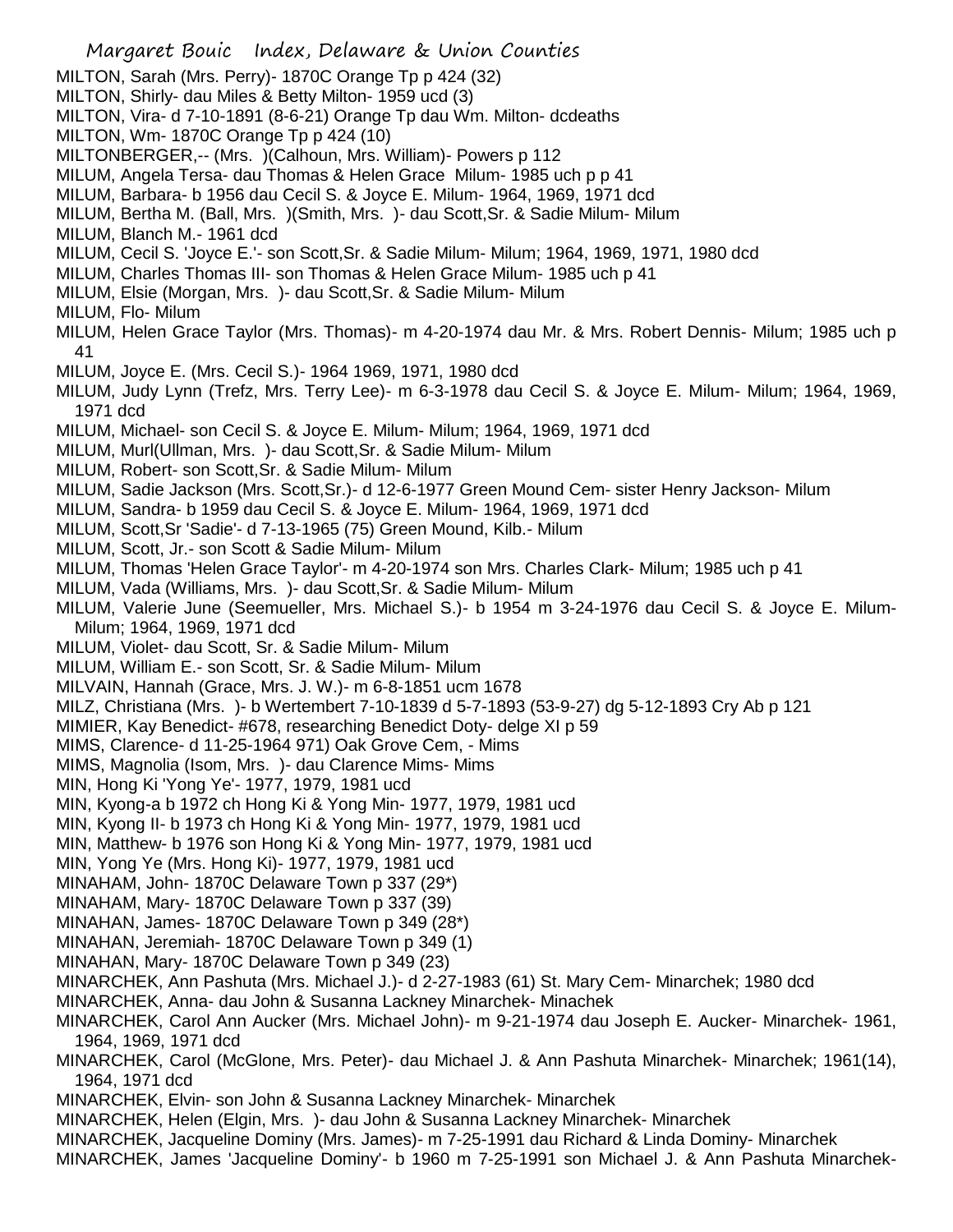MILTON, Sarah (Mrs. Perry)- 1870C Orange Tp p 424 (32)
MILTON, Shirly- dau Miles & Betty Milton- 1959 ucd (3)
MILTON, Vira- d 7-10-1891 (8-6-21) Orange Tp dau Wm. Milton- dcdeaths
MILTON, Wm- 1870C Orange Tp p 424 (10)
MILTONBERGER,-- (Mrs. )(Calhoun, Mrs. William)- Powers p 112
MILUM, Angela Tersa- dau Thomas & Helen Grace Milum- 1985 uch p p 41
MILUM, Barbara- b 1956 dau Cecil S. & Joyce E. Milum- 1964, 1969, 1971 dcd
MILUM, Bertha M. (Ball, Mrs. )(Smith, Mrs. )- dau Scott,Sr. & Sadie Milum- Milum
MILUM, Blanch M.- 1961 dcd
MILUM, Cecil S. 'Joyce E.'- son Scott,Sr. & Sadie Milum- Milum; 1964, 1969, 1971, 1980 dcd
MILUM, Charles Thomas III- son Thomas & Helen Grace Milum- 1985 uch p 41
MILUM, Elsie (Morgan, Mrs. )- dau Scott,Sr. & Sadie Milum- Milum
MILUM, Flo- Milum
MILUM, Helen Grace Taylor (Mrs. Thomas)- m 4-20-1974 dau Mr. & Mrs. Robert Dennis- Milum; 1985 uch p 41
MILUM, Joyce E. (Mrs. Cecil S.)- 1964 1969, 1971, 1980 dcd
MILUM, Judy Lynn (Trefz, Mrs. Terry Lee)- m 6-3-1978 dau Cecil S. & Joyce E. Milum- Milum; 1964, 1969, 1971 dcd
MILUM, Michael- son Cecil S. & Joyce E. Milum- Milum; 1964, 1969, 1971 dcd
MILUM, Murl(Ullman, Mrs. )- dau Scott,Sr. & Sadie Milum- Milum
MILUM, Robert- son Scott,Sr. & Sadie Milum- Milum
MILUM, Sadie Jackson (Mrs. Scott,Sr.)- d 12-6-1977 Green Mound Cem- sister Henry Jackson- Milum
MILUM, Sandra- b 1959 dau Cecil S. & Joyce E. Milum- 1964, 1969, 1971 dcd
MILUM, Scott,Sr 'Sadie'- d 7-13-1965 (75) Green Mound, Kilb.- Milum
MILUM, Scott, Jr.- son Scott & Sadie Milum- Milum
MILUM, Thomas 'Helen Grace Taylor'- m 4-20-1974 son Mrs. Charles Clark- Milum; 1985 uch p 41
MILUM, Vada (Williams, Mrs. )- dau Scott,Sr. & Sadie Milum- Milum
MILUM, Valerie June (Seemueller, Mrs. Michael S.)- b 1954 m 3-24-1976 dau Cecil S. & Joyce E. Milum- Milum; 1964, 1969, 1971 dcd
MILUM, Violet- dau Scott, Sr. & Sadie Milum- Milum
MILUM, William E.- son Scott, Sr. & Sadie Milum- Milum
MILVAIN, Hannah (Grace, Mrs. J. W.)- m 6-8-1851 ucm 1678
MILZ, Christiana (Mrs. )- b Wertembert 7-10-1839 d 5-7-1893 (53-9-27) dg 5-12-1893 Cry Ab p 121
MIMIER, Kay Benedict- #678, researching Benedict Doty- delge XI p 59
MIMS, Clarence- d 11-25-1964 971) Oak Grove Cem, - Mims
MIMS, Magnolia (Isom, Mrs. )- dau Clarence Mims- Mims
MIN, Hong Ki 'Yong Ye'- 1977, 1979, 1981 ucd
MIN, Kyong-a b 1972 ch Hong Ki & Yong Min- 1977, 1979, 1981 ucd
MIN, Kyong II- b 1973 ch Hong Ki & Yong Min- 1977, 1979, 1981 ucd
MIN, Matthew- b 1976 son Hong Ki & Yong Min- 1977, 1979, 1981 ucd
MIN, Yong Ye (Mrs. Hong Ki)- 1977, 1979, 1981 ucd
MINAHAM, John- 1870C Delaware Town p 337 (29*)
MINAHAM, Mary- 1870C Delaware Town p 337 (39)
MINAHAN, James- 1870C Delaware Town p 349 (28*)
MINAHAN, Jeremiah- 1870C Delaware Town p 349 (1)
MINAHAN, Mary- 1870C Delaware Town p 349 (23)
MINARCHEK, Ann Pashuta (Mrs. Michael J.)- d 2-27-1983 (61) St. Mary Cem- Minarchek; 1980 dcd
MINARCHEK, Anna- dau John & Susanna Lackney Minarchek- Minachek
MINARCHEK, Carol Ann Aucker (Mrs. Michael John)- m 9-21-1974 dau Joseph E. Aucker- Minarchek- 1961, 1964, 1969, 1971 dcd
MINARCHEK, Carol (McGlone, Mrs. Peter)- dau Michael J. & Ann Pashuta Minarchek- Minarchek; 1961(14), 1964, 1971 dcd
MINARCHEK, Elvin- son John & Susanna Lackney Minarchek- Minarchek
MINARCHEK, Helen (Elgin, Mrs. )- dau John & Susanna Lackney Minarchek- Minarchek
MINARCHEK, Jacqueline Dominy (Mrs. James)- m 7-25-1991 dau Richard & Linda Dominy- Minarchek
MINARCHEK, James 'Jacqueline Dominy'- b 1960 m 7-25-1991 son Michael J. & Ann Pashuta Minarchek-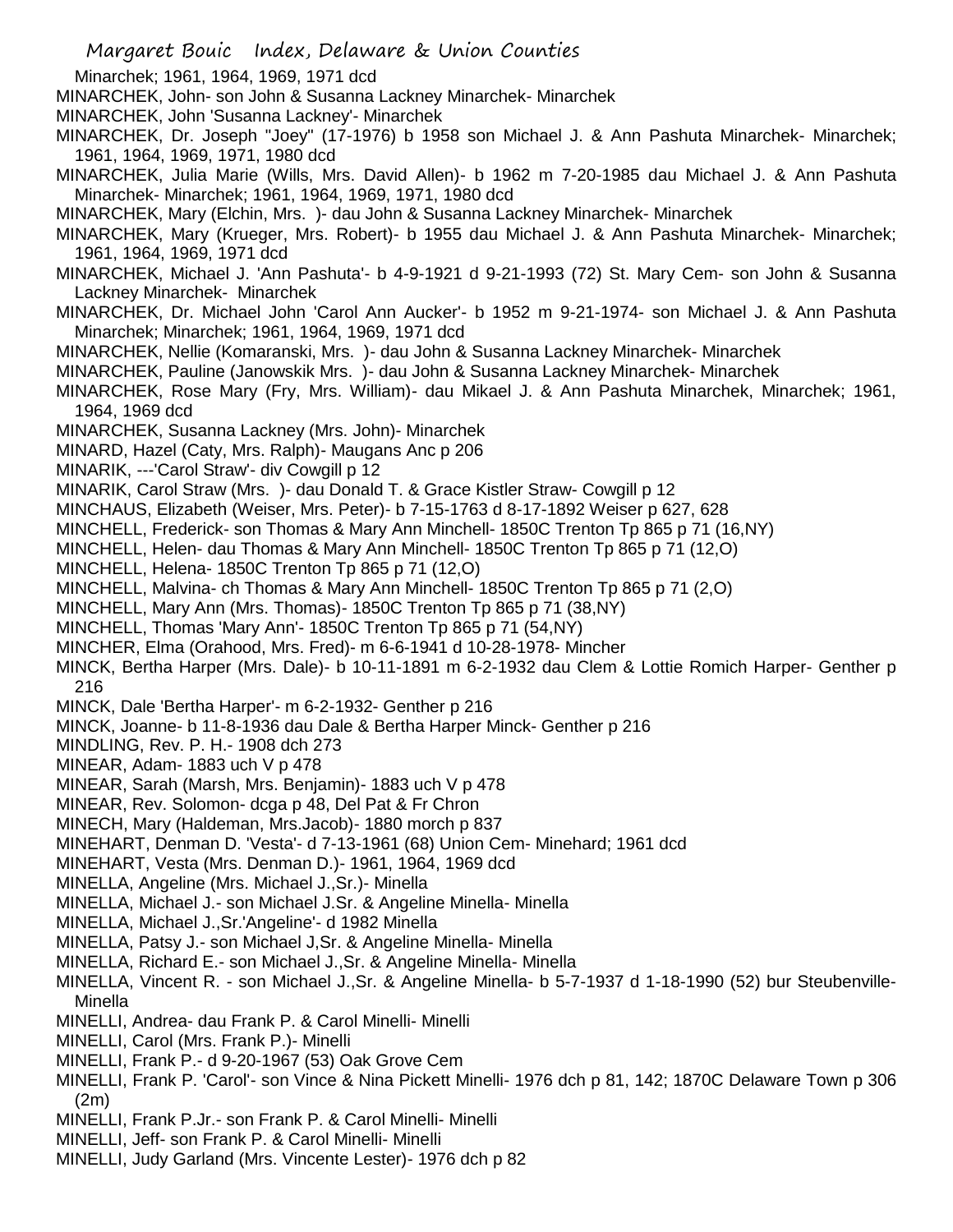Minarchek; 1961, 1964, 1969, 1971 dcd

MINARCHEK, John- son John & Susanna Lackney Minarchek- Minarchek

MINARCHEK, John 'Susanna Lackney'- Minarchek

MINARCHEK, Dr. Joseph "Joey" (17-1976) b 1958 son Michael J. & Ann Pashuta Minarchek- Minarchek; 1961, 1964, 1969, 1971, 1980 dcd

MINARCHEK, Julia Marie (Wills, Mrs. David Allen)- b 1962 m 7-20-1985 dau Michael J. & Ann Pashuta Minarchek- Minarchek; 1961, 1964, 1969, 1971, 1980 dcd

MINARCHEK, Mary (Elchin, Mrs. )- dau John & Susanna Lackney Minarchek- Minarchek

MINARCHEK, Mary (Krueger, Mrs. Robert)- b 1955 dau Michael J. & Ann Pashuta Minarchek- Minarchek; 1961, 1964, 1969, 1971 dcd

MINARCHEK, Michael J. 'Ann Pashuta'- b 4-9-1921 d 9-21-1993 (72) St. Mary Cem- son John & Susanna Lackney Minarchek- Minarchek

MINARCHEK, Dr. Michael John 'Carol Ann Aucker'- b 1952 m 9-21-1974- son Michael J. & Ann Pashuta Minarchek; Minarchek; 1961, 1964, 1969, 1971 dcd

MINARCHEK, Nellie (Komaranski, Mrs. )- dau John & Susanna Lackney Minarchek- Minarchek

MINARCHEK, Pauline (Janowskik Mrs. )- dau John & Susanna Lackney Minarchek- Minarchek

MINARCHEK, Rose Mary (Fry, Mrs. William)- dau Mikael J. & Ann Pashuta Minarchek, Minarchek; 1961, 1964, 1969 dcd

MINARCHEK, Susanna Lackney (Mrs. John)- Minarchek

MINARD, Hazel (Caty, Mrs. Ralph)- Maugans Anc p 206

MINARIK, ---'Carol Straw'- div Cowgill p 12

MINARIK, Carol Straw (Mrs. )- dau Donald T. & Grace Kistler Straw- Cowgill p 12

MINCHAUS, Elizabeth (Weiser, Mrs. Peter)- b 7-15-1763 d 8-17-1892 Weiser p 627, 628

MINCHELL, Frederick- son Thomas & Mary Ann Minchell- 1850C Trenton Tp 865 p 71 (16,NY)

MINCHELL, Helen- dau Thomas & Mary Ann Minchell- 1850C Trenton Tp 865 p 71 (12,O)

MINCHELL, Helena- 1850C Trenton Tp 865 p 71 (12,O)

MINCHELL, Malvina- ch Thomas & Mary Ann Minchell- 1850C Trenton Tp 865 p 71 (2,O)

MINCHELL, Mary Ann (Mrs. Thomas)- 1850C Trenton Tp 865 p 71 (38,NY)

MINCHELL, Thomas 'Mary Ann'- 1850C Trenton Tp 865 p 71 (54,NY)

MINCHER, Elma (Orahood, Mrs. Fred)- m 6-6-1941 d 10-28-1978- Mincher

MINCK, Bertha Harper (Mrs. Dale)- b 10-11-1891 m 6-2-1932 dau Clem & Lottie Romich Harper- Genther p 216

MINCK, Dale 'Bertha Harper'- m 6-2-1932- Genther p 216

MINCK, Joanne- b 11-8-1936 dau Dale & Bertha Harper Minck- Genther p 216

MINDLING, Rev. P. H.- 1908 dch 273

MINEAR, Adam- 1883 uch V p 478

MINEAR, Sarah (Marsh, Mrs. Benjamin)- 1883 uch V p 478

MINEAR, Rev. Solomon- dcga p 48, Del Pat & Fr Chron

MINECH, Mary (Haldeman, Mrs.Jacob)- 1880 morch p 837

MINEHART, Denman D. 'Vesta'- d 7-13-1961 (68) Union Cem- Minehard; 1961 dcd

MINEHART, Vesta (Mrs. Denman D.)- 1961, 1964, 1969 dcd

MINELLA, Angeline (Mrs. Michael J.,Sr.)- Minella

MINELLA, Michael J.- son Michael J.Sr. & Angeline Minella- Minella

MINELLA, Michael J.,Sr.'Angeline'- d 1982 Minella

MINELLA, Patsy J.- son Michael J,Sr. & Angeline Minella- Minella

MINELLA, Richard E.- son Michael J.,Sr. & Angeline Minella- Minella

MINELLA, Vincent R. - son Michael J.,Sr. & Angeline Minella- b 5-7-1937 d 1-18-1990 (52) bur Steubenville- Minella

MINELLI, Andrea- dau Frank P. & Carol Minelli- Minelli

MINELLI, Carol (Mrs. Frank P.)- Minelli

MINELLI, Frank P.- d 9-20-1967 (53) Oak Grove Cem

MINELLI, Frank P. 'Carol'- son Vince & Nina Pickett Minelli- 1976 dch p 81, 142; 1870C Delaware Town p 306 (2m)

MINELLI, Frank P.Jr.- son Frank P. & Carol Minelli- Minelli

MINELLI, Jeff- son Frank P. & Carol Minelli- Minelli

MINELLI, Judy Garland (Mrs. Vincente Lester)- 1976 dch p 82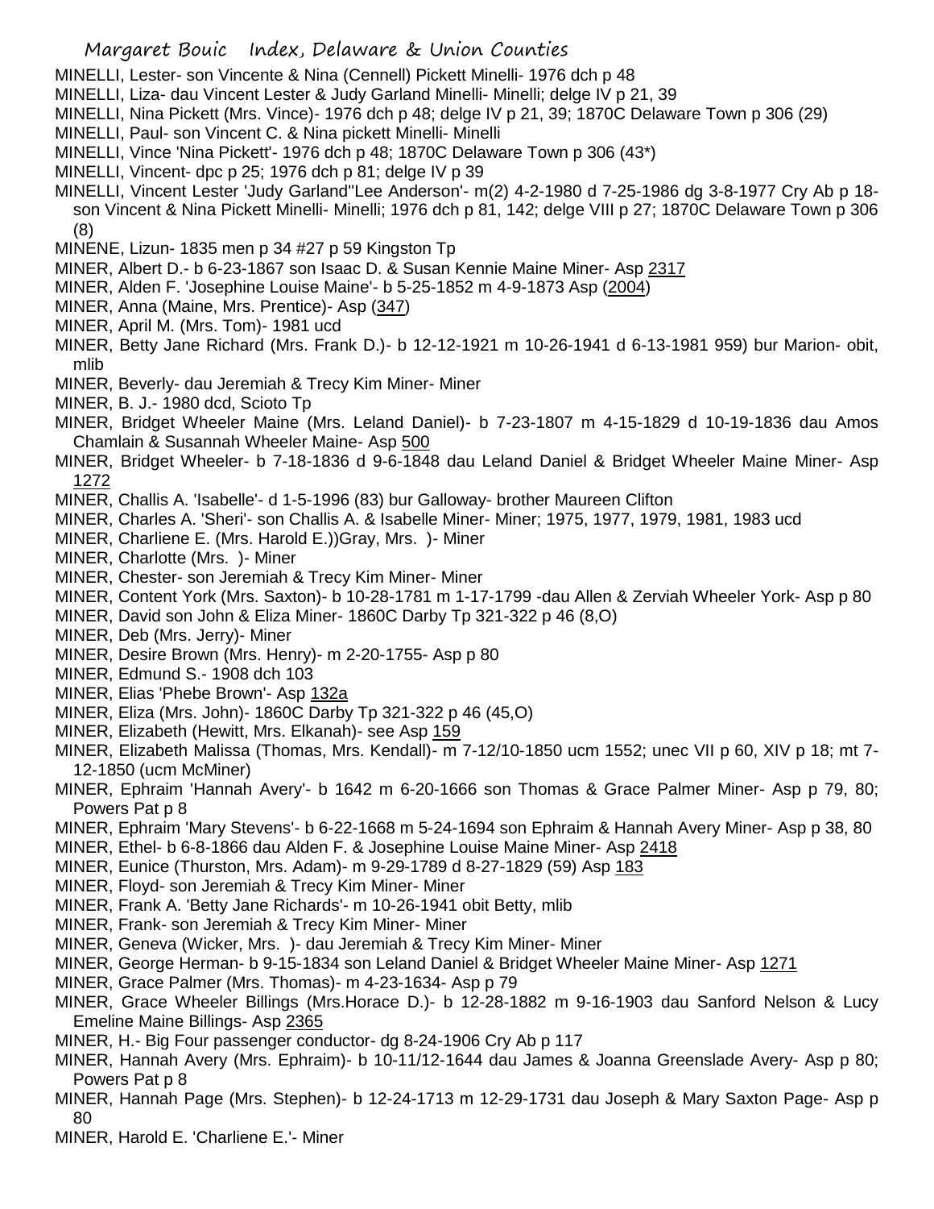MINELLI, Lester- son Vincente & Nina (Cennell) Pickett Minelli- 1976 dch p 48

MINELLI, Liza- dau Vincent Lester & Judy Garland Minelli- Minelli; delge IV p 21, 39

MINELLI, Nina Pickett (Mrs. Vince)- 1976 dch p 48; delge IV p 21, 39; 1870C Delaware Town p 306 (29)

MINELLI, Paul- son Vincent C. & Nina pickett Minelli- Minelli

MINELLI, Vince 'Nina Pickett'- 1976 dch p 48; 1870C Delaware Town p 306 (43*)

MINELLI, Vincent- dpc p 25; 1976 dch p 81; delge IV p 39

MINELLI, Vincent Lester 'Judy Garland''Lee Anderson'- m(2) 4-2-1980 d 7-25-1986 dg 3-8-1977 Cry Ab p 18- son Vincent & Nina Pickett Minelli- Minelli; 1976 dch p 81, 142; delge VIII p 27; 1870C Delaware Town p 306 (8)

MINENE, Lizun- 1835 men p 34 #27 p 59 Kingston Tp

MINER, Albert D.- b 6-23-1867 son Isaac D. & Susan Kennie Maine Miner- Asp 2317

MINER, Alden F. 'Josephine Louise Maine'- b 5-25-1852 m 4-9-1873 Asp (2004)

MINER, Anna (Maine, Mrs. Prentice)- Asp (347)

MINER, April M. (Mrs. Tom)- 1981 ucd

MINER, Betty Jane Richard (Mrs. Frank D.)- b 12-12-1921 m 10-26-1941 d 6-13-1981 959) bur Marion- obit, mlib

MINER, Beverly- dau Jeremiah & Trecy Kim Miner- Miner

MINER, B. J.- 1980 dcd, Scioto Tp

MINER, Bridget Wheeler Maine (Mrs. Leland Daniel)- b 7-23-1807 m 4-15-1829 d 10-19-1836 dau Amos Chamlain & Susannah Wheeler Maine- Asp 500

MINER, Bridget Wheeler- b 7-18-1836 d 9-6-1848 dau Leland Daniel & Bridget Wheeler Maine Miner- Asp 1272

MINER, Challis A. 'Isabelle'- d 1-5-1996 (83) bur Galloway- brother Maureen Clifton

MINER, Charles A. 'Sheri'- son Challis A. & Isabelle Miner- Miner; 1975, 1977, 1979, 1981, 1983 ucd

MINER, Charliene E. (Mrs. Harold E.))Gray, Mrs. )- Miner

MINER, Charlotte (Mrs. )- Miner

MINER, Chester- son Jeremiah & Trecy Kim Miner- Miner

MINER, Content York (Mrs. Saxton)- b 10-28-1781 m 1-17-1799 -dau Allen & Zerviah Wheeler York- Asp p 80

MINER, David son John & Eliza Miner- 1860C Darby Tp 321-322 p 46 (8,O)

MINER, Deb (Mrs. Jerry)- Miner

MINER, Desire Brown (Mrs. Henry)- m 2-20-1755- Asp p 80

MINER, Edmund S.- 1908 dch 103

MINER, Elias 'Phebe Brown'- Asp 132a

MINER, Eliza (Mrs. John)- 1860C Darby Tp 321-322 p 46 (45,O)

MINER, Elizabeth (Hewitt, Mrs. Elkanah)- see Asp 159

MINER, Elizabeth Malissa (Thomas, Mrs. Kendall)- m 7-12/10-1850 ucm 1552; unec VII p 60, XIV p 18; mt 7-12-1850 (ucm McMiner)

MINER, Ephraim 'Hannah Avery'- b 1642 m 6-20-1666 son Thomas & Grace Palmer Miner- Asp p 79, 80; Powers Pat p 8

MINER, Ephraim 'Mary Stevens'- b 6-22-1668 m 5-24-1694 son Ephraim & Hannah Avery Miner- Asp p 38, 80

MINER, Ethel- b 6-8-1866 dau Alden F. & Josephine Louise Maine Miner- Asp 2418

MINER, Eunice (Thurston, Mrs. Adam)- m 9-29-1789 d 8-27-1829 (59) Asp 183

MINER, Floyd- son Jeremiah & Trecy Kim Miner- Miner

MINER, Frank A. 'Betty Jane Richards'- m 10-26-1941 obit Betty, mlib

MINER, Frank- son Jeremiah & Trecy Kim Miner- Miner

MINER, Geneva (Wicker, Mrs. )- dau Jeremiah & Trecy Kim Miner- Miner

MINER, George Herman- b 9-15-1834 son Leland Daniel & Bridget Wheeler Maine Miner- Asp 1271

MINER, Grace Palmer (Mrs. Thomas)- m 4-23-1634- Asp p 79

MINER, Grace Wheeler Billings (Mrs.Horace D.)- b 12-28-1882 m 9-16-1903 dau Sanford Nelson & Lucy Emeline Maine Billings- Asp 2365

MINER, H.- Big Four passenger conductor- dg 8-24-1906 Cry Ab p 117

MINER, Hannah Avery (Mrs. Ephraim)- b 10-11/12-1644 dau James & Joanna Greenslade Avery- Asp p 80; Powers Pat p 8

MINER, Hannah Page (Mrs. Stephen)- b 12-24-1713 m 12-29-1731 dau Joseph & Mary Saxton Page- Asp p 80

MINER, Harold E. 'Charliene E.'- Miner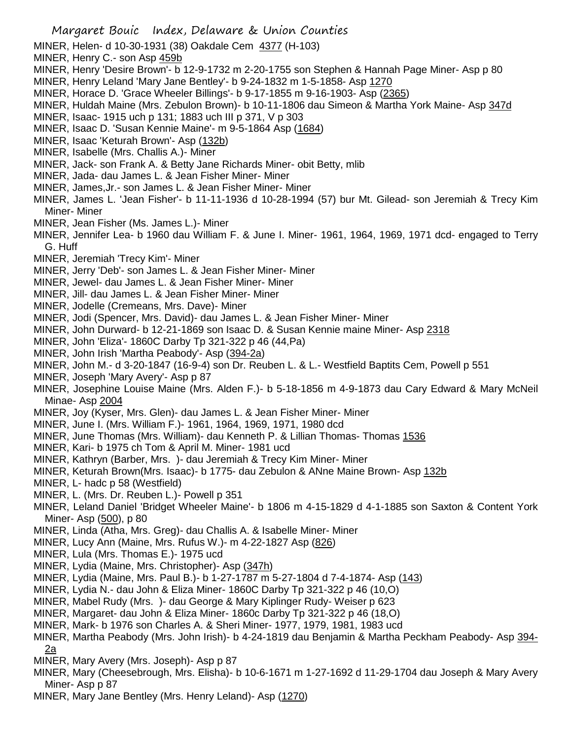MINER, Helen- d 10-30-1931 (38) Oakdale Cem 4377 (H-103)
MINER, Henry C.- son Asp 459b
MINER, Henry 'Desire Brown'- b 12-9-1732 m 2-20-1755 son Stephen & Hannah Page Miner- Asp p 80
MINER, Henry Leland 'Mary Jane Bentley'- b 9-24-1832 m 1-5-1858- Asp 1270
MINER, Horace D. 'Grace Wheeler Billings'- b 9-17-1855 m 9-16-1903- Asp (2365)
MINER, Huldah Maine (Mrs. Zebulon Brown)- b 10-11-1806 dau Simeon & Martha York Maine- Asp 347d
MINER, Isaac- 1915 uch p 131; 1883 uch III p 371, V p 303
MINER, Isaac D. 'Susan Kennie Maine'- m 9-5-1864 Asp (1684)
MINER, Isaac 'Keturah Brown'- Asp (132b)
MINER, Isabelle (Mrs. Challis A.)- Miner
MINER, Jack- son Frank A. & Betty Jane Richards Miner- obit Betty, mlib
MINER, Jada- dau James L. & Jean Fisher Miner- Miner
MINER, James,Jr.- son James L. & Jean Fisher Miner- Miner
MINER, James L. 'Jean Fisher'- b 11-11-1936 d 10-28-1994 (57) bur Mt. Gilead- son Jeremiah & Trecy Kim Miner- Miner
MINER, Jean Fisher (Ms. James L.)- Miner
MINER, Jennifer Lea- b 1960 dau William F. & June I. Miner- 1961, 1964, 1969, 1971 dcd- engaged to Terry G. Huff
MINER, Jeremiah 'Trecy Kim'- Miner
MINER, Jerry 'Deb'- son James L. & Jean Fisher Miner- Miner
MINER, Jewel- dau James L. & Jean Fisher Miner- Miner
MINER, Jill- dau James L. & Jean Fisher Miner- Miner
MINER, Jodelle (Cremeans, Mrs. Dave)- Miner
MINER, Jodi (Spencer, Mrs. David)- dau James L. & Jean Fisher Miner- Miner
MINER, John Durward- b 12-21-1869 son Isaac D. & Susan Kennie maine Miner- Asp 2318
MINER, John 'Eliza'- 1860C Darby Tp 321-322 p 46 (44,Pa)
MINER, John Irish 'Martha Peabody'- Asp (394-2a)
MINER, John M.- d 3-20-1847 (16-9-4) son Dr. Reuben L. & L.- Westfield Baptits Cem, Powell p 551
MINER, Joseph 'Mary Avery'- Asp p 87
MINER, Josephine Louise Maine (Mrs. Alden F.)- b 5-18-1856 m 4-9-1873 dau Cary Edward & Mary McNeil Minae- Asp 2004
MINER, Joy (Kyser, Mrs. Glen)- dau James L. & Jean Fisher Miner- Miner
MINER, June I. (Mrs. William F.)- 1961, 1964, 1969, 1971, 1980 dcd
MINER, June Thomas (Mrs. William)- dau Kenneth P. & Lillian Thomas- Thomas 1536
MINER, Kari- b 1975 ch Tom & April M. Miner- 1981 ucd
MINER, Kathryn (Barber, Mrs. )- dau Jeremiah & Trecy Kim Miner- Miner
MINER, Keturah Brown(Mrs. Isaac)- b 1775- dau Zebulon & ANne Maine Brown- Asp 132b
MINER, L- hadc p 58 (Westfield)
MINER, L. (Mrs. Dr. Reuben L.)- Powell p 351
MINER, Leland Daniel 'Bridget Wheeler Maine'- b 1806 m 4-15-1829 d 4-1-1885 son Saxton & Content York Miner- Asp (500), p 80
MINER, Linda (Atha, Mrs. Greg)- dau Challis A. & Isabelle Miner- Miner
MINER, Lucy Ann (Maine, Mrs. Rufus W.)- m 4-22-1827 Asp (826)
MINER, Lula (Mrs. Thomas E.)- 1975 ucd
MINER, Lydia (Maine, Mrs. Christopher)- Asp (347h)
MINER, Lydia (Maine, Mrs. Paul B.)- b 1-27-1787 m 5-27-1804 d 7-4-1874- Asp (143)
MINER, Lydia N.- dau John & Eliza Miner- 1860C Darby Tp 321-322 p 46 (10,O)
MINER, Mabel Rudy (Mrs. )- dau George & Mary Kiplinger Rudy- Weiser p 623
MINER, Margaret- dau John & Eliza Miner- 1860c Darby Tp 321-322 p 46 (18,O)
MINER, Mark- b 1976 son Charles A. & Sheri Miner- 1977, 1979, 1981, 1983 ucd
MINER, Martha Peabody (Mrs. John Irish)- b 4-24-1819 dau Benjamin & Martha Peckham Peabody- Asp 394-2a
MINER, Mary Avery (Mrs. Joseph)- Asp p 87
MINER, Mary (Cheesebrough, Mrs. Elisha)- b 10-6-1671 m 1-27-1692 d 11-29-1704 dau Joseph & Mary Avery Miner- Asp p 87
MINER, Mary Jane Bentley (Mrs. Henry Leland)- Asp (1270)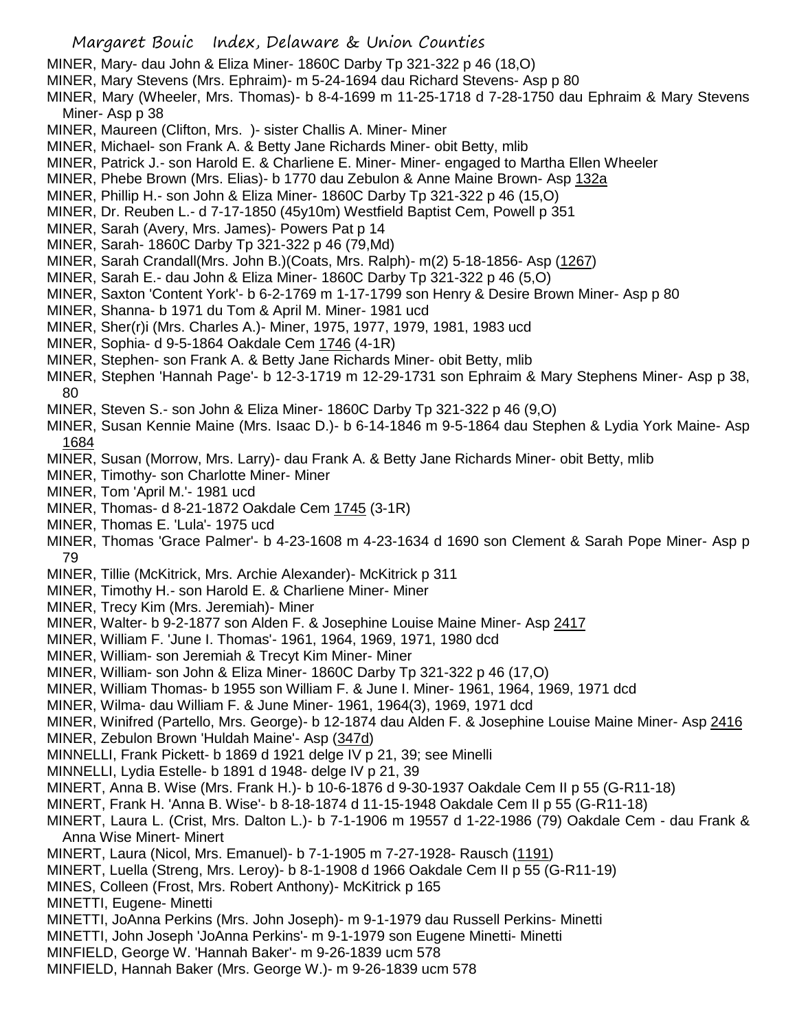MINER, Mary- dau John & Eliza Miner- 1860C Darby Tp 321-322 p 46 (18,O)

MINER, Mary Stevens (Mrs. Ephraim)- m 5-24-1694 dau Richard Stevens- Asp p 80

MINER, Mary (Wheeler, Mrs. Thomas)- b 8-4-1699 m 11-25-1718 d 7-28-1750 dau Ephraim & Mary Stevens Miner- Asp p 38

MINER, Maureen (Clifton, Mrs. )- sister Challis A. Miner- Miner

MINER, Michael- son Frank A. & Betty Jane Richards Miner- obit Betty, mlib

MINER, Patrick J.- son Harold E. & Charliene E. Miner- Miner- engaged to Martha Ellen Wheeler

MINER, Phebe Brown (Mrs. Elias)- b 1770 dau Zebulon & Anne Maine Brown- Asp 132a

MINER, Phillip H.- son John & Eliza Miner- 1860C Darby Tp 321-322 p 46 (15,O)

MINER, Dr. Reuben L.- d 7-17-1850 (45y10m) Westfield Baptist Cem, Powell p 351

MINER, Sarah (Avery, Mrs. James)- Powers Pat p 14

MINER, Sarah- 1860C Darby Tp 321-322 p 46 (79,Md)

MINER, Sarah Crandall(Mrs. John B.)(Coats, Mrs. Ralph)- m(2) 5-18-1856- Asp (1267)

MINER, Sarah E.- dau John & Eliza Miner- 1860C Darby Tp 321-322 p 46 (5,O)

MINER, Saxton 'Content York'- b 6-2-1769 m 1-17-1799 son Henry & Desire Brown Miner- Asp p 80

MINER, Shanna- b 1971 du Tom & April M. Miner- 1981 ucd

MINER, Sher(r)i (Mrs. Charles A.)- Miner, 1975, 1977, 1979, 1981, 1983 ucd

MINER, Sophia- d 9-5-1864 Oakdale Cem 1746 (4-1R)

MINER, Stephen- son Frank A. & Betty Jane Richards Miner- obit Betty, mlib

MINER, Stephen 'Hannah Page'- b 12-3-1719 m 12-29-1731 son Ephraim & Mary Stephens Miner- Asp p 38, 80

MINER, Steven S.- son John & Eliza Miner- 1860C Darby Tp 321-322 p 46 (9,O)

MINER, Susan Kennie Maine (Mrs. Isaac D.)- b 6-14-1846 m 9-5-1864 dau Stephen & Lydia York Maine- Asp 1684

MINER, Susan (Morrow, Mrs. Larry)- dau Frank A. & Betty Jane Richards Miner- obit Betty, mlib

MINER, Timothy- son Charlotte Miner- Miner

MINER, Tom 'April M.'- 1981 ucd

MINER, Thomas- d 8-21-1872 Oakdale Cem 1745 (3-1R)

MINER, Thomas E. 'Lula'- 1975 ucd

MINER, Thomas 'Grace Palmer'- b 4-23-1608 m 4-23-1634 d 1690 son Clement & Sarah Pope Miner- Asp p 79

MINER, Tillie (McKitrick, Mrs. Archie Alexander)- McKitrick p 311

MINER, Timothy H.- son Harold E. & Charliene Miner- Miner

MINER, Trecy Kim (Mrs. Jeremiah)- Miner

MINER, Walter- b 9-2-1877 son Alden F. & Josephine Louise Maine Miner- Asp 2417

MINER, William F. 'June I. Thomas'- 1961, 1964, 1969, 1971, 1980 dcd

MINER, William- son Jeremiah & Trecyt Kim Miner- Miner

MINER, William- son John & Eliza Miner- 1860C Darby Tp 321-322 p 46 (17,O)

MINER, William Thomas- b 1955 son William F. & June I. Miner- 1961, 1964, 1969, 1971 dcd

MINER, Wilma- dau William F. & June Miner- 1961, 1964(3), 1969, 1971 dcd

MINER, Winifred (Partello, Mrs. George)- b 12-1874 dau Alden F. & Josephine Louise Maine Miner- Asp 2416

MINER, Zebulon Brown 'Huldah Maine'- Asp (347d)

MINNELLI, Frank Pickett- b 1869 d 1921 delge IV p 21, 39; see Minelli

MINNELLI, Lydia Estelle- b 1891 d 1948- delge IV p 21, 39

MINERT, Anna B. Wise (Mrs. Frank H.)- b 10-6-1876 d 9-30-1937 Oakdale Cem II p 55 (G-R11-18)

MINERT, Frank H. 'Anna B. Wise'- b 8-18-1874 d 11-15-1948 Oakdale Cem II p 55 (G-R11-18)

MINERT, Laura L. (Crist, Mrs. Dalton L.)- b 7-1-1906 m 19557 d 1-22-1986 (79) Oakdale Cem - dau Frank & Anna Wise Minert- Minert

MINERT, Laura (Nicol, Mrs. Emanuel)- b 7-1-1905 m 7-27-1928- Rausch (1191)

MINERT, Luella (Streng, Mrs. Leroy)- b 8-1-1908 d 1966 Oakdale Cem II p 55 (G-R11-19)

MINES, Colleen (Frost, Mrs. Robert Anthony)- McKitrick p 165

MINETTI, Eugene- Minetti

MINETTI, JoAnna Perkins (Mrs. John Joseph)- m 9-1-1979 dau Russell Perkins- Minetti

MINETTI, John Joseph 'JoAnna Perkins'- m 9-1-1979 son Eugene Minetti- Minetti

MINFIELD, George W. 'Hannah Baker'- m 9-26-1839 ucm 578

MINFIELD, Hannah Baker (Mrs. George W.)- m 9-26-1839 ucm 578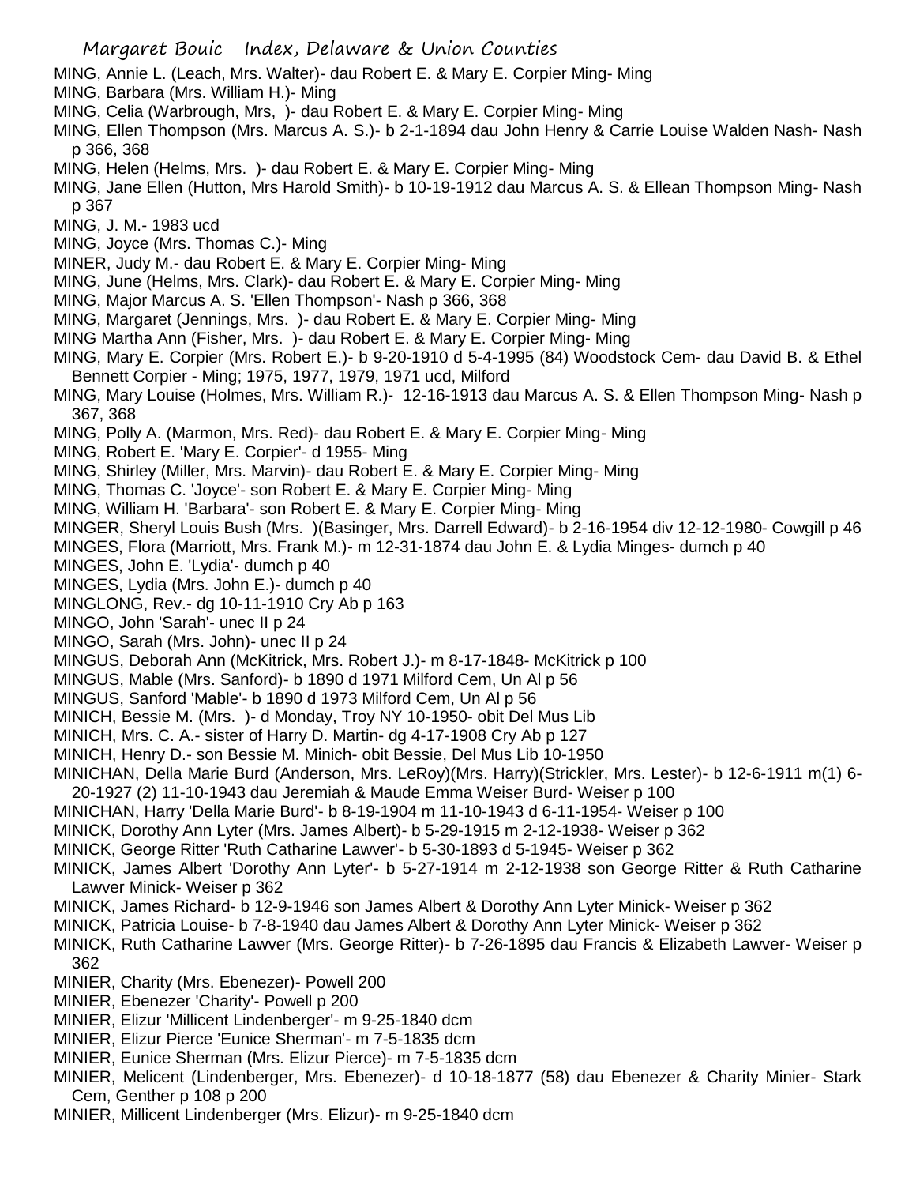MING, Annie L. (Leach, Mrs. Walter)- dau Robert E. & Mary E. Corpier Ming- Ming

MING, Barbara (Mrs. William H.)- Ming

MING, Celia (Warbrough, Mrs, )- dau Robert E. & Mary E. Corpier Ming- Ming

MING, Ellen Thompson (Mrs. Marcus A. S.)- b 2-1-1894 dau John Henry & Carrie Louise Walden Nash- Nash p 366, 368

MING, Helen (Helms, Mrs. )- dau Robert E. & Mary E. Corpier Ming- Ming

MING, Jane Ellen (Hutton, Mrs Harold Smith)- b 10-19-1912 dau Marcus A. S. & Ellean Thompson Ming- Nash p 367

MING, J. M.- 1983 ucd

MING, Joyce (Mrs. Thomas C.)- Ming

MINER, Judy M.- dau Robert E. & Mary E. Corpier Ming- Ming

MING, June (Helms, Mrs. Clark)- dau Robert E. & Mary E. Corpier Ming- Ming

MING, Major Marcus A. S. 'Ellen Thompson'- Nash p 366, 368

MING, Margaret (Jennings, Mrs. )- dau Robert E. & Mary E. Corpier Ming- Ming

MING Martha Ann (Fisher, Mrs. )- dau Robert E. & Mary E. Corpier Ming- Ming

MING, Mary E. Corpier (Mrs. Robert E.)- b 9-20-1910 d 5-4-1995 (84) Woodstock Cem- dau David B. & Ethel Bennett Corpier - Ming; 1975, 1977, 1979, 1971 ucd, Milford

MING, Mary Louise (Holmes, Mrs. William R.)- 12-16-1913 dau Marcus A. S. & Ellen Thompson Ming- Nash p 367, 368

MING, Polly A. (Marmon, Mrs. Red)- dau Robert E. & Mary E. Corpier Ming- Ming

MING, Robert E. 'Mary E. Corpier'- d 1955- Ming

MING, Shirley (Miller, Mrs. Marvin)- dau Robert E. & Mary E. Corpier Ming- Ming

MING, Thomas C. 'Joyce'- son Robert E. & Mary E. Corpier Ming- Ming

MING, William H. 'Barbara'- son Robert E. & Mary E. Corpier Ming- Ming

MINGER, Sheryl Louis Bush (Mrs. )(Basinger, Mrs. Darrell Edward)- b 2-16-1954 div 12-12-1980- Cowgill p 46

MINGES, Flora (Marriott, Mrs. Frank M.)- m 12-31-1874 dau John E. & Lydia Minges- dumch p 40

MINGES, John E. 'Lydia'- dumch p 40

MINGES, Lydia (Mrs. John E.)- dumch p 40

MINGLONG, Rev.- dg 10-11-1910 Cry Ab p 163

MINGO, John 'Sarah'- unec II p 24

MINGO, Sarah (Mrs. John)- unec II p 24

MINGUS, Deborah Ann (McKitrick, Mrs. Robert J.)- m 8-17-1848- McKitrick p 100

MINGUS, Mable (Mrs. Sanford)- b 1890 d 1971 Milford Cem, Un Al p 56

MINGUS, Sanford 'Mable'- b 1890 d 1973 Milford Cem, Un Al p 56

MINICH, Bessie M. (Mrs. )- d Monday, Troy NY 10-1950- obit Del Mus Lib

MINICH, Mrs. C. A.- sister of Harry D. Martin- dg 4-17-1908 Cry Ab p 127

MINICH, Henry D.- son Bessie M. Minich- obit Bessie, Del Mus Lib 10-1950

MINICHAN, Della Marie Burd (Anderson, Mrs. LeRoy)(Mrs. Harry)(Strickler, Mrs. Lester)- b 12-6-1911 m(1) 6-20-1927 (2) 11-10-1943 dau Jeremiah & Maude Emma Weiser Burd- Weiser p 100

MINICHAN, Harry 'Della Marie Burd'- b 8-19-1904 m 11-10-1943 d 6-11-1954- Weiser p 100

MINICK, Dorothy Ann Lyter (Mrs. James Albert)- b 5-29-1915 m 2-12-1938- Weiser p 362

MINICK, George Ritter 'Ruth Catharine Lawver'- b 5-30-1893 d 5-1945- Weiser p 362

MINICK, James Albert 'Dorothy Ann Lyter'- b 5-27-1914 m 2-12-1938 son George Ritter & Ruth Catharine Lawver Minick- Weiser p 362

MINICK, James Richard- b 12-9-1946 son James Albert & Dorothy Ann Lyter Minick- Weiser p 362

MINICK, Patricia Louise- b 7-8-1940 dau James Albert & Dorothy Ann Lyter Minick- Weiser p 362

MINICK, Ruth Catharine Lawver (Mrs. George Ritter)- b 7-26-1895 dau Francis & Elizabeth Lawver- Weiser p 362

MINIER, Charity (Mrs. Ebenezer)- Powell 200

MINIER, Ebenezer 'Charity'- Powell p 200

MINIER, Elizur 'Millicent Lindenberger'- m 9-25-1840 dcm

MINIER, Elizur Pierce 'Eunice Sherman'- m 7-5-1835 dcm

MINIER, Eunice Sherman (Mrs. Elizur Pierce)- m 7-5-1835 dcm

MINIER, Melicent (Lindenberger, Mrs. Ebenezer)- d 10-18-1877 (58) dau Ebenezer & Charity Minier- Stark Cem, Genther p 108 p 200

MINIER, Millicent Lindenberger (Mrs. Elizur)- m 9-25-1840 dcm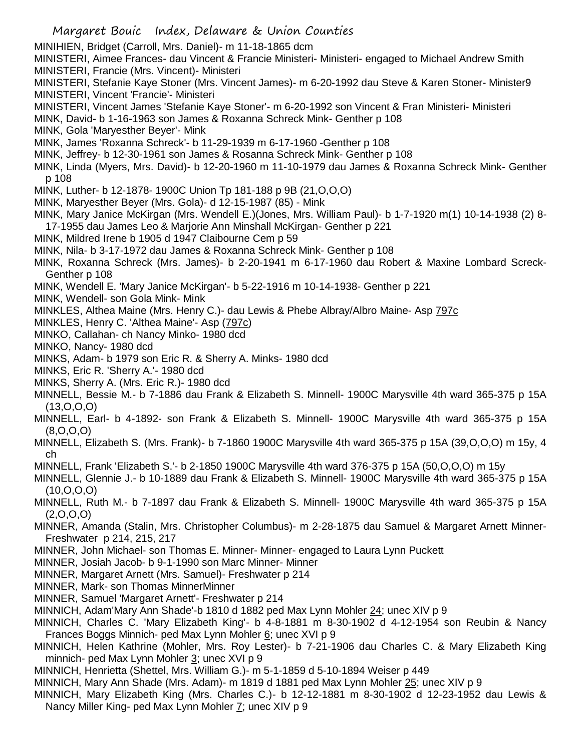MINIHIEN, Bridget (Carroll, Mrs. Daniel)- m 11-18-1865 dcm

MINISTERI, Aimee Frances- dau Vincent & Francie Ministeri- Ministeri- engaged to Michael Andrew Smith

MINISTERI, Francie (Mrs. Vincent)- Ministeri

MINISTERI, Stefanie Kaye Stoner (Mrs. Vincent James)- m 6-20-1992 dau Steve & Karen Stoner- Minister9

MINISTERI, Vincent 'Francie'- Ministeri

MINISTERI, Vincent James 'Stefanie Kaye Stoner'- m 6-20-1992 son Vincent & Fran Ministeri- Ministeri

MINK, David- b 1-16-1963 son James & Roxanna Schreck Mink- Genther p 108

MINK, Gola 'Maryesther Beyer'- Mink

MINK, James 'Roxanna Schreck'- b 11-29-1939 m 6-17-1960 -Genther p 108

MINK, Jeffrey- b 12-30-1961 son James & Rosanna Schreck Mink- Genther p 108

MINK, Linda (Myers, Mrs. David)- b 12-20-1960 m 11-10-1979 dau James & Roxanna Schreck Mink- Genther p 108

MINK, Luther- b 12-1878- 1900C Union Tp 181-188 p 9B (21,O,O,O)

MINK, Maryesther Beyer (Mrs. Gola)- d 12-15-1987 (85) - Mink

MINK, Mary Janice McKirgan (Mrs. Wendell E.)(Jones, Mrs. William Paul)- b 1-7-1920 m(1) 10-14-1938 (2) 8-17-1955 dau James Leo & Marjorie Ann Minshall McKirgan- Genther p 221

MINK, Mildred Irene b 1905 d 1947 Claibourne Cem p 59

MINK, Nila- b 3-17-1972 dau James & Roxanna Schreck Mink- Genther p 108

MINK, Roxanna Schreck (Mrs. James)- b 2-20-1941 m 6-17-1960 dau Robert & Maxine Lombard Screck- Genther p 108

MINK, Wendell E. 'Mary Janice McKirgan'- b 5-22-1916 m 10-14-1938- Genther p 221

MINK, Wendell- son Gola Mink- Mink

MINKLES, Althea Maine (Mrs. Henry C.)- dau Lewis & Phebe Albray/Albro Maine- Asp 797c

MINKLES, Henry C. 'Althea Maine'- Asp (797c)

MINKO, Callahan- ch Nancy Minko- 1980 dcd

MINKO, Nancy- 1980 dcd

MINKS, Adam- b 1979 son Eric R. & Sherry A. Minks- 1980 dcd

MINKS, Eric R. 'Sherry A.'- 1980 dcd

MINKS, Sherry A. (Mrs. Eric R.)- 1980 dcd

MINNELL, Bessie M.- b 7-1886 dau Frank & Elizabeth S. Minnell- 1900C Marysville 4th ward 365-375 p 15A (13,O,O,O)

MINNELL, Earl- b 4-1892- son Frank & Elizabeth S. Minnell- 1900C Marysville 4th ward 365-375 p 15A (8,O,O,O)

MINNELL, Elizabeth S. (Mrs. Frank)- b 7-1860 1900C Marysville 4th ward 365-375 p 15A (39,O,O,O) m 15y, 4 ch

MINNELL, Frank 'Elizabeth S.'- b 2-1850 1900C Marysville 4th ward 376-375 p 15A (50,O,O,O) m 15y

MINNELL, Glennie J.- b 10-1889 dau Frank & Elizabeth S. Minnell- 1900C Marysville 4th ward 365-375 p 15A (10,O,O,O)

MINNELL, Ruth M.- b 7-1897 dau Frank & Elizabeth S. Minnell- 1900C Marysville 4th ward 365-375 p 15A (2,O,O,O)

MINNER, Amanda (Stalin, Mrs. Christopher Columbus)- m 2-28-1875 dau Samuel & Margaret Arnett Minner- Freshwater p 214, 215, 217

MINNER, John Michael- son Thomas E. Minner- Minner- engaged to Laura Lynn Puckett

MINNER, Josiah Jacob- b 9-1-1990 son Marc Minner- Minner

MINNER, Margaret Arnett (Mrs. Samuel)- Freshwater p 214

MINNER, Mark- son Thomas MinnerMinner

MINNER, Samuel 'Margaret Arnett'- Freshwater p 214

MINNICH, Adam'Mary Ann Shade'-b 1810 d 1882 ped Max Lynn Mohler 24; unec XIV p 9

MINNICH, Charles C. 'Mary Elizabeth King'- b 4-8-1881 m 8-30-1902 d 4-12-1954 son Reubin & Nancy Frances Boggs Minnich- ped Max Lynn Mohler 6; unec XVI p 9

MINNICH, Helen Kathrine (Mohler, Mrs. Roy Lester)- b 7-21-1906 dau Charles C. & Mary Elizabeth King minnich- ped Max Lynn Mohler 3; unec XVI p 9

MINNICH, Henrietta (Shettel, Mrs. William G.)- m 5-1-1859 d 5-10-1894 Weiser p 449

MINNICH, Mary Ann Shade (Mrs. Adam)- m 1819 d 1881 ped Max Lynn Mohler 25; unec XIV p 9

MINNICH, Mary Elizabeth King (Mrs. Charles C.)- b 12-12-1881 m 8-30-1902 d 12-23-1952 dau Lewis & Nancy Miller King- ped Max Lynn Mohler 7; unec XIV p 9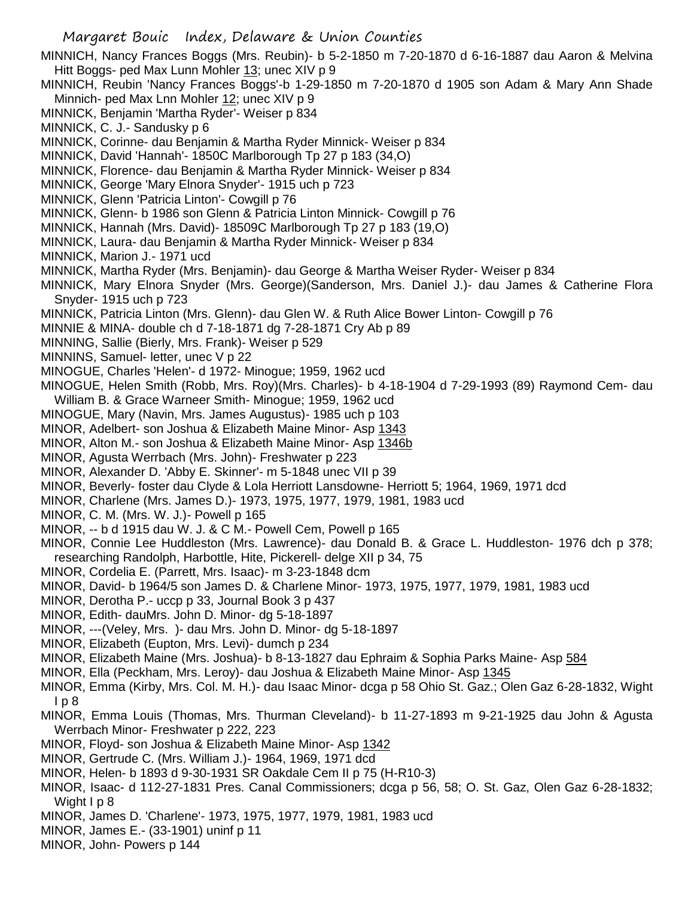MINNICH, Nancy Frances Boggs (Mrs. Reubin)- b 5-2-1850 m 7-20-1870 d 6-16-1887 dau Aaron & Melvina Hitt Boggs- ped Max Lunn Mohler 13; unec XIV p 9

MINNICH, Reubin 'Nancy Frances Boggs'-b 1-29-1850 m 7-20-1870 d 1905 son Adam & Mary Ann Shade Minnich- ped Max Lnn Mohler 12; unec XIV p 9

MINNICK, Benjamin 'Martha Ryder'- Weiser p 834

MINNICK, C. J.- Sandusky p 6

MINNICK, Corinne- dau Benjamin & Martha Ryder Minnick- Weiser p 834

MINNICK, David 'Hannah'- 1850C Marlborough Tp 27 p 183 (34,O)

MINNICK, Florence- dau Benjamin & Martha Ryder Minnick- Weiser p 834

MINNICK, George 'Mary Elnora Snyder'- 1915 uch p 723

MINNICK, Glenn 'Patricia Linton'- Cowgill p 76

MINNICK, Glenn- b 1986 son Glenn & Patricia Linton Minnick- Cowgill p 76

MINNICK, Hannah (Mrs. David)- 18509C Marlborough Tp 27 p 183 (19,O)

MINNICK, Laura- dau Benjamin & Martha Ryder Minnick- Weiser p 834

MINNICK, Marion J.- 1971 ucd

MINNICK, Martha Ryder (Mrs. Benjamin)- dau George & Martha Weiser Ryder- Weiser p 834

MINNICK, Mary Elnora Snyder (Mrs. George)(Sanderson, Mrs. Daniel J.)- dau James & Catherine Flora Snyder- 1915 uch p 723

MINNICK, Patricia Linton (Mrs. Glenn)- dau Glen W. & Ruth Alice Bower Linton- Cowgill p 76

MINNIE & MINA- double ch d 7-18-1871 dg 7-28-1871 Cry Ab p 89

MINNING, Sallie (Bierly, Mrs. Frank)- Weiser p 529

MINNINS, Samuel- letter, unec V p 22

MINOGUE, Charles 'Helen'- d 1972- Minogue; 1959, 1962 ucd

MINOGUE, Helen Smith (Robb, Mrs. Roy)(Mrs. Charles)- b 4-18-1904 d 7-29-1993 (89) Raymond Cem- dau William B. & Grace Warneer Smith- Minogue; 1959, 1962 ucd

MINOGUE, Mary (Navin, Mrs. James Augustus)- 1985 uch p 103

MINOR, Adelbert- son Joshua & Elizabeth Maine Minor- Asp 1343

MINOR, Alton M.- son Joshua & Elizabeth Maine Minor- Asp 1346b

MINOR, Agusta Werrbach (Mrs. John)- Freshwater p 223

MINOR, Alexander D. 'Abby E. Skinner'- m 5-1848 unec VII p 39

MINOR, Beverly- foster dau Clyde & Lola Herriott Lansdowne- Herriott 5; 1964, 1969, 1971 dcd

MINOR, Charlene (Mrs. James D.)- 1973, 1975, 1977, 1979, 1981, 1983 ucd

MINOR, C. M. (Mrs. W. J.)- Powell p 165

MINOR, -- b d 1915 dau W. J. & C M.- Powell Cem, Powell p 165

MINOR, Connie Lee Huddleston (Mrs. Lawrence)- dau Donald B. & Grace L. Huddleston- 1976 dch p 378; researching Randolph, Harbottle, Hite, Pickerell- delge XII p 34, 75

MINOR, Cordelia E. (Parrett, Mrs. Isaac)- m 3-23-1848 dcm

MINOR, David- b 1964/5 son James D. & Charlene Minor- 1973, 1975, 1977, 1979, 1981, 1983 ucd

MINOR, Derotha P.- uccp p 33, Journal Book 3 p 437

MINOR, Edith- dauMrs. John D. Minor- dg 5-18-1897

MINOR, ---(Veley, Mrs. )- dau Mrs. John D. Minor- dg 5-18-1897

MINOR, Elizabeth (Eupton, Mrs. Levi)- dumch p 234

MINOR, Elizabeth Maine (Mrs. Joshua)- b 8-13-1827 dau Ephraim & Sophia Parks Maine- Asp 584

MINOR, Ella (Peckham, Mrs. Leroy)- dau Joshua & Elizabeth Maine Minor- Asp 1345

MINOR, Emma (Kirby, Mrs. Col. M. H.)- dau Isaac Minor- dcga p 58 Ohio St. Gaz.; Olen Gaz 6-28-1832, Wight I p 8

MINOR, Emma Louis (Thomas, Mrs. Thurman Cleveland)- b 11-27-1893 m 9-21-1925 dau John & Agusta Werrbach Minor- Freshwater p 222, 223

MINOR, Floyd- son Joshua & Elizabeth Maine Minor- Asp 1342

MINOR, Gertrude C. (Mrs. William J.)- 1964, 1969, 1971 dcd

MINOR, Helen- b 1893 d 9-30-1931 SR Oakdale Cem II p 75 (H-R10-3)

MINOR, Isaac- d 112-27-1831 Pres. Canal Commissioners; dcga p 56, 58; O. St. Gaz, Olen Gaz 6-28-1832; Wight I p 8

MINOR, James D. 'Charlene'- 1973, 1975, 1977, 1979, 1981, 1983 ucd

MINOR, James E.- (33-1901) uninf p 11

MINOR, John- Powers p 144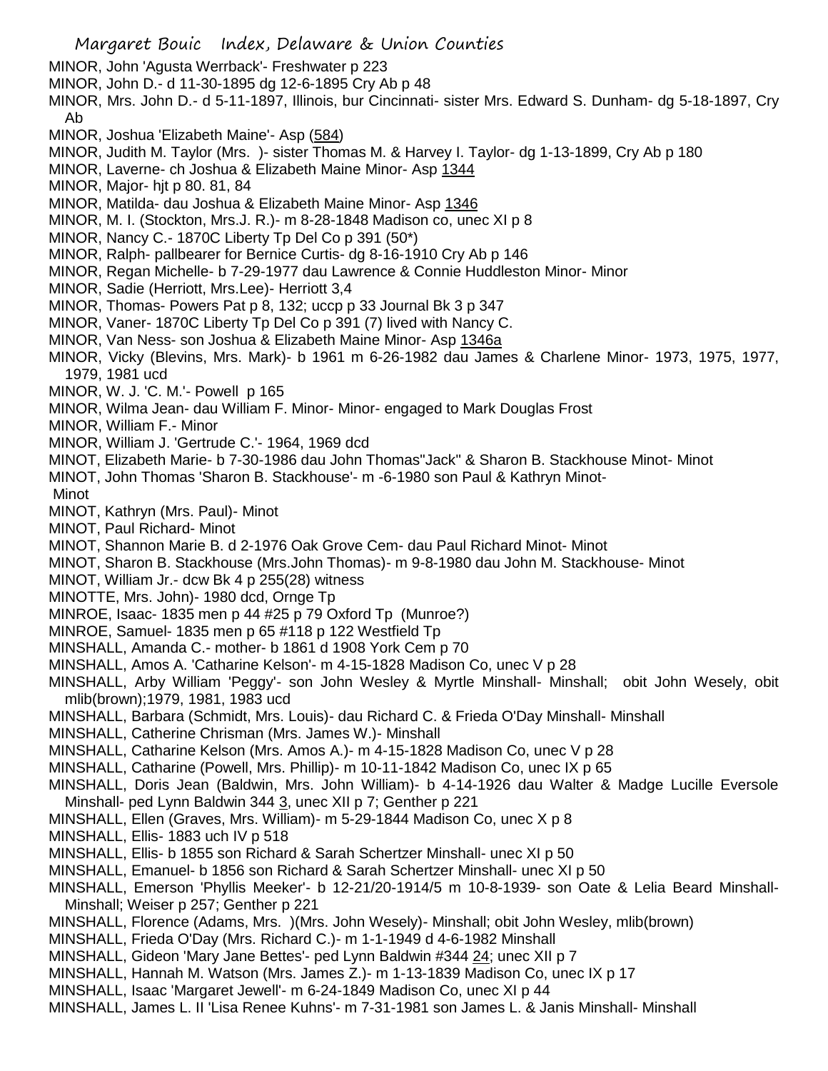MINOR, John 'Agusta Werrback'- Freshwater p 223
MINOR, John D.- d 11-30-1895 dg 12-6-1895 Cry Ab p 48
MINOR, Mrs. John D.- d 5-11-1897, Illinois, bur Cincinnati- sister Mrs. Edward S. Dunham- dg 5-18-1897, Cry Ab
MINOR, Joshua 'Elizabeth Maine'- Asp (584)
MINOR, Judith M. Taylor (Mrs. )- sister Thomas M. & Harvey I. Taylor- dg 1-13-1899, Cry Ab p 180
MINOR, Laverne- ch Joshua & Elizabeth Maine Minor- Asp 1344
MINOR, Major- hjt p 80. 81, 84
MINOR, Matilda- dau Joshua & Elizabeth Maine Minor- Asp 1346
MINOR, M. I. (Stockton, Mrs.J. R.)- m 8-28-1848 Madison co, unec XI p 8
MINOR, Nancy C.- 1870C Liberty Tp Del Co p 391 (50*)
MINOR, Ralph- pallbearer for Bernice Curtis- dg 8-16-1910 Cry Ab p 146
MINOR, Regan Michelle- b 7-29-1977 dau Lawrence & Connie Huddleston Minor- Minor
MINOR, Sadie (Herriott, Mrs.Lee)- Herriott 3,4
MINOR, Thomas- Powers Pat p 8, 132; uccp p 33 Journal Bk 3 p 347
MINOR, Vaner- 1870C Liberty Tp Del Co p 391 (7) lived with Nancy C.
MINOR, Van Ness- son Joshua & Elizabeth Maine Minor- Asp 1346a
MINOR, Vicky (Blevins, Mrs. Mark)- b 1961 m 6-26-1982 dau James & Charlene Minor- 1973, 1975, 1977, 1979, 1981 ucd
MINOR, W. J. 'C. M.'- Powell p 165
MINOR, Wilma Jean- dau William F. Minor- Minor- engaged to Mark Douglas Frost
MINOR, William F.- Minor
MINOR, William J. 'Gertrude C.'- 1964, 1969 dcd
MINOT, Elizabeth Marie- b 7-30-1986 dau John Thomas"Jack" & Sharon B. Stackhouse Minot- Minot
MINOT, John Thomas 'Sharon B. Stackhouse'- m -6-1980 son Paul & Kathryn Minot- Minot
MINOT, Kathryn (Mrs. Paul)- Minot
MINOT, Paul Richard- Minot
MINOT, Shannon Marie B. d 2-1976 Oak Grove Cem- dau Paul Richard Minot- Minot
MINOT, Sharon B. Stackhouse (Mrs.John Thomas)- m 9-8-1980 dau John M. Stackhouse- Minot
MINOT, William Jr.- dcw Bk 4 p 255(28) witness
MINOTTE, Mrs. John)- 1980 dcd, Ornge Tp
MINROE, Isaac- 1835 men p 44 #25 p 79 Oxford Tp (Munroe?)
MINROE, Samuel- 1835 men p 65 #118 p 122 Westfield Tp
MINSHALL, Amanda C.- mother- b 1861 d 1908 York Cem p 70
MINSHALL, Amos A. 'Catharine Kelson'- m 4-15-1828 Madison Co, unec V p 28
MINSHALL, Arby William 'Peggy'- son John Wesley & Myrtle Minshall- Minshall; obit John Wesely, obit mlib(brown);1979, 1981, 1983 ucd
MINSHALL, Barbara (Schmidt, Mrs. Louis)- dau Richard C. & Frieda O'Day Minshall- Minshall
MINSHALL, Catherine Chrisman (Mrs. James W.)- Minshall
MINSHALL, Catharine Kelson (Mrs. Amos A.)- m 4-15-1828 Madison Co, unec V p 28
MINSHALL, Catharine (Powell, Mrs. Phillip)- m 10-11-1842 Madison Co, unec IX p 65
MINSHALL, Doris Jean (Baldwin, Mrs. John William)- b 4-14-1926 dau Walter & Madge Lucille Eversole Minshall- ped Lynn Baldwin 344 3, unec XII p 7; Genther p 221
MINSHALL, Ellen (Graves, Mrs. William)- m 5-29-1844 Madison Co, unec X p 8
MINSHALL, Ellis- 1883 uch IV p 518
MINSHALL, Ellis- b 1855 son Richard & Sarah Schertzer Minshall- unec XI p 50
MINSHALL, Emanuel- b 1856 son Richard & Sarah Schertzer Minshall- unec XI p 50
MINSHALL, Emerson 'Phyllis Meeker'- b 12-21/20-1914/5 m 10-8-1939- son Oate & Lelia Beard Minshall- Minshall; Weiser p 257; Genther p 221
MINSHALL, Florence (Adams, Mrs. )(Mrs. John Wesely)- Minshall; obit John Wesley, mlib(brown)
MINSHALL, Frieda O'Day (Mrs. Richard C.)- m 1-1-1949 d 4-6-1982 Minshall
MINSHALL, Gideon 'Mary Jane Bettes'- ped Lynn Baldwin #344 24; unec XII p 7
MINSHALL, Hannah M. Watson (Mrs. James Z.)- m 1-13-1839 Madison Co, unec IX p 17
MINSHALL, Isaac 'Margaret Jewell'- m 6-24-1849 Madison Co, unec XI p 44
MINSHALL, James L. II 'Lisa Renee Kuhns'- m 7-31-1981 son James L. & Janis Minshall- Minshall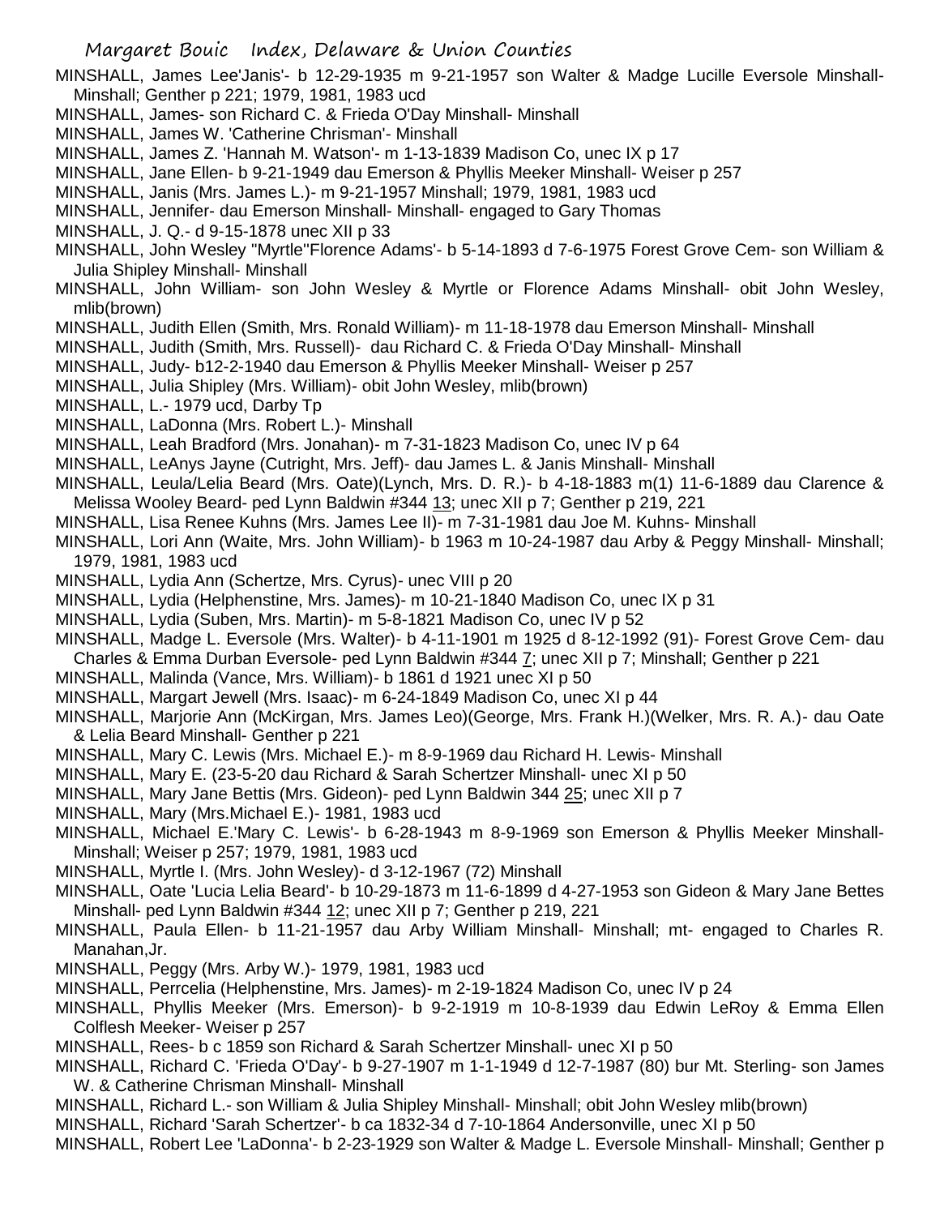MINSHALL, James Lee'Janis'- b 12-29-1935 m 9-21-1957 son Walter & Madge Lucille Eversole Minshall- Minshall; Genther p 221; 1979, 1981, 1983 ucd

MINSHALL, James- son Richard C. & Frieda O'Day Minshall- Minshall

MINSHALL, James W. 'Catherine Chrisman'- Minshall

MINSHALL, James Z. 'Hannah M. Watson'- m 1-13-1839 Madison Co, unec IX p 17

MINSHALL, Jane Ellen- b 9-21-1949 dau Emerson & Phyllis Meeker Minshall- Weiser p 257

MINSHALL, Janis (Mrs. James L.)- m 9-21-1957 Minshall; 1979, 1981, 1983 ucd

MINSHALL, Jennifer- dau Emerson Minshall- Minshall- engaged to Gary Thomas

MINSHALL, J. Q.- d 9-15-1878 unec XII p 33

MINSHALL, John Wesley "Myrtle"Florence Adams'- b 5-14-1893 d 7-6-1975 Forest Grove Cem- son William & Julia Shipley Minshall- Minshall

MINSHALL, John William- son John Wesley & Myrtle or Florence Adams Minshall- obit John Wesley, mlib(brown)

MINSHALL, Judith Ellen (Smith, Mrs. Ronald William)- m 11-18-1978 dau Emerson Minshall- Minshall

MINSHALL, Judith (Smith, Mrs. Russell)- dau Richard C. & Frieda O'Day Minshall- Minshall

MINSHALL, Judy- b12-2-1940 dau Emerson & Phyllis Meeker Minshall- Weiser p 257

MINSHALL, Julia Shipley (Mrs. William)- obit John Wesley, mlib(brown)

MINSHALL, L.- 1979 ucd, Darby Tp

MINSHALL, LaDonna (Mrs. Robert L.)- Minshall

MINSHALL, Leah Bradford (Mrs. Jonahan)- m 7-31-1823 Madison Co, unec IV p 64

MINSHALL, LeAnys Jayne (Cutright, Mrs. Jeff)- dau James L. & Janis Minshall- Minshall

MINSHALL, Leula/Lelia Beard (Mrs. Oate)(Lynch, Mrs. D. R.)- b 4-18-1883 m(1) 11-6-1889 dau Clarence & Melissa Wooley Beard- ped Lynn Baldwin #344 13; unec XII p 7; Genther p 219, 221

MINSHALL, Lisa Renee Kuhns (Mrs. James Lee II)- m 7-31-1981 dau Joe M. Kuhns- Minshall

MINSHALL, Lori Ann (Waite, Mrs. John William)- b 1963 m 10-24-1987 dau Arby & Peggy Minshall- Minshall; 1979, 1981, 1983 ucd

MINSHALL, Lydia Ann (Schertze, Mrs. Cyrus)- unec VIII p 20

MINSHALL, Lydia (Helphenstine, Mrs. James)- m 10-21-1840 Madison Co, unec IX p 31

MINSHALL, Lydia (Suben, Mrs. Martin)- m 5-8-1821 Madison Co, unec IV p 52

MINSHALL, Madge L. Eversole (Mrs. Walter)- b 4-11-1901 m 1925 d 8-12-1992 (91)- Forest Grove Cem- dau Charles & Emma Durban Eversole- ped Lynn Baldwin #344 7; unec XII p 7; Minshall; Genther p 221

MINSHALL, Malinda (Vance, Mrs. William)- b 1861 d 1921 unec XI p 50

MINSHALL, Margart Jewell (Mrs. Isaac)- m 6-24-1849 Madison Co, unec XI p 44

MINSHALL, Marjorie Ann (McKirgan, Mrs. James Leo)(George, Mrs. Frank H.)(Welker, Mrs. R. A.)- dau Oate & Lelia Beard Minshall- Genther p 221

MINSHALL, Mary C. Lewis (Mrs. Michael E.)- m 8-9-1969 dau Richard H. Lewis- Minshall

MINSHALL, Mary E. (23-5-20 dau Richard & Sarah Schertzer Minshall- unec XI p 50

MINSHALL, Mary Jane Bettis (Mrs. Gideon)- ped Lynn Baldwin 344 25; unec XII p 7

MINSHALL, Mary (Mrs.Michael E.)- 1981, 1983 ucd

MINSHALL, Michael E.'Mary C. Lewis'- b 6-28-1943 m 8-9-1969 son Emerson & Phyllis Meeker Minshall- Minshall; Weiser p 257; 1979, 1981, 1983 ucd

MINSHALL, Myrtle I. (Mrs. John Wesley)- d 3-12-1967 (72) Minshall

MINSHALL, Oate 'Lucia Lelia Beard'- b 10-29-1873 m 11-6-1899 d 4-27-1953 son Gideon & Mary Jane Bettes Minshall- ped Lynn Baldwin #344 12; unec XII p 7; Genther p 219, 221

MINSHALL, Paula Ellen- b 11-21-1957 dau Arby William Minshall- Minshall; mt- engaged to Charles R. Manahan,Jr.

MINSHALL, Peggy (Mrs. Arby W.)- 1979, 1981, 1983 ucd

MINSHALL, Perrcelia (Helphenstine, Mrs. James)- m 2-19-1824 Madison Co, unec IV p 24

MINSHALL, Phyllis Meeker (Mrs. Emerson)- b 9-2-1919 m 10-8-1939 dau Edwin LeRoy & Emma Ellen Colflesh Meeker- Weiser p 257

MINSHALL, Rees- b c 1859 son Richard & Sarah Schertzer Minshall- unec XI p 50

MINSHALL, Richard C. 'Frieda O'Day'- b 9-27-1907 m 1-1-1949 d 12-7-1987 (80) bur Mt. Sterling- son James W. & Catherine Chrisman Minshall- Minshall

MINSHALL, Richard L.- son William & Julia Shipley Minshall- Minshall; obit John Wesley mlib(brown)

MINSHALL, Richard 'Sarah Schertzer'- b ca 1832-34 d 7-10-1864 Andersonville, unec XI p 50

MINSHALL, Robert Lee 'LaDonna'- b 2-23-1929 son Walter & Madge L. Eversole Minshall- Minshall; Genther p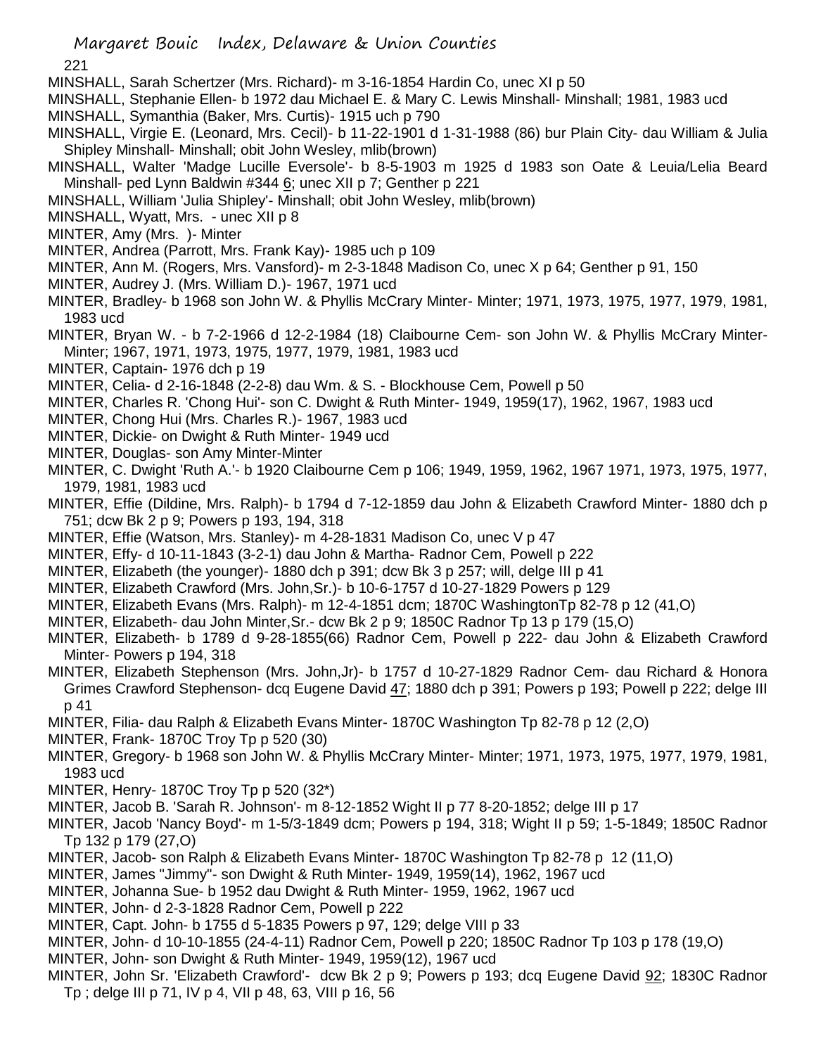MINSHALL, Sarah Schertzer (Mrs. Richard)- m 3-16-1854 Hardin Co, unec XI p 50

MINSHALL, Stephanie Ellen- b 1972 dau Michael E. & Mary C. Lewis Minshall- Minshall; 1981, 1983 ucd

MINSHALL, Symanthia (Baker, Mrs. Curtis)- 1915 uch p 790

MINSHALL, Virgie E. (Leonard, Mrs. Cecil)- b 11-22-1901 d 1-31-1988 (86) bur Plain City- dau William & Julia Shipley Minshall- Minshall; obit John Wesley, mlib(brown)

MINSHALL, Walter 'Madge Lucille Eversole'- b 8-5-1903 m 1925 d 1983 son Oate & Leuia/Lelia Beard Minshall- ped Lynn Baldwin #344 6; unec XII p 7; Genther p 221

MINSHALL, William 'Julia Shipley'- Minshall; obit John Wesley, mlib(brown)

MINSHALL, Wyatt, Mrs. - unec XII p 8

MINTER, Amy (Mrs. )- Minter

MINTER, Andrea (Parrott, Mrs. Frank Kay)- 1985 uch p 109

MINTER, Ann M. (Rogers, Mrs. Vansford)- m 2-3-1848 Madison Co, unec X p 64; Genther p 91, 150

MINTER, Audrey J. (Mrs. William D.)- 1967, 1971 ucd

MINTER, Bradley- b 1968 son John W. & Phyllis McCrary Minter- Minter; 1971, 1973, 1975, 1977, 1979, 1981, 1983 ucd

MINTER, Bryan W. - b 7-2-1966 d 12-2-1984 (18) Claibourne Cem- son John W. & Phyllis McCrary Minter- Minter; 1967, 1971, 1973, 1975, 1977, 1979, 1981, 1983 ucd

MINTER, Captain- 1976 dch p 19

MINTER, Celia- d 2-16-1848 (2-2-8) dau Wm. & S. - Blockhouse Cem, Powell p 50

MINTER, Charles R. 'Chong Hui'- son C. Dwight & Ruth Minter- 1949, 1959(17), 1962, 1967, 1983 ucd

MINTER, Chong Hui (Mrs. Charles R.)- 1967, 1983 ucd

MINTER, Dickie- on Dwight & Ruth Minter- 1949 ucd

MINTER, Douglas- son Amy Minter-Minter

MINTER, C. Dwight 'Ruth A.'- b 1920 Claibourne Cem p 106; 1949, 1959, 1962, 1967 1971, 1973, 1975, 1977, 1979, 1981, 1983 ucd

MINTER, Effie (Dildine, Mrs. Ralph)- b 1794 d 7-12-1859 dau John & Elizabeth Crawford Minter- 1880 dch p 751; dcw Bk 2 p 9; Powers p 193, 194, 318

MINTER, Effie (Watson, Mrs. Stanley)- m 4-28-1831 Madison Co, unec V p 47

MINTER, Effy- d 10-11-1843 (3-2-1) dau John & Martha- Radnor Cem, Powell p 222

MINTER, Elizabeth (the younger)- 1880 dch p 391; dcw Bk 3 p 257; will, delge III p 41

MINTER, Elizabeth Crawford (Mrs. John,Sr.)- b 10-6-1757 d 10-27-1829 Powers p 129

MINTER, Elizabeth Evans (Mrs. Ralph)- m 12-4-1851 dcm; 1870C WashingtonTp 82-78 p 12 (41,O)

MINTER, Elizabeth- dau John Minter,Sr.- dcw Bk 2 p 9; 1850C Radnor Tp 13 p 179 (15,O)

MINTER, Elizabeth- b 1789 d 9-28-1855(66) Radnor Cem, Powell p 222- dau John & Elizabeth Crawford Minter- Powers p 194, 318

MINTER, Elizabeth Stephenson (Mrs. John,Jr)- b 1757 d 10-27-1829 Radnor Cem- dau Richard & Honora Grimes Crawford Stephenson- dcq Eugene David 47; 1880 dch p 391; Powers p 193; Powell p 222; delge III p 41

MINTER, Filia- dau Ralph & Elizabeth Evans Minter- 1870C Washington Tp 82-78 p 12 (2,O)

MINTER, Frank- 1870C Troy Tp p 520 (30)

MINTER, Gregory- b 1968 son John W. & Phyllis McCrary Minter- Minter; 1971, 1973, 1975, 1977, 1979, 1981, 1983 ucd

MINTER, Henry- 1870C Troy Tp p 520 (32*)

MINTER, Jacob B. 'Sarah R. Johnson'- m 8-12-1852 Wight II p 77 8-20-1852; delge III p 17

MINTER, Jacob 'Nancy Boyd'- m 1-5/3-1849 dcm; Powers p 194, 318; Wight II p 59; 1-5-1849; 1850C Radnor Tp 132 p 179 (27,O)

MINTER, Jacob- son Ralph & Elizabeth Evans Minter- 1870C Washington Tp 82-78 p 12 (11,O)

MINTER, James "Jimmy"- son Dwight & Ruth Minter- 1949, 1959(14), 1962, 1967 ucd

MINTER, Johanna Sue- b 1952 dau Dwight & Ruth Minter- 1959, 1962, 1967 ucd

MINTER, John- d 2-3-1828 Radnor Cem, Powell p 222

MINTER, Capt. John- b 1755 d 5-1835 Powers p 97, 129; delge VIII p 33

MINTER, John- d 10-10-1855 (24-4-11) Radnor Cem, Powell p 220; 1850C Radnor Tp 103 p 178 (19,O)

MINTER, John- son Dwight & Ruth Minter- 1949, 1959(12), 1967 ucd

MINTER, John Sr. 'Elizabeth Crawford'- dcw Bk 2 p 9; Powers p 193; dcq Eugene David 92; 1830C Radnor Tp ; delge III p 71, IV p 4, VII p 48, 63, VIII p 16, 56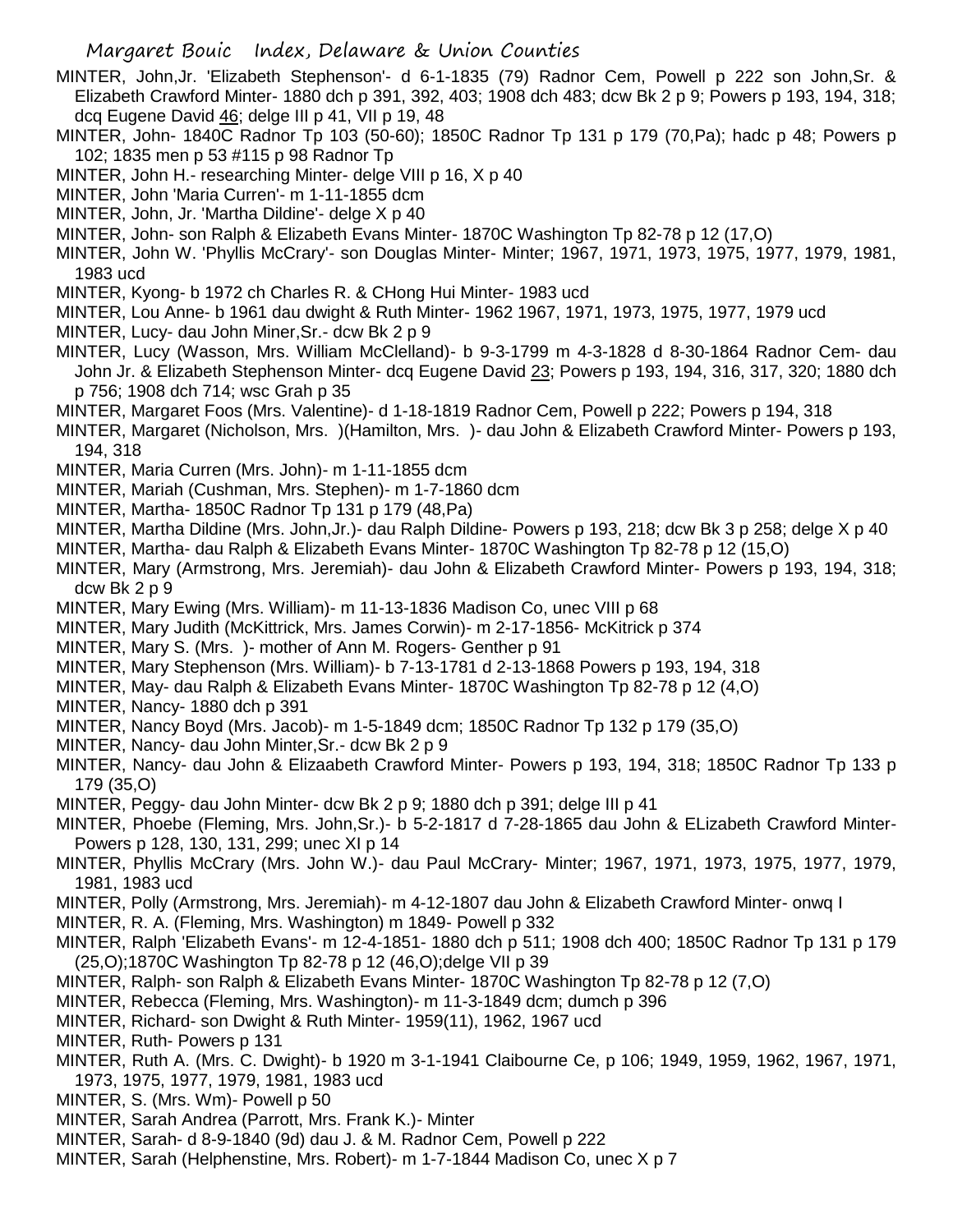MINTER, John,Jr. 'Elizabeth Stephenson'- d 6-1-1835 (79) Radnor Cem, Powell p 222 son John,Sr. & Elizabeth Crawford Minter- 1880 dch p 391, 392, 403; 1908 dch 483; dcw Bk 2 p 9; Powers p 193, 194, 318; dcq Eugene David 46; delge III p 41, VII p 19, 48

MINTER, John- 1840C Radnor Tp 103 (50-60); 1850C Radnor Tp 131 p 179 (70,Pa); hadc p 48; Powers p 102; 1835 men p 53 #115 p 98 Radnor Tp

MINTER, John H.- researching Minter- delge VIII p 16, X p 40

MINTER, John 'Maria Curren'- m 1-11-1855 dcm

MINTER, John, Jr. 'Martha Dildine'- delge X p 40

MINTER, John- son Ralph & Elizabeth Evans Minter- 1870C Washington Tp 82-78 p 12 (17,O)

MINTER, John W. 'Phyllis McCrary'- son Douglas Minter- Minter; 1967, 1971, 1973, 1975, 1977, 1979, 1981, 1983 ucd

MINTER, Kyong- b 1972 ch Charles R. & CHong Hui Minter- 1983 ucd

MINTER, Lou Anne- b 1961 dau dwight & Ruth Minter- 1962 1967, 1971, 1973, 1975, 1977, 1979 ucd

MINTER, Lucy- dau John Miner,Sr.- dcw Bk 2 p 9

MINTER, Lucy (Wasson, Mrs. William McClelland)- b 9-3-1799 m 4-3-1828 d 8-30-1864 Radnor Cem- dau John Jr. & Elizabeth Stephenson Minter- dcq Eugene David 23; Powers p 193, 194, 316, 317, 320; 1880 dch p 756; 1908 dch 714; wsc Grah p 35

MINTER, Margaret Foos (Mrs. Valentine)- d 1-18-1819 Radnor Cem, Powell p 222; Powers p 194, 318

MINTER, Margaret (Nicholson, Mrs. )(Hamilton, Mrs. )- dau John & Elizabeth Crawford Minter- Powers p 193, 194, 318

MINTER, Maria Curren (Mrs. John)- m 1-11-1855 dcm

MINTER, Mariah (Cushman, Mrs. Stephen)- m 1-7-1860 dcm

MINTER, Martha- 1850C Radnor Tp 131 p 179 (48,Pa)

MINTER, Martha Dildine (Mrs. John,Jr.)- dau Ralph Dildine- Powers p 193, 218; dcw Bk 3 p 258; delge X p 40

MINTER, Martha- dau Ralph & Elizabeth Evans Minter- 1870C Washington Tp 82-78 p 12 (15,O)

MINTER, Mary (Armstrong, Mrs. Jeremiah)- dau John & Elizabeth Crawford Minter- Powers p 193, 194, 318; dcw Bk 2 p 9

MINTER, Mary Ewing (Mrs. William)- m 11-13-1836 Madison Co, unec VIII p 68

MINTER, Mary Judith (McKittrick, Mrs. James Corwin)- m 2-17-1856- McKitrick p 374

MINTER, Mary S. (Mrs. )- mother of Ann M. Rogers- Genther p 91

MINTER, Mary Stephenson (Mrs. William)- b 7-13-1781 d 2-13-1868 Powers p 193, 194, 318

MINTER, May- dau Ralph & Elizabeth Evans Minter- 1870C Washington Tp 82-78 p 12 (4,O)

MINTER, Nancy- 1880 dch p 391

MINTER, Nancy Boyd (Mrs. Jacob)- m 1-5-1849 dcm; 1850C Radnor Tp 132 p 179 (35,O)

MINTER, Nancy- dau John Minter,Sr.- dcw Bk 2 p 9

MINTER, Nancy- dau John & Elizaabeth Crawford Minter- Powers p 193, 194, 318; 1850C Radnor Tp 133 p 179 (35,O)

MINTER, Peggy- dau John Minter- dcw Bk 2 p 9; 1880 dch p 391; delge III p 41

MINTER, Phoebe (Fleming, Mrs. John,Sr.)- b 5-2-1817 d 7-28-1865 dau John & ELizabeth Crawford Minter- Powers p 128, 130, 131, 299; unec XI p 14

MINTER, Phyllis McCrary (Mrs. John W.)- dau Paul McCrary- Minter; 1967, 1971, 1973, 1975, 1977, 1979, 1981, 1983 ucd

MINTER, Polly (Armstrong, Mrs. Jeremiah)- m 4-12-1807 dau John & Elizabeth Crawford Minter- onwq I

MINTER, R. A. (Fleming, Mrs. Washington) m 1849- Powell p 332

MINTER, Ralph 'Elizabeth Evans'- m 12-4-1851- 1880 dch p 511; 1908 dch 400; 1850C Radnor Tp 131 p 179 (25,O);1870C Washington Tp 82-78 p 12 (46,O);delge VII p 39

MINTER, Ralph- son Ralph & Elizabeth Evans Minter- 1870C Washington Tp 82-78 p 12 (7,O)

MINTER, Rebecca (Fleming, Mrs. Washington)- m 11-3-1849 dcm; dumch p 396

MINTER, Richard- son Dwight & Ruth Minter- 1959(11), 1962, 1967 ucd

MINTER, Ruth- Powers p 131

MINTER, Ruth A. (Mrs. C. Dwight)- b 1920 m 3-1-1941 Claibourne Ce, p 106; 1949, 1959, 1962, 1967, 1971, 1973, 1975, 1977, 1979, 1981, 1983 ucd

MINTER, S. (Mrs. Wm)- Powell p 50

MINTER, Sarah Andrea (Parrott, Mrs. Frank K.)- Minter

MINTER, Sarah- d 8-9-1840 (9d) dau J. & M. Radnor Cem, Powell p 222

MINTER, Sarah (Helphenstine, Mrs. Robert)- m 1-7-1844 Madison Co, unec X p 7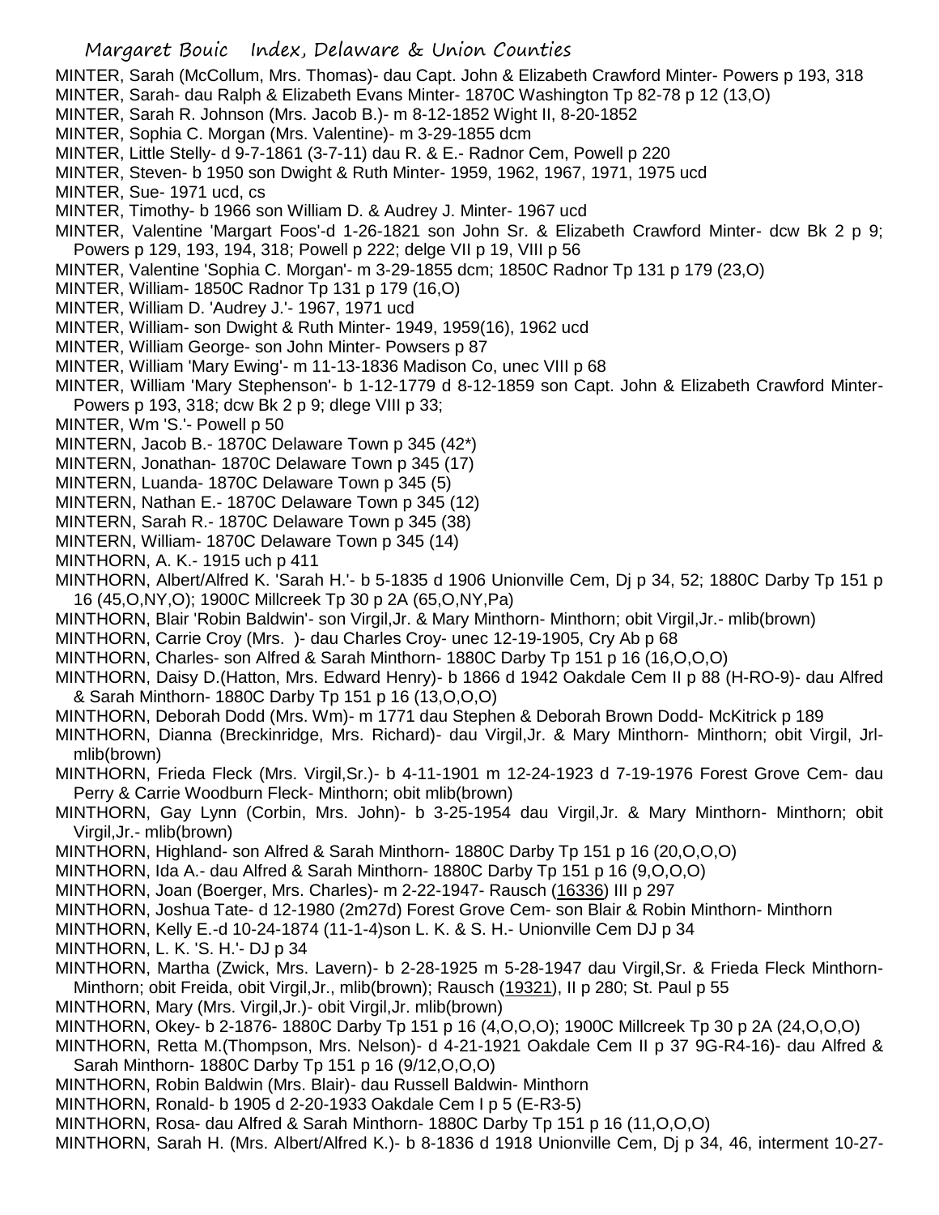MINTER, Sarah (McCollum, Mrs. Thomas)- dau Capt. John & Elizabeth Crawford Minter- Powers p 193, 318

MINTER, Sarah- dau Ralph & Elizabeth Evans Minter- 1870C Washington Tp 82-78 p 12 (13,O)

MINTER, Sarah R. Johnson (Mrs. Jacob B.)- m 8-12-1852 Wight II, 8-20-1852

MINTER, Sophia C. Morgan (Mrs. Valentine)- m 3-29-1855 dcm

MINTER, Little Stelly- d 9-7-1861 (3-7-11) dau R. & E.- Radnor Cem, Powell p 220

MINTER, Steven- b 1950 son Dwight & Ruth Minter- 1959, 1962, 1967, 1971, 1975 ucd

MINTER, Sue- 1971 ucd, cs

MINTER, Timothy- b 1966 son William D. & Audrey J. Minter- 1967 ucd

MINTER, Valentine 'Margart Foos'-d 1-26-1821 son John Sr. & Elizabeth Crawford Minter- dcw Bk 2 p 9; Powers p 129, 193, 194, 318; Powell p 222; delge VII p 19, VIII p 56

MINTER, Valentine 'Sophia C. Morgan'- m 3-29-1855 dcm; 1850C Radnor Tp 131 p 179 (23,O)

MINTER, William- 1850C Radnor Tp 131 p 179 (16,O)

MINTER, William D. 'Audrey J.'- 1967, 1971 ucd

MINTER, William- son Dwight & Ruth Minter- 1949, 1959(16), 1962 ucd

MINTER, William George- son John Minter- Powsers p 87

MINTER, William 'Mary Ewing'- m 11-13-1836 Madison Co, unec VIII p 68

MINTER, William 'Mary Stephenson'- b 1-12-1779 d 8-12-1859 son Capt. John & Elizabeth Crawford Minter- Powers p 193, 318; dcw Bk 2 p 9; dlege VIII p 33;

MINTER, Wm 'S.'- Powell p 50

MINTERN, Jacob B.- 1870C Delaware Town p 345 (42*)

MINTERN, Jonathan- 1870C Delaware Town p 345 (17)

MINTERN, Luanda- 1870C Delaware Town p 345 (5)

MINTERN, Nathan E.- 1870C Delaware Town p 345 (12)

MINTERN, Sarah R.- 1870C Delaware Town p 345 (38)

MINTERN, William- 1870C Delaware Town p 345 (14)

MINTHORN, A. K.- 1915 uch p 411

MINTHORN, Albert/Alfred K. 'Sarah H.'- b 5-1835 d 1906 Unionville Cem, Dj p 34, 52; 1880C Darby Tp 151 p 16 (45,O,NY,O); 1900C Millcreek Tp 30 p 2A (65,O,NY,Pa)

MINTHORN, Blair 'Robin Baldwin'- son Virgil,Jr. & Mary Minthorn- Minthorn; obit Virgil,Jr.- mlib(brown)

MINTHORN, Carrie Croy (Mrs. )- dau Charles Croy- unec 12-19-1905, Cry Ab p 68

MINTHORN, Charles- son Alfred & Sarah Minthorn- 1880C Darby Tp 151 p 16 (16,O,O,O)

MINTHORN, Daisy D.(Hatton, Mrs. Edward Henry)- b 1866 d 1942 Oakdale Cem II p 88 (H-RO-9)- dau Alfred & Sarah Minthorn- 1880C Darby Tp 151 p 16 (13,O,O,O)

MINTHORN, Deborah Dodd (Mrs. Wm)- m 1771 dau Stephen & Deborah Brown Dodd- McKitrick p 189

MINTHORN, Dianna (Breckinridge, Mrs. Richard)- dau Virgil,Jr. & Mary Minthorn- Minthorn; obit Virgil, Jrl-mlib(brown)

MINTHORN, Frieda Fleck (Mrs. Virgil,Sr.)- b 4-11-1901 m 12-24-1923 d 7-19-1976 Forest Grove Cem- dau Perry & Carrie Woodburn Fleck- Minthorn; obit mlib(brown)

MINTHORN, Gay Lynn (Corbin, Mrs. John)- b 3-25-1954 dau Virgil,Jr. & Mary Minthorn- Minthorn; obit Virgil,Jr.- mlib(brown)

MINTHORN, Highland- son Alfred & Sarah Minthorn- 1880C Darby Tp 151 p 16 (20,O,O,O)

MINTHORN, Ida A.- dau Alfred & Sarah Minthorn- 1880C Darby Tp 151 p 16 (9,O,O,O)

MINTHORN, Joan (Boerger, Mrs. Charles)- m 2-22-1947- Rausch (16336) III p 297

MINTHORN, Joshua Tate- d 12-1980 (2m27d) Forest Grove Cem- son Blair & Robin Minthorn- Minthorn

MINTHORN, Kelly E.-d 10-24-1874 (11-1-4)son L. K. & S. H.- Unionville Cem DJ p 34

MINTHORN, L. K. 'S. H.'- DJ p 34

MINTHORN, Martha (Zwick, Mrs. Lavern)- b 2-28-1925 m 5-28-1947 dau Virgil,Sr. & Frieda Fleck Minthorn- Minthorn; obit Freida, obit Virgil,Jr., mlib(brown); Rausch (19321), II p 280; St. Paul p 55

MINTHORN, Mary (Mrs. Virgil,Jr.)- obit Virgil,Jr. mlib(brown)

MINTHORN, Okey- b 2-1876- 1880C Darby Tp 151 p 16 (4,O,O,O); 1900C Millcreek Tp 30 p 2A (24,O,O,O)

MINTHORN, Retta M.(Thompson, Mrs. Nelson)- d 4-21-1921 Oakdale Cem II p 37 9G-R4-16)- dau Alfred & Sarah Minthorn- 1880C Darby Tp 151 p 16 (9/12,O,O,O)

MINTHORN, Robin Baldwin (Mrs. Blair)- dau Russell Baldwin- Minthorn

MINTHORN, Ronald- b 1905 d 2-20-1933 Oakdale Cem I p 5 (E-R3-5)

MINTHORN, Rosa- dau Alfred & Sarah Minthorn- 1880C Darby Tp 151 p 16 (11,O,O,O)

MINTHORN, Sarah H. (Mrs. Albert/Alfred K.)- b 8-1836 d 1918 Unionville Cem, Dj p 34, 46, interment 10-27-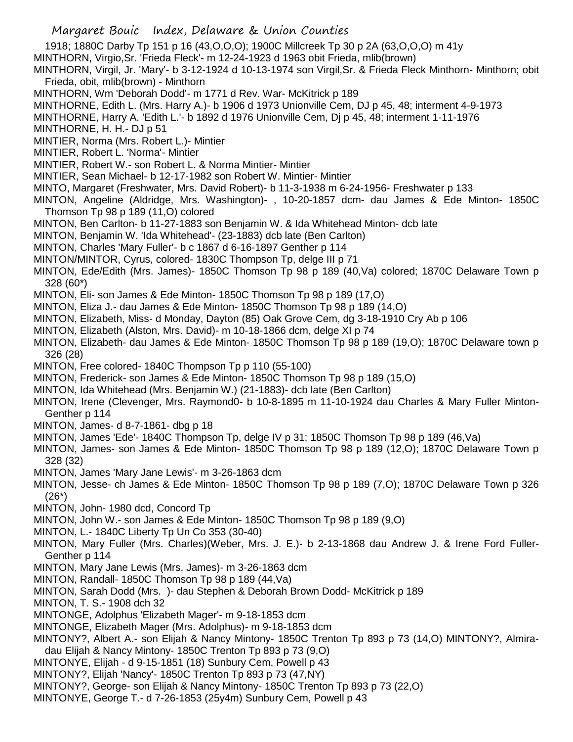1918; 1880C Darby Tp 151 p 16 (43,O,O,O); 1900C Millcreek Tp 30 p 2A (63,O,O,O) m 41y

MINTHORN, Virgio,Sr. 'Frieda Fleck'- m 12-24-1923 d 1963 obit Frieda, mlib(brown)

MINTHORN, Virgil, Jr. 'Mary'- b 3-12-1924 d 10-13-1974 son Virgil,Sr. & Frieda Fleck Minthorn- Minthorn; obit Frieda, obit, mlib(brown) - Minthorn

MINTHORN, Wm 'Deborah Dodd'- m 1771 d Rev. War- McKitrick p 189

MINTHORNE, Edith L. (Mrs. Harry A.)- b 1906 d 1973 Unionville Cem, DJ p 45, 48; interment 4-9-1973

MINTHORNE, Harry A. 'Edith L.'- b 1892 d 1976 Unionville Cem, Dj p 45, 48; interment 1-11-1976

MINTHORNE, H. H.- DJ p 51

MINTIER, Norma (Mrs. Robert L.)- Mintier

MINTIER, Robert L. 'Norma'- Mintier

MINTIER, Robert W.- son Robert L. & Norma Mintier- Mintier

MINTIER, Sean Michael- b 12-17-1982 son Robert W. Mintier- Mintier

MINTO, Margaret (Freshwater, Mrs. David Robert)- b 11-3-1938 m 6-24-1956- Freshwater p 133

MINTON, Angeline (Aldridge, Mrs. Washington)- , 10-20-1857 dcm- dau James & Ede Minton- 1850C Thomson Tp 98 p 189 (11,O) colored

MINTON, Ben Carlton- b 11-27-1883 son Benjamin W. & Ida Whitehead Minton- dcb late

MINTON, Benjamin W. 'Ida Whitehead'- (23-1883) dcb late (Ben Carlton)

MINTON, Charles 'Mary Fuller'- b c 1867 d 6-16-1897 Genther p 114

MINTON/MINTOR, Cyrus, colored- 1830C Thompson Tp, delge III p 71

MINTON, Ede/Edith (Mrs. James)- 1850C Thomson Tp 98 p 189 (40,Va) colored; 1870C Delaware Town p 328 (60*)

MINTON, Eli- son James & Ede Minton- 1850C Thomson Tp 98 p 189 (17,O)

MINTON, Eliza J.- dau James & Ede Minton- 1850C Thomson Tp 98 p 189 (14,O)

MINTON, Elizabeth, Miss- d Monday, Dayton (85) Oak Grove Cem, dg 3-18-1910 Cry Ab p 106

MINTON, Elizabeth (Alston, Mrs. David)- m 10-18-1866 dcm, delge XI p 74

MINTON, Elizabeth- dau James & Ede Minton- 1850C Thomson Tp 98 p 189 (19,O); 1870C Delaware town p 326 (28)

MINTON, Free colored- 1840C Thompson Tp p 110 (55-100)

MINTON, Frederick- son James & Ede Minton- 1850C Thomson Tp 98 p 189 (15,O)

MINTON, Ida Whitehead (Mrs. Benjamin W.) (21-1883)- dcb late (Ben Carlton)

MINTON, Irene (Clevenger, Mrs. Raymond0- b 10-8-1895 m 11-10-1924 dau Charles & Mary Fuller Minton- Genther p 114

MINTON, James- d 8-7-1861- dbg p 18

MINTON, James 'Ede'- 1840C Thompson Tp, delge IV p 31; 1850C Thomson Tp 98 p 189 (46,Va)

MINTON, James- son James & Ede Minton- 1850C Thomson Tp 98 p 189 (12,O); 1870C Delaware Town p 328 (32)

MINTON, James 'Mary Jane Lewis'- m 3-26-1863 dcm

MINTON, Jesse- ch James & Ede Minton- 1850C Thomson Tp 98 p 189 (7,O); 1870C Delaware Town p 326 (26*)

MINTON, John- 1980 dcd, Concord Tp

MINTON, John W.- son James & Ede Minton- 1850C Thomson Tp 98 p 189 (9,O)

MINTON, L.- 1840C Liberty Tp Un Co 353 (30-40)

MINTON, Mary Fuller (Mrs. Charles)(Weber, Mrs. J. E.)- b 2-13-1868 dau Andrew J. & Irene Ford Fuller- Genther p 114

MINTON, Mary Jane Lewis (Mrs. James)- m 3-26-1863 dcm

MINTON, Randall- 1850C Thomson Tp 98 p 189 (44,Va)

MINTON, Sarah Dodd (Mrs. )- dau Stephen & Deborah Brown Dodd- McKitrick p 189

MINTON, T. S.- 1908 dch 32

MINTONGE, Adolphus 'Elizabeth Mager'- m 9-18-1853 dcm

MINTONGE, Elizabeth Mager (Mrs. Adolphus)- m 9-18-1853 dcm

MINTONY?, Albert A.- son Elijah & Nancy Mintony- 1850C Trenton Tp 893 p 73 (14,O) MINTONY?, Almira- dau Elijah & Nancy Mintony- 1850C Trenton Tp 893 p 73 (9,O)

MINTONYE, Elijah - d 9-15-1851 (18) Sunbury Cem, Powell p 43

MINTONY?, Elijah 'Nancy'- 1850C Trenton Tp 893 p 73 (47,NY)

MINTONY?, George- son Elijah & Nancy Mintony- 1850C Trenton Tp 893 p 73 (22,O)

MINTONYE, George T.- d 7-26-1853 (25y4m) Sunbury Cem, Powell p 43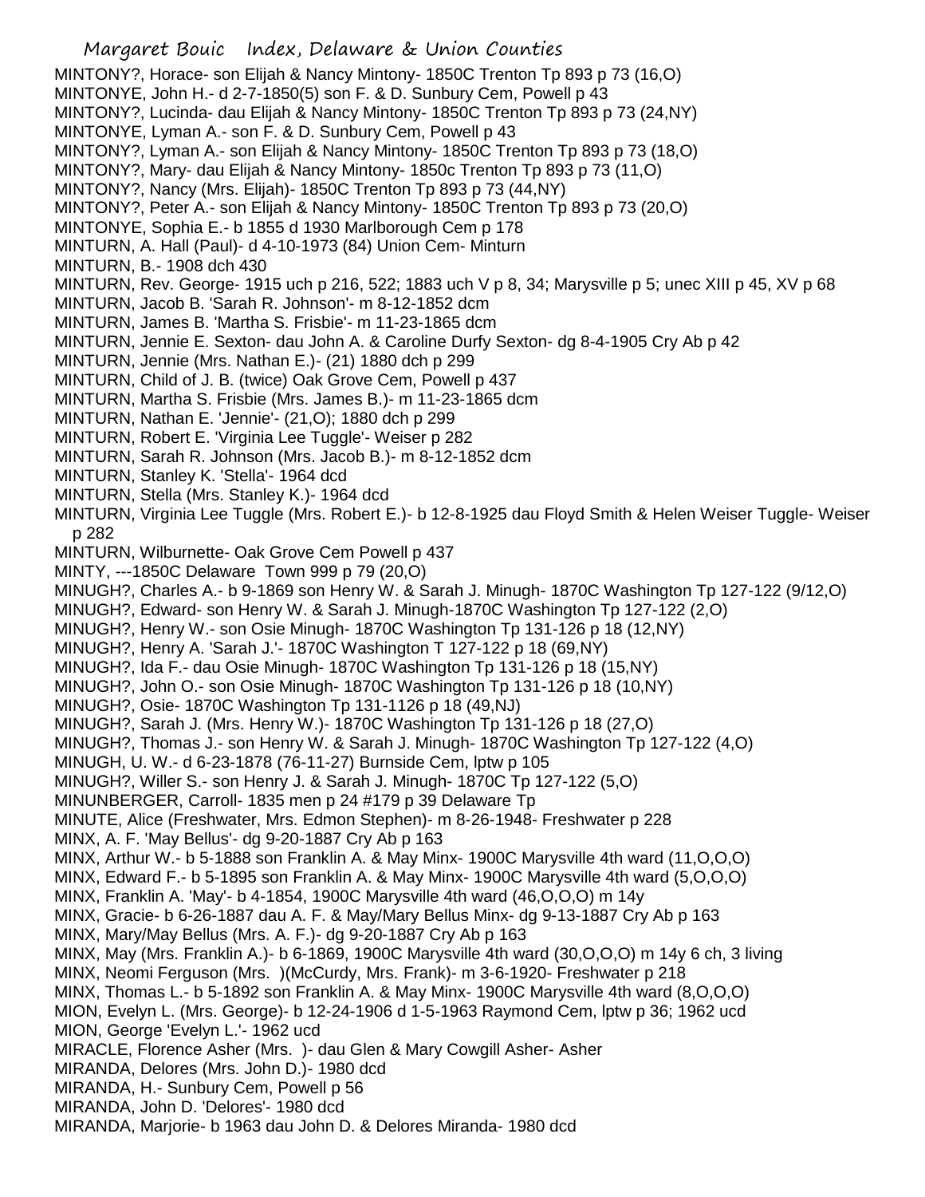MINTONY?, Horace- son Elijah & Nancy Mintony- 1850C Trenton Tp 893 p 73 (16,O)
MINTONYE, John H.- d 2-7-1850(5) son F. & D. Sunbury Cem, Powell p 43
MINTONY?, Lucinda- dau Elijah & Nancy Mintony- 1850C Trenton Tp 893 p 73 (24,NY)
MINTONYE, Lyman A.- son F. & D. Sunbury Cem, Powell p 43
MINTONY?, Lyman A.- son Elijah & Nancy Mintony- 1850C Trenton Tp 893 p 73 (18,O)
MINTONY?, Mary- dau Elijah & Nancy Mintony- 1850c Trenton Tp 893 p 73 (11,O)
MINTONY?, Nancy (Mrs. Elijah)- 1850C Trenton Tp 893 p 73 (44,NY)
MINTONY?, Peter A.- son Elijah & Nancy Mintony- 1850C Trenton Tp 893 p 73 (20,O)
MINTONYE, Sophia E.- b 1855 d 1930 Marlborough Cem p 178
MINTURN, A. Hall (Paul)- d 4-10-1973 (84) Union Cem- Minturn
MINTURN, B.- 1908 dch 430
MINTURN, Rev. George- 1915 uch p 216, 522; 1883 uch V p 8, 34; Marysville p 5; unec XIII p 45, XV p 68
MINTURN, Jacob B. 'Sarah R. Johnson'- m 8-12-1852 dcm
MINTURN, James B. 'Martha S. Frisbie'- m 11-23-1865 dcm
MINTURN, Jennie E. Sexton- dau John A. & Caroline Durfy Sexton- dg 8-4-1905 Cry Ab p 42
MINTURN, Jennie (Mrs. Nathan E.)- (21) 1880 dch p 299
MINTURN, Child of J. B. (twice) Oak Grove Cem, Powell p 437
MINTURN, Martha S. Frisbie (Mrs. James B.)- m 11-23-1865 dcm
MINTURN, Nathan E. 'Jennie'- (21,O); 1880 dch p 299
MINTURN, Robert E. 'Virginia Lee Tuggle'- Weiser p 282
MINTURN, Sarah R. Johnson (Mrs. Jacob B.)- m 8-12-1852 dcm
MINTURN, Stanley K. 'Stella'- 1964 dcd
MINTURN, Stella (Mrs. Stanley K.)- 1964 dcd
MINTURN, Virginia Lee Tuggle (Mrs. Robert E.)- b 12-8-1925 dau Floyd Smith & Helen Weiser Tuggle- Weiser p 282
MINTURN, Wilburnette- Oak Grove Cem Powell p 437
MINTY, ---1850C Delaware Town 999 p 79 (20,O)
MINUGH?, Charles A.- b 9-1869 son Henry W. & Sarah J. Minugh- 1870C Washington Tp 127-122 (9/12,O)
MINUGH?, Edward- son Henry W. & Sarah J. Minugh-1870C Washington Tp 127-122 (2,O)
MINUGH?, Henry W.- son Osie Minugh- 1870C Washington Tp 131-126 p 18 (12,NY)
MINUGH?, Henry A. 'Sarah J.'- 1870C Washington T 127-122 p 18 (69,NY)
MINUGH?, Ida F.- dau Osie Minugh- 1870C Washington Tp 131-126 p 18 (15,NY)
MINUGH?, John O.- son Osie Minugh- 1870C Washington Tp 131-126 p 18 (10,NY)
MINUGH?, Osie- 1870C Washington Tp 131-1126 p 18 (49,NJ)
MINUGH?, Sarah J. (Mrs. Henry W.)- 1870C Washington Tp 131-126 p 18 (27,O)
MINUGH?, Thomas J.- son Henry W. & Sarah J. Minugh- 1870C Washington Tp 127-122 (4,O)
MINUGH, U. W.- d 6-23-1878 (76-11-27) Burnside Cem, lptw p 105
MINUGH?, Willer S.- son Henry J. & Sarah J. Minugh- 1870C Tp 127-122 (5,O)
MINUNBERGER, Carroll- 1835 men p 24 #179 p 39 Delaware Tp
MINUTE, Alice (Freshwater, Mrs. Edmon Stephen)- m 8-26-1948- Freshwater p 228
MINX, A. F. 'May Bellus'- dg 9-20-1887 Cry Ab p 163
MINX, Arthur W.- b 5-1888 son Franklin A. & May Minx- 1900C Marysville 4th ward (11,O,O,O)
MINX, Edward F.- b 5-1895 son Franklin A. & May Minx- 1900C Marysville 4th ward (5,O,O,O)
MINX, Franklin A. 'May'- b 4-1854, 1900C Marysville 4th ward (46,O,O,O) m 14y
MINX, Gracie- b 6-26-1887 dau A. F. & May/Mary Bellus Minx- dg 9-13-1887 Cry Ab p 163
MINX, Mary/May Bellus (Mrs. A. F.)- dg 9-20-1887 Cry Ab p 163
MINX, May (Mrs. Franklin A.)- b 6-1869, 1900C Marysville 4th ward (30,O,O,O) m 14y 6 ch, 3 living
MINX, Neomi Ferguson (Mrs. )(McCurdy, Mrs. Frank)- m 3-6-1920- Freshwater p 218
MINX, Thomas L.- b 5-1892 son Franklin A. & May Minx- 1900C Marysville 4th ward (8,O,O,O)
MION, Evelyn L. (Mrs. George)- b 12-24-1906 d 1-5-1963 Raymond Cem, lptw p 36; 1962 ucd
MION, George 'Evelyn L.'- 1962 ucd
MIRACLE, Florence Asher (Mrs. )- dau Glen & Mary Cowgill Asher- Asher
MIRANDA, Delores (Mrs. John D.)- 1980 dcd
MIRANDA, H.- Sunbury Cem, Powell p 56
MIRANDA, John D. 'Delores'- 1980 dcd
MIRANDA, Marjorie- b 1963 dau John D. & Delores Miranda- 1980 dcd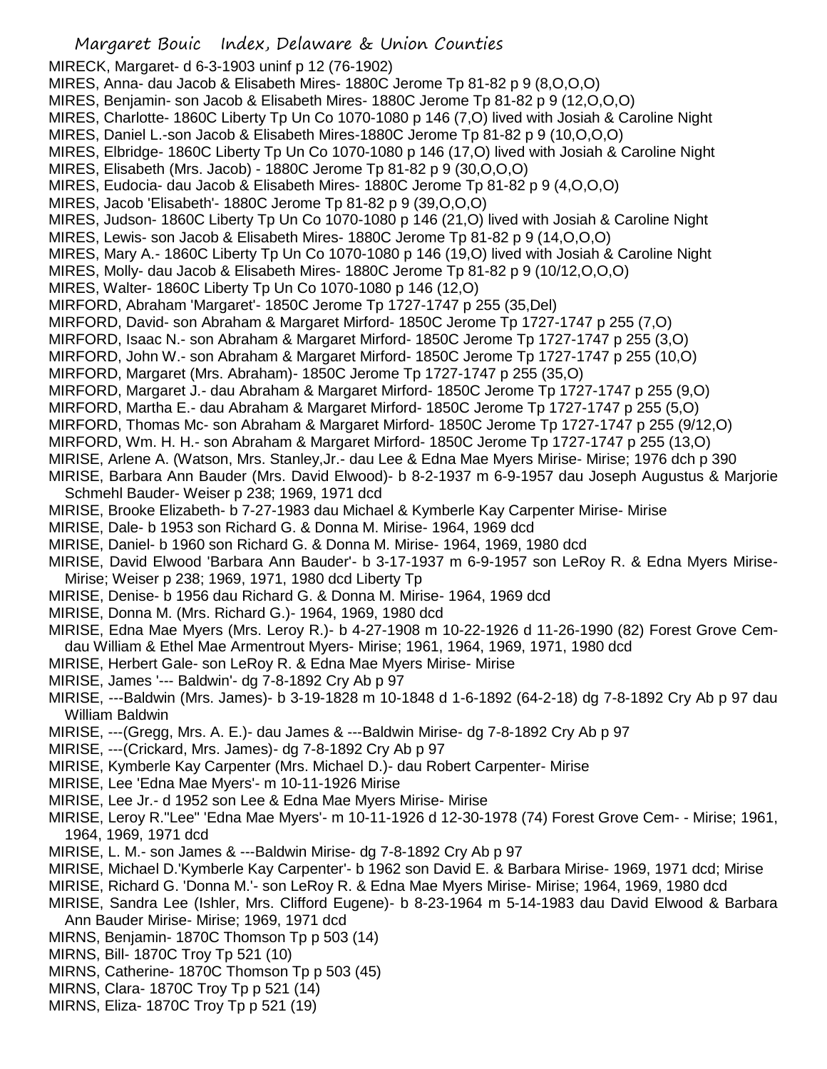MIRECK, Margaret- d 6-3-1903 uninf p 12 (76-1902)
MIRES, Anna- dau Jacob & Elisabeth Mires- 1880C Jerome Tp 81-82 p 9 (8,O,O,O)
MIRES, Benjamin- son Jacob & Elisabeth Mires- 1880C Jerome Tp 81-82 p 9 (12,O,O,O)
MIRES, Charlotte- 1860C Liberty Tp Un Co 1070-1080 p 146 (7,O) lived with Josiah & Caroline Night
MIRES, Daniel L.-son Jacob & Elisabeth Mires-1880C Jerome Tp 81-82 p 9 (10,O,O,O)
MIRES, Elbridge- 1860C Liberty Tp Un Co 1070-1080 p 146 (17,O) lived with Josiah & Caroline Night
MIRES, Elisabeth (Mrs. Jacob) - 1880C Jerome Tp 81-82 p 9 (30,O,O,O)
MIRES, Eudocia- dau Jacob & Elisabeth Mires- 1880C Jerome Tp 81-82 p 9 (4,O,O,O)
MIRES, Jacob 'Elisabeth'- 1880C Jerome Tp 81-82 p 9 (39,O,O,O)
MIRES, Judson- 1860C Liberty Tp Un Co 1070-1080 p 146 (21,O) lived with Josiah & Caroline Night
MIRES, Lewis- son Jacob & Elisabeth Mires- 1880C Jerome Tp 81-82 p 9 (14,O,O,O)
MIRES, Mary A.- 1860C Liberty Tp Un Co 1070-1080 p 146 (19,O) lived with Josiah & Caroline Night
MIRES, Molly- dau Jacob & Elisabeth Mires- 1880C Jerome Tp 81-82 p 9 (10/12,O,O,O)
MIRES, Walter- 1860C Liberty Tp Un Co 1070-1080 p 146 (12,O)
MIRFORD, Abraham 'Margaret'- 1850C Jerome Tp 1727-1747 p 255 (35,Del)
MIRFORD, David- son Abraham & Margaret Mirford- 1850C Jerome Tp 1727-1747 p 255 (7,O)
MIRFORD, Isaac N.- son Abraham & Margaret Mirford- 1850C Jerome Tp 1727-1747 p 255 (3,O)
MIRFORD, John W.- son Abraham & Margaret Mirford- 1850C Jerome Tp 1727-1747 p 255 (10,O)
MIRFORD, Margaret (Mrs. Abraham)- 1850C Jerome Tp 1727-1747 p 255 (35,O)
MIRFORD, Margaret J.- dau Abraham & Margaret Mirford- 1850C Jerome Tp 1727-1747 p 255 (9,O)
MIRFORD, Martha E.- dau Abraham & Margaret Mirford- 1850C Jerome Tp 1727-1747 p 255 (5,O)
MIRFORD, Thomas Mc- son Abraham & Margaret Mirford- 1850C Jerome Tp 1727-1747 p 255 (9/12,O)
MIRFORD, Wm. H. H.- son Abraham & Margaret Mirford- 1850C Jerome Tp 1727-1747 p 255 (13,O)
MIRISE, Arlene A. (Watson, Mrs. Stanley,Jr.- dau Lee & Edna Mae Myers Mirise- Mirise; 1976 dch p 390
MIRISE, Barbara Ann Bauder (Mrs. David Elwood)- b 8-2-1937 m 6-9-1957 dau Joseph Augustus & Marjorie Schmehl Bauder- Weiser p 238; 1969, 1971 dcd
MIRISE, Brooke Elizabeth- b 7-27-1983 dau Michael & Kymberle Kay Carpenter Mirise- Mirise
MIRISE, Dale- b 1953 son Richard G. & Donna M. Mirise- 1964, 1969 dcd
MIRISE, Daniel- b 1960 son Richard G. & Donna M. Mirise- 1964, 1969, 1980 dcd
MIRISE, David Elwood 'Barbara Ann Bauder'- b 3-17-1937 m 6-9-1957 son LeRoy R. & Edna Myers Mirise- Mirise; Weiser p 238; 1969, 1971, 1980 dcd Liberty Tp
MIRISE, Denise- b 1956 dau Richard G. & Donna M. Mirise- 1964, 1969 dcd
MIRISE, Donna M. (Mrs. Richard G.)- 1964, 1969, 1980 dcd
MIRISE, Edna Mae Myers (Mrs. Leroy R.)- b 4-27-1908 m 10-22-1926 d 11-26-1990 (82) Forest Grove Cem- dau William & Ethel Mae Armentrout Myers- Mirise; 1961, 1964, 1969, 1971, 1980 dcd
MIRISE, Herbert Gale- son LeRoy R. & Edna Mae Myers Mirise- Mirise
MIRISE, James '--- Baldwin'- dg 7-8-1892 Cry Ab p 97
MIRISE, ---Baldwin (Mrs. James)- b 3-19-1828 m 10-1848 d 1-6-1892 (64-2-18) dg 7-8-1892 Cry Ab p 97 dau William Baldwin
MIRISE, ---(Gregg, Mrs. A. E.)- dau James & ---Baldwin Mirise- dg 7-8-1892 Cry Ab p 97
MIRISE, ---(Crickard, Mrs. James)- dg 7-8-1892 Cry Ab p 97
MIRISE, Kymberle Kay Carpenter (Mrs. Michael D.)- dau Robert Carpenter- Mirise
MIRISE, Lee 'Edna Mae Myers'- m 10-11-1926 Mirise
MIRISE, Lee Jr.- d 1952 son Lee & Edna Mae Myers Mirise- Mirise
MIRISE, Leroy R."Lee" 'Edna Mae Myers'- m 10-11-1926 d 12-30-1978 (74) Forest Grove Cem- - Mirise; 1961, 1964, 1969, 1971 dcd
MIRISE, L. M.- son James & ---Baldwin Mirise- dg 7-8-1892 Cry Ab p 97
MIRISE, Michael D.'Kymberle Kay Carpenter'- b 1962 son David E. & Barbara Mirise- 1969, 1971 dcd; Mirise
MIRISE, Richard G. 'Donna M.'- son LeRoy R. & Edna Mae Myers Mirise- Mirise; 1964, 1969, 1980 dcd
MIRISE, Sandra Lee (Ishler, Mrs. Clifford Eugene)- b 8-23-1964 m 5-14-1983 dau David Elwood & Barbara Ann Bauder Mirise- Mirise; 1969, 1971 dcd
MIRNS, Benjamin- 1870C Thomson Tp p 503 (14)
MIRNS, Bill- 1870C Troy Tp 521 (10)
MIRNS, Catherine- 1870C Thomson Tp p 503 (45)
MIRNS, Clara- 1870C Troy Tp p 521 (14)
MIRNS, Eliza- 1870C Troy Tp p 521 (19)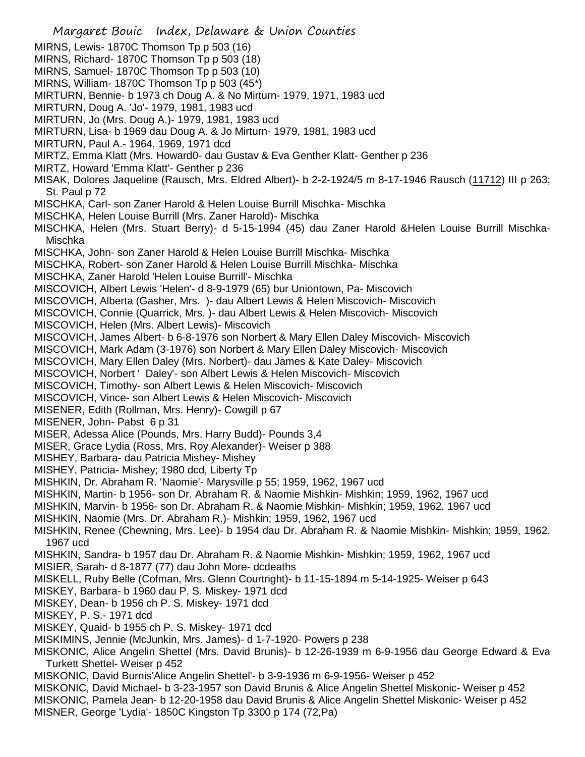MIRNS, Lewis- 1870C Thomson Tp p 503 (16)
MIRNS, Richard- 1870C Thomson Tp p 503 (18)
MIRNS, Samuel- 1870C Thomson Tp p 503 (10)
MIRNS, William- 1870C Thomson Tp p 503 (45*)
MIRTURN, Bennie- b 1973 ch Doug A. & No Mirturn- 1979, 1971, 1983 ucd
MIRTURN, Doug A. 'Jo'- 1979, 1981, 1983 ucd
MIRTURN, Jo (Mrs. Doug A.)- 1979, 1981, 1983 ucd
MIRTURN, Lisa- b 1969 dau Doug A. & Jo Mirturn- 1979, 1981, 1983 ucd
MIRTURN, Paul A.- 1964, 1969, 1971 dcd
MIRTZ, Emma Klatt (Mrs. Howard0- dau Gustav & Eva Genther Klatt- Genther p 236
MIRTZ, Howard 'Emma Klatt'- Genther p 236
MISAK, Dolores Jaqueline (Rausch, Mrs. Eldred Albert)- b 2-2-1924/5 m 8-17-1946 Rausch (11712) III p 263; St. Paul p 72
MISCHKA, Carl- son Zaner Harold & Helen Louise Burrill Mischka- Mischka
MISCHKA, Helen Louise Burrill (Mrs. Zaner Harold)- Mischka
MISCHKA, Helen (Mrs. Stuart Berry)- d 5-15-1994 (45) dau Zaner Harold &Helen Louise Burrill Mischka- Mischka
MISCHKA, John- son Zaner Harold & Helen Louise Burrill Mischka- Mischka
MISCHKA, Robert- son Zaner Harold & Helen Louise Burrill Mischka- Mischka
MISCHKA, Zaner Harold 'Helen Louise Burrill'- Mischka
MISCOVICH, Albert Lewis 'Helen'- d 8-9-1979 (65) bur Uniontown, Pa- Miscovich
MISCOVICH, Alberta (Gasher, Mrs. )- dau Albert Lewis & Helen Miscovich- Miscovich
MISCOVICH, Connie (Quarrick, Mrs. )- dau Albert Lewis & Helen Miscovich- Miscovich
MISCOVICH, Helen (Mrs. Albert Lewis)- Miscovich
MISCOVICH, James Albert- b 6-8-1976 son Norbert & Mary Ellen Daley Miscovich- Miscovich
MISCOVICH, Mark Adam (3-1976) son Norbert & Mary Ellen Daley Miscovich- Miscovich
MISCOVICH, Mary Ellen Daley (Mrs. Norbert)- dau James & Kate Daley- Miscovich
MISCOVICH, Norbert ' Daley'- son Albert Lewis & Helen Miscovich- Miscovich
MISCOVICH, Timothy- son Albert Lewis & Helen Miscovich- Miscovich
MISCOVICH, Vince- son Albert Lewis & Helen Miscovich- Miscovich
MISENER, Edith (Rollman, Mrs. Henry)- Cowgill p 67
MISENER, John- Pabst 6 p 31
MISER, Adessa Alice (Pounds, Mrs. Harry Budd)- Pounds 3,4
MISER, Grace Lydia (Ross, Mrs. Roy Alexander)- Weiser p 388
MISHEY, Barbara- dau Patricia Mishey- Mishey
MISHEY, Patricia- Mishey; 1980 dcd, Liberty Tp
MISHKIN, Dr. Abraham R. 'Naomie'- Marysville p 55; 1959, 1962, 1967 ucd
MISHKIN, Martin- b 1956- son Dr. Abraham R. & Naomie Mishkin- Mishkin; 1959, 1962, 1967 ucd
MISHKIN, Marvin- b 1956- son Dr. Abraham R. & Naomie Mishkin- Mishkin; 1959, 1962, 1967 ucd
MISHKIN, Naomie (Mrs. Dr. Abraham R.)- Mishkin; 1959, 1962, 1967 ucd
MISHKIN, Renee (Chewning, Mrs. Lee)- b 1954 dau Dr. Abraham R. & Naomie Mishkin- Mishkin; 1959, 1962, 1967 ucd
MISHKIN, Sandra- b 1957 dau Dr. Abraham R. & Naomie Mishkin- Mishkin; 1959, 1962, 1967 ucd
MISIER, Sarah- d 8-1877 (77) dau John More- dcdeaths
MISKELL, Ruby Belle (Cofman, Mrs. Glenn Courtright)- b 11-15-1894 m 5-14-1925- Weiser p 643
MISKEY, Barbara- b 1960 dau P. S. Miskey- 1971 dcd
MISKEY, Dean- b 1956 ch P. S. Miskey- 1971 dcd
MISKEY, P. S.- 1971 dcd
MISKEY, Quaid- b 1955 ch P. S. Miskey- 1971 dcd
MISKIMINS, Jennie (McJunkin, Mrs. James)- d 1-7-1920- Powers p 238
MISKONIC, Alice Angelin Shettel (Mrs. David Brunis)- b 12-26-1939 m 6-9-1956 dau George Edward & Eva Turkett Shettel- Weiser p 452
MISKONIC, David Burnis'Alice Angelin Shettel'- b 3-9-1936 m 6-9-1956- Weiser p 452
MISKONIC, David Michael- b 3-23-1957 son David Brunis & Alice Angelin Shettel Miskonic- Weiser p 452
MISKONIC, Pamela Jean- b 12-20-1958 dau David Brunis & Alice Angelin Shettel Miskonic- Weiser p 452
MISNER, George 'Lydia'- 1850C Kingston Tp 3300 p 174 (72,Pa)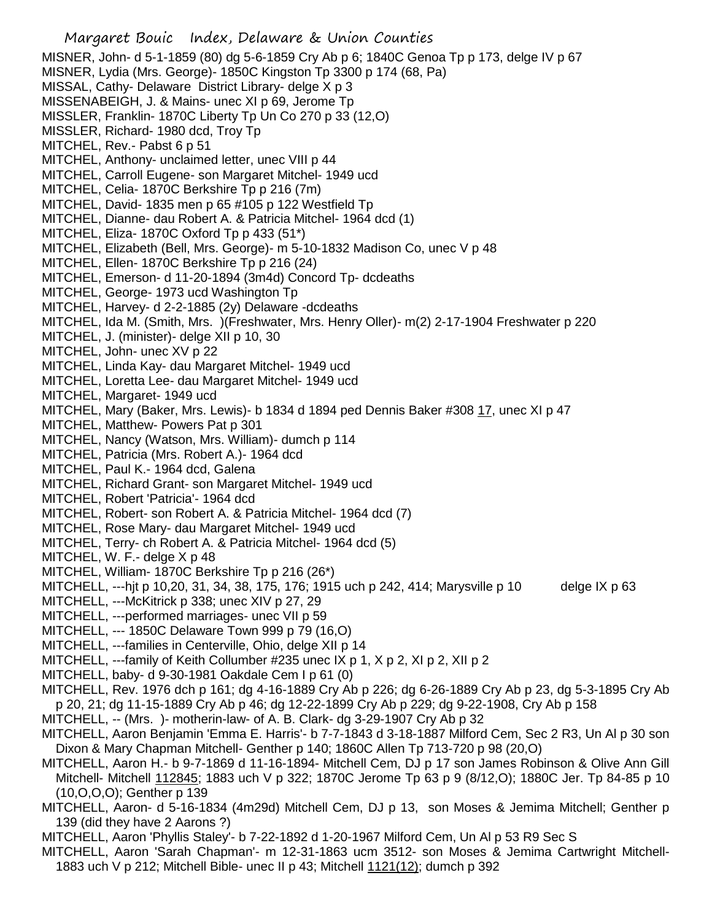MISNER, John- d 5-1-1859 (80) dg 5-6-1859 Cry Ab p 6; 1840C Genoa Tp p 173, delge IV p 67
MISNER, Lydia (Mrs. George)- 1850C Kingston Tp 3300 p 174 (68, Pa)
MISSAL, Cathy- Delaware District Library- delge X p 3
MISSENABEIGH, J. & Mains- unec XI p 69, Jerome Tp
MISSLER, Franklin- 1870C Liberty Tp Un Co 270 p 33 (12,O)
MISSLER, Richard- 1980 dcd, Troy Tp
MITCHEL, Rev.- Pabst 6 p 51
MITCHEL, Anthony- unclaimed letter, unec VIII p 44
MITCHEL, Carroll Eugene- son Margaret Mitchel- 1949 ucd
MITCHEL, Celia- 1870C Berkshire Tp p 216 (7m)
MITCHEL, David- 1835 men p 65 #105 p 122 Westfield Tp
MITCHEL, Dianne- dau Robert A. & Patricia Mitchel- 1964 dcd (1)
MITCHEL, Eliza- 1870C Oxford Tp p 433 (51*)
MITCHEL, Elizabeth (Bell, Mrs. George)- m 5-10-1832 Madison Co, unec V p 48
MITCHEL, Ellen- 1870C Berkshire Tp p 216 (24)
MITCHEL, Emerson- d 11-20-1894 (3m4d) Concord Tp- dcdeaths
MITCHEL, George- 1973 ucd Washington Tp
MITCHEL, Harvey- d 2-2-1885 (2y) Delaware -dcdeaths
MITCHEL, Ida M. (Smith, Mrs. )(Freshwater, Mrs. Henry Oller)- m(2) 2-17-1904 Freshwater p 220
MITCHEL, J. (minister)- delge XII p 10, 30
MITCHEL, John- unec XV p 22
MITCHEL, Linda Kay- dau Margaret Mitchel- 1949 ucd
MITCHEL, Loretta Lee- dau Margaret Mitchel- 1949 ucd
MITCHEL, Margaret- 1949 ucd
MITCHEL, Mary (Baker, Mrs. Lewis)- b 1834 d 1894 ped Dennis Baker #308 17, unec XI p 47
MITCHEL, Matthew- Powers Pat p 301
MITCHEL, Nancy (Watson, Mrs. William)- dumch p 114
MITCHEL, Patricia (Mrs. Robert A.)- 1964 dcd
MITCHEL, Paul K.- 1964 dcd, Galena
MITCHEL, Richard Grant- son Margaret Mitchel- 1949 ucd
MITCHEL, Robert 'Patricia'- 1964 dcd
MITCHEL, Robert- son Robert A. & Patricia Mitchel- 1964 dcd (7)
MITCHEL, Rose Mary- dau Margaret Mitchel- 1949 ucd
MITCHEL, Terry- ch Robert A. & Patricia Mitchel- 1964 dcd (5)
MITCHEL, W. F.- delge X p 48
MITCHEL, William- 1870C Berkshire Tp p 216 (26*)
MITCHELL, ---hjt p 10,20, 31, 34, 38, 175, 176; 1915 uch p 242, 414; Marysville p 10 delge IX p 63
MITCHELL, ---McKitrick p 338; unec XIV p 27, 29
MITCHELL, ---performed marriages- unec VII p 59
MITCHELL, --- 1850C Delaware Town 999 p 79 (16,O)
MITCHELL, ---families in Centerville, Ohio, delge XII p 14
MITCHELL, ---family of Keith Collumber #235 unec IX p 1, X p 2, XI p 2, XII p 2
MITCHELL, baby- d 9-30-1981 Oakdale Cem I p 61 (0)
MITCHELL, Rev. 1976 dch p 161; dg 4-16-1889 Cry Ab p 226; dg 6-26-1889 Cry Ab p 23, dg 5-3-1895 Cry Ab p 20, 21; dg 11-15-1889 Cry Ab p 46; dg 12-22-1899 Cry Ab p 229; dg 9-22-1908, Cry Ab p 158
MITCHELL, -- (Mrs. )- motherin-law- of A. B. Clark- dg 3-29-1907 Cry Ab p 32
MITCHELL, Aaron Benjamin 'Emma E. Harris'- b 7-7-1843 d 3-18-1887 Milford Cem, Sec 2 R3, Un Al p 30 son Dixon & Mary Chapman Mitchell- Genther p 140; 1860C Allen Tp 713-720 p 98 (20,O)
MITCHELL, Aaron H.- b 9-7-1869 d 11-16-1894- Mitchell Cem, DJ p 17 son James Robinson & Olive Ann Gill Mitchell- Mitchell 112845; 1883 uch V p 322; 1870C Jerome Tp 63 p 9 (8/12,O); 1880C Jer. Tp 84-85 p 10 (10,O,O,O); Genther p 139
MITCHELL, Aaron- d 5-16-1834 (4m29d) Mitchell Cem, DJ p 13, son Moses & Jemima Mitchell; Genther p 139 (did they have 2 Aarons ?)
MITCHELL, Aaron 'Phyllis Staley'- b 7-22-1892 d 1-20-1967 Milford Cem, Un Al p 53 R9 Sec S
MITCHELL, Aaron 'Sarah Chapman'- m 12-31-1863 ucm 3512- son Moses & Jemima Cartwright Mitchell- 1883 uch V p 212; Mitchell Bible- unec II p 43; Mitchell 1121(12); dumch p 392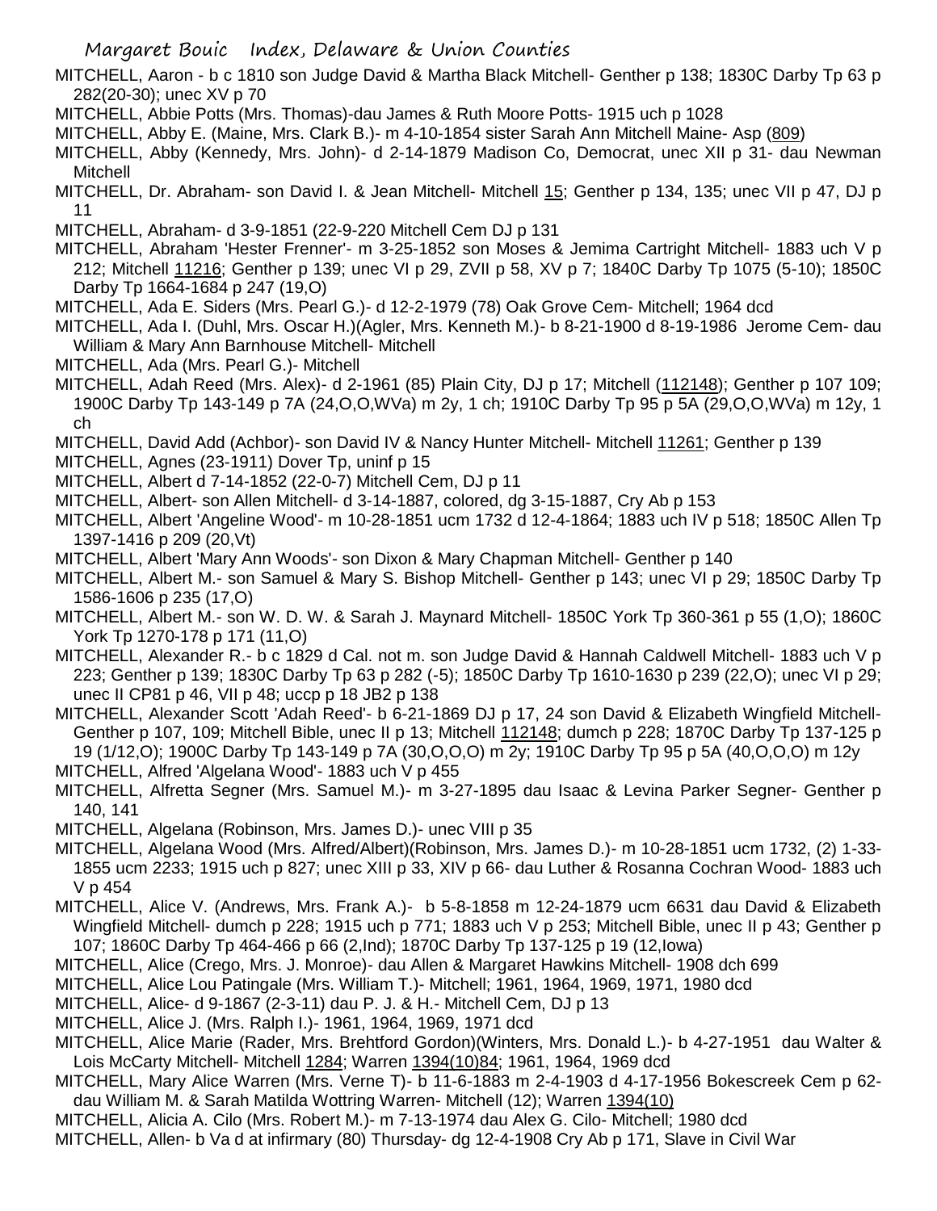MITCHELL, Aaron - b c 1810 son Judge David & Martha Black Mitchell- Genther p 138; 1830C Darby Tp 63 p 282(20-30); unec XV p 70

MITCHELL, Abbie Potts (Mrs. Thomas)-dau James & Ruth Moore Potts- 1915 uch p 1028

MITCHELL, Abby E. (Maine, Mrs. Clark B.)- m 4-10-1854 sister Sarah Ann Mitchell Maine- Asp (809)

MITCHELL, Abby (Kennedy, Mrs. John)- d 2-14-1879 Madison Co, Democrat, unec XII p 31- dau Newman Mitchell

MITCHELL, Dr. Abraham- son David I. & Jean Mitchell- Mitchell 15; Genther p 134, 135; unec VII p 47, DJ p 11

MITCHELL, Abraham- d 3-9-1851 (22-9-220 Mitchell Cem DJ p 131

MITCHELL, Abraham 'Hester Frenner'- m 3-25-1852 son Moses & Jemima Cartright Mitchell- 1883 uch V p 212; Mitchell 11216; Genther p 139; unec VI p 29, ZVII p 58, XV p 7; 1840C Darby Tp 1075 (5-10); 1850C Darby Tp 1664-1684 p 247 (19,O)

MITCHELL, Ada E. Siders (Mrs. Pearl G.)- d 12-2-1979 (78) Oak Grove Cem- Mitchell; 1964 dcd

MITCHELL, Ada I. (Duhl, Mrs. Oscar H.)(Agler, Mrs. Kenneth M.)- b 8-21-1900 d 8-19-1986 Jerome Cem- dau William & Mary Ann Barnhouse Mitchell- Mitchell

MITCHELL, Ada (Mrs. Pearl G.)- Mitchell

MITCHELL, Adah Reed (Mrs. Alex)- d 2-1961 (85) Plain City, DJ p 17; Mitchell (112148); Genther p 107 109; 1900C Darby Tp 143-149 p 7A (24,O,O,WVa) m 2y, 1 ch; 1910C Darby Tp 95 p 5A (29,O,O,WVa) m 12y, 1 ch

MITCHELL, David Add (Achbor)- son David IV & Nancy Hunter Mitchell- Mitchell 11261; Genther p 139

MITCHELL, Agnes (23-1911) Dover Tp, uninf p 15

MITCHELL, Albert d 7-14-1852 (22-0-7) Mitchell Cem, DJ p 11

MITCHELL, Albert- son Allen Mitchell- d 3-14-1887, colored, dg 3-15-1887, Cry Ab p 153

MITCHELL, Albert 'Angeline Wood'- m 10-28-1851 ucm 1732 d 12-4-1864; 1883 uch IV p 518; 1850C Allen Tp 1397-1416 p 209 (20,Vt)

MITCHELL, Albert 'Mary Ann Woods'- son Dixon & Mary Chapman Mitchell- Genther p 140

MITCHELL, Albert M.- son Samuel & Mary S. Bishop Mitchell- Genther p 143; unec VI p 29; 1850C Darby Tp 1586-1606 p 235 (17,O)

MITCHELL, Albert M.- son W. D. W. & Sarah J. Maynard Mitchell- 1850C York Tp 360-361 p 55 (1,O); 1860C York Tp 1270-178 p 171 (11,O)

MITCHELL, Alexander R.- b c 1829 d Cal. not m. son Judge David & Hannah Caldwell Mitchell- 1883 uch V p 223; Genther p 139; 1830C Darby Tp 63 p 282 (-5); 1850C Darby Tp 1610-1630 p 239 (22,O); unec VI p 29; unec II CP81 p 46, VII p 48; uccp p 18 JB2 p 138

MITCHELL, Alexander Scott 'Adah Reed'- b 6-21-1869 DJ p 17, 24 son David & Elizabeth Wingfield Mitchell- Genther p 107, 109; Mitchell Bible, unec II p 13; Mitchell 112148; dumch p 228; 1870C Darby Tp 137-125 p 19 (1/12,O); 1900C Darby Tp 143-149 p 7A (30,O,O,O) m 2y; 1910C Darby Tp 95 p 5A (40,O,O,O) m 12y

MITCHELL, Alfred 'Algelana Wood'- 1883 uch V p 455

MITCHELL, Alfretta Segner (Mrs. Samuel M.)- m 3-27-1895 dau Isaac & Levina Parker Segner- Genther p 140, 141

MITCHELL, Algelana (Robinson, Mrs. James D.)- unec VIII p 35

MITCHELL, Algelana Wood (Mrs. Alfred/Albert)(Robinson, Mrs. James D.)- m 10-28-1851 ucm 1732, (2) 1-33-1855 ucm 2233; 1915 uch p 827; unec XIII p 33, XIV p 66- dau Luther & Rosanna Cochran Wood- 1883 uch V p 454

MITCHELL, Alice V. (Andrews, Mrs. Frank A.)- b 5-8-1858 m 12-24-1879 ucm 6631 dau David & Elizabeth Wingfield Mitchell- dumch p 228; 1915 uch p 771; 1883 uch V p 253; Mitchell Bible, unec II p 43; Genther p 107; 1860C Darby Tp 464-466 p 66 (2,Ind); 1870C Darby Tp 137-125 p 19 (12,Iowa)

MITCHELL, Alice (Crego, Mrs. J. Monroe)- dau Allen & Margaret Hawkins Mitchell- 1908 dch 699

MITCHELL, Alice Lou Patingale (Mrs. William T.)- Mitchell; 1961, 1964, 1969, 1971, 1980 dcd

MITCHELL, Alice- d 9-1867 (2-3-11) dau P. J. & H.- Mitchell Cem, DJ p 13

MITCHELL, Alice J. (Mrs. Ralph I.)- 1961, 1964, 1969, 1971 dcd

MITCHELL, Alice Marie (Rader, Mrs. Brehtford Gordon)(Winters, Mrs. Donald L.)- b 4-27-1951 dau Walter & Lois McCarty Mitchell- Mitchell 1284; Warren 1394(10)84; 1961, 1964, 1969 dcd

MITCHELL, Mary Alice Warren (Mrs. Verne T)- b 11-6-1883 m 2-4-1903 d 4-17-1956 Bokescreek Cem p 62- dau William M. & Sarah Matilda Wottring Warren- Mitchell (12); Warren 1394(10)

MITCHELL, Alicia A. Cilo (Mrs. Robert M.)- m 7-13-1974 dau Alex G. Cilo- Mitchell; 1980 dcd

MITCHELL, Allen- b Va d at infirmary (80) Thursday- dg 12-4-1908 Cry Ab p 171, Slave in Civil War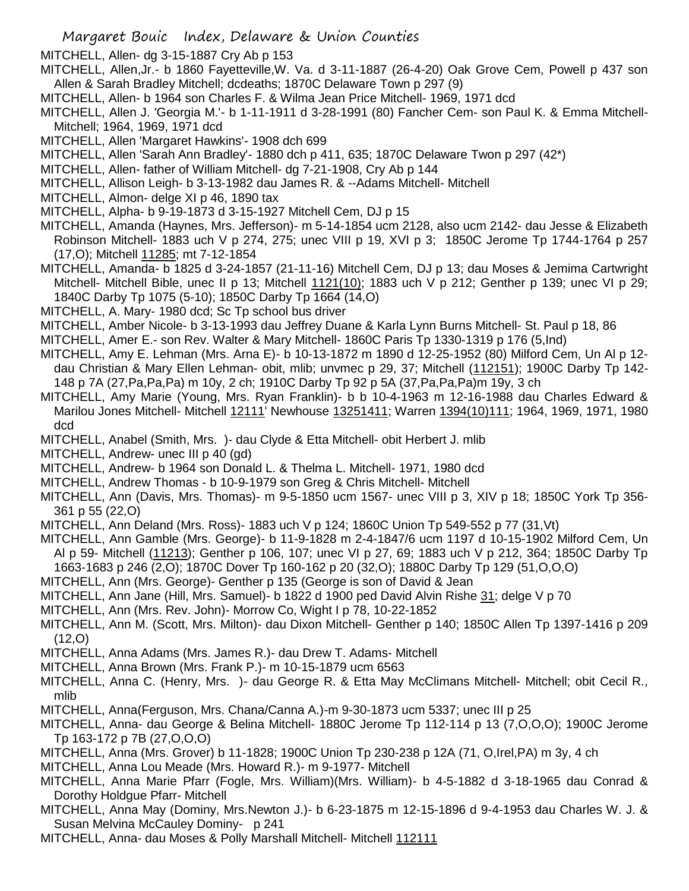MITCHELL, Allen- dg 3-15-1887 Cry Ab p 153

MITCHELL, Allen,Jr.- b 1860 Fayetteville,W. Va. d 3-11-1887 (26-4-20) Oak Grove Cem, Powell p 437 son Allen & Sarah Bradley Mitchell; dcdeaths; 1870C Delaware Town p 297 (9)

MITCHELL, Allen- b 1964 son Charles F. & Wilma Jean Price Mitchell- 1969, 1971 dcd

MITCHELL, Allen J. 'Georgia M.'- b 1-11-1911 d 3-28-1991 (80) Fancher Cem- son Paul K. & Emma Mitchell-Mitchell; 1964, 1969, 1971 dcd

MITCHELL, Allen 'Margaret Hawkins'- 1908 dch 699

MITCHELL, Allen 'Sarah Ann Bradley'- 1880 dch p 411, 635; 1870C Delaware Twon p 297 (42*)

MITCHELL, Allen- father of William Mitchell- dg 7-21-1908, Cry Ab p 144

MITCHELL, Allison Leigh- b 3-13-1982 dau James R. & --Adams Mitchell- Mitchell

MITCHELL, Almon- delge XI p 46, 1890 tax

MITCHELL, Alpha- b 9-19-1873 d 3-15-1927 Mitchell Cem, DJ p 15

MITCHELL, Amanda (Haynes, Mrs. Jefferson)- m 5-14-1854 ucm 2128, also ucm 2142- dau Jesse & Elizabeth Robinson Mitchell- 1883 uch V p 274, 275; unec VIII p 19, XVI p 3; 1850C Jerome Tp 1744-1764 p 257 (17,O); Mitchell 11285; mt 7-12-1854

MITCHELL, Amanda- b 1825 d 3-24-1857 (21-11-16) Mitchell Cem, DJ p 13; dau Moses & Jemima Cartwright Mitchell- Mitchell Bible, unec II p 13; Mitchell 1121(10); 1883 uch V p 212; Genther p 139; unec VI p 29; 1840C Darby Tp 1075 (5-10); 1850C Darby Tp 1664 (14,O)

MITCHELL, A. Mary- 1980 dcd; Sc Tp school bus driver

MITCHELL, Amber Nicole- b 3-13-1993 dau Jeffrey Duane & Karla Lynn Burns Mitchell- St. Paul p 18, 86

MITCHELL, Amer E.- son Rev. Walter & Mary Mitchell- 1860C Paris Tp 1330-1319 p 176 (5,Ind)

MITCHELL, Amy E. Lehman (Mrs. Arna E)- b 10-13-1872 m 1890 d 12-25-1952 (80) Milford Cem, Un Al p 12- dau Christian & Mary Ellen Lehman- obit, mlib; unvmec p 29, 37; Mitchell (112151); 1900C Darby Tp 142-148 p 7A (27,Pa,Pa,Pa) m 10y, 2 ch; 1910C Darby Tp 92 p 5A (37,Pa,Pa,Pa)m 19y, 3 ch

MITCHELL, Amy Marie (Young, Mrs. Ryan Franklin)- b b 10-4-1963 m 12-16-1988 dau Charles Edward & Marilou Jones Mitchell- Mitchell 12111' Newhouse 13251411; Warren 1394(10)111; 1964, 1969, 1971, 1980 dcd

MITCHELL, Anabel (Smith, Mrs. )- dau Clyde & Etta Mitchell- obit Herbert J. mlib

MITCHELL, Andrew- unec III p 40 (gd)

MITCHELL, Andrew- b 1964 son Donald L. & Thelma L. Mitchell- 1971, 1980 dcd

MITCHELL, Andrew Thomas - b 10-9-1979 son Greg & Chris Mitchell- Mitchell

MITCHELL, Ann (Davis, Mrs. Thomas)- m 9-5-1850 ucm 1567- unec VIII p 3, XIV p 18; 1850C York Tp 356-361 p 55 (22,O)

MITCHELL, Ann Deland (Mrs. Ross)- 1883 uch V p 124; 1860C Union Tp 549-552 p 77 (31,Vt)

MITCHELL, Ann Gamble (Mrs. George)- b 11-9-1828 m 2-4-1847/6 ucm 1197 d 10-15-1902 Milford Cem, Un Al p 59- Mitchell (11213); Genther p 106, 107; unec VI p 27, 69; 1883 uch V p 212, 364; 1850C Darby Tp 1663-1683 p 246 (2,O); 1870C Dover Tp 160-162 p 20 (32,O); 1880C Darby Tp 129 (51,O,O,O)

MITCHELL, Ann (Mrs. George)- Genther p 135 (George is son of David & Jean

MITCHELL, Ann Jane (Hill, Mrs. Samuel)- b 1822 d 1900 ped David Alvin Rishe 31; delge V p 70

MITCHELL, Ann (Mrs. Rev. John)- Morrow Co, Wight I p 78, 10-22-1852

MITCHELL, Ann M. (Scott, Mrs. Milton)- dau Dixon Mitchell- Genther p 140; 1850C Allen Tp 1397-1416 p 209 (12,O)

MITCHELL, Anna Adams (Mrs. James R.)- dau Drew T. Adams- Mitchell

MITCHELL, Anna Brown (Mrs. Frank P.)- m 10-15-1879 ucm 6563

MITCHELL, Anna C. (Henry, Mrs. )- dau George R. & Etta May McClimans Mitchell- Mitchell; obit Cecil R., mlib

MITCHELL, Anna(Ferguson, Mrs. Chana/Canna A.)-m 9-30-1873 ucm 5337; unec III p 25

MITCHELL, Anna- dau George & Belina Mitchell- 1880C Jerome Tp 112-114 p 13 (7,O,O,O); 1900C Jerome Tp 163-172 p 7B (27,O,O,O)

MITCHELL, Anna (Mrs. Grover) b 11-1828; 1900C Union Tp 230-238 p 12A (71, O,Irel,PA) m 3y, 4 ch

MITCHELL, Anna Lou Meade (Mrs. Howard R.)- m 9-1977- Mitchell

MITCHELL, Anna Marie Pfarr (Fogle, Mrs. William)(Mrs. William)- b 4-5-1882 d 3-18-1965 dau Conrad & Dorothy Holdgue Pfarr- Mitchell

MITCHELL, Anna May (Dominy, Mrs.Newton J.)- b 6-23-1875 m 12-15-1896 d 9-4-1953 dau Charles W. J. & Susan Melvina McCauley Dominy- p 241

MITCHELL, Anna- dau Moses & Polly Marshall Mitchell- Mitchell 112111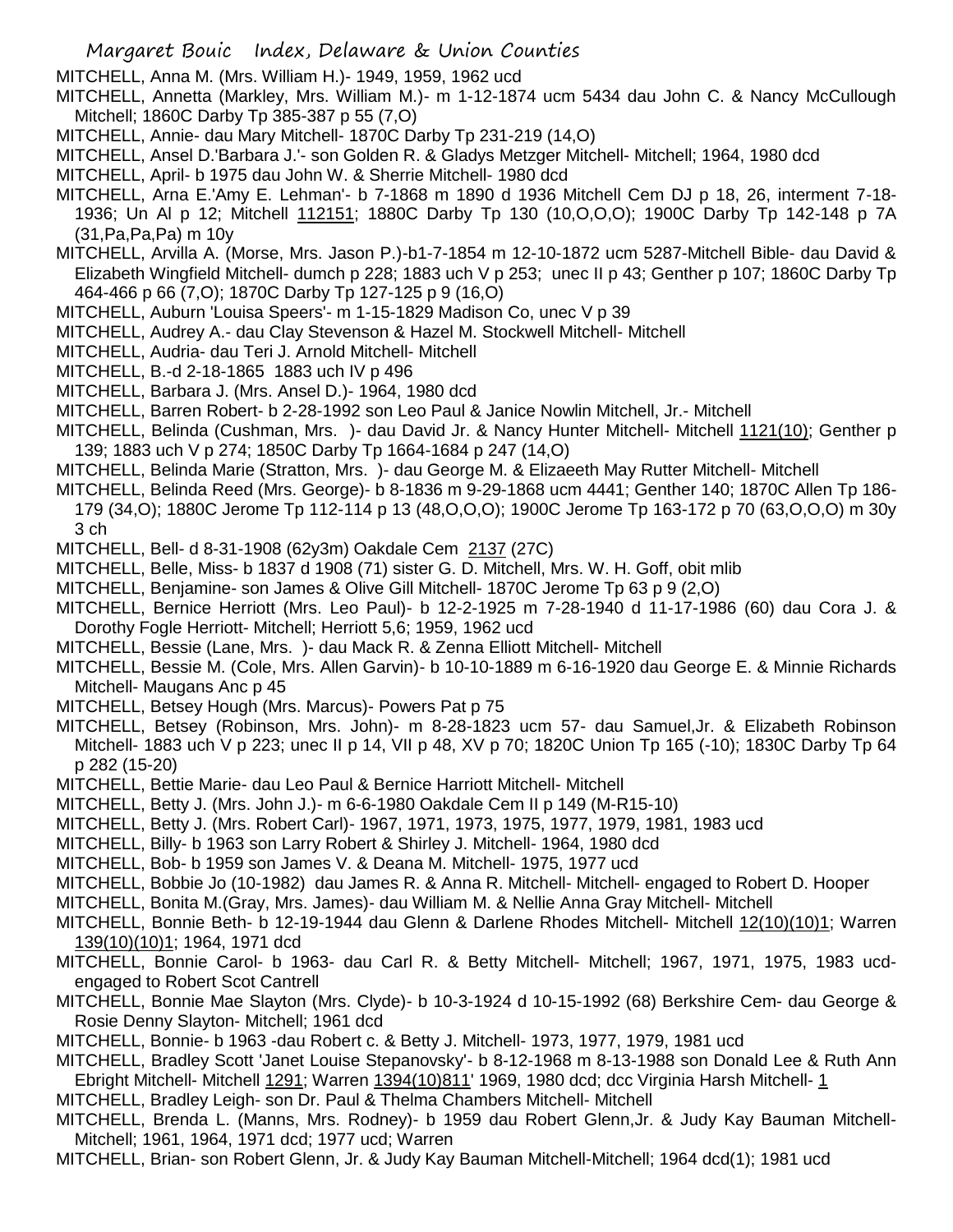MITCHELL, Anna M. (Mrs. William H.)- 1949, 1959, 1962 ucd

MITCHELL, Annetta (Markley, Mrs. William M.)- m 1-12-1874 ucm 5434 dau John C. & Nancy McCullough Mitchell; 1860C Darby Tp 385-387 p 55 (7,O)

MITCHELL, Annie- dau Mary Mitchell- 1870C Darby Tp 231-219 (14,O)

MITCHELL, Ansel D.'Barbara J.'- son Golden R. & Gladys Metzger Mitchell- Mitchell; 1964, 1980 dcd

MITCHELL, April- b 1975 dau John W. & Sherrie Mitchell- 1980 dcd

MITCHELL, Arna E.'Amy E. Lehman'- b 7-1868 m 1890 d 1936 Mitchell Cem DJ p 18, 26, interment 7-18-1936; Un Al p 12; Mitchell 112151; 1880C Darby Tp 130 (10,O,O,O); 1900C Darby Tp 142-148 p 7A (31,Pa,Pa,Pa) m 10y

MITCHELL, Arvilla A. (Morse, Mrs. Jason P.)-b1-7-1854 m 12-10-1872 ucm 5287-Mitchell Bible- dau David & Elizabeth Wingfield Mitchell- dumch p 228; 1883 uch V p 253; unec II p 43; Genther p 107; 1860C Darby Tp 464-466 p 66 (7,O); 1870C Darby Tp 127-125 p 9 (16,O)

MITCHELL, Auburn 'Louisa Speers'- m 1-15-1829 Madison Co, unec V p 39

MITCHELL, Audrey A.- dau Clay Stevenson & Hazel M. Stockwell Mitchell- Mitchell

MITCHELL, Audria- dau Teri J. Arnold Mitchell- Mitchell

MITCHELL, B.-d 2-18-1865 1883 uch IV p 496

MITCHELL, Barbara J. (Mrs. Ansel D.)- 1964, 1980 dcd

MITCHELL, Barren Robert- b 2-28-1992 son Leo Paul & Janice Nowlin Mitchell, Jr.- Mitchell

MITCHELL, Belinda (Cushman, Mrs. )- dau David Jr. & Nancy Hunter Mitchell- Mitchell 1121(10); Genther p 139; 1883 uch V p 274; 1850C Darby Tp 1664-1684 p 247 (14,O)

MITCHELL, Belinda Marie (Stratton, Mrs. )- dau George M. & Elizaeeth May Rutter Mitchell- Mitchell

MITCHELL, Belinda Reed (Mrs. George)- b 8-1836 m 9-29-1868 ucm 4441; Genther 140; 1870C Allen Tp 186-179 (34,O); 1880C Jerome Tp 112-114 p 13 (48,O,O,O); 1900C Jerome Tp 163-172 p 70 (63,O,O,O) m 30y 3 ch

MITCHELL, Bell- d 8-31-1908 (62y3m) Oakdale Cem 2137 (27C)

MITCHELL, Belle, Miss- b 1837 d 1908 (71) sister G. D. Mitchell, Mrs. W. H. Goff, obit mlib

MITCHELL, Benjamine- son James & Olive Gill Mitchell- 1870C Jerome Tp 63 p 9 (2,O)

MITCHELL, Bernice Herriott (Mrs. Leo Paul)- b 12-2-1925 m 7-28-1940 d 11-17-1986 (60) dau Cora J. & Dorothy Fogle Herriott- Mitchell; Herriott 5,6; 1959, 1962 ucd

MITCHELL, Bessie (Lane, Mrs. )- dau Mack R. & Zenna Elliott Mitchell- Mitchell

MITCHELL, Bessie M. (Cole, Mrs. Allen Garvin)- b 10-10-1889 m 6-16-1920 dau George E. & Minnie Richards Mitchell- Maugans Anc p 45

MITCHELL, Betsey Hough (Mrs. Marcus)- Powers Pat p 75

MITCHELL, Betsey (Robinson, Mrs. John)- m 8-28-1823 ucm 57- dau Samuel,Jr. & Elizabeth Robinson Mitchell- 1883 uch V p 223; unec II p 14, VII p 48, XV p 70; 1820C Union Tp 165 (-10); 1830C Darby Tp 64 p 282 (15-20)

MITCHELL, Bettie Marie- dau Leo Paul & Bernice Harriott Mitchell- Mitchell

MITCHELL, Betty J. (Mrs. John J.)- m 6-6-1980 Oakdale Cem II p 149 (M-R15-10)

MITCHELL, Betty J. (Mrs. Robert Carl)- 1967, 1971, 1973, 1975, 1977, 1979, 1981, 1983 ucd

MITCHELL, Billy- b 1963 son Larry Robert & Shirley J. Mitchell- 1964, 1980 dcd

MITCHELL, Bob- b 1959 son James V. & Deana M. Mitchell- 1975, 1977 ucd

MITCHELL, Bobbie Jo (10-1982) dau James R. & Anna R. Mitchell- Mitchell- engaged to Robert D. Hooper

MITCHELL, Bonita M.(Gray, Mrs. James)- dau William M. & Nellie Anna Gray Mitchell- Mitchell

MITCHELL, Bonnie Beth- b 12-19-1944 dau Glenn & Darlene Rhodes Mitchell- Mitchell 12(10)(10)1; Warren 139(10)(10)1; 1964, 1971 dcd

MITCHELL, Bonnie Carol- b 1963- dau Carl R. & Betty Mitchell- Mitchell; 1967, 1971, 1975, 1983 ucd- engaged to Robert Scot Cantrell

MITCHELL, Bonnie Mae Slayton (Mrs. Clyde)- b 10-3-1924 d 10-15-1992 (68) Berkshire Cem- dau George & Rosie Denny Slayton- Mitchell; 1961 dcd

MITCHELL, Bonnie- b 1963 -dau Robert c. & Betty J. Mitchell- 1973, 1977, 1979, 1981 ucd

MITCHELL, Bradley Scott 'Janet Louise Stepanovsky'- b 8-12-1968 m 8-13-1988 son Donald Lee & Ruth Ann Ebright Mitchell- Mitchell 1291; Warren 1394(10)811' 1969, 1980 dcd; dcc Virginia Harsh Mitchell- 1

MITCHELL, Bradley Leigh- son Dr. Paul & Thelma Chambers Mitchell- Mitchell

MITCHELL, Brenda L. (Manns, Mrs. Rodney)- b 1959 dau Robert Glenn,Jr. & Judy Kay Bauman Mitchell- Mitchell; 1961, 1964, 1971 dcd; 1977 ucd; Warren

MITCHELL, Brian- son Robert Glenn, Jr. & Judy Kay Bauman Mitchell-Mitchell; 1964 dcd(1); 1981 ucd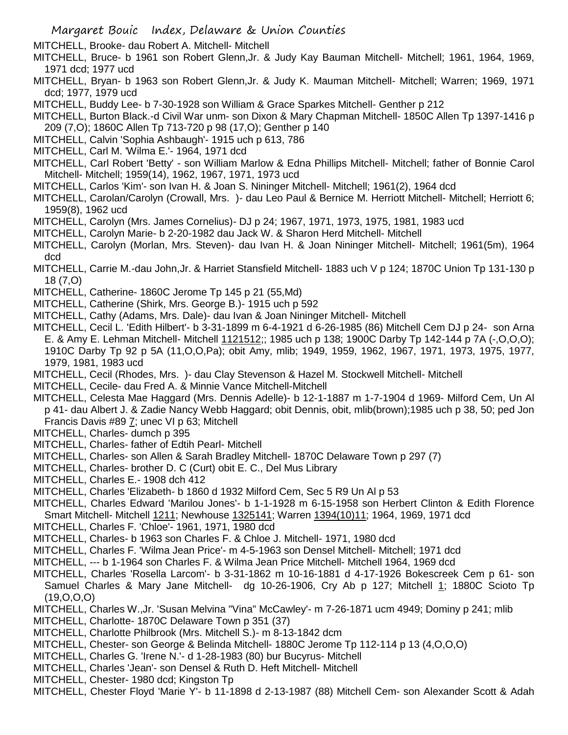MITCHELL, Brooke- dau Robert A. Mitchell- Mitchell

MITCHELL, Bruce- b 1961 son Robert Glenn,Jr. & Judy Kay Bauman Mitchell- Mitchell; 1961, 1964, 1969, 1971 dcd; 1977 ucd

MITCHELL, Bryan- b 1963 son Robert Glenn,Jr. & Judy K. Mauman Mitchell- Mitchell; Warren; 1969, 1971 dcd; 1977, 1979 ucd

MITCHELL, Buddy Lee- b 7-30-1928 son William & Grace Sparkes Mitchell- Genther p 212

MITCHELL, Burton Black.-d Civil War unm- son Dixon & Mary Chapman Mitchell- 1850C Allen Tp 1397-1416 p 209 (7,O); 1860C Allen Tp 713-720 p 98 (17,O); Genther p 140

MITCHELL, Calvin 'Sophia Ashbaugh'- 1915 uch p 613, 786

MITCHELL, Carl M. 'Wilma E.'- 1964, 1971 dcd

MITCHELL, Carl Robert 'Betty' - son William Marlow & Edna Phillips Mitchell- Mitchell; father of Bonnie Carol Mitchell- Mitchell; 1959(14), 1962, 1967, 1971, 1973 ucd

MITCHELL, Carlos 'Kim'- son Ivan H. & Joan S. Nininger Mitchell- Mitchell; 1961(2), 1964 dcd

MITCHELL, Carolan/Carolyn (Crowall, Mrs. )- dau Leo Paul & Bernice M. Herriott Mitchell- Mitchell; Herriott 6; 1959(8), 1962 ucd

MITCHELL, Carolyn (Mrs. James Cornelius)- DJ p 24; 1967, 1971, 1973, 1975, 1981, 1983 ucd

MITCHELL, Carolyn Marie- b 2-20-1982 dau Jack W. & Sharon Herd Mitchell- Mitchell

MITCHELL, Carolyn (Morlan, Mrs. Steven)- dau Ivan H. & Joan Nininger Mitchell- Mitchell; 1961(5m), 1964 dcd

MITCHELL, Carrie M.-dau John,Jr. & Harriet Stansfield Mitchell- 1883 uch V p 124; 1870C Union Tp 131-130 p 18 (7,O)

MITCHELL, Catherine- 1860C Jerome Tp 145 p 21 (55,Md)

MITCHELL, Catherine (Shirk, Mrs. George B.)- 1915 uch p 592

MITCHELL, Cathy (Adams, Mrs. Dale)- dau Ivan & Joan Nininger Mitchell- Mitchell

MITCHELL, Cecil L. 'Edith Hilbert'- b 3-31-1899 m 6-4-1921 d 6-26-1985 (86) Mitchell Cem DJ p 24- son Arna E. & Amy E. Lehman Mitchell- Mitchell 1121512;; 1985 uch p 138; 1900C Darby Tp 142-144 p 7A (-,O,O,O); 1910C Darby Tp 92 p 5A (11,O,O,Pa); obit Amy, mlib; 1949, 1959, 1962, 1967, 1971, 1973, 1975, 1977, 1979, 1981, 1983 ucd

MITCHELL, Cecil (Rhodes, Mrs. )- dau Clay Stevenson & Hazel M. Stockwell Mitchell- Mitchell

MITCHELL, Cecile- dau Fred A. & Minnie Vance Mitchell-Mitchell

MITCHELL, Celesta Mae Haggard (Mrs. Dennis Adelle)- b 12-1-1887 m 1-7-1904 d 1969- Milford Cem, Un Al p 41- dau Albert J. & Zadie Nancy Webb Haggard; obit Dennis, obit, mlib(brown);1985 uch p 38, 50; ped Jon Francis Davis #89 7; unec VI p 63; Mitchell

MITCHELL, Charles- dumch p 395

MITCHELL, Charles- father of Edtih Pearl- Mitchell

MITCHELL, Charles- son Allen & Sarah Bradley Mitchell- 1870C Delaware Town p 297 (7)

MITCHELL, Charles- brother D. C (Curt) obit E. C., Del Mus Library

MITCHELL, Charles E.- 1908 dch 412

MITCHELL, Charles 'Elizabeth- b 1860 d 1932 Milford Cem, Sec 5 R9 Un Al p 53

MITCHELL, Charles Edward 'Marilou Jones'- b 1-1-1928 m 6-15-1958 son Herbert Clinton & Edith Florence Smart Mitchell- Mitchell 1211; Newhouse 1325141; Warren 1394(10)11; 1964, 1969, 1971 dcd

MITCHELL, Charles F. 'Chloe'- 1961, 1971, 1980 dcd

MITCHELL, Charles- b 1963 son Charles F. & Chloe J. Mitchell- 1971, 1980 dcd

MITCHELL, Charles F. 'Wilma Jean Price'- m 4-5-1963 son Densel Mitchell- Mitchell; 1971 dcd

MITCHELL, --- b 1-1964 son Charles F. & Wilma Jean Price Mitchell- Mitchell 1964, 1969 dcd

MITCHELL, Charles 'Rosella Larcom'- b 3-31-1862 m 10-16-1881 d 4-17-1926 Bokescreek Cem p 61- son Samuel Charles & Mary Jane Mitchell- dg 10-26-1906, Cry Ab p 127; Mitchell 1; 1880C Scioto Tp (19,O,O,O)

MITCHELL, Charles W.,Jr. 'Susan Melvina "Vina" McCawley'- m 7-26-1871 ucm 4949; Dominy p 241; mlib

MITCHELL, Charlotte- 1870C Delaware Town p 351 (37)

MITCHELL, Charlotte Philbrook (Mrs. Mitchell S.)- m 8-13-1842 dcm

MITCHELL, Chester- son George & Belinda Mitchell- 1880C Jerome Tp 112-114 p 13 (4,O,O,O)

MITCHELL, Charles G. 'Irene N.'- d 1-28-1983 (80) bur Bucyrus- Mitchell

MITCHELL, Charles 'Jean'- son Densel & Ruth D. Heft Mitchell- Mitchell

MITCHELL, Chester- 1980 dcd; Kingston Tp

MITCHELL, Chester Floyd 'Marie Y'- b 11-1898 d 2-13-1987 (88) Mitchell Cem- son Alexander Scott & Adah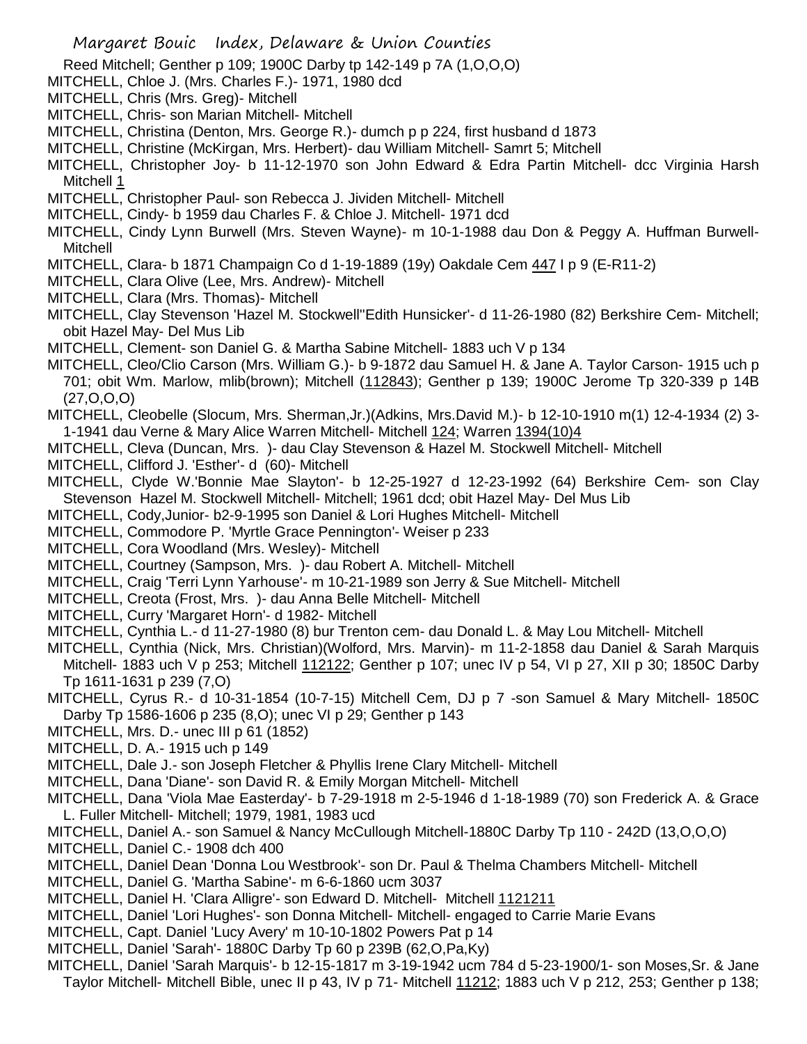Reed Mitchell; Genther p 109; 1900C Darby tp 142-149 p 7A (1,O,O,O)

MITCHELL, Chloe J. (Mrs. Charles F.)- 1971, 1980 dcd

MITCHELL, Chris (Mrs. Greg)- Mitchell

MITCHELL, Chris- son Marian Mitchell- Mitchell

MITCHELL, Christina (Denton, Mrs. George R.)- dumch p p 224, first husband d 1873

MITCHELL, Christine (McKirgan, Mrs. Herbert)- dau William Mitchell- Samrt 5; Mitchell

MITCHELL, Christopher Joy- b 11-12-1970 son John Edward & Edra Partin Mitchell- dcc Virginia Harsh Mitchell 1

MITCHELL, Christopher Paul- son Rebecca J. Jividen Mitchell- Mitchell

MITCHELL, Cindy- b 1959 dau Charles F. & Chloe J. Mitchell- 1971 dcd

MITCHELL, Cindy Lynn Burwell (Mrs. Steven Wayne)- m 10-1-1988 dau Don & Peggy A. Huffman Burwell- Mitchell

MITCHELL, Clara- b 1871 Champaign Co d 1-19-1889 (19y) Oakdale Cem 447 I p 9 (E-R11-2)

MITCHELL, Clara Olive (Lee, Mrs. Andrew)- Mitchell

MITCHELL, Clara (Mrs. Thomas)- Mitchell

MITCHELL, Clay Stevenson 'Hazel M. Stockwell''Edith Hunsicker'- d 11-26-1980 (82) Berkshire Cem- Mitchell; obit Hazel May- Del Mus Lib

MITCHELL, Clement- son Daniel G. & Martha Sabine Mitchell- 1883 uch V p 134

MITCHELL, Cleo/Clio Carson (Mrs. William G.)- b 9-1872 dau Samuel H. & Jane A. Taylor Carson- 1915 uch p 701; obit Wm. Marlow, mlib(brown); Mitchell (112843); Genther p 139; 1900C Jerome Tp 320-339 p 14B (27,O,O,O)

MITCHELL, Cleobelle (Slocum, Mrs. Sherman,Jr.)(Adkins, Mrs.David M.)- b 12-10-1910 m(1) 12-4-1934 (2) 3-1-1941 dau Verne & Mary Alice Warren Mitchell- Mitchell 124; Warren 1394(10)4

MITCHELL, Cleva (Duncan, Mrs. )- dau Clay Stevenson & Hazel M. Stockwell Mitchell- Mitchell

MITCHELL, Clifford J. 'Esther'- d (60)- Mitchell

MITCHELL, Clyde W.'Bonnie Mae Slayton'- b 12-25-1927 d 12-23-1992 (64) Berkshire Cem- son Clay Stevenson Hazel M. Stockwell Mitchell- Mitchell; 1961 dcd; obit Hazel May- Del Mus Lib

MITCHELL, Cody,Junior- b2-9-1995 son Daniel & Lori Hughes Mitchell- Mitchell

MITCHELL, Commodore P. 'Myrtle Grace Pennington'- Weiser p 233

MITCHELL, Cora Woodland (Mrs. Wesley)- Mitchell

MITCHELL, Courtney (Sampson, Mrs. )- dau Robert A. Mitchell- Mitchell

MITCHELL, Craig 'Terri Lynn Yarhouse'- m 10-21-1989 son Jerry & Sue Mitchell- Mitchell

MITCHELL, Creota (Frost, Mrs. )- dau Anna Belle Mitchell- Mitchell

MITCHELL, Curry 'Margaret Horn'- d 1982- Mitchell

MITCHELL, Cynthia L.- d 11-27-1980 (8) bur Trenton cem- dau Donald L. & May Lou Mitchell- Mitchell

MITCHELL, Cynthia (Nick, Mrs. Christian)(Wolford, Mrs. Marvin)- m 11-2-1858 dau Daniel & Sarah Marquis Mitchell- 1883 uch V p 253; Mitchell 112122; Genther p 107; unec IV p 54, VI p 27, XII p 30; 1850C Darby Tp 1611-1631 p 239 (7,O)

MITCHELL, Cyrus R.- d 10-31-1854 (10-7-15) Mitchell Cem, DJ p 7 -son Samuel & Mary Mitchell- 1850C Darby Tp 1586-1606 p 235 (8,O); unec VI p 29; Genther p 143

MITCHELL, Mrs. D.- unec III p 61 (1852)

MITCHELL, D. A.- 1915 uch p 149

MITCHELL, Dale J.- son Joseph Fletcher & Phyllis Irene Clary Mitchell- Mitchell

MITCHELL, Dana 'Diane'- son David R. & Emily Morgan Mitchell- Mitchell

MITCHELL, Dana 'Viola Mae Easterday'- b 7-29-1918 m 2-5-1946 d 1-18-1989 (70) son Frederick A. & Grace L. Fuller Mitchell- Mitchell; 1979, 1981, 1983 ucd

MITCHELL, Daniel A.- son Samuel & Nancy McCullough Mitchell-1880C Darby Tp 110 - 242D (13,O,O,O)

MITCHELL, Daniel C.- 1908 dch 400

MITCHELL, Daniel Dean 'Donna Lou Westbrook'- son Dr. Paul & Thelma Chambers Mitchell- Mitchell

MITCHELL, Daniel G. 'Martha Sabine'- m 6-6-1860 ucm 3037

MITCHELL, Daniel H. 'Clara Alligre'- son Edward D. Mitchell- Mitchell 1121211

MITCHELL, Daniel 'Lori Hughes'- son Donna Mitchell- Mitchell- engaged to Carrie Marie Evans

MITCHELL, Capt. Daniel 'Lucy Avery' m 10-10-1802 Powers Pat p 14

MITCHELL, Daniel 'Sarah'- 1880C Darby Tp 60 p 239B (62,O,Pa,Ky)

MITCHELL, Daniel 'Sarah Marquis'- b 12-15-1817 m 3-19-1942 ucm 784 d 5-23-1900/1- son Moses,Sr. & Jane Taylor Mitchell- Mitchell Bible, unec II p 43, IV p 71- Mitchell 11212; 1883 uch V p 212, 253; Genther p 138;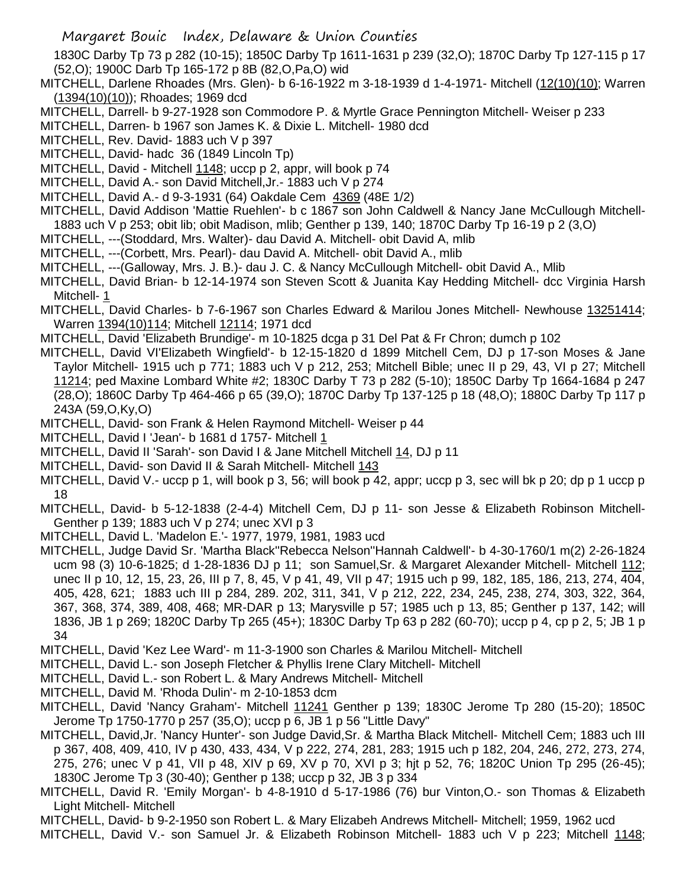1830C Darby Tp 73 p 282 (10-15); 1850C Darby Tp 1611-1631 p 239 (32,O); 1870C Darby Tp 127-115 p 17 (52,O); 1900C Darb Tp 165-172 p 8B (82,O,Pa,O) wid

MITCHELL, Darlene Rhoades (Mrs. Glen)- b 6-16-1922 m 3-18-1939 d 1-4-1971- Mitchell (12(10)(10); Warren (1394(10)(10)); Rhoades; 1969 dcd

MITCHELL, Darrell- b 9-27-1928 son Commodore P. & Myrtle Grace Pennington Mitchell- Weiser p 233

MITCHELL, Darren- b 1967 son James K. & Dixie L. Mitchell- 1980 dcd

MITCHELL, Rev. David- 1883 uch V p 397

MITCHELL, David- hadc 36 (1849 Lincoln Tp)

MITCHELL, David - Mitchell 1148; uccp p 2, appr, will book p 74

MITCHELL, David A.- son David Mitchell,Jr.- 1883 uch V p 274

MITCHELL, David A.- d 9-3-1931 (64) Oakdale Cem 4369 (48E 1/2)

MITCHELL, David Addison 'Mattie Ruehlen'- b c 1867 son John Caldwell & Nancy Jane McCullough Mitchell- 1883 uch V p 253; obit lib; obit Madison, mlib; Genther p 139, 140; 1870C Darby Tp 16-19 p 2 (3,O)

MITCHELL, ---(Stoddard, Mrs. Walter)- dau David A. Mitchell- obit David A, mlib

MITCHELL, ---(Corbett, Mrs. Pearl)- dau David A. Mitchell- obit David A., mlib

MITCHELL, ---(Galloway, Mrs. J. B.)- dau J. C. & Nancy McCullough Mitchell- obit David A., Mlib

MITCHELL, David Brian- b 12-14-1974 son Steven Scott & Juanita Kay Hedding Mitchell- dcc Virginia Harsh Mitchell- 1

MITCHELL, David Charles- b 7-6-1967 son Charles Edward & Marilou Jones Mitchell- Newhouse 13251414; Warren 1394(10)114; Mitchell 12114; 1971 dcd

MITCHELL, David 'Elizabeth Brundige'- m 10-1825 dcga p 31 Del Pat & Fr Chron; dumch p 102

MITCHELL, David VI'Elizabeth Wingfield'- b 12-15-1820 d 1899 Mitchell Cem, DJ p 17-son Moses & Jane Taylor Mitchell- 1915 uch p 771; 1883 uch V p 212, 253; Mitchell Bible; unec II p 29, 43, VI p 27; Mitchell 11214; ped Maxine Lombard White #2; 1830C Darby T 73 p 282 (5-10); 1850C Darby Tp 1664-1684 p 247 (28,O); 1860C Darby Tp 464-466 p 65 (39,O); 1870C Darby Tp 137-125 p 18 (48,O); 1880C Darby Tp 117 p 243A (59,O,Ky,O)

MITCHELL, David- son Frank & Helen Raymond Mitchell- Weiser p 44

MITCHELL, David I 'Jean'- b 1681 d 1757- Mitchell 1

MITCHELL, David II 'Sarah'- son David I & Jane Mitchell Mitchell 14, DJ p 11

MITCHELL, David- son David II & Sarah Mitchell- Mitchell 143

MITCHELL, David V.- uccp p 1, will book p 3, 56; will book p 42, appr; uccp p 3, sec will bk p 20; dp p 1 uccp p 18

MITCHELL, David- b 5-12-1838 (2-4-4) Mitchell Cem, DJ p 11- son Jesse & Elizabeth Robinson Mitchell- Genther p 139; 1883 uch V p 274; unec XVI p 3

MITCHELL, David L. 'Madelon E.'- 1977, 1979, 1981, 1983 ucd

MITCHELL, Judge David Sr. 'Martha Black''Rebecca Nelson''Hannah Caldwell'- b 4-30-1760/1 m(2) 2-26-1824 ucm 98 (3) 10-6-1825; d 1-28-1836 DJ p 11; son Samuel,Sr. & Margaret Alexander Mitchell- Mitchell 112; unec II p 10, 12, 15, 23, 26, III p 7, 8, 45, V p 41, 49, VII p 47; 1915 uch p 99, 182, 185, 186, 213, 274, 404, 405, 428, 621; 1883 uch III p 284, 289. 202, 311, 341, V p 212, 222, 234, 245, 238, 274, 303, 322, 364, 367, 368, 374, 389, 408, 468; MR-DAR p 13; Marysville p 57; 1985 uch p 13, 85; Genther p 137, 142; will 1836, JB 1 p 269; 1820C Darby Tp 265 (45+); 1830C Darby Tp 63 p 282 (60-70); uccp p 4, cp p 2, 5; JB 1 p 34

MITCHELL, David 'Kez Lee Ward'- m 11-3-1900 son Charles & Marilou Mitchell- Mitchell

MITCHELL, David L.- son Joseph Fletcher & Phyllis Irene Clary Mitchell- Mitchell

MITCHELL, David L.- son Robert L. & Mary Andrews Mitchell- Mitchell

MITCHELL, David M. 'Rhoda Dulin'- m 2-10-1853 dcm

MITCHELL, David 'Nancy Graham'- Mitchell 11241 Genther p 139; 1830C Jerome Tp 280 (15-20); 1850C Jerome Tp 1750-1770 p 257 (35,O); uccp p 6, JB 1 p 56 "Little Davy"

MITCHELL, David,Jr. 'Nancy Hunter'- son Judge David,Sr. & Martha Black Mitchell- Mitchell Cem; 1883 uch III p 367, 408, 409, 410, IV p 430, 433, 434, V p 222, 274, 281, 283; 1915 uch p 182, 204, 246, 272, 273, 274, 275, 276; unec V p 41, VII p 48, XIV p 69, XV p 70, XVI p 3; hjt p 52, 76; 1820C Union Tp 295 (26-45); 1830C Jerome Tp 3 (30-40); Genther p 138; uccp p 32, JB 3 p 334

MITCHELL, David R. 'Emily Morgan'- b 4-8-1910 d 5-17-1986 (76) bur Vinton,O.- son Thomas & Elizabeth Light Mitchell- Mitchell

MITCHELL, David- b 9-2-1950 son Robert L. & Mary Elizabeh Andrews Mitchell- Mitchell; 1959, 1962 ucd

MITCHELL, David V.- son Samuel Jr. & Elizabeth Robinson Mitchell- 1883 uch V p 223; Mitchell 1148;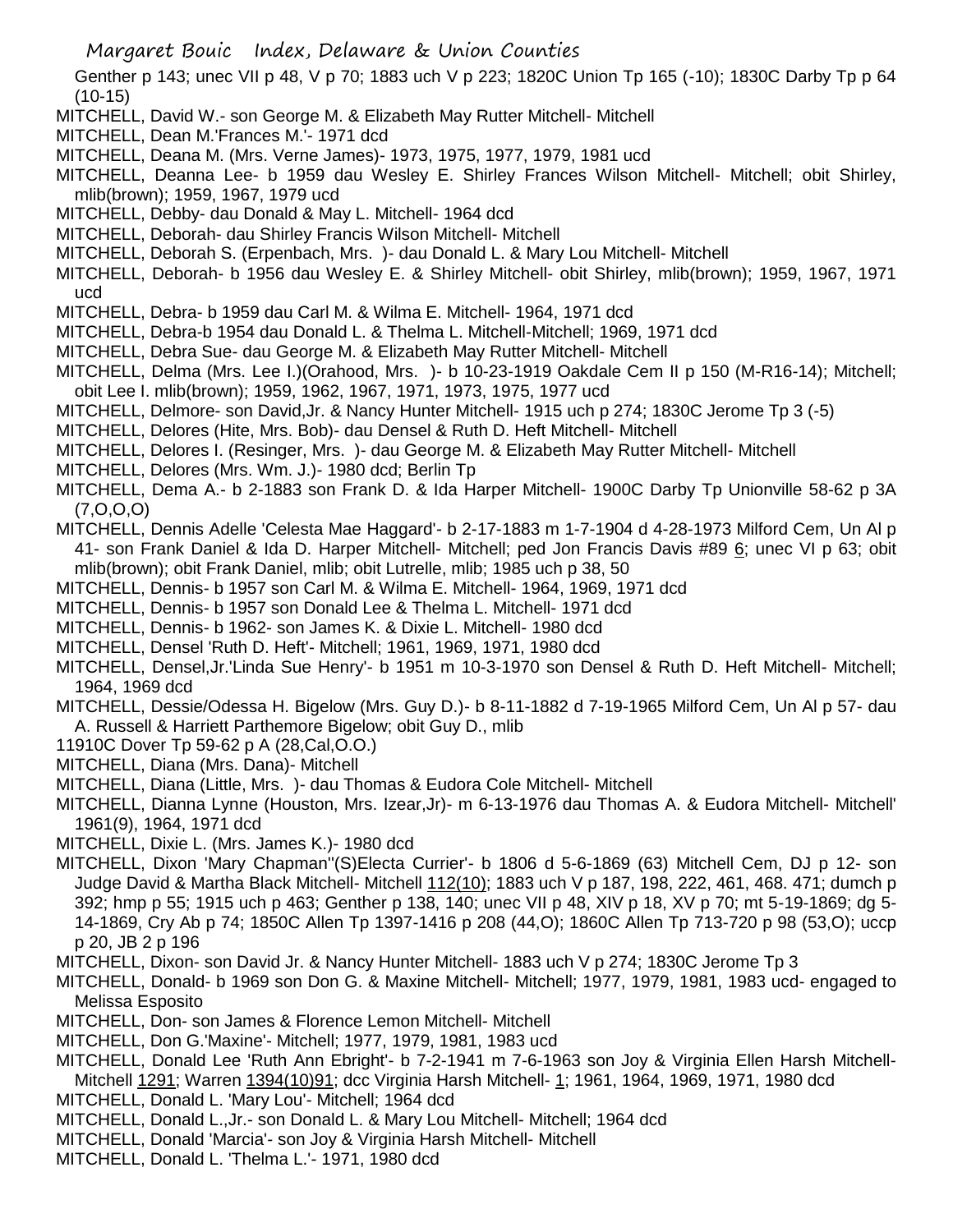Genther p 143; unec VII p 48, V p 70; 1883 uch V p 223; 1820C Union Tp 165 (-10); 1830C Darby Tp p 64 (10-15)

MITCHELL, David W.- son George M. & Elizabeth May Rutter Mitchell- Mitchell

MITCHELL, Dean M.'Frances M.'- 1971 dcd

MITCHELL, Deana M. (Mrs. Verne James)- 1973, 1975, 1977, 1979, 1981 ucd

MITCHELL, Deanna Lee- b 1959 dau Wesley E. Shirley Frances Wilson Mitchell- Mitchell; obit Shirley, mlib(brown); 1959, 1967, 1979 ucd

MITCHELL, Debby- dau Donald & May L. Mitchell- 1964 dcd

MITCHELL, Deborah- dau Shirley Francis Wilson Mitchell- Mitchell

MITCHELL, Deborah S. (Erpenbach, Mrs. )- dau Donald L. & Mary Lou Mitchell- Mitchell

MITCHELL, Deborah- b 1956 dau Wesley E. & Shirley Mitchell- obit Shirley, mlib(brown); 1959, 1967, 1971 ucd

MITCHELL, Debra- b 1959 dau Carl M. & Wilma E. Mitchell- 1964, 1971 dcd

MITCHELL, Debra-b 1954 dau Donald L. & Thelma L. Mitchell-Mitchell; 1969, 1971 dcd

MITCHELL, Debra Sue- dau George M. & Elizabeth May Rutter Mitchell- Mitchell

MITCHELL, Delma (Mrs. Lee I.)(Orahood, Mrs. )- b 10-23-1919 Oakdale Cem II p 150 (M-R16-14); Mitchell; obit Lee I. mlib(brown); 1959, 1962, 1967, 1971, 1973, 1975, 1977 ucd

MITCHELL, Delmore- son David,Jr. & Nancy Hunter Mitchell- 1915 uch p 274; 1830C Jerome Tp 3 (-5)

MITCHELL, Delores (Hite, Mrs. Bob)- dau Densel & Ruth D. Heft Mitchell- Mitchell

MITCHELL, Delores I. (Resinger, Mrs. )- dau George M. & Elizabeth May Rutter Mitchell- Mitchell

MITCHELL, Delores (Mrs. Wm. J.)- 1980 dcd; Berlin Tp

MITCHELL, Dema A.- b 2-1883 son Frank D. & Ida Harper Mitchell- 1900C Darby Tp Unionville 58-62 p 3A (7,O,O,O)

MITCHELL, Dennis Adelle 'Celesta Mae Haggard'- b 2-17-1883 m 1-7-1904 d 4-28-1973 Milford Cem, Un Al p 41- son Frank Daniel & Ida D. Harper Mitchell- Mitchell; ped Jon Francis Davis #89 6; unec VI p 63; obit mlib(brown); obit Frank Daniel, mlib; obit Lutrelle, mlib; 1985 uch p 38, 50

MITCHELL, Dennis- b 1957 son Carl M. & Wilma E. Mitchell- 1964, 1969, 1971 dcd

MITCHELL, Dennis- b 1957 son Donald Lee & Thelma L. Mitchell- 1971 dcd

MITCHELL, Dennis- b 1962- son James K. & Dixie L. Mitchell- 1980 dcd

MITCHELL, Densel 'Ruth D. Heft'- Mitchell; 1961, 1969, 1971, 1980 dcd

MITCHELL, Densel,Jr.'Linda Sue Henry'- b 1951 m 10-3-1970 son Densel & Ruth D. Heft Mitchell- Mitchell; 1964, 1969 dcd

MITCHELL, Dessie/Odessa H. Bigelow (Mrs. Guy D.)- b 8-11-1882 d 7-19-1965 Milford Cem, Un Al p 57- dau A. Russell & Harriett Parthemore Bigelow; obit Guy D., mlib

11910C Dover Tp 59-62 p A (28,Cal,O.O.)

MITCHELL, Diana (Mrs. Dana)- Mitchell

MITCHELL, Diana (Little, Mrs. )- dau Thomas & Eudora Cole Mitchell- Mitchell

MITCHELL, Dianna Lynne (Houston, Mrs. Izear,Jr)- m 6-13-1976 dau Thomas A. & Eudora Mitchell- Mitchell' 1961(9), 1964, 1971 dcd

MITCHELL, Dixie L. (Mrs. James K.)- 1980 dcd

MITCHELL, Dixon 'Mary Chapman''(S)Electa Currier'- b 1806 d 5-6-1869 (63) Mitchell Cem, DJ p 12- son Judge David & Martha Black Mitchell- Mitchell 112(10); 1883 uch V p 187, 198, 222, 461, 468. 471; dumch p 392; hmp p 55; 1915 uch p 463; Genther p 138, 140; unec VII p 48, XIV p 18, XV p 70; mt 5-19-1869; dg 5-14-1869, Cry Ab p 74; 1850C Allen Tp 1397-1416 p 208 (44,O); 1860C Allen Tp 713-720 p 98 (53,O); uccp p 20, JB 2 p 196

MITCHELL, Dixon- son David Jr. & Nancy Hunter Mitchell- 1883 uch V p 274; 1830C Jerome Tp 3

MITCHELL, Donald- b 1969 son Don G. & Maxine Mitchell- Mitchell; 1977, 1979, 1981, 1983 ucd- engaged to Melissa Esposito

MITCHELL, Don- son James & Florence Lemon Mitchell- Mitchell

MITCHELL, Don G.'Maxine'- Mitchell; 1977, 1979, 1981, 1983 ucd

MITCHELL, Donald Lee 'Ruth Ann Ebright'- b 7-2-1941 m 7-6-1963 son Joy & Virginia Ellen Harsh Mitchell- Mitchell 1291; Warren 1394(10)91; dcc Virginia Harsh Mitchell- 1; 1961, 1964, 1969, 1971, 1980 dcd

MITCHELL, Donald L. 'Mary Lou'- Mitchell; 1964 dcd

MITCHELL, Donald L.,Jr.- son Donald L. & Mary Lou Mitchell- Mitchell; 1964 dcd

MITCHELL, Donald 'Marcia'- son Joy & Virginia Harsh Mitchell- Mitchell

MITCHELL, Donald L. 'Thelma L.'- 1971, 1980 dcd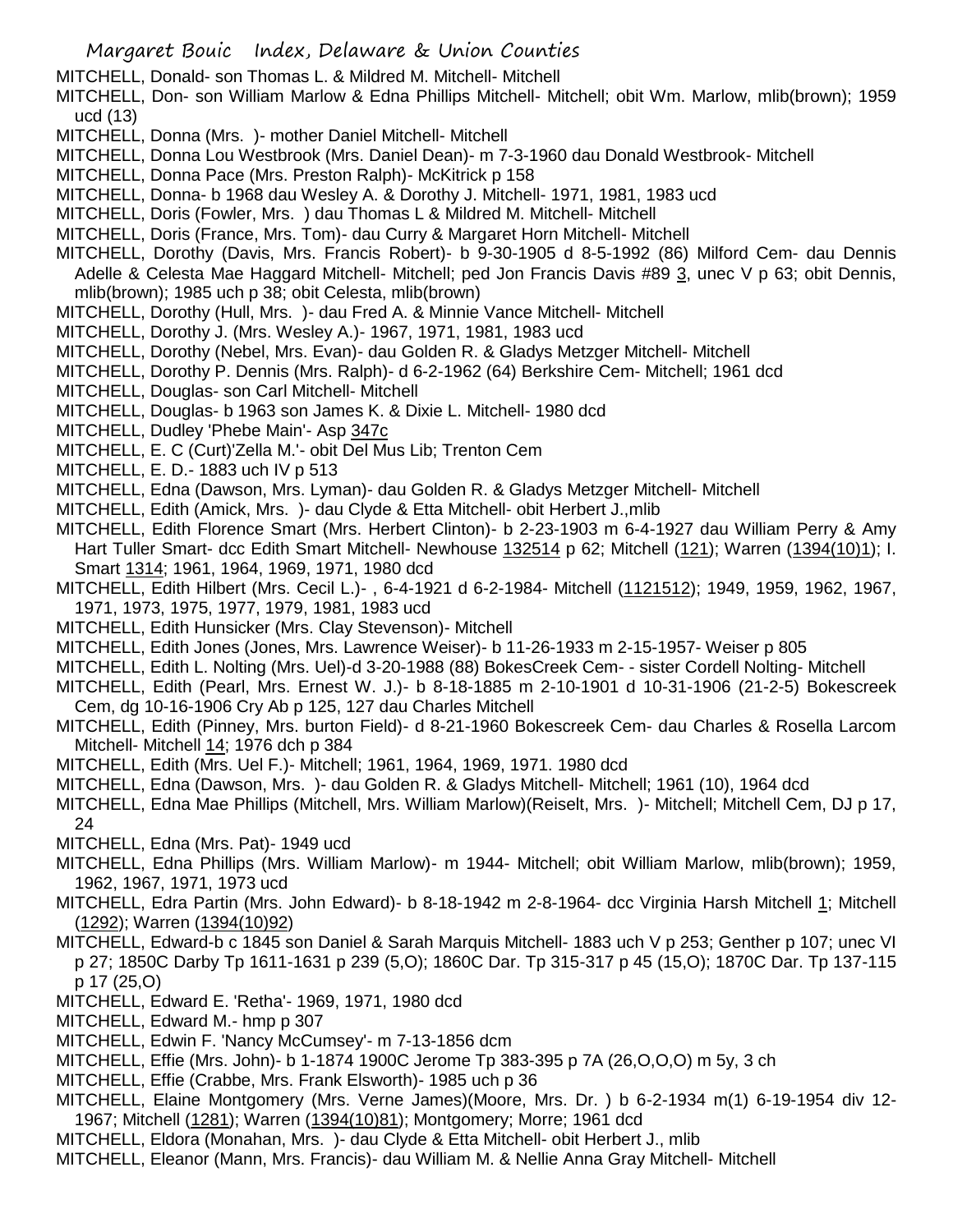MITCHELL, Donald- son Thomas L. & Mildred M. Mitchell- Mitchell

MITCHELL, Don- son William Marlow & Edna Phillips Mitchell- Mitchell; obit Wm. Marlow, mlib(brown); 1959 ucd (13)

MITCHELL, Donna (Mrs. )- mother Daniel Mitchell- Mitchell

MITCHELL, Donna Lou Westbrook (Mrs. Daniel Dean)- m 7-3-1960 dau Donald Westbrook- Mitchell

MITCHELL, Donna Pace (Mrs. Preston Ralph)- McKitrick p 158

MITCHELL, Donna- b 1968 dau Wesley A. & Dorothy J. Mitchell- 1971, 1981, 1983 ucd

MITCHELL, Doris (Fowler, Mrs. ) dau Thomas L & Mildred M. Mitchell- Mitchell

MITCHELL, Doris (France, Mrs. Tom)- dau Curry & Margaret Horn Mitchell- Mitchell

MITCHELL, Dorothy (Davis, Mrs. Francis Robert)- b 9-30-1905 d 8-5-1992 (86) Milford Cem- dau Dennis Adelle & Celesta Mae Haggard Mitchell- Mitchell; ped Jon Francis Davis #89 3, unec V p 63; obit Dennis, mlib(brown); 1985 uch p 38; obit Celesta, mlib(brown)

MITCHELL, Dorothy (Hull, Mrs. )- dau Fred A. & Minnie Vance Mitchell- Mitchell

MITCHELL, Dorothy J. (Mrs. Wesley A.)- 1967, 1971, 1981, 1983 ucd

MITCHELL, Dorothy (Nebel, Mrs. Evan)- dau Golden R. & Gladys Metzger Mitchell- Mitchell

MITCHELL, Dorothy P. Dennis (Mrs. Ralph)- d 6-2-1962 (64) Berkshire Cem- Mitchell; 1961 dcd

MITCHELL, Douglas- son Carl Mitchell- Mitchell

MITCHELL, Douglas- b 1963 son James K. & Dixie L. Mitchell- 1980 dcd

MITCHELL, Dudley 'Phebe Main'- Asp 347c

MITCHELL, E. C (Curt)'Zella M.'- obit Del Mus Lib; Trenton Cem

MITCHELL, E. D.- 1883 uch IV p 513

MITCHELL, Edna (Dawson, Mrs. Lyman)- dau Golden R. & Gladys Metzger Mitchell- Mitchell

MITCHELL, Edith (Amick, Mrs. )- dau Clyde & Etta Mitchell- obit Herbert J.,mlib

MITCHELL, Edith Florence Smart (Mrs. Herbert Clinton)- b 2-23-1903 m 6-4-1927 dau William Perry & Amy Hart Tuller Smart- dcc Edith Smart Mitchell- Newhouse 132514 p 62; Mitchell (121); Warren (1394(10)1); I. Smart 1314; 1961, 1964, 1969, 1971, 1980 dcd

MITCHELL, Edith Hilbert (Mrs. Cecil L.)- , 6-4-1921 d 6-2-1984- Mitchell (1121512); 1949, 1959, 1962, 1967, 1971, 1973, 1975, 1977, 1979, 1981, 1983 ucd

MITCHELL, Edith Hunsicker (Mrs. Clay Stevenson)- Mitchell

MITCHELL, Edith Jones (Jones, Mrs. Lawrence Weiser)- b 11-26-1933 m 2-15-1957- Weiser p 805

MITCHELL, Edith L. Nolting (Mrs. Uel)-d 3-20-1988 (88) BokesCreek Cem- - sister Cordell Nolting- Mitchell

MITCHELL, Edith (Pearl, Mrs. Ernest W. J.)- b 8-18-1885 m 2-10-1901 d 10-31-1906 (21-2-5) Bokescreek Cem, dg 10-16-1906 Cry Ab p 125, 127 dau Charles Mitchell

MITCHELL, Edith (Pinney, Mrs. burton Field)- d 8-21-1960 Bokescreek Cem- dau Charles & Rosella Larcom Mitchell- Mitchell 14; 1976 dch p 384

MITCHELL, Edith (Mrs. Uel F.)- Mitchell; 1961, 1964, 1969, 1971. 1980 dcd

MITCHELL, Edna (Dawson, Mrs. )- dau Golden R. & Gladys Mitchell- Mitchell; 1961 (10), 1964 dcd

MITCHELL, Edna Mae Phillips (Mitchell, Mrs. William Marlow)(Reiselt, Mrs. )- Mitchell; Mitchell Cem, DJ p 17, 24

MITCHELL, Edna (Mrs. Pat)- 1949 ucd

MITCHELL, Edna Phillips (Mrs. William Marlow)- m 1944- Mitchell; obit William Marlow, mlib(brown); 1959, 1962, 1967, 1971, 1973 ucd

MITCHELL, Edra Partin (Mrs. John Edward)- b 8-18-1942 m 2-8-1964- dcc Virginia Harsh Mitchell 1; Mitchell (1292); Warren (1394(10)92)

MITCHELL, Edward-b c 1845 son Daniel & Sarah Marquis Mitchell- 1883 uch V p 253; Genther p 107; unec VI p 27; 1850C Darby Tp 1611-1631 p 239 (5,O); 1860C Dar. Tp 315-317 p 45 (15,O); 1870C Dar. Tp 137-115 p 17 (25,O)

MITCHELL, Edward E. 'Retha'- 1969, 1971, 1980 dcd

MITCHELL, Edward M.- hmp p 307

MITCHELL, Edwin F. 'Nancy McCumsey'- m 7-13-1856 dcm

MITCHELL, Effie (Mrs. John)- b 1-1874 1900C Jerome Tp 383-395 p 7A (26,O,O,O) m 5y, 3 ch

MITCHELL, Effie (Crabbe, Mrs. Frank Elsworth)- 1985 uch p 36

MITCHELL, Elaine Montgomery (Mrs. Verne James)(Moore, Mrs. Dr. ) b 6-2-1934 m(1) 6-19-1954 div 12-1967; Mitchell (1281); Warren (1394(10)81); Montgomery; Morre; 1961 dcd

MITCHELL, Eldora (Monahan, Mrs. )- dau Clyde & Etta Mitchell- obit Herbert J., mlib

MITCHELL, Eleanor (Mann, Mrs. Francis)- dau William M. & Nellie Anna Gray Mitchell- Mitchell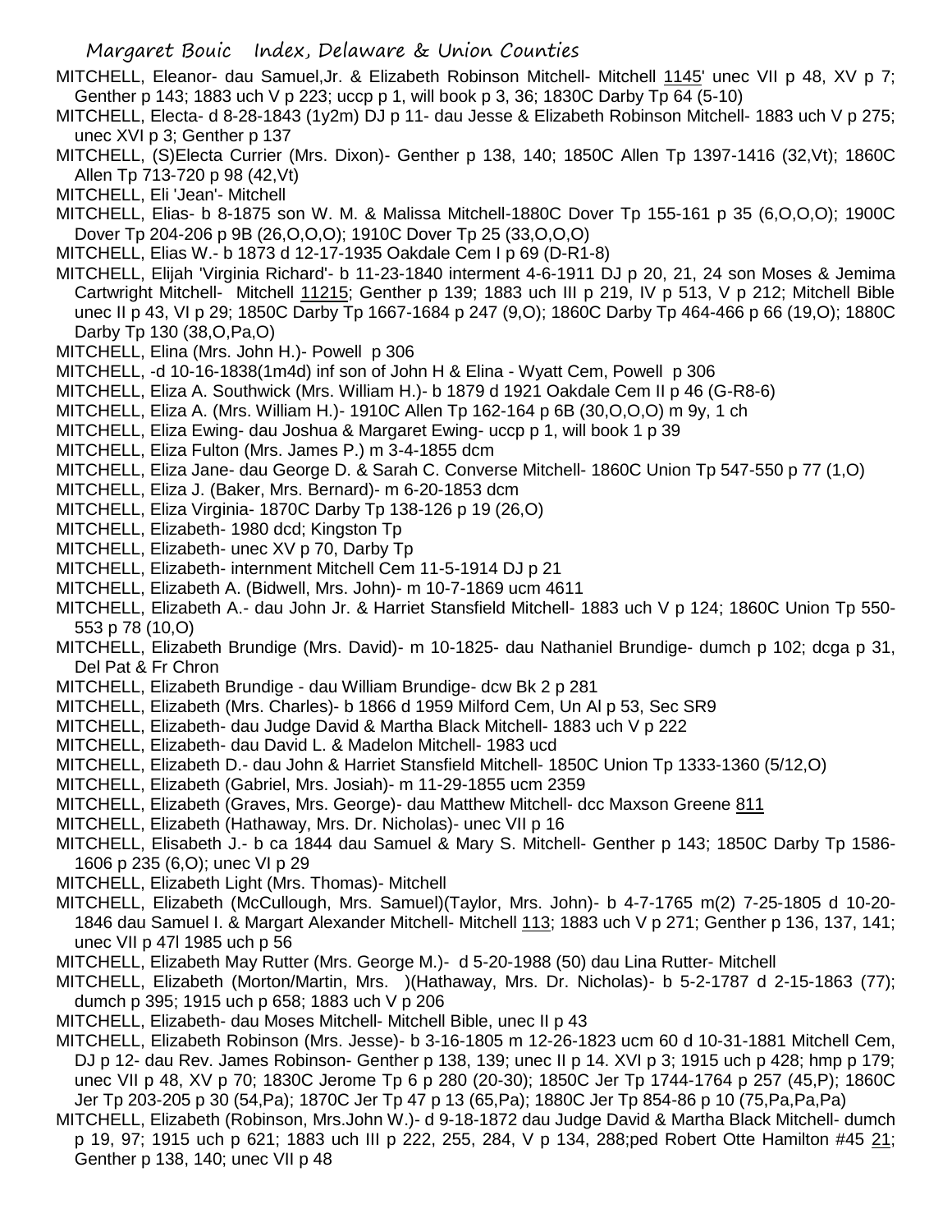MITCHELL, Eleanor- dau Samuel,Jr. & Elizabeth Robinson Mitchell- Mitchell 1145' unec VII p 48, XV p 7; Genther p 143; 1883 uch V p 223; uccp p 1, will book p 3, 36; 1830C Darby Tp 64 (5-10)

MITCHELL, Electa- d 8-28-1843 (1y2m) DJ p 11- dau Jesse & Elizabeth Robinson Mitchell- 1883 uch V p 275; unec XVI p 3; Genther p 137

MITCHELL, (S)Electa Currier (Mrs. Dixon)- Genther p 138, 140; 1850C Allen Tp 1397-1416 (32,Vt); 1860C Allen Tp 713-720 p 98 (42,Vt)

MITCHELL, Eli 'Jean'- Mitchell

MITCHELL, Elias- b 8-1875 son W. M. & Malissa Mitchell-1880C Dover Tp 155-161 p 35 (6,O,O,O); 1900C Dover Tp 204-206 p 9B (26,O,O,O); 1910C Dover Tp 25 (33,O,O,O)

MITCHELL, Elias W.- b 1873 d 12-17-1935 Oakdale Cem I p 69 (D-R1-8)

MITCHELL, Elijah 'Virginia Richard'- b 11-23-1840 interment 4-6-1911 DJ p 20, 21, 24 son Moses & Jemima Cartwright Mitchell- Mitchell 11215; Genther p 139; 1883 uch III p 219, IV p 513, V p 212; Mitchell Bible unec II p 43, VI p 29; 1850C Darby Tp 1667-1684 p 247 (9,O); 1860C Darby Tp 464-466 p 66 (19,O); 1880C Darby Tp 130 (38,O,Pa,O)

MITCHELL, Elina (Mrs. John H.)- Powell p 306

MITCHELL, -d 10-16-1838(1m4d) inf son of John H & Elina - Wyatt Cem, Powell p 306

MITCHELL, Eliza A. Southwick (Mrs. William H.)- b 1879 d 1921 Oakdale Cem II p 46 (G-R8-6)

MITCHELL, Eliza A. (Mrs. William H.)- 1910C Allen Tp 162-164 p 6B (30,O,O,O) m 9y, 1 ch

MITCHELL, Eliza Ewing- dau Joshua & Margaret Ewing- uccp p 1, will book 1 p 39

MITCHELL, Eliza Fulton (Mrs. James P.) m 3-4-1855 dcm

MITCHELL, Eliza Jane- dau George D. & Sarah C. Converse Mitchell- 1860C Union Tp 547-550 p 77 (1,O)

MITCHELL, Eliza J. (Baker, Mrs. Bernard)- m 6-20-1853 dcm

MITCHELL, Eliza Virginia- 1870C Darby Tp 138-126 p 19 (26,O)

MITCHELL, Elizabeth- 1980 dcd; Kingston Tp

MITCHELL, Elizabeth- unec XV p 70, Darby Tp

MITCHELL, Elizabeth- internment Mitchell Cem 11-5-1914 DJ p 21

MITCHELL, Elizabeth A. (Bidwell, Mrs. John)- m 10-7-1869 ucm 4611

MITCHELL, Elizabeth A.- dau John Jr. & Harriet Stansfield Mitchell- 1883 uch V p 124; 1860C Union Tp 550-553 p 78 (10,O)

MITCHELL, Elizabeth Brundige (Mrs. David)- m 10-1825- dau Nathaniel Brundige- dumch p 102; dcga p 31, Del Pat & Fr Chron

MITCHELL, Elizabeth Brundige - dau William Brundige- dcw Bk 2 p 281

MITCHELL, Elizabeth (Mrs. Charles)- b 1866 d 1959 Milford Cem, Un Al p 53, Sec SR9

MITCHELL, Elizabeth- dau Judge David & Martha Black Mitchell- 1883 uch V p 222

MITCHELL, Elizabeth- dau David L. & Madelon Mitchell- 1983 ucd

MITCHELL, Elizabeth D.- dau John & Harriet Stansfield Mitchell- 1850C Union Tp 1333-1360 (5/12,O)

MITCHELL, Elizabeth (Gabriel, Mrs. Josiah)- m 11-29-1855 ucm 2359

MITCHELL, Elizabeth (Graves, Mrs. George)- dau Matthew Mitchell- dcc Maxson Greene 811

MITCHELL, Elizabeth (Hathaway, Mrs. Dr. Nicholas)- unec VII p 16

MITCHELL, Elisabeth J.- b ca 1844 dau Samuel & Mary S. Mitchell- Genther p 143; 1850C Darby Tp 1586-1606 p 235 (6,O); unec VI p 29

MITCHELL, Elizabeth Light (Mrs. Thomas)- Mitchell

MITCHELL, Elizabeth (McCullough, Mrs. Samuel)(Taylor, Mrs. John)- b 4-7-1765 m(2) 7-25-1805 d 10-20-1846 dau Samuel I. & Margart Alexander Mitchell- Mitchell 113; 1883 uch V p 271; Genther p 136, 137, 141; unec VII p 47l 1985 uch p 56

MITCHELL, Elizabeth May Rutter (Mrs. George M.)- d 5-20-1988 (50) dau Lina Rutter- Mitchell

MITCHELL, Elizabeth (Morton/Martin, Mrs. )(Hathaway, Mrs. Dr. Nicholas)- b 5-2-1787 d 2-15-1863 (77); dumch p 395; 1915 uch p 658; 1883 uch V p 206

MITCHELL, Elizabeth- dau Moses Mitchell- Mitchell Bible, unec II p 43

MITCHELL, Elizabeth Robinson (Mrs. Jesse)- b 3-16-1805 m 12-26-1823 ucm 60 d 10-31-1881 Mitchell Cem, DJ p 12- dau Rev. James Robinson- Genther p 138, 139; unec II p 14. XVI p 3; 1915 uch p 428; hmp p 179; unec VII p 48, XV p 70; 1830C Jerome Tp 6 p 280 (20-30); 1850C Jer Tp 1744-1764 p 257 (45,P); 1860C Jer Tp 203-205 p 30 (54,Pa); 1870C Jer Tp 47 p 13 (65,Pa); 1880C Jer Tp 854-86 p 10 (75,Pa,Pa,Pa)

MITCHELL, Elizabeth (Robinson, Mrs.John W.)- d 9-18-1872 dau Judge David & Martha Black Mitchell- dumch p 19, 97; 1915 uch p 621; 1883 uch III p 222, 255, 284, V p 134, 288;ped Robert Otte Hamilton #45 21; Genther p 138, 140; unec VII p 48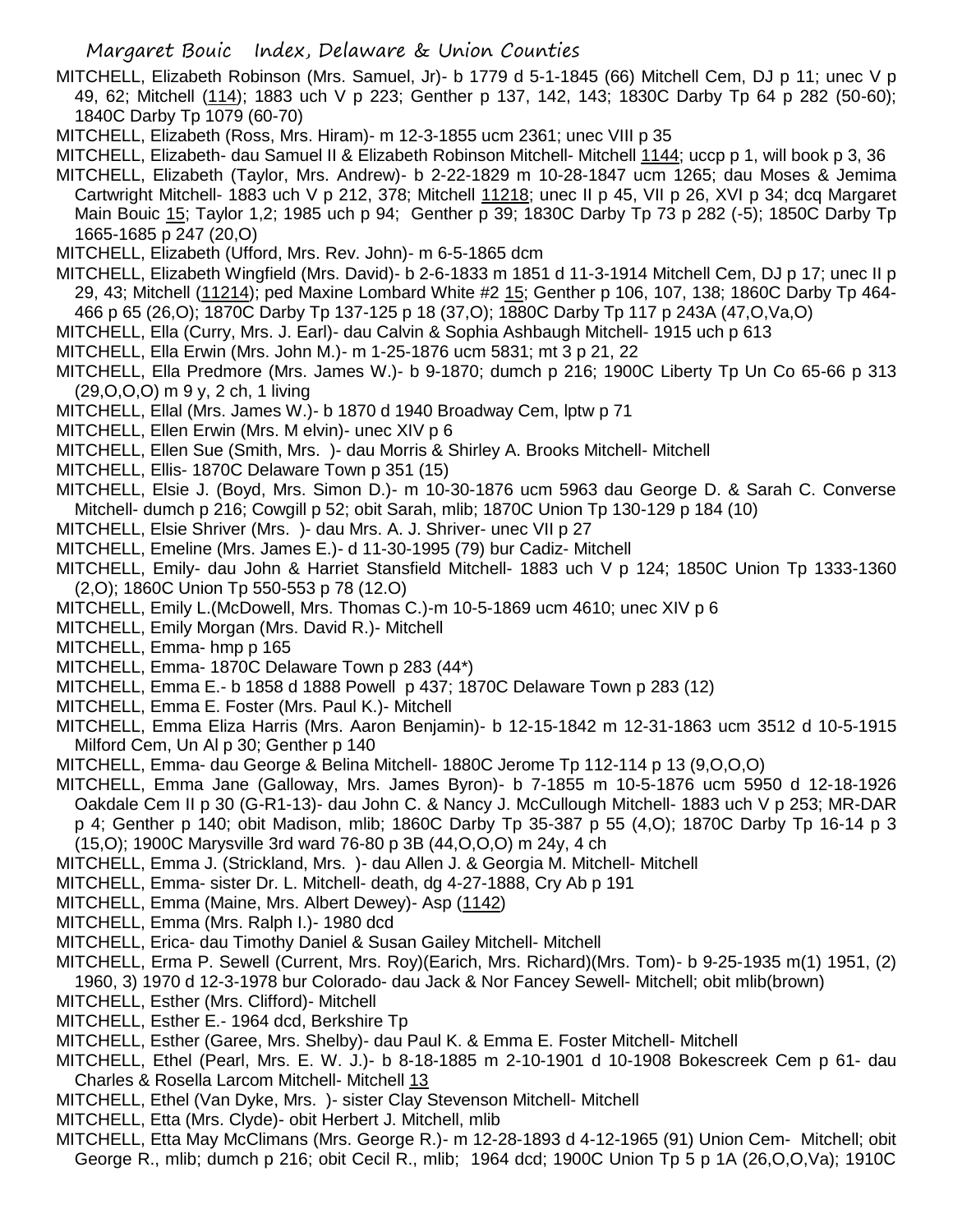MITCHELL, Elizabeth Robinson (Mrs. Samuel, Jr)- b 1779 d 5-1-1845 (66) Mitchell Cem, DJ p 11; unec V p 49, 62; Mitchell (114); 1883 uch V p 223; Genther p 137, 142, 143; 1830C Darby Tp 64 p 282 (50-60); 1840C Darby Tp 1079 (60-70)

MITCHELL, Elizabeth (Ross, Mrs. Hiram)- m 12-3-1855 ucm 2361; unec VIII p 35

MITCHELL, Elizabeth- dau Samuel II & Elizabeth Robinson Mitchell- Mitchell 1144; uccp p 1, will book p 3, 36

MITCHELL, Elizabeth (Taylor, Mrs. Andrew)- b 2-22-1829 m 10-28-1847 ucm 1265; dau Moses & Jemima Cartwright Mitchell- 1883 uch V p 212, 378; Mitchell 11218; unec II p 45, VII p 26, XVI p 34; dcq Margaret Main Bouic 15; Taylor 1,2; 1985 uch p 94; Genther p 39; 1830C Darby Tp 73 p 282 (-5); 1850C Darby Tp 1665-1685 p 247 (20,O)

MITCHELL, Elizabeth (Ufford, Mrs. Rev. John)- m 6-5-1865 dcm

MITCHELL, Elizabeth Wingfield (Mrs. David)- b 2-6-1833 m 1851 d 11-3-1914 Mitchell Cem, DJ p 17; unec II p 29, 43; Mitchell (11214); ped Maxine Lombard White #2 15; Genther p 106, 107, 138; 1860C Darby Tp 464-466 p 65 (26,O); 1870C Darby Tp 137-125 p 18 (37,O); 1880C Darby Tp 117 p 243A (47,O,Va,O)

MITCHELL, Ella (Curry, Mrs. J. Earl)- dau Calvin & Sophia Ashbaugh Mitchell- 1915 uch p 613

MITCHELL, Ella Erwin (Mrs. John M.)- m 1-25-1876 ucm 5831; mt 3 p 21, 22

MITCHELL, Ella Predmore (Mrs. James W.)- b 9-1870; dumch p 216; 1900C Liberty Tp Un Co 65-66 p 313 (29,O,O,O) m 9 y, 2 ch, 1 living

MITCHELL, Ellal (Mrs. James W.)- b 1870 d 1940 Broadway Cem, lptw p 71

MITCHELL, Ellen Erwin (Mrs. M elvin)- unec XIV p 6

MITCHELL, Ellen Sue (Smith, Mrs. )- dau Morris & Shirley A. Brooks Mitchell- Mitchell

MITCHELL, Ellis- 1870C Delaware Town p 351 (15)

MITCHELL, Elsie J. (Boyd, Mrs. Simon D.)- m 10-30-1876 ucm 5963 dau George D. & Sarah C. Converse Mitchell- dumch p 216; Cowgill p 52; obit Sarah, mlib; 1870C Union Tp 130-129 p 184 (10)

MITCHELL, Elsie Shriver (Mrs. )- dau Mrs. A. J. Shriver- unec VII p 27

MITCHELL, Emeline (Mrs. James E.)- d 11-30-1995 (79) bur Cadiz- Mitchell

MITCHELL, Emily- dau John & Harriet Stansfield Mitchell- 1883 uch V p 124; 1850C Union Tp 1333-1360 (2,O); 1860C Union Tp 550-553 p 78 (12.O)

MITCHELL, Emily L.(McDowell, Mrs. Thomas C.)-m 10-5-1869 ucm 4610; unec XIV p 6

MITCHELL, Emily Morgan (Mrs. David R.)- Mitchell

MITCHELL, Emma- hmp p 165

MITCHELL, Emma- 1870C Delaware Town p 283 (44*)

MITCHELL, Emma E.- b 1858 d 1888 Powell p 437; 1870C Delaware Town p 283 (12)

MITCHELL, Emma E. Foster (Mrs. Paul K.)- Mitchell

MITCHELL, Emma Eliza Harris (Mrs. Aaron Benjamin)- b 12-15-1842 m 12-31-1863 ucm 3512 d 10-5-1915 Milford Cem, Un Al p 30; Genther p 140

MITCHELL, Emma- dau George & Belina Mitchell- 1880C Jerome Tp 112-114 p 13 (9,O,O,O)

MITCHELL, Emma Jane (Galloway, Mrs. James Byron)- b 7-1855 m 10-5-1876 ucm 5950 d 12-18-1926 Oakdale Cem II p 30 (G-R1-13)- dau John C. & Nancy J. McCullough Mitchell- 1883 uch V p 253; MR-DAR p 4; Genther p 140; obit Madison, mlib; 1860C Darby Tp 35-387 p 55 (4,O); 1870C Darby Tp 16-14 p 3 (15,O); 1900C Marysville 3rd ward 76-80 p 3B (44,O,O,O) m 24y, 4 ch

MITCHELL, Emma J. (Strickland, Mrs. )- dau Allen J. & Georgia M. Mitchell- Mitchell

MITCHELL, Emma- sister Dr. L. Mitchell- death, dg 4-27-1888, Cry Ab p 191

MITCHELL, Emma (Maine, Mrs. Albert Dewey)- Asp (1142)

MITCHELL, Emma (Mrs. Ralph I.)- 1980 dcd

MITCHELL, Erica- dau Timothy Daniel & Susan Gailey Mitchell- Mitchell

MITCHELL, Erma P. Sewell (Current, Mrs. Roy)(Earich, Mrs. Richard)(Mrs. Tom)- b 9-25-1935 m(1) 1951, (2) 1960, 3) 1970 d 12-3-1978 bur Colorado- dau Jack & Nor Fancey Sewell- Mitchell; obit mlib(brown)

MITCHELL, Esther (Mrs. Clifford)- Mitchell

MITCHELL, Esther E.- 1964 dcd, Berkshire Tp

MITCHELL, Esther (Garee, Mrs. Shelby)- dau Paul K. & Emma E. Foster Mitchell- Mitchell

MITCHELL, Ethel (Pearl, Mrs. E. W. J.)- b 8-18-1885 m 2-10-1901 d 10-1908 Bokescreek Cem p 61- dau Charles & Rosella Larcom Mitchell- Mitchell 13

MITCHELL, Ethel (Van Dyke, Mrs. )- sister Clay Stevenson Mitchell- Mitchell

MITCHELL, Etta (Mrs. Clyde)- obit Herbert J. Mitchell, mlib

MITCHELL, Etta May McClimans (Mrs. George R.)- m 12-28-1893 d 4-12-1965 (91) Union Cem- Mitchell; obit George R., mlib; dumch p 216; obit Cecil R., mlib; 1964 dcd; 1900C Union Tp 5 p 1A (26,O,O,Va); 1910C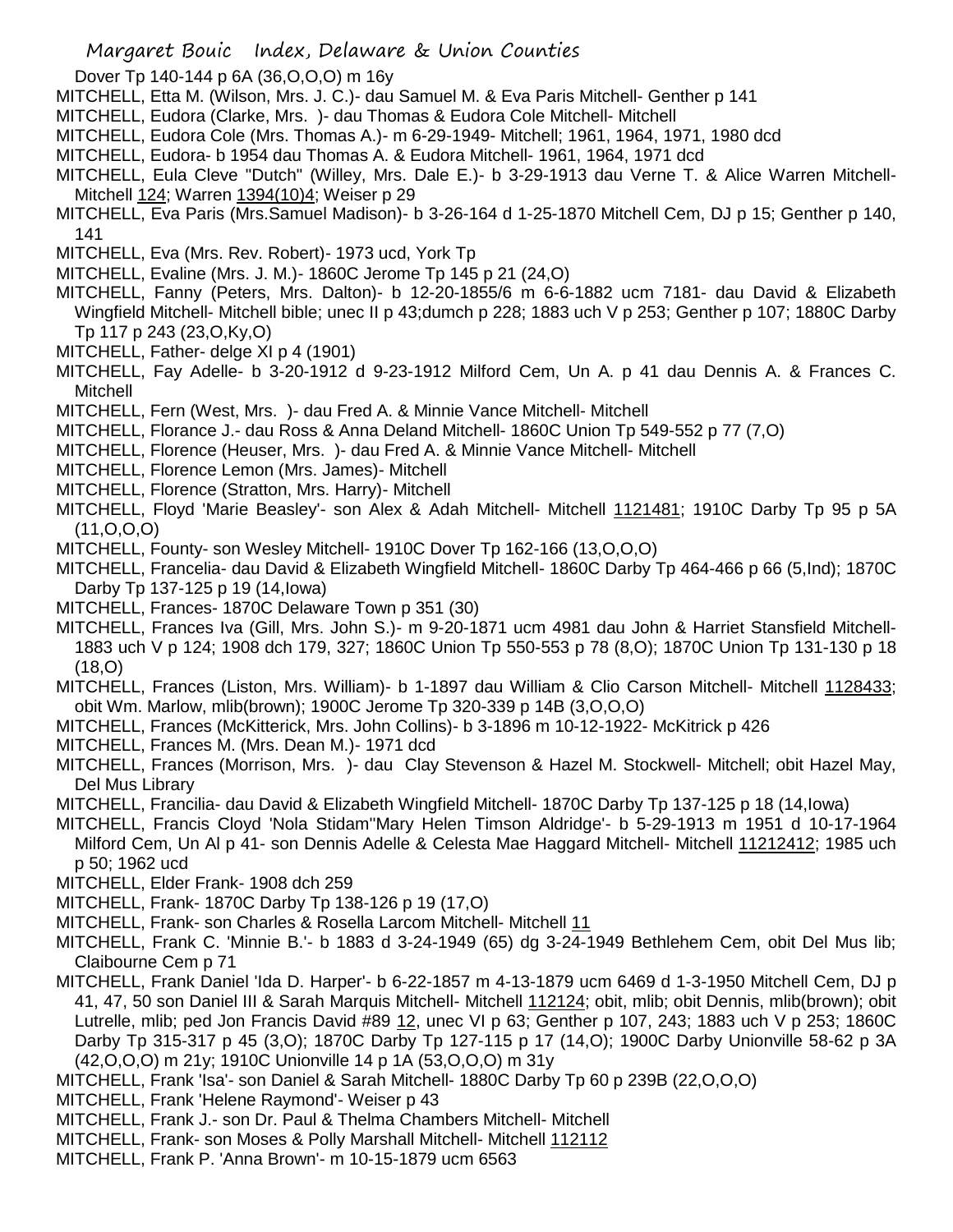Dover Tp 140-144 p 6A (36,O,O,O) m 16y

MITCHELL, Etta M. (Wilson, Mrs. J. C.)- dau Samuel M. & Eva Paris Mitchell- Genther p 141

MITCHELL, Eudora (Clarke, Mrs. )- dau Thomas & Eudora Cole Mitchell- Mitchell

MITCHELL, Eudora Cole (Mrs. Thomas A.)- m 6-29-1949- Mitchell; 1961, 1964, 1971, 1980 dcd

MITCHELL, Eudora- b 1954 dau Thomas A. & Eudora Mitchell- 1961, 1964, 1971 dcd

MITCHELL, Eula Cleve "Dutch" (Willey, Mrs. Dale E.)- b 3-29-1913 dau Verne T. & Alice Warren Mitchell- Mitchell 124; Warren 1394(10)4; Weiser p 29

MITCHELL, Eva Paris (Mrs.Samuel Madison)- b 3-26-164 d 1-25-1870 Mitchell Cem, DJ p 15; Genther p 140, 141

MITCHELL, Eva (Mrs. Rev. Robert)- 1973 ucd, York Tp

MITCHELL, Evaline (Mrs. J. M.)- 1860C Jerome Tp 145 p 21 (24,O)

MITCHELL, Fanny (Peters, Mrs. Dalton)- b 12-20-1855/6 m 6-6-1882 ucm 7181- dau David & Elizabeth Wingfield Mitchell- Mitchell bible; unec II p 43;dumch p 228; 1883 uch V p 253; Genther p 107; 1880C Darby Tp 117 p 243 (23,O,Ky,O)

MITCHELL, Father- delge XI p 4 (1901)

MITCHELL, Fay Adelle- b 3-20-1912 d 9-23-1912 Milford Cem, Un A. p 41 dau Dennis A. & Frances C. Mitchell

MITCHELL, Fern (West, Mrs. )- dau Fred A. & Minnie Vance Mitchell- Mitchell

MITCHELL, Florance J.- dau Ross & Anna Deland Mitchell- 1860C Union Tp 549-552 p 77 (7,O)

MITCHELL, Florence (Heuser, Mrs. )- dau Fred A. & Minnie Vance Mitchell- Mitchell

MITCHELL, Florence Lemon (Mrs. James)- Mitchell

MITCHELL, Florence (Stratton, Mrs. Harry)- Mitchell

MITCHELL, Floyd 'Marie Beasley'- son Alex & Adah Mitchell- Mitchell 1121481; 1910C Darby Tp 95 p 5A (11,O,O,O)

MITCHELL, Founty- son Wesley Mitchell- 1910C Dover Tp 162-166 (13,O,O,O)

MITCHELL, Francelia- dau David & Elizabeth Wingfield Mitchell- 1860C Darby Tp 464-466 p 66 (5,Ind); 1870C Darby Tp 137-125 p 19 (14,Iowa)

MITCHELL, Frances- 1870C Delaware Town p 351 (30)

MITCHELL, Frances Iva (Gill, Mrs. John S.)- m 9-20-1871 ucm 4981 dau John & Harriet Stansfield Mitchell- 1883 uch V p 124; 1908 dch 179, 327; 1860C Union Tp 550-553 p 78 (8,O); 1870C Union Tp 131-130 p 18 (18,O)

MITCHELL, Frances (Liston, Mrs. William)- b 1-1897 dau William & Clio Carson Mitchell- Mitchell 1128433; obit Wm. Marlow, mlib(brown); 1900C Jerome Tp 320-339 p 14B (3,O,O,O)

MITCHELL, Frances (McKitterick, Mrs. John Collins)- b 3-1896 m 10-12-1922- McKitrick p 426

MITCHELL, Frances M. (Mrs. Dean M.)- 1971 dcd

MITCHELL, Frances (Morrison, Mrs. )- dau Clay Stevenson & Hazel M. Stockwell- Mitchell; obit Hazel May, Del Mus Library

MITCHELL, Francilia- dau David & Elizabeth Wingfield Mitchell- 1870C Darby Tp 137-125 p 18 (14,Iowa)

MITCHELL, Francis Cloyd 'Nola Stidam''Mary Helen Timson Aldridge'- b 5-29-1913 m 1951 d 10-17-1964 Milford Cem, Un Al p 41- son Dennis Adelle & Celesta Mae Haggard Mitchell- Mitchell 11212412; 1985 uch p 50; 1962 ucd

MITCHELL, Elder Frank- 1908 dch 259

MITCHELL, Frank- 1870C Darby Tp 138-126 p 19 (17,O)

MITCHELL, Frank- son Charles & Rosella Larcom Mitchell- Mitchell 11

MITCHELL, Frank C. 'Minnie B.'- b 1883 d 3-24-1949 (65) dg 3-24-1949 Bethlehem Cem, obit Del Mus lib; Claibourne Cem p 71

MITCHELL, Frank Daniel 'Ida D. Harper'- b 6-22-1857 m 4-13-1879 ucm 6469 d 1-3-1950 Mitchell Cem, DJ p 41, 47, 50 son Daniel III & Sarah Marquis Mitchell- Mitchell 112124; obit, mlib; obit Dennis, mlib(brown); obit Lutrelle, mlib; ped Jon Francis David #89 12, unec VI p 63; Genther p 107, 243; 1883 uch V p 253; 1860C Darby Tp 315-317 p 45 (3,O); 1870C Darby Tp 127-115 p 17 (14,O); 1900C Darby Unionville 58-62 p 3A (42,O,O,O) m 21y; 1910C Unionville 14 p 1A (53,O,O,O) m 31y

MITCHELL, Frank 'Isa'- son Daniel & Sarah Mitchell- 1880C Darby Tp 60 p 239B (22,O,O,O)

MITCHELL, Frank 'Helene Raymond'- Weiser p 43

MITCHELL, Frank J.- son Dr. Paul & Thelma Chambers Mitchell- Mitchell

MITCHELL, Frank- son Moses & Polly Marshall Mitchell- Mitchell 112112

MITCHELL, Frank P. 'Anna Brown'- m 10-15-1879 ucm 6563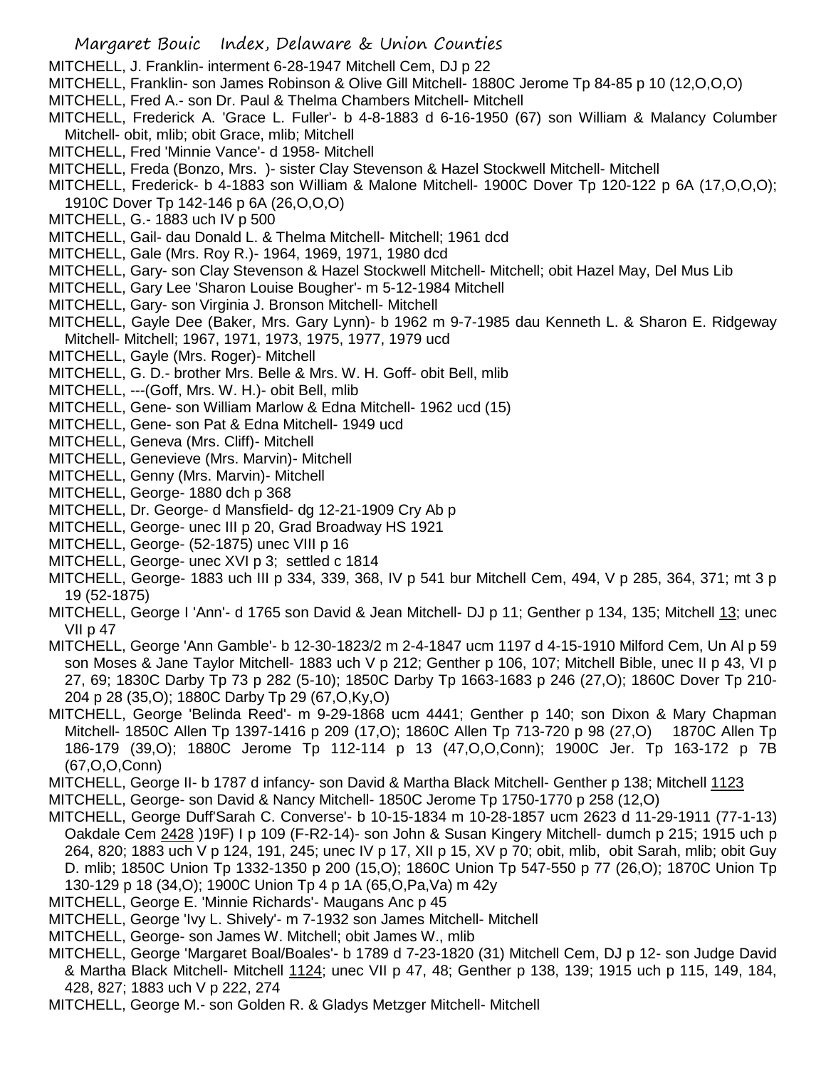MITCHELL, J. Franklin- interment 6-28-1947 Mitchell Cem, DJ p 22

MITCHELL, Franklin- son James Robinson & Olive Gill Mitchell- 1880C Jerome Tp 84-85 p 10 (12,O,O,O)

MITCHELL, Fred A.- son Dr. Paul & Thelma Chambers Mitchell- Mitchell

MITCHELL, Frederick A. 'Grace L. Fuller'- b 4-8-1883 d 6-16-1950 (67) son William & Malancy Columber Mitchell- obit, mlib; obit Grace, mlib; Mitchell

MITCHELL, Fred 'Minnie Vance'- d 1958- Mitchell

MITCHELL, Freda (Bonzo, Mrs. )- sister Clay Stevenson & Hazel Stockwell Mitchell- Mitchell

MITCHELL, Frederick- b 4-1883 son William & Malone Mitchell- 1900C Dover Tp 120-122 p 6A (17,O,O,O); 1910C Dover Tp 142-146 p 6A (26,O,O,O)

MITCHELL, G.- 1883 uch IV p 500

MITCHELL, Gail- dau Donald L. & Thelma Mitchell- Mitchell; 1961 dcd

MITCHELL, Gale (Mrs. Roy R.)- 1964, 1969, 1971, 1980 dcd

MITCHELL, Gary- son Clay Stevenson & Hazel Stockwell Mitchell- Mitchell; obit Hazel May, Del Mus Lib

MITCHELL, Gary Lee 'Sharon Louise Bougher'- m 5-12-1984 Mitchell

MITCHELL, Gary- son Virginia J. Bronson Mitchell- Mitchell

MITCHELL, Gayle Dee (Baker, Mrs. Gary Lynn)- b 1962 m 9-7-1985 dau Kenneth L. & Sharon E. Ridgeway Mitchell- Mitchell; 1967, 1971, 1973, 1975, 1977, 1979 ucd

MITCHELL, Gayle (Mrs. Roger)- Mitchell

MITCHELL, G. D.- brother Mrs. Belle & Mrs. W. H. Goff- obit Bell, mlib

MITCHELL, ---(Goff, Mrs. W. H.)- obit Bell, mlib

MITCHELL, Gene- son William Marlow & Edna Mitchell- 1962 ucd (15)

MITCHELL, Gene- son Pat & Edna Mitchell- 1949 ucd

MITCHELL, Geneva (Mrs. Cliff)- Mitchell

MITCHELL, Genevieve (Mrs. Marvin)- Mitchell

MITCHELL, Genny (Mrs. Marvin)- Mitchell

MITCHELL, George- 1880 dch p 368

MITCHELL, Dr. George- d Mansfield- dg 12-21-1909 Cry Ab p

MITCHELL, George- unec III p 20, Grad Broadway HS 1921

MITCHELL, George- (52-1875) unec VIII p 16

MITCHELL, George- unec XVI p 3; settled c 1814

MITCHELL, George- 1883 uch III p 334, 339, 368, IV p 541 bur Mitchell Cem, 494, V p 285, 364, 371; mt 3 p 19 (52-1875)

MITCHELL, George I 'Ann'- d 1765 son David & Jean Mitchell- DJ p 11; Genther p 134, 135; Mitchell 13; unec VII p 47

MITCHELL, George 'Ann Gamble'- b 12-30-1823/2 m 2-4-1847 ucm 1197 d 4-15-1910 Milford Cem, Un Al p 59 son Moses & Jane Taylor Mitchell- 1883 uch V p 212; Genther p 106, 107; Mitchell Bible, unec II p 43, VI p 27, 69; 1830C Darby Tp 73 p 282 (5-10); 1850C Darby Tp 1663-1683 p 246 (27,O); 1860C Dover Tp 210-204 p 28 (35,O); 1880C Darby Tp 29 (67,O,Ky,O)

MITCHELL, George 'Belinda Reed'- m 9-29-1868 ucm 4441; Genther p 140; son Dixon & Mary Chapman Mitchell- 1850C Allen Tp 1397-1416 p 209 (17,O); 1860C Allen Tp 713-720 p 98 (27,O) 1870C Allen Tp 186-179 (39,O); 1880C Jerome Tp 112-114 p 13 (47,O,O,Conn); 1900C Jer. Tp 163-172 p 7B (67,O,O,Conn)

MITCHELL, George II- b 1787 d infancy- son David & Martha Black Mitchell- Genther p 138; Mitchell 1123

MITCHELL, George- son David & Nancy Mitchell- 1850C Jerome Tp 1750-1770 p 258 (12,O)

MITCHELL, George Duff'Sarah C. Converse'- b 10-15-1834 m 10-28-1857 ucm 2623 d 11-29-1911 (77-1-13) Oakdale Cem 2428 )19F) I p 109 (F-R2-14)- son John & Susan Kingery Mitchell- dumch p 215; 1915 uch p 264, 820; 1883 uch V p 124, 191, 245; unec IV p 17, XII p 15, XV p 70; obit, mlib, obit Sarah, mlib; obit Guy D. mlib; 1850C Union Tp 1332-1350 p 200 (15,O); 1860C Union Tp 547-550 p 77 (26,O); 1870C Union Tp 130-129 p 18 (34,O); 1900C Union Tp 4 p 1A (65,O,Pa,Va) m 42y

MITCHELL, George E. 'Minnie Richards'- Maugans Anc p 45

MITCHELL, George 'Ivy L. Shively'- m 7-1932 son James Mitchell- Mitchell

MITCHELL, George- son James W. Mitchell; obit James W., mlib

MITCHELL, George 'Margaret Boal/Boales'- b 1789 d 7-23-1820 (31) Mitchell Cem, DJ p 12- son Judge David & Martha Black Mitchell- Mitchell 1124; unec VII p 47, 48; Genther p 138, 139; 1915 uch p 115, 149, 184, 428, 827; 1883 uch V p 222, 274

MITCHELL, George M.- son Golden R. & Gladys Metzger Mitchell- Mitchell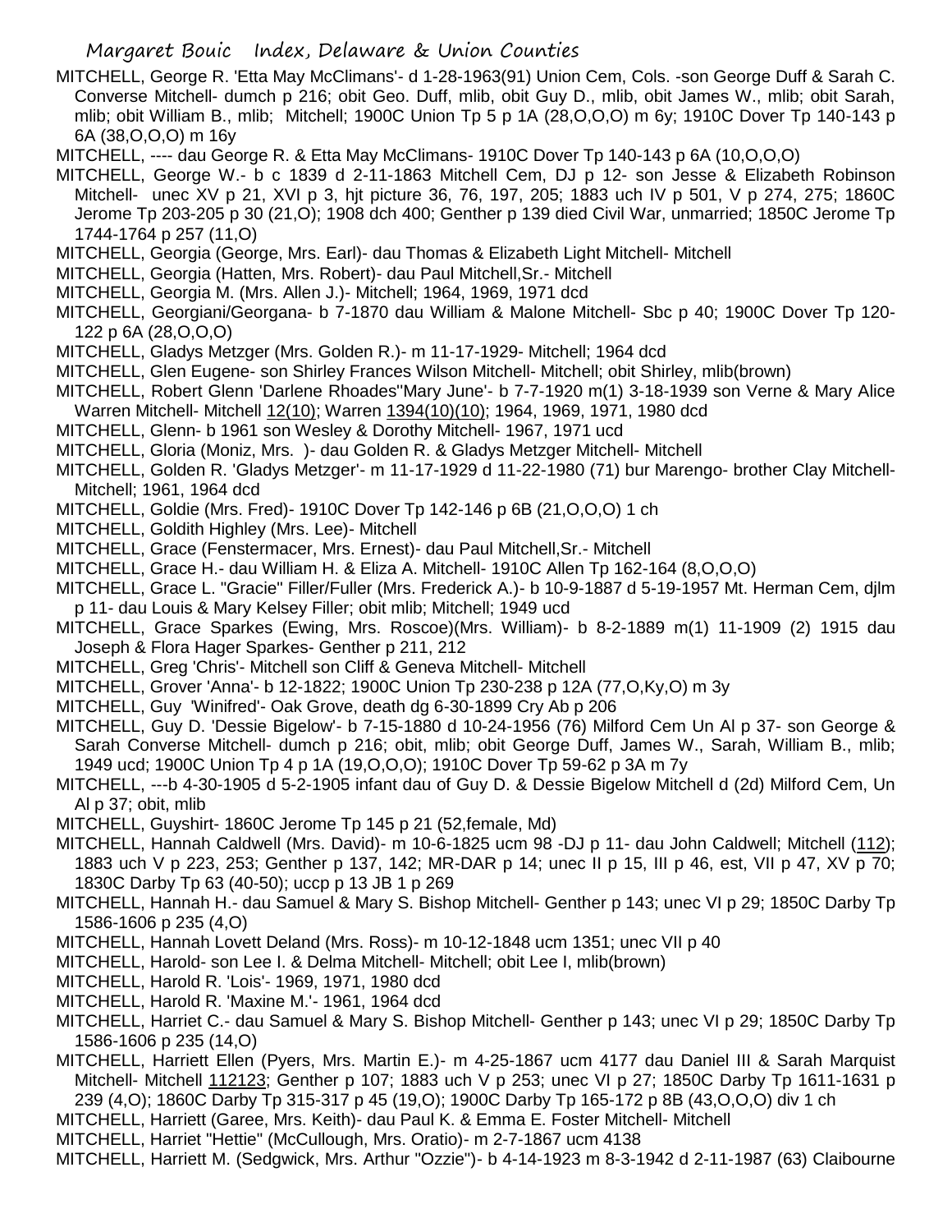MITCHELL, George R. 'Etta May McClimans'- d 1-28-1963(91) Union Cem, Cols. -son George Duff & Sarah C. Converse Mitchell- dumch p 216; obit Geo. Duff, mlib, obit Guy D., mlib, obit James W., mlib; obit Sarah, mlib; obit William B., mlib; Mitchell; 1900C Union Tp 5 p 1A (28,O,O,O) m 6y; 1910C Dover Tp 140-143 p 6A (38,O,O,O) m 16y

MITCHELL, ---- dau George R. & Etta May McClimans- 1910C Dover Tp 140-143 p 6A (10,O,O,O)

MITCHELL, George W.- b c 1839 d 2-11-1863 Mitchell Cem, DJ p 12- son Jesse & Elizabeth Robinson Mitchell- unec XV p 21, XVI p 3, hjt picture 36, 76, 197, 205; 1883 uch IV p 501, V p 274, 275; 1860C Jerome Tp 203-205 p 30 (21,O); 1908 dch 400; Genther p 139 died Civil War, unmarried; 1850C Jerome Tp 1744-1764 p 257 (11,O)

MITCHELL, Georgia (George, Mrs. Earl)- dau Thomas & Elizabeth Light Mitchell- Mitchell

MITCHELL, Georgia (Hatten, Mrs. Robert)- dau Paul Mitchell,Sr.- Mitchell

MITCHELL, Georgia M. (Mrs. Allen J.)- Mitchell; 1964, 1969, 1971 dcd

MITCHELL, Georgiani/Georgana- b 7-1870 dau William & Malone Mitchell- Sbc p 40; 1900C Dover Tp 120-122 p 6A (28,O,O,O)

MITCHELL, Gladys Metzger (Mrs. Golden R.)- m 11-17-1929- Mitchell; 1964 dcd

MITCHELL, Glen Eugene- son Shirley Frances Wilson Mitchell- Mitchell; obit Shirley, mlib(brown)

MITCHELL, Robert Glenn 'Darlene Rhoades''Mary June'- b 7-7-1920 m(1) 3-18-1939 son Verne & Mary Alice Warren Mitchell- Mitchell 12(10); Warren 1394(10)(10); 1964, 1969, 1971, 1980 dcd

MITCHELL, Glenn- b 1961 son Wesley & Dorothy Mitchell- 1967, 1971 ucd

MITCHELL, Gloria (Moniz, Mrs. )- dau Golden R. & Gladys Metzger Mitchell- Mitchell

MITCHELL, Golden R. 'Gladys Metzger'- m 11-17-1929 d 11-22-1980 (71) bur Marengo- brother Clay Mitchell- Mitchell; 1961, 1964 dcd

MITCHELL, Goldie (Mrs. Fred)- 1910C Dover Tp 142-146 p 6B (21,O,O,O) 1 ch

MITCHELL, Goldith Highley (Mrs. Lee)- Mitchell

MITCHELL, Grace (Fenstermacer, Mrs. Ernest)- dau Paul Mitchell,Sr.- Mitchell

MITCHELL, Grace H.- dau William H. & Eliza A. Mitchell- 1910C Allen Tp 162-164 (8,O,O,O)

MITCHELL, Grace L. "Gracie" Filler/Fuller (Mrs. Frederick A.)- b 10-9-1887 d 5-19-1957 Mt. Herman Cem, djlm p 11- dau Louis & Mary Kelsey Filler; obit mlib; Mitchell; 1949 ucd

MITCHELL, Grace Sparkes (Ewing, Mrs. Roscoe)(Mrs. William)- b 8-2-1889 m(1) 11-1909 (2) 1915 dau Joseph & Flora Hager Sparkes- Genther p 211, 212

MITCHELL, Greg 'Chris'- Mitchell son Cliff & Geneva Mitchell- Mitchell

MITCHELL, Grover 'Anna'- b 12-1822; 1900C Union Tp 230-238 p 12A (77,O,Ky,O) m 3y

MITCHELL, Guy 'Winifred'- Oak Grove, death dg 6-30-1899 Cry Ab p 206

MITCHELL, Guy D. 'Dessie Bigelow'- b 7-15-1880 d 10-24-1956 (76) Milford Cem Un Al p 37- son George & Sarah Converse Mitchell- dumch p 216; obit, mlib; obit George Duff, James W., Sarah, William B., mlib; 1949 ucd; 1900C Union Tp 4 p 1A (19,O,O,O); 1910C Dover Tp 59-62 p 3A m 7y

MITCHELL, ---b 4-30-1905 d 5-2-1905 infant dau of Guy D. & Dessie Bigelow Mitchell d (2d) Milford Cem, Un Al p 37; obit, mlib

MITCHELL, Guyshirt- 1860C Jerome Tp 145 p 21 (52,female, Md)

MITCHELL, Hannah Caldwell (Mrs. David)- m 10-6-1825 ucm 98 -DJ p 11- dau John Caldwell; Mitchell (112); 1883 uch V p 223, 253; Genther p 137, 142; MR-DAR p 14; unec II p 15, III p 46, est, VII p 47, XV p 70; 1830C Darby Tp 63 (40-50); uccp p 13 JB 1 p 269

MITCHELL, Hannah H.- dau Samuel & Mary S. Bishop Mitchell- Genther p 143; unec VI p 29; 1850C Darby Tp 1586-1606 p 235 (4,O)

MITCHELL, Hannah Lovett Deland (Mrs. Ross)- m 10-12-1848 ucm 1351; unec VII p 40

MITCHELL, Harold- son Lee I. & Delma Mitchell- Mitchell; obit Lee I, mlib(brown)

MITCHELL, Harold R. 'Lois'- 1969, 1971, 1980 dcd

MITCHELL, Harold R. 'Maxine M.'- 1961, 1964 dcd

MITCHELL, Harriet C.- dau Samuel & Mary S. Bishop Mitchell- Genther p 143; unec VI p 29; 1850C Darby Tp 1586-1606 p 235 (14,O)

MITCHELL, Harriett Ellen (Pyers, Mrs. Martin E.)- m 4-25-1867 ucm 4177 dau Daniel III & Sarah Marquist Mitchell- Mitchell 112123; Genther p 107; 1883 uch V p 253; unec VI p 27; 1850C Darby Tp 1611-1631 p 239 (4,O); 1860C Darby Tp 315-317 p 45 (19,O); 1900C Darby Tp 165-172 p 8B (43,O,O,O) div 1 ch

MITCHELL, Harriett (Garee, Mrs. Keith)- dau Paul K. & Emma E. Foster Mitchell- Mitchell

MITCHELL, Harriet "Hettie" (McCullough, Mrs. Oratio)- m 2-7-1867 ucm 4138

MITCHELL, Harriett M. (Sedgwick, Mrs. Arthur "Ozzie")- b 4-14-1923 m 8-3-1942 d 2-11-1987 (63) Claibourne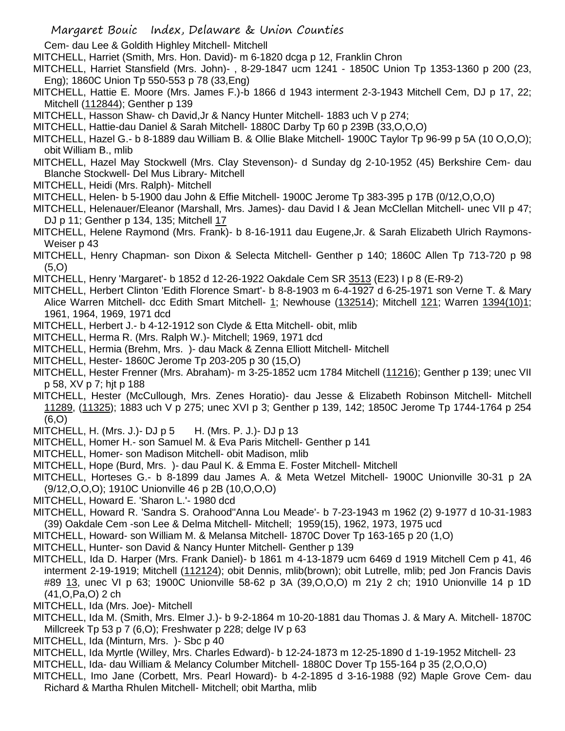Cem- dau Lee & Goldith Highley Mitchell- Mitchell

MITCHELL, Harriet (Smith, Mrs. Hon. David)- m 6-1820 dcga p 12, Franklin Chron

MITCHELL, Harriet Stansfield (Mrs. John)- , 8-29-1847 ucm 1241 - 1850C Union Tp 1353-1360 p 200 (23, Eng); 1860C Union Tp 550-553 p 78 (33,Eng)

MITCHELL, Hattie E. Moore (Mrs. James F.)-b 1866 d 1943 interment 2-3-1943 Mitchell Cem, DJ p 17, 22; Mitchell (112844); Genther p 139

MITCHELL, Hasson Shaw- ch David,Jr & Nancy Hunter Mitchell- 1883 uch V p 274;

MITCHELL, Hattie-dau Daniel & Sarah Mitchell- 1880C Darby Tp 60 p 239B (33,O,O,O)

MITCHELL, Hazel G.- b 8-1889 dau William B. & Ollie Blake Mitchell- 1900C Taylor Tp 96-99 p 5A (10 O,O,O); obit William B., mlib

MITCHELL, Hazel May Stockwell (Mrs. Clay Stevenson)- d Sunday dg 2-10-1952 (45) Berkshire Cem- dau Blanche Stockwell- Del Mus Library- Mitchell

MITCHELL, Heidi (Mrs. Ralph)- Mitchell

MITCHELL, Helen- b 5-1900 dau John & Effie Mitchell- 1900C Jerome Tp 383-395 p 17B (0/12,O,O,O)

MITCHELL, Helenauer/Eleanor (Marshall, Mrs. James)- dau David I & Jean McClellan Mitchell- unec VII p 47; DJ p 11; Genther p 134, 135; Mitchell 17

MITCHELL, Helene Raymond (Mrs. Frank)- b 8-16-1911 dau Eugene,Jr. & Sarah Elizabeth Ulrich Raymons- Weiser p 43

MITCHELL, Henry Chapman- son Dixon & Selecta Mitchell- Genther p 140; 1860C Allen Tp 713-720 p 98 (5,O)

MITCHELL, Henry 'Margaret'- b 1852 d 12-26-1922 Oakdale Cem SR 3513 (E23) I p 8 (E-R9-2)

MITCHELL, Herbert Clinton 'Edith Florence Smart'- b 8-8-1903 m 6-4-1927 d 6-25-1971 son Verne T. & Mary Alice Warren Mitchell- dcc Edith Smart Mitchell- 1; Newhouse (132514); Mitchell 121; Warren 1394(10)1; 1961, 1964, 1969, 1971 dcd

MITCHELL, Herbert J.- b 4-12-1912 son Clyde & Etta Mitchell- obit, mlib

MITCHELL, Herma R. (Mrs. Ralph W.)- Mitchell; 1969, 1971 dcd

MITCHELL, Hermia (Brehm, Mrs. )- dau Mack & Zenna Elliott Mitchell- Mitchell

MITCHELL, Hester- 1860C Jerome Tp 203-205 p 30 (15,O)

MITCHELL, Hester Frenner (Mrs. Abraham)- m 3-25-1852 ucm 1784 Mitchell (11216); Genther p 139; unec VII p 58, XV p 7; hjt p 188

MITCHELL, Hester (McCullough, Mrs. Zenes Horatio)- dau Jesse & Elizabeth Robinson Mitchell- Mitchell 11289, (11325); 1883 uch V p 275; unec XVI p 3; Genther p 139, 142; 1850C Jerome Tp 1744-1764 p 254 (6,O)

MITCHELL, H. (Mrs. J.)- DJ p 5     H. (Mrs. P. J.)- DJ p 13

MITCHELL, Homer H.- son Samuel M. & Eva Paris Mitchell- Genther p 141

MITCHELL, Homer- son Madison Mitchell- obit Madison, mlib

MITCHELL, Hope (Burd, Mrs. )- dau Paul K. & Emma E. Foster Mitchell- Mitchell

MITCHELL, Horteses G.- b 8-1899 dau James A. & Meta Wetzel Mitchell- 1900C Unionville 30-31 p 2A (9/12,O,O,O); 1910C Unionville 46 p 2B (10,O,O,O)

MITCHELL, Howard E. 'Sharon L.'- 1980 dcd

MITCHELL, Howard R. 'Sandra S. Orahood''Anna Lou Meade'- b 7-23-1943 m 1962 (2) 9-1977 d 10-31-1983 (39) Oakdale Cem -son Lee & Delma Mitchell- Mitchell; 1959(15), 1962, 1973, 1975 ucd

MITCHELL, Howard- son William M. & Melansa Mitchell- 1870C Dover Tp 163-165 p 20 (1,O)

MITCHELL, Hunter- son David & Nancy Hunter Mitchell- Genther p 139

MITCHELL, Ida D. Harper (Mrs. Frank Daniel)- b 1861 m 4-13-1879 ucm 6469 d 1919 Mitchell Cem p 41, 46 interment 2-19-1919; Mitchell (112124); obit Dennis, mlib(brown); obit Lutrelle, mlib; ped Jon Francis Davis #89 13, unec VI p 63; 1900C Unionville 58-62 p 3A (39,O,O,O) m 21y 2 ch; 1910 Unionville 14 p 1D (41,O,Pa,O) 2 ch

MITCHELL, Ida (Mrs. Joe)- Mitchell

MITCHELL, Ida M. (Smith, Mrs. Elmer J.)- b 9-2-1864 m 10-20-1881 dau Thomas J. & Mary A. Mitchell- 1870C Millcreek Tp 53 p 7 (6,O); Freshwater p 228; delge IV p 63

MITCHELL, Ida (Minturn, Mrs. )- Sbc p 40

MITCHELL, Ida Myrtle (Willey, Mrs. Charles Edward)- b 12-24-1873 m 12-25-1890 d 1-19-1952 Mitchell- 23

MITCHELL, Ida- dau William & Melancy Columber Mitchell- 1880C Dover Tp 155-164 p 35 (2,O,O,O)

MITCHELL, Imo Jane (Corbett, Mrs. Pearl Howard)- b 4-2-1895 d 3-16-1988 (92) Maple Grove Cem- dau Richard & Martha Rhulen Mitchell- Mitchell; obit Martha, mlib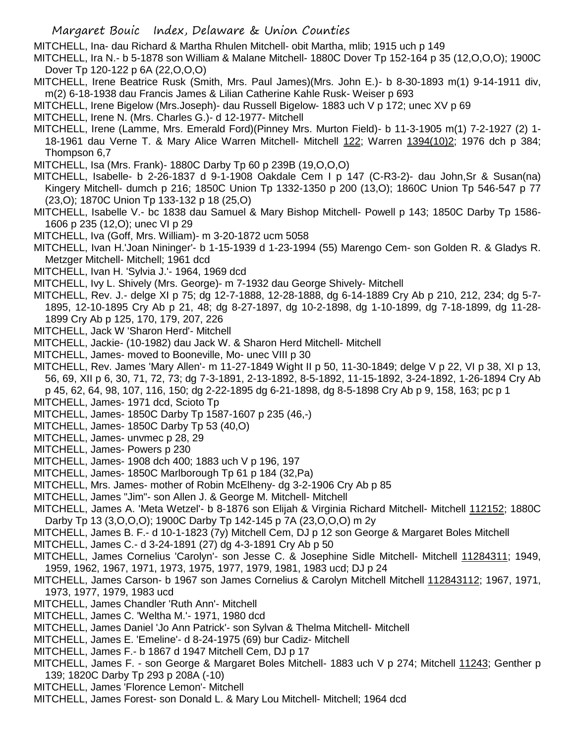MITCHELL, Ina- dau Richard & Martha Rhulen Mitchell- obit Martha, mlib; 1915 uch p 149

MITCHELL, Ira N.- b 5-1878 son William & Malane Mitchell- 1880C Dover Tp 152-164 p 35 (12,O,O,O); 1900C Dover Tp 120-122 p 6A (22,O,O,O)

MITCHELL, Irene Beatrice Rusk (Smith, Mrs. Paul James)(Mrs. John E.)- b 8-30-1893 m(1) 9-14-1911 div, m(2) 6-18-1938 dau Francis James & Lilian Catherine Kahle Rusk- Weiser p 693

MITCHELL, Irene Bigelow (Mrs.Joseph)- dau Russell Bigelow- 1883 uch V p 172; unec XV p 69

MITCHELL, Irene N. (Mrs. Charles G.)- d 12-1977- Mitchell

MITCHELL, Irene (Lamme, Mrs. Emerald Ford)(Pinney Mrs. Murton Field)- b 11-3-1905 m(1) 7-2-1927 (2) 1-18-1961 dau Verne T. & Mary Alice Warren Mitchell- Mitchell 122; Warren 1394(10)2; 1976 dch p 384; Thompson 6,7

MITCHELL, Isa (Mrs. Frank)- 1880C Darby Tp 60 p 239B (19,O,O,O)

MITCHELL, Isabelle- b 2-26-1837 d 9-1-1908 Oakdale Cem I p 147 (C-R3-2)- dau John,Sr & Susan(na) Kingery Mitchell- dumch p 216; 1850C Union Tp 1332-1350 p 200 (13,O); 1860C Union Tp 546-547 p 77 (23,O); 1870C Union Tp 133-132 p 18 (25,O)

MITCHELL, Isabelle V.- bc 1838 dau Samuel & Mary Bishop Mitchell- Powell p 143; 1850C Darby Tp 1586-1606 p 235 (12,O); unec VI p 29

MITCHELL, Iva (Goff, Mrs. William)- m 3-20-1872 ucm 5058

MITCHELL, Ivan H.'Joan Nininger'- b 1-15-1939 d 1-23-1994 (55) Marengo Cem- son Golden R. & Gladys R. Metzger Mitchell- Mitchell; 1961 dcd

MITCHELL, Ivan H. 'Sylvia J.'- 1964, 1969 dcd

MITCHELL, Ivy L. Shively (Mrs. George)- m 7-1932 dau George Shively- Mitchell

MITCHELL, Rev. J.- delge XI p 75; dg 12-7-1888, 12-28-1888, dg 6-14-1889 Cry Ab p 210, 212, 234; dg 5-7-1895, 12-10-1895 Cry Ab p 21, 48; dg 8-27-1897, dg 10-2-1898, dg 1-10-1899, dg 7-18-1899, dg 11-28-1899 Cry Ab p 125, 170, 179, 207, 226

MITCHELL, Jack W 'Sharon Herd'- Mitchell

MITCHELL, Jackie- (10-1982) dau Jack W. & Sharon Herd Mitchell- Mitchell

MITCHELL, James- moved to Booneville, Mo- unec VIII p 30

MITCHELL, Rev. James 'Mary Allen'- m 11-27-1849 Wight II p 50, 11-30-1849; delge V p 22, VI p 38, XI p 13, 56, 69, XII p 6, 30, 71, 72, 73; dg 7-3-1891, 2-13-1892, 8-5-1892, 11-15-1892, 3-24-1892, 1-26-1894 Cry Ab p 45, 62, 64, 98, 107, 116, 150; dg 2-22-1895 dg 6-21-1898, dg 8-5-1898 Cry Ab p 9, 158, 163; pc p 1

MITCHELL, James- 1971 dcd, Scioto Tp

MITCHELL, James- 1850C Darby Tp 1587-1607 p 235 (46,-)

MITCHELL, James- 1850C Darby Tp 53 (40,O)

MITCHELL, James- unvmec p 28, 29

MITCHELL, James- Powers p 230

MITCHELL, James- 1908 dch 400; 1883 uch V p 196, 197

MITCHELL, James- 1850C Marlborough Tp 61 p 184 (32,Pa)

MITCHELL, Mrs. James- mother of Robin McElheny- dg 3-2-1906 Cry Ab p 85

MITCHELL, James "Jim"- son Allen J. & George M. Mitchell- Mitchell

MITCHELL, James A. 'Meta Wetzel'- b 8-1876 son Elijah & Virginia Richard Mitchell- Mitchell 112152; 1880C Darby Tp 13 (3,O,O,O); 1900C Darby Tp 142-145 p 7A (23,O,O,O) m 2y

MITCHELL, James B. F.- d 10-1-1823 (7y) Mitchell Cem, DJ p 12 son George & Margaret Boles Mitchell

MITCHELL, James C.- d 3-24-1891 (27) dg 4-3-1891 Cry Ab p 50

MITCHELL, James Cornelius 'Carolyn'- son Jesse C. & Josephine Sidle Mitchell- Mitchell 11284311; 1949, 1959, 1962, 1967, 1971, 1973, 1975, 1977, 1979, 1981, 1983 ucd; DJ p 24

MITCHELL, James Carson- b 1967 son James Cornelius & Carolyn Mitchell Mitchell 112843112; 1967, 1971, 1973, 1977, 1979, 1983 ucd

MITCHELL, James Chandler 'Ruth Ann'- Mitchell

MITCHELL, James C. 'Weltha M.'- 1971, 1980 dcd

MITCHELL, James Daniel 'Jo Ann Patrick'- son Sylvan & Thelma Mitchell- Mitchell

MITCHELL, James E. 'Emeline'- d 8-24-1975 (69) bur Cadiz- Mitchell

MITCHELL, James F.- b 1867 d 1947 Mitchell Cem, DJ p 17

MITCHELL, James F. - son George & Margaret Boles Mitchell- 1883 uch V p 274; Mitchell 11243; Genther p 139; 1820C Darby Tp 293 p 208A (-10)

MITCHELL, James 'Florence Lemon'- Mitchell

MITCHELL, James Forest- son Donald L. & Mary Lou Mitchell- Mitchell; 1964 dcd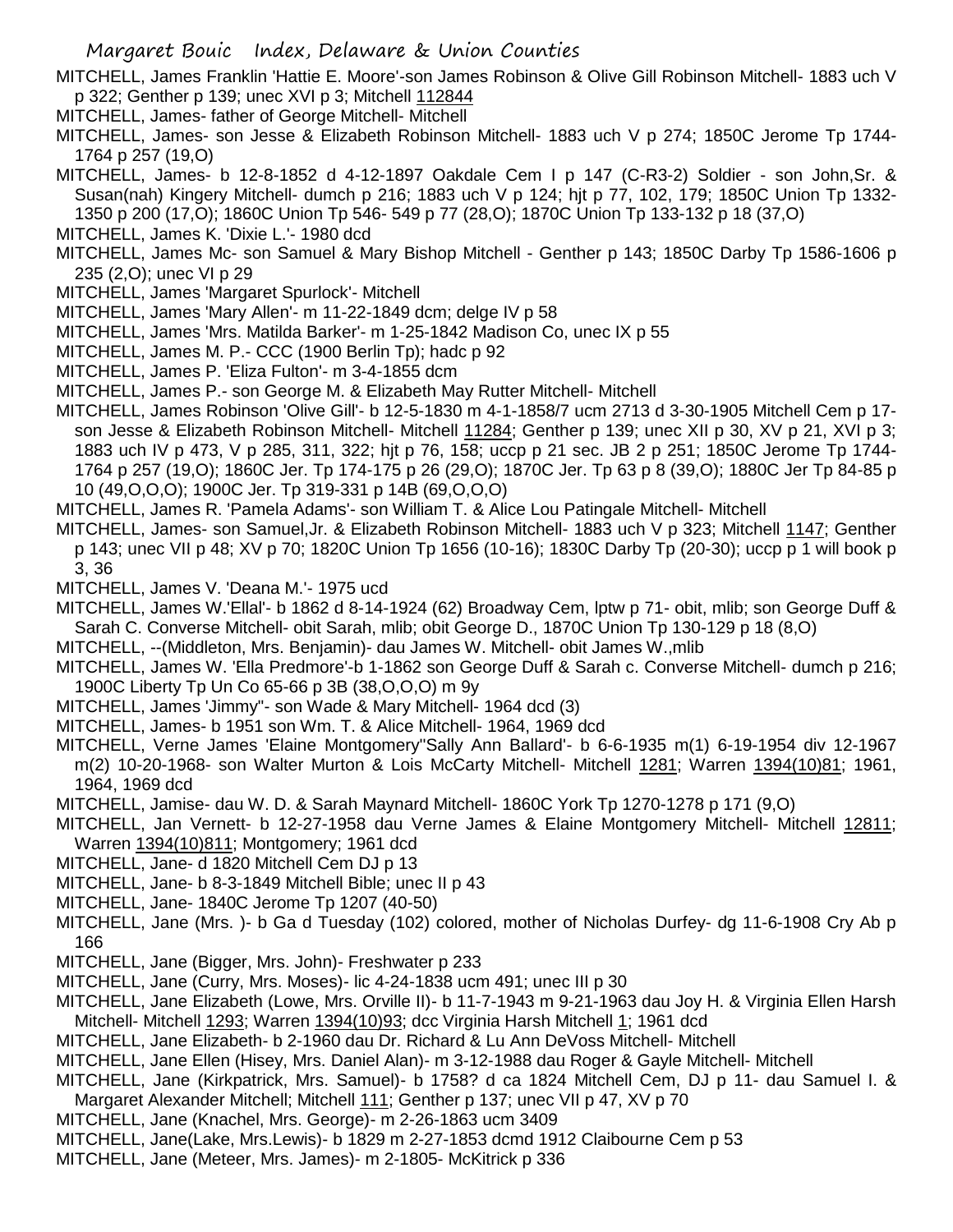MITCHELL, James Franklin 'Hattie E. Moore'-son James Robinson & Olive Gill Robinson Mitchell- 1883 uch V p 322; Genther p 139; unec XVI p 3; Mitchell 112844

MITCHELL, James- father of George Mitchell- Mitchell

MITCHELL, James- son Jesse & Elizabeth Robinson Mitchell- 1883 uch V p 274; 1850C Jerome Tp 1744-1764 p 257 (19,O)

MITCHELL, James- b 12-8-1852 d 4-12-1897 Oakdale Cem I p 147 (C-R3-2) Soldier - son John,Sr. & Susan(nah) Kingery Mitchell- dumch p 216; 1883 uch V p 124; hjt p 77, 102, 179; 1850C Union Tp 1332-1350 p 200 (17,O); 1860C Union Tp 546- 549 p 77 (28,O); 1870C Union Tp 133-132 p 18 (37,O)

MITCHELL, James K. 'Dixie L.'- 1980 dcd

MITCHELL, James Mc- son Samuel & Mary Bishop Mitchell - Genther p 143; 1850C Darby Tp 1586-1606 p 235 (2,O); unec VI p 29

MITCHELL, James 'Margaret Spurlock'- Mitchell

MITCHELL, James 'Mary Allen'- m 11-22-1849 dcm; delge IV p 58

MITCHELL, James 'Mrs. Matilda Barker'- m 1-25-1842 Madison Co, unec IX p 55

MITCHELL, James M. P.- CCC (1900 Berlin Tp); hadc p 92

MITCHELL, James P. 'Eliza Fulton'- m 3-4-1855 dcm

MITCHELL, James P.- son George M. & Elizabeth May Rutter Mitchell- Mitchell

MITCHELL, James Robinson 'Olive Gill'- b 12-5-1830 m 4-1-1858/7 ucm 2713 d 3-30-1905 Mitchell Cem p 17- son Jesse & Elizabeth Robinson Mitchell- Mitchell 11284; Genther p 139; unec XII p 30, XV p 21, XVI p 3; 1883 uch IV p 473, V p 285, 311, 322; hjt p 76, 158; uccp p 21 sec. JB 2 p 251; 1850C Jerome Tp 1744-1764 p 257 (19,O); 1860C Jer. Tp 174-175 p 26 (29,O); 1870C Jer. Tp 63 p 8 (39,O); 1880C Jer Tp 84-85 p 10 (49,O,O,O); 1900C Jer. Tp 319-331 p 14B (69,O,O,O)

MITCHELL, James R. 'Pamela Adams'- son William T. & Alice Lou Patingale Mitchell- Mitchell

MITCHELL, James- son Samuel,Jr. & Elizabeth Robinson Mitchell- 1883 uch V p 323; Mitchell 1147; Genther p 143; unec VII p 48; XV p 70; 1820C Union Tp 1656 (10-16); 1830C Darby Tp (20-30); uccp p 1 will book p 3, 36

MITCHELL, James V. 'Deana M.'- 1975 ucd

MITCHELL, James W.'Ellal'- b 1862 d 8-14-1924 (62) Broadway Cem, lptw p 71- obit, mlib; son George Duff & Sarah C. Converse Mitchell- obit Sarah, mlib; obit George D., 1870C Union Tp 130-129 p 18 (8,O)

MITCHELL, --(Middleton, Mrs. Benjamin)- dau James W. Mitchell- obit James W.,mlib

MITCHELL, James W. 'Ella Predmore'-b 1-1862 son George Duff & Sarah c. Converse Mitchell- dumch p 216; 1900C Liberty Tp Un Co 65-66 p 3B (38,O,O,O) m 9y

MITCHELL, James 'Jimmy''- son Wade & Mary Mitchell- 1964 dcd (3)

MITCHELL, James- b 1951 son Wm. T. & Alice Mitchell- 1964, 1969 dcd

MITCHELL, Verne James 'Elaine Montgomery''Sally Ann Ballard'- b 6-6-1935 m(1) 6-19-1954 div 12-1967 m(2) 10-20-1968- son Walter Murton & Lois McCarty Mitchell- Mitchell 1281; Warren 1394(10)81; 1961, 1964, 1969 dcd

MITCHELL, Jamise- dau W. D. & Sarah Maynard Mitchell- 1860C York Tp 1270-1278 p 171 (9,O)

MITCHELL, Jan Vernett- b 12-27-1958 dau Verne James & Elaine Montgomery Mitchell- Mitchell 12811; Warren 1394(10)811; Montgomery; 1961 dcd

MITCHELL, Jane- d 1820 Mitchell Cem DJ p 13

MITCHELL, Jane- b 8-3-1849 Mitchell Bible; unec II p 43

MITCHELL, Jane- 1840C Jerome Tp 1207 (40-50)

MITCHELL, Jane (Mrs. )- b Ga d Tuesday (102) colored, mother of Nicholas Durfey- dg 11-6-1908 Cry Ab p 166

MITCHELL, Jane (Bigger, Mrs. John)- Freshwater p 233

MITCHELL, Jane (Curry, Mrs. Moses)- lic 4-24-1838 ucm 491; unec III p 30

MITCHELL, Jane Elizabeth (Lowe, Mrs. Orville II)- b 11-7-1943 m 9-21-1963 dau Joy H. & Virginia Ellen Harsh Mitchell- Mitchell 1293; Warren 1394(10)93; dcc Virginia Harsh Mitchell 1; 1961 dcd

MITCHELL, Jane Elizabeth- b 2-1960 dau Dr. Richard & Lu Ann DeVoss Mitchell- Mitchell

MITCHELL, Jane Ellen (Hisey, Mrs. Daniel Alan)- m 3-12-1988 dau Roger & Gayle Mitchell- Mitchell

MITCHELL, Jane (Kirkpatrick, Mrs. Samuel)- b 1758? d ca 1824 Mitchell Cem, DJ p 11- dau Samuel I. & Margaret Alexander Mitchell; Mitchell 111; Genther p 137; unec VII p 47, XV p 70

MITCHELL, Jane (Knachel, Mrs. George)- m 2-26-1863 ucm 3409

MITCHELL, Jane(Lake, Mrs.Lewis)- b 1829 m 2-27-1853 dcmd 1912 Claibourne Cem p 53

MITCHELL, Jane (Meteer, Mrs. James)- m 2-1805- McKitrick p 336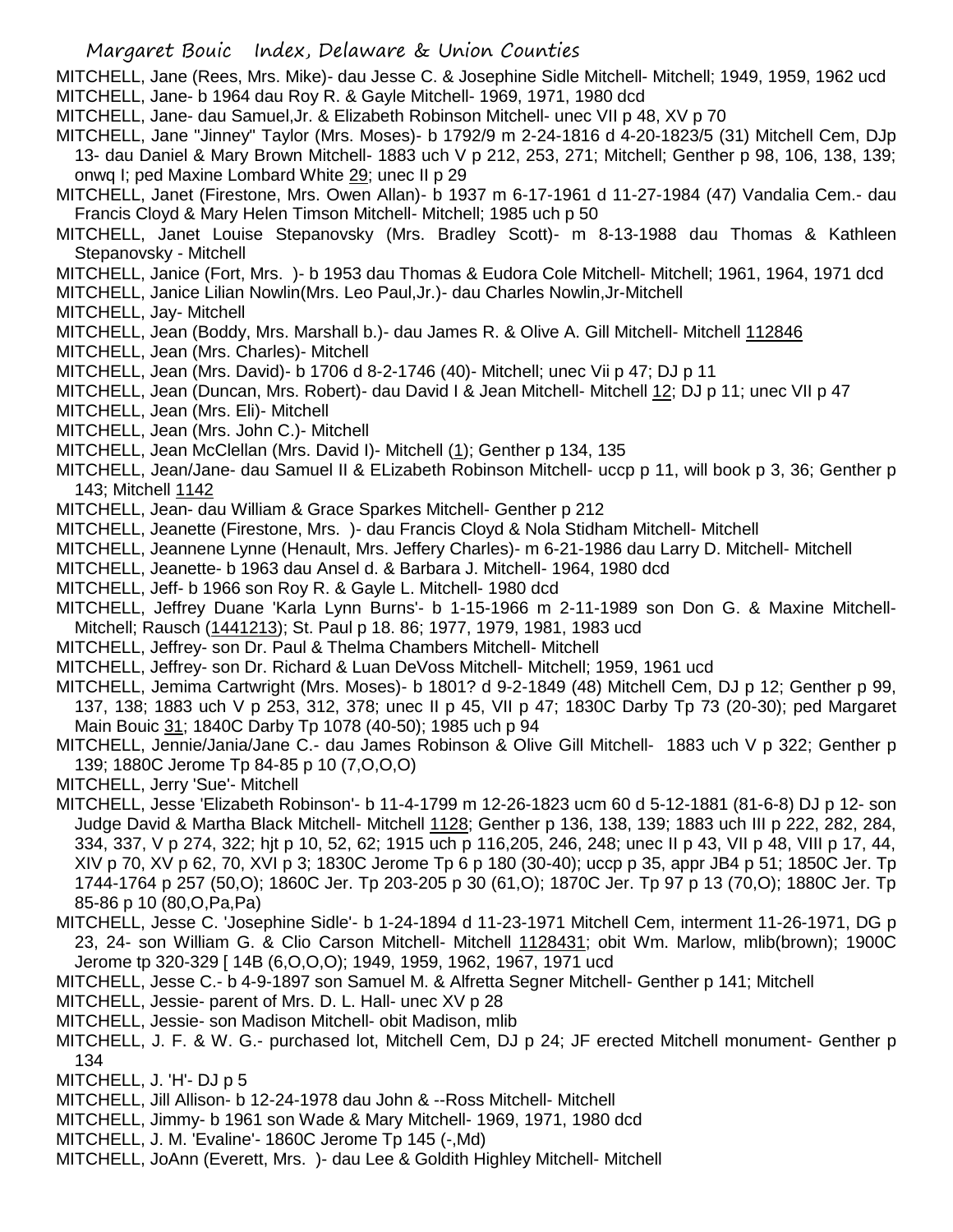MITCHELL, Jane (Rees, Mrs. Mike)- dau Jesse C. & Josephine Sidle Mitchell- Mitchell; 1949, 1959, 1962 ucd

MITCHELL, Jane- b 1964 dau Roy R. & Gayle Mitchell- 1969, 1971, 1980 dcd

MITCHELL, Jane- dau Samuel,Jr. & Elizabeth Robinson Mitchell- unec VII p 48, XV p 70

MITCHELL, Jane "Jinney" Taylor (Mrs. Moses)- b 1792/9 m 2-24-1816 d 4-20-1823/5 (31) Mitchell Cem, DJp 13- dau Daniel & Mary Brown Mitchell- 1883 uch V p 212, 253, 271; Mitchell; Genther p 98, 106, 138, 139; onwq I; ped Maxine Lombard White 29; unec II p 29

MITCHELL, Janet (Firestone, Mrs. Owen Allan)- b 1937 m 6-17-1961 d 11-27-1984 (47) Vandalia Cem.- dau Francis Cloyd & Mary Helen Timson Mitchell- Mitchell; 1985 uch p 50

MITCHELL, Janet Louise Stepanovsky (Mrs. Bradley Scott)- m 8-13-1988 dau Thomas & Kathleen Stepanovsky - Mitchell

MITCHELL, Janice (Fort, Mrs. )- b 1953 dau Thomas & Eudora Cole Mitchell- Mitchell; 1961, 1964, 1971 dcd

MITCHELL, Janice Lilian Nowlin(Mrs. Leo Paul,Jr.)- dau Charles Nowlin,Jr-Mitchell

MITCHELL, Jay- Mitchell

MITCHELL, Jean (Boddy, Mrs. Marshall b.)- dau James R. & Olive A. Gill Mitchell- Mitchell 112846

MITCHELL, Jean (Mrs. Charles)- Mitchell

MITCHELL, Jean (Mrs. David)- b 1706 d 8-2-1746 (40)- Mitchell; unec Vii p 47; DJ p 11

MITCHELL, Jean (Duncan, Mrs. Robert)- dau David I & Jean Mitchell- Mitchell 12; DJ p 11; unec VII p 47

MITCHELL, Jean (Mrs. Eli)- Mitchell

MITCHELL, Jean (Mrs. John C.)- Mitchell

MITCHELL, Jean McClellan (Mrs. David I)- Mitchell (1); Genther p 134, 135

MITCHELL, Jean/Jane- dau Samuel II & ELizabeth Robinson Mitchell- uccp p 11, will book p 3, 36; Genther p 143; Mitchell 1142

MITCHELL, Jean- dau William & Grace Sparkes Mitchell- Genther p 212

MITCHELL, Jeanette (Firestone, Mrs. )- dau Francis Cloyd & Nola Stidham Mitchell- Mitchell

MITCHELL, Jeannene Lynne (Henault, Mrs. Jeffery Charles)- m 6-21-1986 dau Larry D. Mitchell- Mitchell

MITCHELL, Jeanette- b 1963 dau Ansel d. & Barbara J. Mitchell- 1964, 1980 dcd

MITCHELL, Jeff- b 1966 son Roy R. & Gayle L. Mitchell- 1980 dcd

MITCHELL, Jeffrey Duane 'Karla Lynn Burns'- b 1-15-1966 m 2-11-1989 son Don G. & Maxine Mitchell- Mitchell; Rausch (1441213); St. Paul p 18. 86; 1977, 1979, 1981, 1983 ucd

MITCHELL, Jeffrey- son Dr. Paul & Thelma Chambers Mitchell- Mitchell

MITCHELL, Jeffrey- son Dr. Richard & Luan DeVoss Mitchell- Mitchell; 1959, 1961 ucd

MITCHELL, Jemima Cartwright (Mrs. Moses)- b 1801? d 9-2-1849 (48) Mitchell Cem, DJ p 12; Genther p 99, 137, 138; 1883 uch V p 253, 312, 378; unec II p 45, VII p 47; 1830C Darby Tp 73 (20-30); ped Margaret Main Bouic 31; 1840C Darby Tp 1078 (40-50); 1985 uch p 94

MITCHELL, Jennie/Jania/Jane C.- dau James Robinson & Olive Gill Mitchell- 1883 uch V p 322; Genther p 139; 1880C Jerome Tp 84-85 p 10 (7,O,O,O)

MITCHELL, Jerry 'Sue'- Mitchell

MITCHELL, Jesse 'Elizabeth Robinson'- b 11-4-1799 m 12-26-1823 ucm 60 d 5-12-1881 (81-6-8) DJ p 12- son Judge David & Martha Black Mitchell- Mitchell 1128; Genther p 136, 138, 139; 1883 uch III p 222, 282, 284, 334, 337, V p 274, 322; hjt p 10, 52, 62; 1915 uch p 116,205, 246, 248; unec II p 43, VII p 48, VIII p 17, 44, XIV p 70, XV p 62, 70, XVI p 3; 1830C Jerome Tp 6 p 180 (30-40); uccp p 35, appr JB4 p 51; 1850C Jer. Tp 1744-1764 p 257 (50,O); 1860C Jer. Tp 203-205 p 30 (61,O); 1870C Jer. Tp 97 p 13 (70,O); 1880C Jer. Tp 85-86 p 10 (80,O,Pa,Pa)

MITCHELL, Jesse C. 'Josephine Sidle'- b 1-24-1894 d 11-23-1971 Mitchell Cem, interment 11-26-1971, DG p 23, 24- son William G. & Clio Carson Mitchell- Mitchell 1128431; obit Wm. Marlow, mlib(brown); 1900C Jerome tp 320-329 [ 14B (6,O,O,O); 1949, 1959, 1962, 1967, 1971 ucd

MITCHELL, Jesse C.- b 4-9-1897 son Samuel M. & Alfretta Segner Mitchell- Genther p 141; Mitchell

MITCHELL, Jessie- parent of Mrs. D. L. Hall- unec XV p 28

MITCHELL, Jessie- son Madison Mitchell- obit Madison, mlib

MITCHELL, J. F. & W. G.- purchased lot, Mitchell Cem, DJ p 24; JF erected Mitchell monument- Genther p 134

MITCHELL, J. 'H'- DJ p 5

MITCHELL, Jill Allison- b 12-24-1978 dau John & --Ross Mitchell- Mitchell

MITCHELL, Jimmy- b 1961 son Wade & Mary Mitchell- 1969, 1971, 1980 dcd

MITCHELL, J. M. 'Evaline'- 1860C Jerome Tp 145 (-,Md)

MITCHELL, JoAnn (Everett, Mrs. )- dau Lee & Goldith Highley Mitchell- Mitchell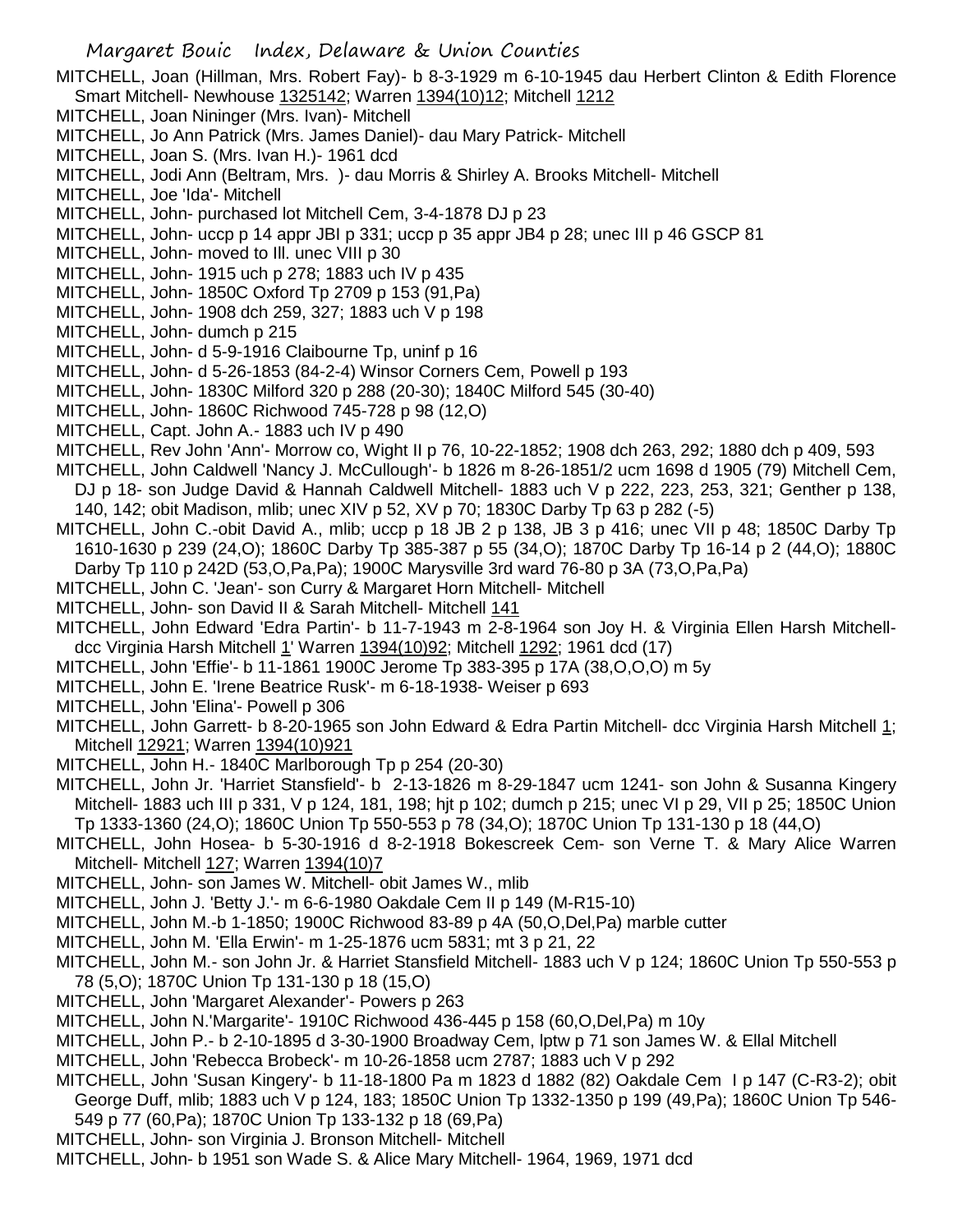MITCHELL, Joan (Hillman, Mrs. Robert Fay)- b 8-3-1929 m 6-10-1945 dau Herbert Clinton & Edith Florence Smart Mitchell- Newhouse 1325142; Warren 1394(10)12; Mitchell 1212

MITCHELL, Joan Nininger (Mrs. Ivan)- Mitchell

MITCHELL, Jo Ann Patrick (Mrs. James Daniel)- dau Mary Patrick- Mitchell

MITCHELL, Joan S. (Mrs. Ivan H.)- 1961 dcd

MITCHELL, Jodi Ann (Beltram, Mrs. )- dau Morris & Shirley A. Brooks Mitchell- Mitchell

MITCHELL, Joe 'Ida'- Mitchell

MITCHELL, John- purchased lot Mitchell Cem, 3-4-1878 DJ p 23

MITCHELL, John- uccp p 14 appr JBI p 331; uccp p 35 appr JB4 p 28; unec III p 46 GSCP 81

MITCHELL, John- moved to Ill. unec VIII p 30

MITCHELL, John- 1915 uch p 278; 1883 uch IV p 435

MITCHELL, John- 1850C Oxford Tp 2709 p 153 (91,Pa)

MITCHELL, John- 1908 dch 259, 327; 1883 uch V p 198

MITCHELL, John- dumch p 215

MITCHELL, John- d 5-9-1916 Claibourne Tp, uninf p 16

MITCHELL, John- d 5-26-1853 (84-2-4) Winsor Corners Cem, Powell p 193

MITCHELL, John- 1830C Milford 320 p 288 (20-30); 1840C Milford 545 (30-40)

MITCHELL, John- 1860C Richwood 745-728 p 98 (12,O)

MITCHELL, Capt. John A.- 1883 uch IV p 490

MITCHELL, Rev John 'Ann'- Morrow co, Wight II p 76, 10-22-1852; 1908 dch 263, 292; 1880 dch p 409, 593

MITCHELL, John Caldwell 'Nancy J. McCullough'- b 1826 m 8-26-1851/2 ucm 1698 d 1905 (79) Mitchell Cem, DJ p 18- son Judge David & Hannah Caldwell Mitchell- 1883 uch V p 222, 223, 253, 321; Genther p 138, 140, 142; obit Madison, mlib; unec XIV p 52, XV p 70; 1830C Darby Tp 63 p 282 (-5)

MITCHELL, John C.-obit David A., mlib; uccp p 18 JB 2 p 138, JB 3 p 416; unec VII p 48; 1850C Darby Tp 1610-1630 p 239 (24,O); 1860C Darby Tp 385-387 p 55 (34,O); 1870C Darby Tp 16-14 p 2 (44,O); 1880C Darby Tp 110 p 242D (53,O,Pa,Pa); 1900C Marysville 3rd ward 76-80 p 3A (73,O,Pa,Pa)

MITCHELL, John C. 'Jean'- son Curry & Margaret Horn Mitchell- Mitchell

MITCHELL, John- son David II & Sarah Mitchell- Mitchell 141

MITCHELL, John Edward 'Edra Partin'- b 11-7-1943 m 2-8-1964 son Joy H. & Virginia Ellen Harsh Mitchell- dcc Virginia Harsh Mitchell 1' Warren 1394(10)92; Mitchell 1292; 1961 dcd (17)

MITCHELL, John 'Effie'- b 11-1861 1900C Jerome Tp 383-395 p 17A (38,O,O,O) m 5y

MITCHELL, John E. 'Irene Beatrice Rusk'- m 6-18-1938- Weiser p 693

MITCHELL, John 'Elina'- Powell p 306

MITCHELL, John Garrett- b 8-20-1965 son John Edward & Edra Partin Mitchell- dcc Virginia Harsh Mitchell 1; Mitchell 12921; Warren 1394(10)921

MITCHELL, John H.- 1840C Marlborough Tp p 254 (20-30)

MITCHELL, John Jr. 'Harriet Stansfield'- b 2-13-1826 m 8-29-1847 ucm 1241- son John & Susanna Kingery Mitchell- 1883 uch III p 331, V p 124, 181, 198; hjt p 102; dumch p 215; unec VI p 29, VII p 25; 1850C Union Tp 1333-1360 (24,O); 1860C Union Tp 550-553 p 78 (34,O); 1870C Union Tp 131-130 p 18 (44,O)

MITCHELL, John Hosea- b 5-30-1916 d 8-2-1918 Bokescreek Cem- son Verne T. & Mary Alice Warren Mitchell- Mitchell 127; Warren 1394(10)7

MITCHELL, John- son James W. Mitchell- obit James W., mlib

MITCHELL, John J. 'Betty J.'- m 6-6-1980 Oakdale Cem II p 149 (M-R15-10)

MITCHELL, John M.-b 1-1850; 1900C Richwood 83-89 p 4A (50,O,Del,Pa) marble cutter

MITCHELL, John M. 'Ella Erwin'- m 1-25-1876 ucm 5831; mt 3 p 21, 22

MITCHELL, John M.- son John Jr. & Harriet Stansfield Mitchell- 1883 uch V p 124; 1860C Union Tp 550-553 p 78 (5,O); 1870C Union Tp 131-130 p 18 (15,O)

MITCHELL, John 'Margaret Alexander'- Powers p 263

MITCHELL, John N.'Margarite'- 1910C Richwood 436-445 p 158 (60,O,Del,Pa) m 10y

MITCHELL, John P.- b 2-10-1895 d 3-30-1900 Broadway Cem, lptw p 71 son James W. & Ellal Mitchell

MITCHELL, John 'Rebecca Brobeck'- m 10-26-1858 ucm 2787; 1883 uch V p 292

MITCHELL, John 'Susan Kingery'- b 11-18-1800 Pa m 1823 d 1882 (82) Oakdale Cem I p 147 (C-R3-2); obit George Duff, mlib; 1883 uch V p 124, 183; 1850C Union Tp 1332-1350 p 199 (49,Pa); 1860C Union Tp 546-549 p 77 (60,Pa); 1870C Union Tp 133-132 p 18 (69,Pa)

MITCHELL, John- son Virginia J. Bronson Mitchell- Mitchell

MITCHELL, John- b 1951 son Wade S. & Alice Mary Mitchell- 1964, 1969, 1971 dcd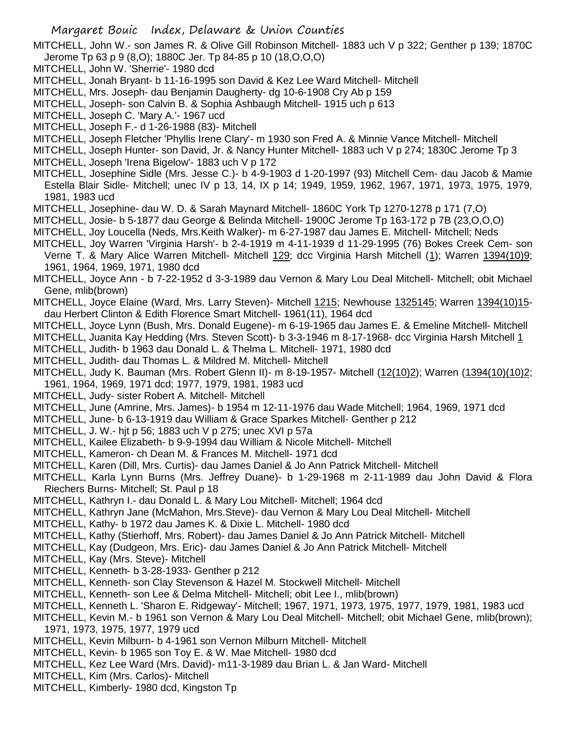MITCHELL, John W.- son James R. & Olive Gill Robinson Mitchell- 1883 uch V p 322; Genther p 139; 1870C Jerome Tp 63 p 9 (8,O); 1880C Jer. Tp 84-85 p 10 (18,O,O,O)

MITCHELL, John W. 'Sherrie'- 1980 dcd

MITCHELL, Jonah Bryant- b 11-16-1995 son David & Kez Lee Ward Mitchell- Mitchell

MITCHELL, Mrs. Joseph- dau Benjamin Daugherty- dg 10-6-1908 Cry Ab p 159

MITCHELL, Joseph- son Calvin B. & Sophia Ashbaugh Mitchell- 1915 uch p 613

MITCHELL, Joseph C. 'Mary A.'- 1967 ucd

MITCHELL, Joseph F.- d 1-26-1988 (83)- Mitchell

MITCHELL, Joseph Fletcher 'Phyllis Irene Clary'- m 1930 son Fred A. & Minnie Vance Mitchell- Mitchell

MITCHELL, Joseph Hunter- son David, Jr. & Nancy Hunter Mitchell- 1883 uch V p 274; 1830C Jerome Tp 3

MITCHELL, Joseph 'Irena Bigelow'- 1883 uch V p 172

MITCHELL, Josephine Sidle (Mrs. Jesse C.)- b 4-9-1903 d 1-20-1997 (93) Mitchell Cem- dau Jacob & Mamie Estella Blair Sidle- Mitchell; unec IV p 13, 14, IX p 14; 1949, 1959, 1962, 1967, 1971, 1973, 1975, 1979, 1981, 1983 ucd

MITCHELL, Josephine- dau W. D. & Sarah Maynard Mitchell- 1860C York Tp 1270-1278 p 171 (7,O)

MITCHELL, Josie- b 5-1877 dau George & Belinda Mitchell- 1900C Jerome Tp 163-172 p 7B (23,O,O,O)

MITCHELL, Joy Loucella (Neds, Mrs.Keith Walker)- m 6-27-1987 dau James E. Mitchell- Mitchell; Neds

MITCHELL, Joy Warren 'Virginia Harsh'- b 2-4-1919 m 4-11-1939 d 11-29-1995 (76) Bokes Creek Cem- son Verne T. & Mary Alice Warren Mitchell- Mitchell 129; dcc Virginia Harsh Mitchell (1); Warren 1394(10)9; 1961, 1964, 1969, 1971, 1980 dcd

MITCHELL, Joyce Ann - b 7-22-1952 d 3-3-1989 dau Vernon & Mary Lou Deal Mitchell- Mitchell; obit Michael Gene, mlib(brown)

MITCHELL, Joyce Elaine (Ward, Mrs. Larry Steven)- Mitchell 1215; Newhouse 1325145; Warren 1394(10)15- dau Herbert Clinton & Edith Florence Smart Mitchell- 1961(11), 1964 dcd

MITCHELL, Joyce Lynn (Bush, Mrs. Donald Eugene)- m 6-19-1965 dau James E. & Emeline Mitchell- Mitchell

MITCHELL, Juanita Kay Hedding (Mrs. Steven Scott)- b 3-3-1946 m 8-17-1968- dcc Virginia Harsh Mitchell 1

MITCHELL, Judith- b 1963 dau Donald L. & Thelma L. Mitchell- 1971, 1980 dcd

MITCHELL, Judith- dau Thomas L. & Mildred M. Mitchell- Mitchell

MITCHELL, Judy K. Bauman (Mrs. Robert Glenn II)- m 8-19-1957- Mitchell (12(10)2); Warren (1394(10)(10)2; 1961, 1964, 1969, 1971 dcd; 1977, 1979, 1981, 1983 ucd

MITCHELL, Judy- sister Robert A. Mitchell- Mitchell

MITCHELL, June (Amrine, Mrs. James)- b 1954 m 12-11-1976 dau Wade Mitchell; 1964, 1969, 1971 dcd

MITCHELL, June- b 6-13-1919 dau William & Grace Sparkes Mitchell- Genther p 212

MITCHELL, J. W.- hjt p 56; 1883 uch V p 275; unec XVI p 57a

MITCHELL, Kailee Elizabeth- b 9-9-1994 dau William & Nicole Mitchell- Mitchell

MITCHELL, Kameron- ch Dean M. & Frances M. Mitchell- 1971 dcd

MITCHELL, Karen (Dill, Mrs. Curtis)- dau James Daniel & Jo Ann Patrick Mitchell- Mitchell

MITCHELL, Karla Lynn Burns (Mrs. Jeffrey Duane)- b 1-29-1968 m 2-11-1989 dau John David & Flora Riechers Burns- Mitchell; St. Paul p 18

MITCHELL, Kathryn I.- dau Donald L. & Mary Lou Mitchell- Mitchell; 1964 dcd

MITCHELL, Kathryn Jane (McMahon, Mrs.Steve)- dau Vernon & Mary Lou Deal Mitchell- Mitchell

MITCHELL, Kathy- b 1972 dau James K. & Dixie L. Mitchell- 1980 dcd

MITCHELL, Kathy (Stierhoff, Mrs. Robert)- dau James Daniel & Jo Ann Patrick Mitchell- Mitchell

MITCHELL, Kay (Dudgeon, Mrs. Eric)- dau James Daniel & Jo Ann Patrick Mitchell- Mitchell

MITCHELL, Kay (Mrs. Steve)- Mitchell

MITCHELL, Kenneth- b 3-28-1933- Genther p 212

MITCHELL, Kenneth- son Clay Stevenson & Hazel M. Stockwell Mitchell- Mitchell

MITCHELL, Kenneth- son Lee & Delma Mitchell- Mitchell; obit Lee I., mlib(brown)

MITCHELL, Kenneth L. 'Sharon E. Ridgeway'- Mitchell; 1967, 1971, 1973, 1975, 1977, 1979, 1981, 1983 ucd

MITCHELL, Kevin M.- b 1961 son Vernon & Mary Lou Deal Mitchell- Mitchell; obit Michael Gene, mlib(brown); 1971, 1973, 1975, 1977, 1979 ucd

MITCHELL, Kevin Milburn- b 4-1961 son Vernon Milburn Mitchell- Mitchell

MITCHELL, Kevin- b 1965 son Toy E. & W. Mae Mitchell- 1980 dcd

MITCHELL, Kez Lee Ward (Mrs. David)- m11-3-1989 dau Brian L. & Jan Ward- Mitchell

MITCHELL, Kim (Mrs. Carlos)- Mitchell

MITCHELL, Kimberly- 1980 dcd, Kingston Tp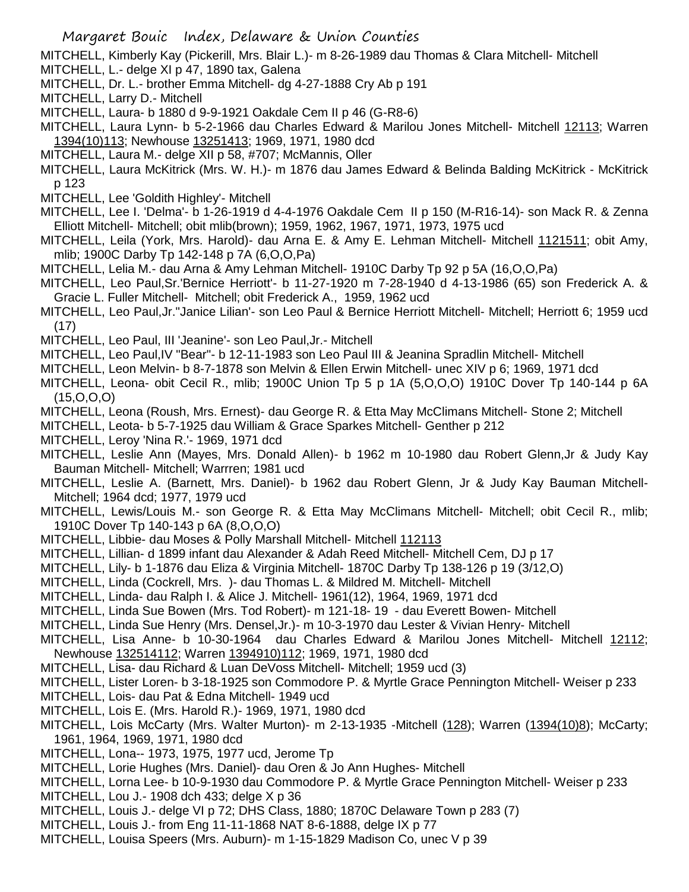MITCHELL, Kimberly Kay (Pickerill, Mrs. Blair L.)- m 8-26-1989 dau Thomas & Clara Mitchell- Mitchell

MITCHELL, L.- delge XI p 47, 1890 tax, Galena

MITCHELL, Dr. L.- brother Emma Mitchell- dg 4-27-1888 Cry Ab p 191

MITCHELL, Larry D.- Mitchell

MITCHELL, Laura- b 1880 d 9-9-1921 Oakdale Cem II p 46 (G-R8-6)

MITCHELL, Laura Lynn- b 5-2-1966 dau Charles Edward & Marilou Jones Mitchell- Mitchell 12113; Warren 1394(10)113; Newhouse 13251413; 1969, 1971, 1980 dcd

MITCHELL, Laura M.- delge XII p 58, #707; McMannis, Oller

MITCHELL, Laura McKitrick (Mrs. W. H.)- m 1876 dau James Edward & Belinda Balding McKitrick - McKitrick p 123

MITCHELL, Lee 'Goldith Highley'- Mitchell

MITCHELL, Lee I. 'Delma'- b 1-26-1919 d 4-4-1976 Oakdale Cem II p 150 (M-R16-14)- son Mack R. & Zenna Elliott Mitchell- Mitchell; obit mlib(brown); 1959, 1962, 1967, 1971, 1973, 1975 ucd

MITCHELL, Leila (York, Mrs. Harold)- dau Arna E. & Amy E. Lehman Mitchell- Mitchell 1121511; obit Amy, mlib; 1900C Darby Tp 142-148 p 7A (6,O,O,Pa)

MITCHELL, Lelia M.- dau Arna & Amy Lehman Mitchell- 1910C Darby Tp 92 p 5A (16,O,O,Pa)

MITCHELL, Leo Paul,Sr.'Bernice Herriott'- b 11-27-1920 m 7-28-1940 d 4-13-1986 (65) son Frederick A. & Gracie L. Fuller Mitchell- Mitchell; obit Frederick A., 1959, 1962 ucd

MITCHELL, Leo Paul,Jr."Janice Lilian'- son Leo Paul & Bernice Herriott Mitchell- Mitchell; Herriott 6; 1959 ucd (17)

MITCHELL, Leo Paul, III 'Jeanine'- son Leo Paul,Jr.- Mitchell

MITCHELL, Leo Paul,IV "Bear"- b 12-11-1983 son Leo Paul III & Jeanina Spradlin Mitchell- Mitchell

MITCHELL, Leon Melvin- b 8-7-1878 son Melvin & Ellen Erwin Mitchell- unec XIV p 6; 1969, 1971 dcd

MITCHELL, Leona- obit Cecil R., mlib; 1900C Union Tp 5 p 1A (5,O,O,O) 1910C Dover Tp 140-144 p 6A (15,O,O,O)

MITCHELL, Leona (Roush, Mrs. Ernest)- dau George R. & Etta May McClimans Mitchell- Stone 2; Mitchell

MITCHELL, Leota- b 5-7-1925 dau William & Grace Sparkes Mitchell- Genther p 212

MITCHELL, Leroy 'Nina R.'- 1969, 1971 dcd

MITCHELL, Leslie Ann (Mayes, Mrs. Donald Allen)- b 1962 m 10-1980 dau Robert Glenn,Jr & Judy Kay Bauman Mitchell- Mitchell; Warrren; 1981 ucd

MITCHELL, Leslie A. (Barnett, Mrs. Daniel)- b 1962 dau Robert Glenn, Jr & Judy Kay Bauman Mitchell- Mitchell; 1964 dcd; 1977, 1979 ucd

MITCHELL, Lewis/Louis M.- son George R. & Etta May McClimans Mitchell- Mitchell; obit Cecil R., mlib; 1910C Dover Tp 140-143 p 6A (8,O,O,O)

MITCHELL, Libbie- dau Moses & Polly Marshall Mitchell- Mitchell 112113

MITCHELL, Lillian- d 1899 infant dau Alexander & Adah Reed Mitchell- Mitchell Cem, DJ p 17

MITCHELL, Lily- b 1-1876 dau Eliza & Virginia Mitchell- 1870C Darby Tp 138-126 p 19 (3/12,O)

MITCHELL, Linda (Cockrell, Mrs. )- dau Thomas L. & Mildred M. Mitchell- Mitchell

MITCHELL, Linda- dau Ralph I. & Alice J. Mitchell- 1961(12), 1964, 1969, 1971 dcd

MITCHELL, Linda Sue Bowen (Mrs. Tod Robert)- m 121-18- 19 - dau Everett Bowen- Mitchell

MITCHELL, Linda Sue Henry (Mrs. Densel,Jr.)- m 10-3-1970 dau Lester & Vivian Henry- Mitchell

MITCHELL, Lisa Anne- b 10-30-1964 dau Charles Edward & Marilou Jones Mitchell- Mitchell 12112; Newhouse 132514112; Warren 1394910)112; 1969, 1971, 1980 dcd

MITCHELL, Lisa- dau Richard & Luan DeVoss Mitchell- Mitchell; 1959 ucd (3)

MITCHELL, Lister Loren- b 3-18-1925 son Commodore P. & Myrtle Grace Pennington Mitchell- Weiser p 233

MITCHELL, Lois- dau Pat & Edna Mitchell- 1949 ucd

MITCHELL, Lois E. (Mrs. Harold R.)- 1969, 1971, 1980 dcd

MITCHELL, Lois McCarty (Mrs. Walter Murton)- m 2-13-1935 -Mitchell (128); Warren (1394(10)8); McCarty; 1961, 1964, 1969, 1971, 1980 dcd

MITCHELL, Lona-- 1973, 1975, 1977 ucd, Jerome Tp

MITCHELL, Lorie Hughes (Mrs. Daniel)- dau Oren & Jo Ann Hughes- Mitchell

MITCHELL, Lorna Lee- b 10-9-1930 dau Commodore P. & Myrtle Grace Pennington Mitchell- Weiser p 233

MITCHELL, Lou J.- 1908 dch 433; delge X p 36

MITCHELL, Louis J.- delge VI p 72; DHS Class, 1880; 1870C Delaware Town p 283 (7)

MITCHELL, Louis J.- from Eng 11-11-1868 NAT 8-6-1888, delge IX p 77

MITCHELL, Louisa Speers (Mrs. Auburn)- m 1-15-1829 Madison Co, unec V p 39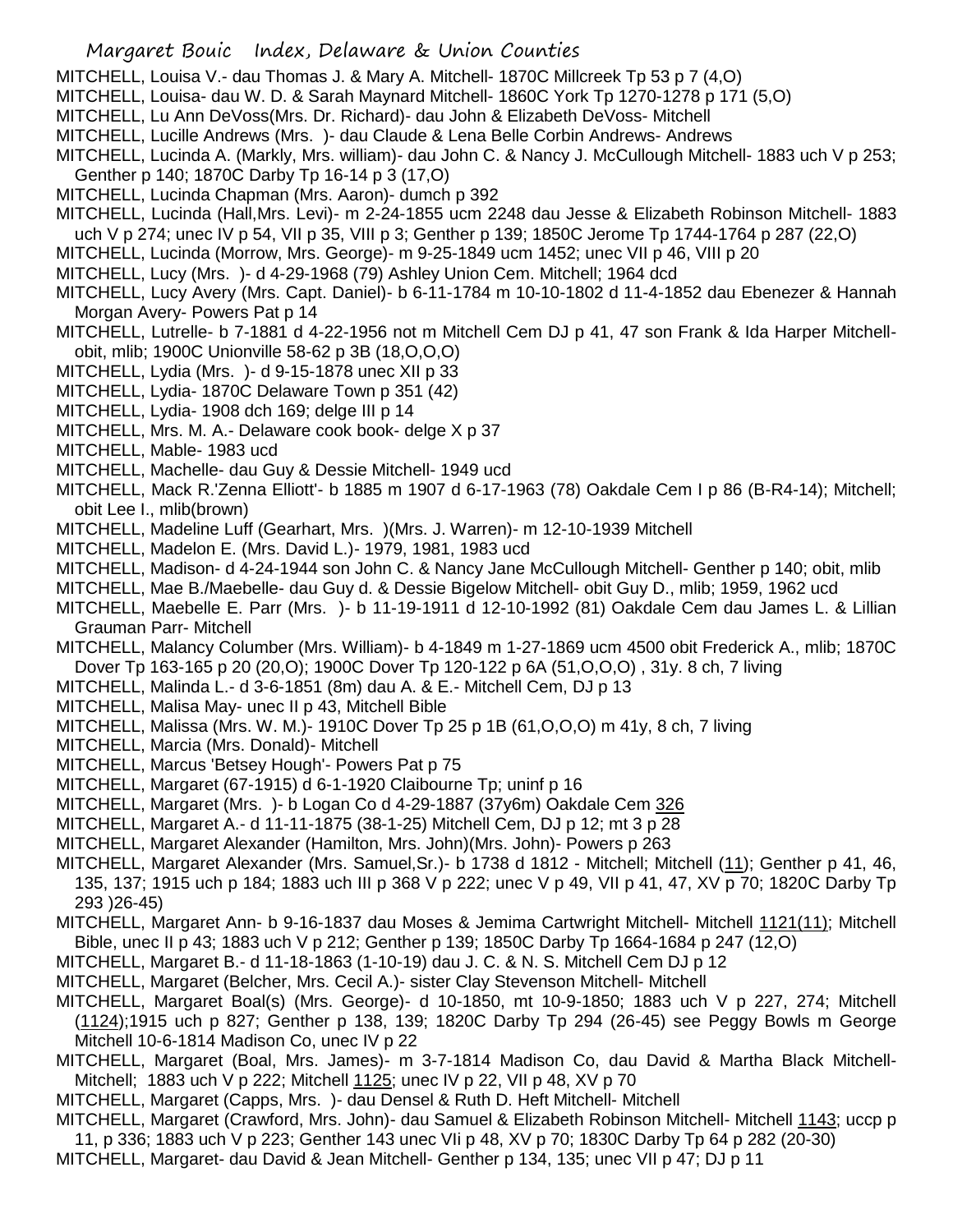MITCHELL, Louisa V.- dau Thomas J. & Mary A. Mitchell- 1870C Millcreek Tp 53 p 7 (4,O)

MITCHELL, Louisa- dau W. D. & Sarah Maynard Mitchell- 1860C York Tp 1270-1278 p 171 (5,O)

MITCHELL, Lu Ann DeVoss(Mrs. Dr. Richard)- dau John & Elizabeth DeVoss- Mitchell

MITCHELL, Lucille Andrews (Mrs. )- dau Claude & Lena Belle Corbin Andrews- Andrews

MITCHELL, Lucinda A. (Markly, Mrs. william)- dau John C. & Nancy J. McCullough Mitchell- 1883 uch V p 253; Genther p 140; 1870C Darby Tp 16-14 p 3 (17,O)

MITCHELL, Lucinda Chapman (Mrs. Aaron)- dumch p 392

MITCHELL, Lucinda (Hall,Mrs. Levi)- m 2-24-1855 ucm 2248 dau Jesse & Elizabeth Robinson Mitchell- 1883 uch V p 274; unec IV p 54, VII p 35, VIII p 3; Genther p 139; 1850C Jerome Tp 1744-1764 p 287 (22,O)

MITCHELL, Lucinda (Morrow, Mrs. George)- m 9-25-1849 ucm 1452; unec VII p 46, VIII p 20

MITCHELL, Lucy (Mrs. )- d 4-29-1968 (79) Ashley Union Cem. Mitchell; 1964 dcd

MITCHELL, Lucy Avery (Mrs. Capt. Daniel)- b 6-11-1784 m 10-10-1802 d 11-4-1852 dau Ebenezer & Hannah Morgan Avery- Powers Pat p 14

MITCHELL, Lutrelle- b 7-1881 d 4-22-1956 not m Mitchell Cem DJ p 41, 47 son Frank & Ida Harper Mitchell- obit, mlib; 1900C Unionville 58-62 p 3B (18,O,O,O)

MITCHELL, Lydia (Mrs. )- d 9-15-1878 unec XII p 33

MITCHELL, Lydia- 1870C Delaware Town p 351 (42)

MITCHELL, Lydia- 1908 dch 169; delge III p 14

MITCHELL, Mrs. M. A.- Delaware cook book- delge X p 37

MITCHELL, Mable- 1983 ucd

MITCHELL, Machelle- dau Guy & Dessie Mitchell- 1949 ucd

MITCHELL, Mack R.'Zenna Elliott'- b 1885 m 1907 d 6-17-1963 (78) Oakdale Cem I p 86 (B-R4-14); Mitchell; obit Lee I., mlib(brown)

MITCHELL, Madeline Luff (Gearhart, Mrs. )(Mrs. J. Warren)- m 12-10-1939 Mitchell

MITCHELL, Madelon E. (Mrs. David L.)- 1979, 1981, 1983 ucd

MITCHELL, Madison- d 4-24-1944 son John C. & Nancy Jane McCullough Mitchell- Genther p 140; obit, mlib

MITCHELL, Mae B./Maebelle- dau Guy d. & Dessie Bigelow Mitchell- obit Guy D., mlib; 1959, 1962 ucd

MITCHELL, Maebelle E. Parr (Mrs. )- b 11-19-1911 d 12-10-1992 (81) Oakdale Cem dau James L. & Lillian Grauman Parr- Mitchell

MITCHELL, Malancy Columber (Mrs. William)- b 4-1849 m 1-27-1869 ucm 4500 obit Frederick A., mlib; 1870C Dover Tp 163-165 p 20 (20,O); 1900C Dover Tp 120-122 p 6A (51,O,O,O) , 31y. 8 ch, 7 living

MITCHELL, Malinda L.- d 3-6-1851 (8m) dau A. & E.- Mitchell Cem, DJ p 13

MITCHELL, Malisa May- unec II p 43, Mitchell Bible

MITCHELL, Malissa (Mrs. W. M.)- 1910C Dover Tp 25 p 1B (61,O,O,O) m 41y, 8 ch, 7 living

MITCHELL, Marcia (Mrs. Donald)- Mitchell

MITCHELL, Marcus 'Betsey Hough'- Powers Pat p 75

MITCHELL, Margaret (67-1915) d 6-1-1920 Claibourne Tp; uninf p 16

MITCHELL, Margaret (Mrs. )- b Logan Co d 4-29-1887 (37y6m) Oakdale Cem 326

MITCHELL, Margaret A.- d 11-11-1875 (38-1-25) Mitchell Cem, DJ p 12; mt 3 p 28

MITCHELL, Margaret Alexander (Hamilton, Mrs. John)(Mrs. John)- Powers p 263

MITCHELL, Margaret Alexander (Mrs. Samuel,Sr.)- b 1738 d 1812 - Mitchell; Mitchell (11); Genther p 41, 46, 135, 137; 1915 uch p 184; 1883 uch III p 368 V p 222; unec V p 49, VII p 41, 47, XV p 70; 1820C Darby Tp 293 )26-45)

MITCHELL, Margaret Ann- b 9-16-1837 dau Moses & Jemima Cartwright Mitchell- Mitchell 1121(11); Mitchell Bible, unec II p 43; 1883 uch V p 212; Genther p 139; 1850C Darby Tp 1664-1684 p 247 (12,O)

MITCHELL, Margaret B.- d 11-18-1863 (1-10-19) dau J. C. & N. S. Mitchell Cem DJ p 12

MITCHELL, Margaret (Belcher, Mrs. Cecil A.)- sister Clay Stevenson Mitchell- Mitchell

MITCHELL, Margaret Boal(s) (Mrs. George)- d 10-1850, mt 10-9-1850; 1883 uch V p 227, 274; Mitchell (1124);1915 uch p 827; Genther p 138, 139; 1820C Darby Tp 294 (26-45) see Peggy Bowls m George Mitchell 10-6-1814 Madison Co, unec IV p 22

MITCHELL, Margaret (Boal, Mrs. James)- m 3-7-1814 Madison Co, dau David & Martha Black Mitchell- Mitchell; 1883 uch V p 222; Mitchell 1125; unec IV p 22, VII p 48, XV p 70

MITCHELL, Margaret (Capps, Mrs. )- dau Densel & Ruth D. Heft Mitchell- Mitchell

MITCHELL, Margaret (Crawford, Mrs. John)- dau Samuel & Elizabeth Robinson Mitchell- Mitchell 1143; uccp p 11, p 336; 1883 uch V p 223; Genther 143 unec VIi p 48, XV p 70; 1830C Darby Tp 64 p 282 (20-30)

MITCHELL, Margaret- dau David & Jean Mitchell- Genther p 134, 135; unec VII p 47; DJ p 11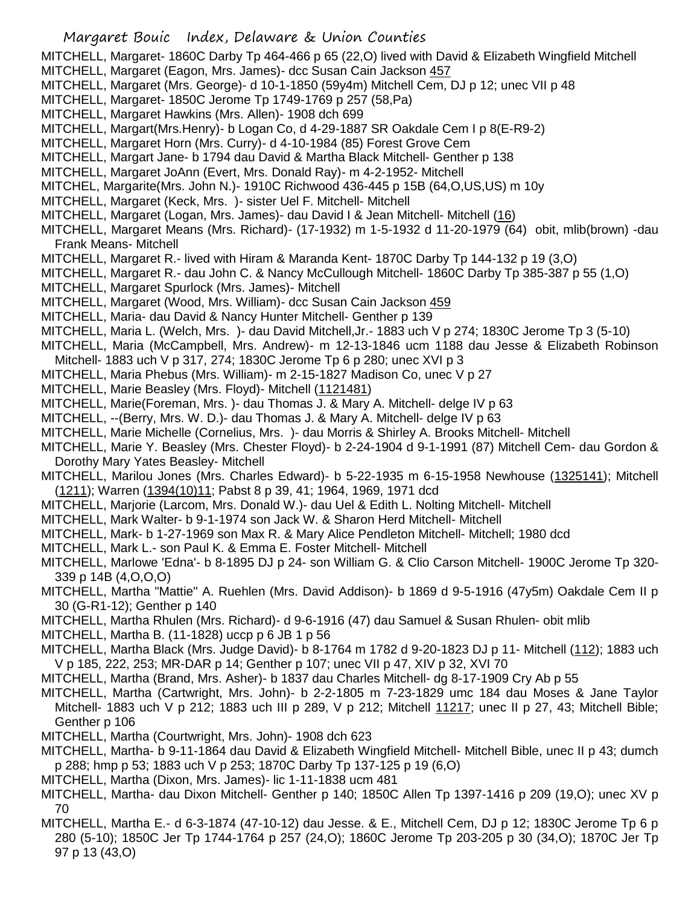MITCHELL, Margaret- 1860C Darby Tp 464-466 p 65 (22,O) lived with David & Elizabeth Wingfield Mitchell
MITCHELL, Margaret (Eagon, Mrs. James)- dcc Susan Cain Jackson 457
MITCHELL, Margaret (Mrs. George)- d 10-1-1850 (59y4m) Mitchell Cem, DJ p 12; unec VII p 48
MITCHELL, Margaret- 1850C Jerome Tp 1749-1769 p 257 (58,Pa)
MITCHELL, Margaret Hawkins (Mrs. Allen)- 1908 dch 699
MITCHELL, Margart(Mrs.Henry)- b Logan Co, d 4-29-1887 SR Oakdale Cem I p 8(E-R9-2)
MITCHELL, Margaret Horn (Mrs. Curry)- d 4-10-1984 (85) Forest Grove Cem
MITCHELL, Margart Jane- b 1794 dau David & Martha Black Mitchell- Genther p 138
MITCHELL, Margaret JoAnn (Evert, Mrs. Donald Ray)- m 4-2-1952- Mitchell
MITCHEL, Margarite(Mrs. John N.)- 1910C Richwood 436-445 p 15B (64,O,US,US) m 10y
MITCHELL, Margaret (Keck, Mrs. )- sister Uel F. Mitchell- Mitchell
MITCHELL, Margaret (Logan, Mrs. James)- dau David I & Jean Mitchell- Mitchell (16)
MITCHELL, Margaret Means (Mrs. Richard)- (17-1932) m 1-5-1932 d 11-20-1979 (64) obit, mlib(brown) -dau Frank Means- Mitchell
MITCHELL, Margaret R.- lived with Hiram & Maranda Kent- 1870C Darby Tp 144-132 p 19 (3,O)
MITCHELL, Margaret R.- dau John C. & Nancy McCullough Mitchell- 1860C Darby Tp 385-387 p 55 (1,O)
MITCHELL, Margaret Spurlock (Mrs. James)- Mitchell
MITCHELL, Margaret (Wood, Mrs. William)- dcc Susan Cain Jackson 459
MITCHELL, Maria- dau David & Nancy Hunter Mitchell- Genther p 139
MITCHELL, Maria L. (Welch, Mrs. )- dau David Mitchell,Jr.- 1883 uch V p 274; 1830C Jerome Tp 3 (5-10)
MITCHELL, Maria (McCampbell, Mrs. Andrew)- m 12-13-1846 ucm 1188 dau Jesse & Elizabeth Robinson Mitchell- 1883 uch V p 317, 274; 1830C Jerome Tp 6 p 280; unec XVI p 3
MITCHELL, Maria Phebus (Mrs. William)- m 2-15-1827 Madison Co, unec V p 27
MITCHELL, Marie Beasley (Mrs. Floyd)- Mitchell (1121481)
MITCHELL, Marie(Foreman, Mrs. )- dau Thomas J. & Mary A. Mitchell- delge IV p 63
MITCHELL, --(Berry, Mrs. W. D.)- dau Thomas J. & Mary A. Mitchell- delge IV p 63
MITCHELL, Marie Michelle (Cornelius, Mrs. )- dau Morris & Shirley A. Brooks Mitchell- Mitchell
MITCHELL, Marie Y. Beasley (Mrs. Chester Floyd)- b 2-24-1904 d 9-1-1991 (87) Mitchell Cem- dau Gordon & Dorothy Mary Yates Beasley- Mitchell
MITCHELL, Marilou Jones (Mrs. Charles Edward)- b 5-22-1935 m 6-15-1958 Newhouse (1325141); Mitchell (1211); Warren (1394(10)11; Pabst 8 p 39, 41; 1964, 1969, 1971 dcd
MITCHELL, Marjorie (Larcom, Mrs. Donald W.)- dau Uel & Edith L. Nolting Mitchell- Mitchell
MITCHELL, Mark Walter- b 9-1-1974 son Jack W. & Sharon Herd Mitchell- Mitchell
MITCHELL, Mark- b 1-27-1969 son Max R. & Mary Alice Pendleton Mitchell- Mitchell; 1980 dcd
MITCHELL, Mark L.- son Paul K. & Emma E. Foster Mitchell- Mitchell
MITCHELL, Marlowe 'Edna'- b 8-1895 DJ p 24- son William G. & Clio Carson Mitchell- 1900C Jerome Tp 320-339 p 14B (4,O,O,O)
MITCHELL, Martha "Mattie" A. Ruehlen (Mrs. David Addison)- b 1869 d 9-5-1916 (47y5m) Oakdale Cem II p 30 (G-R1-12); Genther p 140
MITCHELL, Martha Rhulen (Mrs. Richard)- d 9-6-1916 (47) dau Samuel & Susan Rhulen- obit mlib
MITCHELL, Martha B. (11-1828) uccp p 6 JB 1 p 56
MITCHELL, Martha Black (Mrs. Judge David)- b 8-1764 m 1782 d 9-20-1823 DJ p 11- Mitchell (112); 1883 uch V p 185, 222, 253; MR-DAR p 14; Genther p 107; unec VII p 47, XIV p 32, XVI 70
MITCHELL, Martha (Brand, Mrs. Asher)- b 1837 dau Charles Mitchell- dg 8-17-1909 Cry Ab p 55
MITCHELL, Martha (Cartwright, Mrs. John)- b 2-2-1805 m 7-23-1829 umc 184 dau Moses & Jane Taylor Mitchell- 1883 uch V p 212; 1883 uch III p 289, V p 212; Mitchell 11217; unec II p 27, 43; Mitchell Bible; Genther p 106
MITCHELL, Martha (Courtwright, Mrs. John)- 1908 dch 623
MITCHELL, Martha- b 9-11-1864 dau David & Elizabeth Wingfield Mitchell- Mitchell Bible, unec II p 43; dumch p 288; hmp p 53; 1883 uch V p 253; 1870C Darby Tp 137-125 p 19 (6,O)
MITCHELL, Martha (Dixon, Mrs. James)- lic 1-11-1838 ucm 481
MITCHELL, Martha- dau Dixon Mitchell- Genther p 140; 1850C Allen Tp 1397-1416 p 209 (19,O); unec XV p 70
MITCHELL, Martha E.- d 6-3-1874 (47-10-12) dau Jesse. & E., Mitchell Cem, DJ p 12; 1830C Jerome Tp 6 p 280 (5-10); 1850C Jer Tp 1744-1764 p 257 (24,O); 1860C Jerome Tp 203-205 p 30 (34,O); 1870C Jer Tp 97 p 13 (43,O)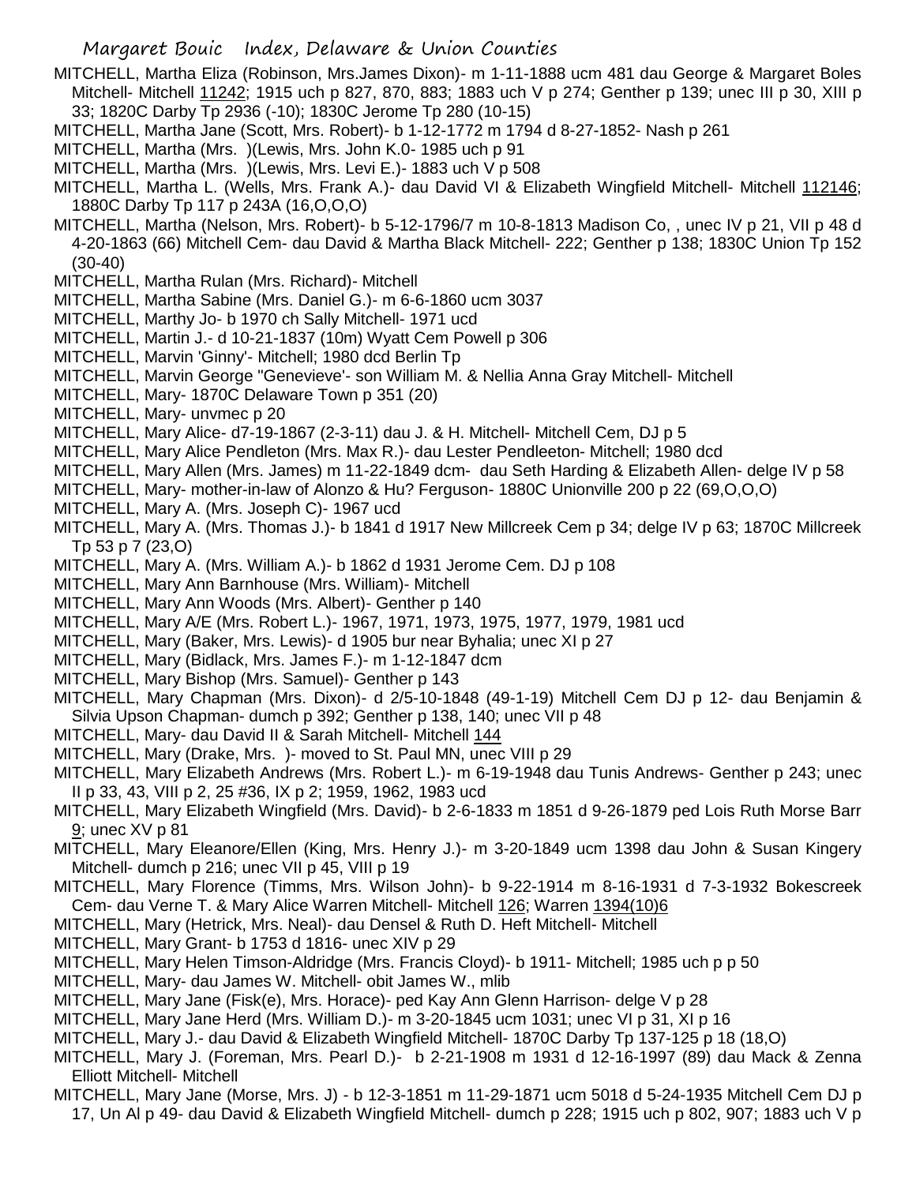MITCHELL, Martha Eliza (Robinson, Mrs.James Dixon)- m 1-11-1888 ucm 481 dau George & Margaret Boles Mitchell- Mitchell 11242; 1915 uch p 827, 870, 883; 1883 uch V p 274; Genther p 139; unec III p 30, XIII p 33; 1820C Darby Tp 2936 (-10); 1830C Jerome Tp 280 (10-15)

MITCHELL, Martha Jane (Scott, Mrs. Robert)- b 1-12-1772 m 1794 d 8-27-1852- Nash p 261

MITCHELL, Martha (Mrs. )(Lewis, Mrs. John K.0- 1985 uch p 91

MITCHELL, Martha (Mrs. )(Lewis, Mrs. Levi E.)- 1883 uch V p 508

MITCHELL, Martha L. (Wells, Mrs. Frank A.)- dau David VI & Elizabeth Wingfield Mitchell- Mitchell 112146; 1880C Darby Tp 117 p 243A (16,O,O,O)

MITCHELL, Martha (Nelson, Mrs. Robert)- b 5-12-1796/7 m 10-8-1813 Madison Co, , unec IV p 21, VII p 48 d 4-20-1863 (66) Mitchell Cem- dau David & Martha Black Mitchell- 222; Genther p 138; 1830C Union Tp 152 (30-40)

MITCHELL, Martha Rulan (Mrs. Richard)- Mitchell

MITCHELL, Martha Sabine (Mrs. Daniel G.)- m 6-6-1860 ucm 3037

MITCHELL, Marthy Jo- b 1970 ch Sally Mitchell- 1971 ucd

MITCHELL, Martin J.- d 10-21-1837 (10m) Wyatt Cem Powell p 306

MITCHELL, Marvin 'Ginny'- Mitchell; 1980 dcd Berlin Tp

MITCHELL, Marvin George "Genevieve'- son William M. & Nellia Anna Gray Mitchell- Mitchell

MITCHELL, Mary- 1870C Delaware Town p 351 (20)

MITCHELL, Mary- unvmec p 20

MITCHELL, Mary Alice- d7-19-1867 (2-3-11) dau J. & H. Mitchell- Mitchell Cem, DJ p 5

MITCHELL, Mary Alice Pendleton (Mrs. Max R.)- dau Lester Pendleeton- Mitchell; 1980 dcd

MITCHELL, Mary Allen (Mrs. James) m 11-22-1849 dcm- dau Seth Harding & Elizabeth Allen- delge IV p 58

MITCHELL, Mary- mother-in-law of Alonzo & Hu? Ferguson- 1880C Unionville 200 p 22 (69,O,O,O)

MITCHELL, Mary A. (Mrs. Joseph C)- 1967 ucd

MITCHELL, Mary A. (Mrs. Thomas J.)- b 1841 d 1917 New Millcreek Cem p 34; delge IV p 63; 1870C Millcreek Tp 53 p 7 (23,O)

MITCHELL, Mary A. (Mrs. William A.)- b 1862 d 1931 Jerome Cem. DJ p 108

MITCHELL, Mary Ann Barnhouse (Mrs. William)- Mitchell

MITCHELL, Mary Ann Woods (Mrs. Albert)- Genther p 140

MITCHELL, Mary A/E (Mrs. Robert L.)- 1967, 1971, 1973, 1975, 1977, 1979, 1981 ucd

MITCHELL, Mary (Baker, Mrs. Lewis)- d 1905 bur near Byhalia; unec XI p 27

MITCHELL, Mary (Bidlack, Mrs. James F.)- m 1-12-1847 dcm

MITCHELL, Mary Bishop (Mrs. Samuel)- Genther p 143

MITCHELL, Mary Chapman (Mrs. Dixon)- d 2/5-10-1848 (49-1-19) Mitchell Cem DJ p 12- dau Benjamin & Silvia Upson Chapman- dumch p 392; Genther p 138, 140; unec VII p 48

MITCHELL, Mary- dau David II & Sarah Mitchell- Mitchell 144

MITCHELL, Mary (Drake, Mrs. )- moved to St. Paul MN, unec VIII p 29

MITCHELL, Mary Elizabeth Andrews (Mrs. Robert L.)- m 6-19-1948 dau Tunis Andrews- Genther p 243; unec II p 33, 43, VIII p 2, 25 #36, IX p 2; 1959, 1962, 1983 ucd

MITCHELL, Mary Elizabeth Wingfield (Mrs. David)- b 2-6-1833 m 1851 d 9-26-1879 ped Lois Ruth Morse Barr 9; unec XV p 81

MITCHELL, Mary Eleanore/Ellen (King, Mrs. Henry J.)- m 3-20-1849 ucm 1398 dau John & Susan Kingery Mitchell- dumch p 216; unec VII p 45, VIII p 19

MITCHELL, Mary Florence (Timms, Mrs. Wilson John)- b 9-22-1914 m 8-16-1931 d 7-3-1932 Bokescreek Cem- dau Verne T. & Mary Alice Warren Mitchell- Mitchell 126; Warren 1394(10)6

MITCHELL, Mary (Hetrick, Mrs. Neal)- dau Densel & Ruth D. Heft Mitchell- Mitchell

MITCHELL, Mary Grant- b 1753 d 1816- unec XIV p 29

MITCHELL, Mary Helen Timson-Aldridge (Mrs. Francis Cloyd)- b 1911- Mitchell; 1985 uch p p 50

MITCHELL, Mary- dau James W. Mitchell- obit James W., mlib

MITCHELL, Mary Jane (Fisk(e), Mrs. Horace)- ped Kay Ann Glenn Harrison- delge V p 28

MITCHELL, Mary Jane Herd (Mrs. William D.)- m 3-20-1845 ucm 1031; unec VI p 31, XI p 16

MITCHELL, Mary J.- dau David & Elizabeth Wingfield Mitchell- 1870C Darby Tp 137-125 p 18 (18,O)

MITCHELL, Mary J. (Foreman, Mrs. Pearl D.)- b 2-21-1908 m 1931 d 12-16-1997 (89) dau Mack & Zenna Elliott Mitchell- Mitchell

MITCHELL, Mary Jane (Morse, Mrs. J) - b 12-3-1851 m 11-29-1871 ucm 5018 d 5-24-1935 Mitchell Cem DJ p 17, Un Al p 49- dau David & Elizabeth Wingfield Mitchell- dumch p 228; 1915 uch p 802, 907; 1883 uch V p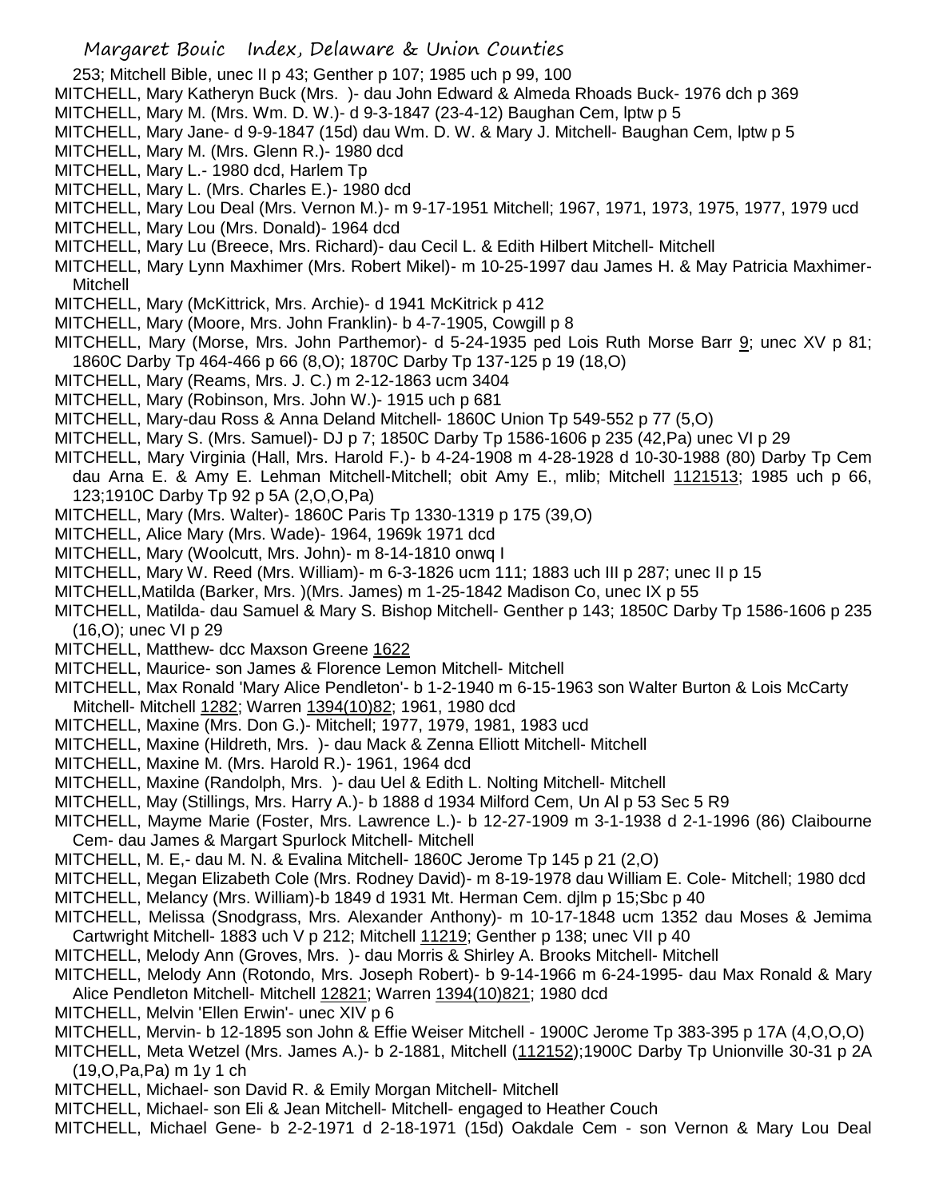253; Mitchell Bible, unec II p 43; Genther p 107; 1985 uch p 99, 100

MITCHELL, Mary Katheryn Buck (Mrs. )- dau John Edward & Almeda Rhoads Buck- 1976 dch p 369

MITCHELL, Mary M. (Mrs. Wm. D. W.)- d 9-3-1847 (23-4-12) Baughan Cem, lptw p 5

MITCHELL, Mary Jane- d 9-9-1847 (15d) dau Wm. D. W. & Mary J. Mitchell- Baughan Cem, lptw p 5

MITCHELL, Mary M. (Mrs. Glenn R.)- 1980 dcd

MITCHELL, Mary L.- 1980 dcd, Harlem Tp

MITCHELL, Mary L. (Mrs. Charles E.)- 1980 dcd

MITCHELL, Mary Lou Deal (Mrs. Vernon M.)- m 9-17-1951 Mitchell; 1967, 1971, 1973, 1975, 1977, 1979 ucd

MITCHELL, Mary Lou (Mrs. Donald)- 1964 dcd

MITCHELL, Mary Lu (Breece, Mrs. Richard)- dau Cecil L. & Edith Hilbert Mitchell- Mitchell

MITCHELL, Mary Lynn Maxhimer (Mrs. Robert Mikel)- m 10-25-1997 dau James H. & May Patricia Maxhimer- Mitchell

MITCHELL, Mary (McKittrick, Mrs. Archie)- d 1941 McKitrick p 412

MITCHELL, Mary (Moore, Mrs. John Franklin)- b 4-7-1905, Cowgill p 8

MITCHELL, Mary (Morse, Mrs. John Parthemor)- d 5-24-1935 ped Lois Ruth Morse Barr 9; unec XV p 81; 1860C Darby Tp 464-466 p 66 (8,O); 1870C Darby Tp 137-125 p 19 (18,O)

MITCHELL, Mary (Reams, Mrs. J. C.) m 2-12-1863 ucm 3404

MITCHELL, Mary (Robinson, Mrs. John W.)- 1915 uch p 681

MITCHELL, Mary-dau Ross & Anna Deland Mitchell- 1860C Union Tp 549-552 p 77 (5,O)

MITCHELL, Mary S. (Mrs. Samuel)- DJ p 7; 1850C Darby Tp 1586-1606 p 235 (42,Pa) unec VI p 29

MITCHELL, Mary Virginia (Hall, Mrs. Harold F.)- b 4-24-1908 m 4-28-1928 d 10-30-1988 (80) Darby Tp Cem dau Arna E. & Amy E. Lehman Mitchell-Mitchell; obit Amy E., mlib; Mitchell 1121513; 1985 uch p 66, 123;1910C Darby Tp 92 p 5A (2,O,O,Pa)

MITCHELL, Mary (Mrs. Walter)- 1860C Paris Tp 1330-1319 p 175 (39,O)

MITCHELL, Alice Mary (Mrs. Wade)- 1964, 1969k 1971 dcd

MITCHELL, Mary (Woolcutt, Mrs. John)- m 8-14-1810 onwq I

MITCHELL, Mary W. Reed (Mrs. William)- m 6-3-1826 ucm 111; 1883 uch III p 287; unec II p 15

MITCHELL,Matilda (Barker, Mrs. )(Mrs. James) m 1-25-1842 Madison Co, unec IX p 55

MITCHELL, Matilda- dau Samuel & Mary S. Bishop Mitchell- Genther p 143; 1850C Darby Tp 1586-1606 p 235 (16,O); unec VI p 29

MITCHELL, Matthew- dcc Maxson Greene 1622

MITCHELL, Maurice- son James & Florence Lemon Mitchell- Mitchell

MITCHELL, Max Ronald 'Mary Alice Pendleton'- b 1-2-1940 m 6-15-1963 son Walter Burton & Lois McCarty Mitchell- Mitchell 1282; Warren 1394(10)82; 1961, 1980 dcd

MITCHELL, Maxine (Mrs. Don G.)- Mitchell; 1977, 1979, 1981, 1983 ucd

MITCHELL, Maxine (Hildreth, Mrs. )- dau Mack & Zenna Elliott Mitchell- Mitchell

MITCHELL, Maxine M. (Mrs. Harold R.)- 1961, 1964 dcd

MITCHELL, Maxine (Randolph, Mrs. )- dau Uel & Edith L. Nolting Mitchell- Mitchell

MITCHELL, May (Stillings, Mrs. Harry A.)- b 1888 d 1934 Milford Cem, Un Al p 53 Sec 5 R9

MITCHELL, Mayme Marie (Foster, Mrs. Lawrence L.)- b 12-27-1909 m 3-1-1938 d 2-1-1996 (86) Claibourne Cem- dau James & Margart Spurlock Mitchell- Mitchell

MITCHELL, M. E,- dau M. N. & Evalina Mitchell- 1860C Jerome Tp 145 p 21 (2,O)

MITCHELL, Megan Elizabeth Cole (Mrs. Rodney David)- m 8-19-1978 dau William E. Cole- Mitchell; 1980 dcd

MITCHELL, Melancy (Mrs. William)-b 1849 d 1931 Mt. Herman Cem. djlm p 15;Sbc p 40

MITCHELL, Melissa (Snodgrass, Mrs. Alexander Anthony)- m 10-17-1848 ucm 1352 dau Moses & Jemima Cartwright Mitchell- 1883 uch V p 212; Mitchell 11219; Genther p 138; unec VII p 40

MITCHELL, Melody Ann (Groves, Mrs. )- dau Morris & Shirley A. Brooks Mitchell- Mitchell

MITCHELL, Melody Ann (Rotondo, Mrs. Joseph Robert)- b 9-14-1966 m 6-24-1995- dau Max Ronald & Mary Alice Pendleton Mitchell- Mitchell 12821; Warren 1394(10)821; 1980 dcd

MITCHELL, Melvin 'Ellen Erwin'- unec XIV p 6

MITCHELL, Mervin- b 12-1895 son John & Effie Weiser Mitchell - 1900C Jerome Tp 383-395 p 17A (4,O,O,O)

MITCHELL, Meta Wetzel (Mrs. James A.)- b 2-1881, Mitchell (112152);1900C Darby Tp Unionville 30-31 p 2A (19,O,Pa,Pa) m 1y 1 ch

MITCHELL, Michael- son David R. & Emily Morgan Mitchell- Mitchell

MITCHELL, Michael- son Eli & Jean Mitchell- Mitchell- engaged to Heather Couch

MITCHELL, Michael Gene- b 2-2-1971 d 2-18-1971 (15d) Oakdale Cem - son Vernon & Mary Lou Deal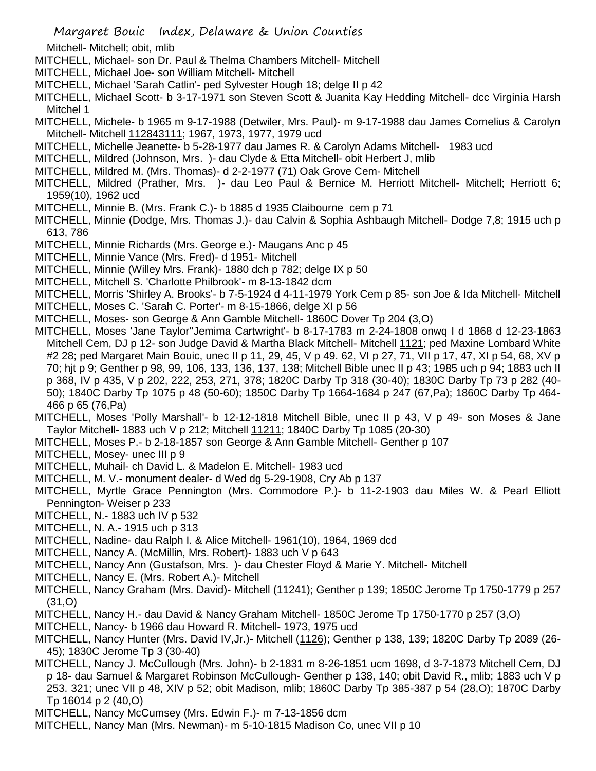Mitchell- Mitchell; obit, mlib

MITCHELL, Michael- son Dr. Paul & Thelma Chambers Mitchell- Mitchell

MITCHELL, Michael Joe- son William Mitchell- Mitchell

MITCHELL, Michael 'Sarah Catlin'- ped Sylvester Hough 18; delge II p 42

MITCHELL, Michael Scott- b 3-17-1971 son Steven Scott & Juanita Kay Hedding Mitchell- dcc Virginia Harsh Mitchel 1

MITCHELL, Michele- b 1965 m 9-17-1988 (Detwiler, Mrs. Paul)- m 9-17-1988 dau James Cornelius & Carolyn Mitchell- Mitchell 112843111; 1967, 1973, 1977, 1979 ucd

MITCHELL, Michelle Jeanette- b 5-28-1977 dau James R. & Carolyn Adams Mitchell- 1983 ucd

MITCHELL, Mildred (Johnson, Mrs. )- dau Clyde & Etta Mitchell- obit Herbert J, mlib

MITCHELL, Mildred M. (Mrs. Thomas)- d 2-2-1977 (71) Oak Grove Cem- Mitchell

MITCHELL, Mildred (Prather, Mrs. )- dau Leo Paul & Bernice M. Herriott Mitchell- Mitchell; Herriott 6; 1959(10), 1962 ucd

MITCHELL, Minnie B. (Mrs. Frank C.)- b 1885 d 1935 Claibourne cem p 71

MITCHELL, Minnie (Dodge, Mrs. Thomas J.)- dau Calvin & Sophia Ashbaugh Mitchell- Dodge 7,8; 1915 uch p 613, 786

MITCHELL, Minnie Richards (Mrs. George e.)- Maugans Anc p 45

MITCHELL, Minnie Vance (Mrs. Fred)- d 1951- Mitchell

MITCHELL, Minnie (Willey Mrs. Frank)- 1880 dch p 782; delge IX p 50

MITCHELL, Mitchell S. 'Charlotte Philbrook'- m 8-13-1842 dcm

MITCHELL, Morris 'Shirley A. Brooks'- b 7-5-1924 d 4-11-1979 York Cem p 85- son Joe & Ida Mitchell- Mitchell

MITCHELL, Moses C. 'Sarah C. Porter'- m 8-15-1866, delge XI p 56

MITCHELL, Moses- son George & Ann Gamble Mitchell- 1860C Dover Tp 204 (3,O)

MITCHELL, Moses 'Jane Taylor''Jemima Cartwright'- b 8-17-1783 m 2-24-1808 onwq I d 1868 d 12-23-1863 Mitchell Cem, DJ p 12- son Judge David & Martha Black Mitchell- Mitchell 1121; ped Maxine Lombard White #2 28; ped Margaret Main Bouic, unec II p 11, 29, 45, V p 49. 62, VI p 27, 71, VII p 17, 47, XI p 54, 68, XV p 70; hjt p 9; Genther p 98, 99, 106, 133, 136, 137, 138; Mitchell Bible unec II p 43; 1985 uch p 94; 1883 uch II p 368, IV p 435, V p 202, 222, 253, 271, 378; 1820C Darby Tp 318 (30-40); 1830C Darby Tp 73 p 282 (40-50); 1840C Darby Tp 1075 p 48 (50-60); 1850C Darby Tp 1664-1684 p 247 (67,Pa); 1860C Darby Tp 464-466 p 65 (76,Pa)

MITCHELL, Moses 'Polly Marshall'- b 12-12-1818 Mitchell Bible, unec II p 43, V p 49- son Moses & Jane Taylor Mitchell- 1883 uch V p 212; Mitchell 11211; 1840C Darby Tp 1085 (20-30)

MITCHELL, Moses P.- b 2-18-1857 son George & Ann Gamble Mitchell- Genther p 107

MITCHELL, Mosey- unec III p 9

MITCHELL, Muhail- ch David L. & Madelon E. Mitchell- 1983 ucd

MITCHELL, M. V.- monument dealer- d Wed dg 5-29-1908, Cry Ab p 137

MITCHELL, Myrtle Grace Pennington (Mrs. Commodore P.)- b 11-2-1903 dau Miles W. & Pearl Elliott Pennington- Weiser p 233

MITCHELL, N.- 1883 uch IV p 532

MITCHELL, N. A.- 1915 uch p 313

MITCHELL, Nadine- dau Ralph I. & Alice Mitchell- 1961(10), 1964, 1969 dcd

MITCHELL, Nancy A. (McMillin, Mrs. Robert)- 1883 uch V p 643

MITCHELL, Nancy Ann (Gustafson, Mrs. )- dau Chester Floyd & Marie Y. Mitchell- Mitchell

MITCHELL, Nancy E. (Mrs. Robert A.)- Mitchell

MITCHELL, Nancy Graham (Mrs. David)- Mitchell (11241); Genther p 139; 1850C Jerome Tp 1750-1779 p 257 (31,O)

MITCHELL, Nancy H.- dau David & Nancy Graham Mitchell- 1850C Jerome Tp 1750-1770 p 257 (3,O)

MITCHELL, Nancy- b 1966 dau Howard R. Mitchell- 1973, 1975 ucd

MITCHELL, Nancy Hunter (Mrs. David IV,Jr.)- Mitchell (1126); Genther p 138, 139; 1820C Darby Tp 2089 (26-45); 1830C Jerome Tp 3 (30-40)

MITCHELL, Nancy J. McCullough (Mrs. John)- b 2-1831 m 8-26-1851 ucm 1698, d 3-7-1873 Mitchell Cem, DJ p 18- dau Samuel & Margaret Robinson McCullough- Genther p 138, 140; obit David R., mlib; 1883 uch V p 253. 321; unec VII p 48, XIV p 52; obit Madison, mlib; 1860C Darby Tp 385-387 p 54 (28,O); 1870C Darby Tp 16014 p 2 (40,O)

MITCHELL, Nancy McCumsey (Mrs. Edwin F.)- m 7-13-1856 dcm

MITCHELL, Nancy Man (Mrs. Newman)- m 5-10-1815 Madison Co, unec VII p 10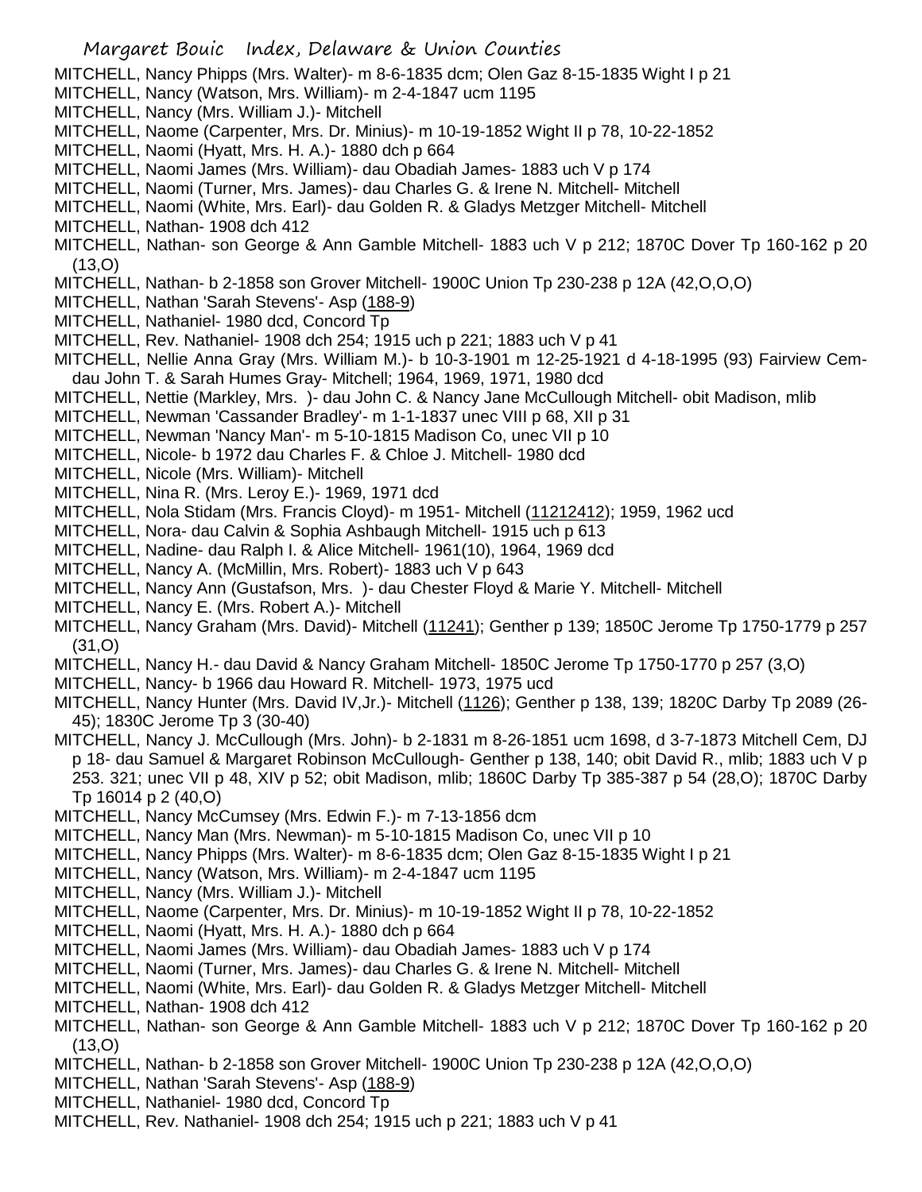MITCHELL, Nancy Phipps (Mrs. Walter)- m 8-6-1835 dcm; Olen Gaz 8-15-1835 Wight I p 21
MITCHELL, Nancy (Watson, Mrs. William)- m 2-4-1847 ucm 1195
MITCHELL, Nancy (Mrs. William J.)- Mitchell
MITCHELL, Naome (Carpenter, Mrs. Dr. Minius)- m 10-19-1852 Wight II p 78, 10-22-1852
MITCHELL, Naomi (Hyatt, Mrs. H. A.)- 1880 dch p 664
MITCHELL, Naomi James (Mrs. William)- dau Obadiah James- 1883 uch V p 174
MITCHELL, Naomi (Turner, Mrs. James)- dau Charles G. & Irene N. Mitchell- Mitchell
MITCHELL, Naomi (White, Mrs. Earl)- dau Golden R. & Gladys Metzger Mitchell- Mitchell
MITCHELL, Nathan- 1908 dch 412
MITCHELL, Nathan- son George & Ann Gamble Mitchell- 1883 uch V p 212; 1870C Dover Tp 160-162 p 20 (13,O)
MITCHELL, Nathan- b 2-1858 son Grover Mitchell- 1900C Union Tp 230-238 p 12A (42,O,O,O)
MITCHELL, Nathan 'Sarah Stevens'- Asp (188-9)
MITCHELL, Nathaniel- 1980 dcd, Concord Tp
MITCHELL, Rev. Nathaniel- 1908 dch 254; 1915 uch p 221; 1883 uch V p 41
MITCHELL, Nellie Anna Gray (Mrs. William M.)- b 10-3-1901 m 12-25-1921 d 4-18-1995 (93) Fairview Cem- dau John T. & Sarah Humes Gray- Mitchell; 1964, 1969, 1971, 1980 dcd
MITCHELL, Nettie (Markley, Mrs. )- dau John C. & Nancy Jane McCullough Mitchell- obit Madison, mlib
MITCHELL, Newman 'Cassander Bradley'- m 1-1-1837 unec VIII p 68, XII p 31
MITCHELL, Newman 'Nancy Man'- m 5-10-1815 Madison Co, unec VII p 10
MITCHELL, Nicole- b 1972 dau Charles F. & Chloe J. Mitchell- 1980 dcd
MITCHELL, Nicole (Mrs. William)- Mitchell
MITCHELL, Nina R. (Mrs. Leroy E.)- 1969, 1971 dcd
MITCHELL, Nola Stidam (Mrs. Francis Cloyd)- m 1951- Mitchell (11212412); 1959, 1962 ucd
MITCHELL, Nora- dau Calvin & Sophia Ashbaugh Mitchell- 1915 uch p 613
MITCHELL, Nadine- dau Ralph I. & Alice Mitchell- 1961(10), 1964, 1969 dcd
MITCHELL, Nancy A. (McMillin, Mrs. Robert)- 1883 uch V p 643
MITCHELL, Nancy Ann (Gustafson, Mrs. )- dau Chester Floyd & Marie Y. Mitchell- Mitchell
MITCHELL, Nancy E. (Mrs. Robert A.)- Mitchell
MITCHELL, Nancy Graham (Mrs. David)- Mitchell (11241); Genther p 139; 1850C Jerome Tp 1750-1779 p 257 (31,O)
MITCHELL, Nancy H.- dau David & Nancy Graham Mitchell- 1850C Jerome Tp 1750-1770 p 257 (3,O)
MITCHELL, Nancy- b 1966 dau Howard R. Mitchell- 1973, 1975 ucd
MITCHELL, Nancy Hunter (Mrs. David IV,Jr.)- Mitchell (1126); Genther p 138, 139; 1820C Darby Tp 2089 (26-45); 1830C Jerome Tp 3 (30-40)
MITCHELL, Nancy J. McCullough (Mrs. John)- b 2-1831 m 8-26-1851 ucm 1698, d 3-7-1873 Mitchell Cem, DJ p 18- dau Samuel & Margaret Robinson McCullough- Genther p 138, 140; obit David R., mlib; 1883 uch V p 253. 321; unec VII p 48, XIV p 52; obit Madison, mlib; 1860C Darby Tp 385-387 p 54 (28,O); 1870C Darby Tp 16014 p 2 (40,O)
MITCHELL, Nancy McCumsey (Mrs. Edwin F.)- m 7-13-1856 dcm
MITCHELL, Nancy Man (Mrs. Newman)- m 5-10-1815 Madison Co, unec VII p 10
MITCHELL, Nancy Phipps (Mrs. Walter)- m 8-6-1835 dcm; Olen Gaz 8-15-1835 Wight I p 21
MITCHELL, Nancy (Watson, Mrs. William)- m 2-4-1847 ucm 1195
MITCHELL, Nancy (Mrs. William J.)- Mitchell
MITCHELL, Naome (Carpenter, Mrs. Dr. Minius)- m 10-19-1852 Wight II p 78, 10-22-1852
MITCHELL, Naomi (Hyatt, Mrs. H. A.)- 1880 dch p 664
MITCHELL, Naomi James (Mrs. William)- dau Obadiah James- 1883 uch V p 174
MITCHELL, Naomi (Turner, Mrs. James)- dau Charles G. & Irene N. Mitchell- Mitchell
MITCHELL, Naomi (White, Mrs. Earl)- dau Golden R. & Gladys Metzger Mitchell- Mitchell
MITCHELL, Nathan- 1908 dch 412
MITCHELL, Nathan- son George & Ann Gamble Mitchell- 1883 uch V p 212; 1870C Dover Tp 160-162 p 20 (13,O)
MITCHELL, Nathan- b 2-1858 son Grover Mitchell- 1900C Union Tp 230-238 p 12A (42,O,O,O)
MITCHELL, Nathan 'Sarah Stevens'- Asp (188-9)
MITCHELL, Nathaniel- 1980 dcd, Concord Tp
MITCHELL, Rev. Nathaniel- 1908 dch 254; 1915 uch p 221; 1883 uch V p 41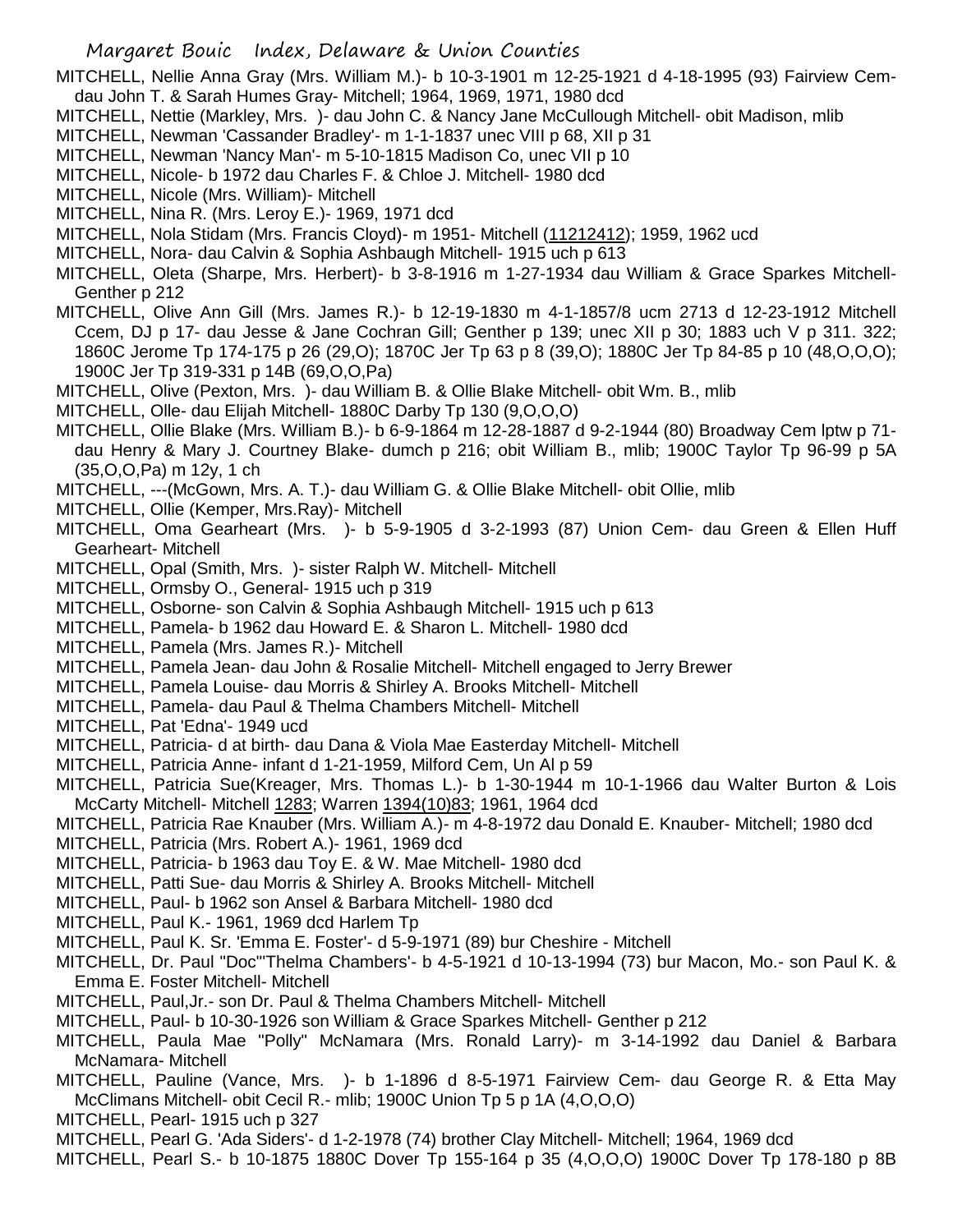MITCHELL, Nellie Anna Gray (Mrs. William M.)- b 10-3-1901 m 12-25-1921 d 4-18-1995 (93) Fairview Cem- dau John T. & Sarah Humes Gray- Mitchell; 1964, 1969, 1971, 1980 dcd

MITCHELL, Nettie (Markley, Mrs. )- dau John C. & Nancy Jane McCullough Mitchell- obit Madison, mlib

MITCHELL, Newman 'Cassander Bradley'- m 1-1-1837 unec VIII p 68, XII p 31

MITCHELL, Newman 'Nancy Man'- m 5-10-1815 Madison Co, unec VII p 10

MITCHELL, Nicole- b 1972 dau Charles F. & Chloe J. Mitchell- 1980 dcd

MITCHELL, Nicole (Mrs. William)- Mitchell

MITCHELL, Nina R. (Mrs. Leroy E.)- 1969, 1971 dcd

MITCHELL, Nola Stidam (Mrs. Francis Cloyd)- m 1951- Mitchell (11212412); 1959, 1962 ucd

MITCHELL, Nora- dau Calvin & Sophia Ashbaugh Mitchell- 1915 uch p 613

MITCHELL, Oleta (Sharpe, Mrs. Herbert)- b 3-8-1916 m 1-27-1934 dau William & Grace Sparkes Mitchell- Genther p 212

MITCHELL, Olive Ann Gill (Mrs. James R.)- b 12-19-1830 m 4-1-1857/8 ucm 2713 d 12-23-1912 Mitchell Ccem, DJ p 17- dau Jesse & Jane Cochran Gill; Genther p 139; unec XII p 30; 1883 uch V p 311. 322; 1860C Jerome Tp 174-175 p 26 (29,O); 1870C Jer Tp 63 p 8 (39,O); 1880C Jer Tp 84-85 p 10 (48,O,O,O); 1900C Jer Tp 319-331 p 14B (69,O,O,Pa)

MITCHELL, Olive (Pexton, Mrs. )- dau William B. & Ollie Blake Mitchell- obit Wm. B., mlib

MITCHELL, Olle- dau Elijah Mitchell- 1880C Darby Tp 130 (9,O,O,O)

MITCHELL, Ollie Blake (Mrs. William B.)- b 6-9-1864 m 12-28-1887 d 9-2-1944 (80) Broadway Cem lptw p 71- dau Henry & Mary J. Courtney Blake- dumch p 216; obit William B., mlib; 1900C Taylor Tp 96-99 p 5A (35,O,O,Pa) m 12y, 1 ch

MITCHELL, ---(McGown, Mrs. A. T.)- dau William G. & Ollie Blake Mitchell- obit Ollie, mlib

MITCHELL, Ollie (Kemper, Mrs.Ray)- Mitchell

MITCHELL, Oma Gearheart (Mrs. )- b 5-9-1905 d 3-2-1993 (87) Union Cem- dau Green & Ellen Huff Gearheart- Mitchell

MITCHELL, Opal (Smith, Mrs. )- sister Ralph W. Mitchell- Mitchell

MITCHELL, Ormsby O., General- 1915 uch p 319

MITCHELL, Osborne- son Calvin & Sophia Ashbaugh Mitchell- 1915 uch p 613

MITCHELL, Pamela- b 1962 dau Howard E. & Sharon L. Mitchell- 1980 dcd

MITCHELL, Pamela (Mrs. James R.)- Mitchell

MITCHELL, Pamela Jean- dau John & Rosalie Mitchell- Mitchell engaged to Jerry Brewer

MITCHELL, Pamela Louise- dau Morris & Shirley A. Brooks Mitchell- Mitchell

MITCHELL, Pamela- dau Paul & Thelma Chambers Mitchell- Mitchell

MITCHELL, Pat 'Edna'- 1949 ucd

MITCHELL, Patricia- d at birth- dau Dana & Viola Mae Easterday Mitchell- Mitchell

MITCHELL, Patricia Anne- infant d 1-21-1959, Milford Cem, Un Al p 59

MITCHELL, Patricia Sue(Kreager, Mrs. Thomas L.)- b 1-30-1944 m 10-1-1966 dau Walter Burton & Lois McCarty Mitchell- Mitchell 1283; Warren 1394(10)83; 1961, 1964 dcd

MITCHELL, Patricia Rae Knauber (Mrs. William A.)- m 4-8-1972 dau Donald E. Knauber- Mitchell; 1980 dcd

MITCHELL, Patricia (Mrs. Robert A.)- 1961, 1969 dcd

MITCHELL, Patricia- b 1963 dau Toy E. & W. Mae Mitchell- 1980 dcd

MITCHELL, Patti Sue- dau Morris & Shirley A. Brooks Mitchell- Mitchell

MITCHELL, Paul- b 1962 son Ansel & Barbara Mitchell- 1980 dcd

MITCHELL, Paul K.- 1961, 1969 dcd Harlem Tp

MITCHELL, Paul K. Sr. 'Emma E. Foster'- d 5-9-1971 (89) bur Cheshire - Mitchell

MITCHELL, Dr. Paul "Doc"'Thelma Chambers'- b 4-5-1921 d 10-13-1994 (73) bur Macon, Mo.- son Paul K. & Emma E. Foster Mitchell- Mitchell

MITCHELL, Paul,Jr.- son Dr. Paul & Thelma Chambers Mitchell- Mitchell

MITCHELL, Paul- b 10-30-1926 son William & Grace Sparkes Mitchell- Genther p 212

MITCHELL, Paula Mae "Polly" McNamara (Mrs. Ronald Larry)- m 3-14-1992 dau Daniel & Barbara McNamara- Mitchell

MITCHELL, Pauline (Vance, Mrs. )- b 1-1896 d 8-5-1971 Fairview Cem- dau George R. & Etta May McClimans Mitchell- obit Cecil R.- mlib; 1900C Union Tp 5 p 1A (4,O,O,O)

MITCHELL, Pearl- 1915 uch p 327

MITCHELL, Pearl G. 'Ada Siders'- d 1-2-1978 (74) brother Clay Mitchell- Mitchell; 1964, 1969 dcd

MITCHELL, Pearl S.- b 10-1875 1880C Dover Tp 155-164 p 35 (4,O,O,O) 1900C Dover Tp 178-180 p 8B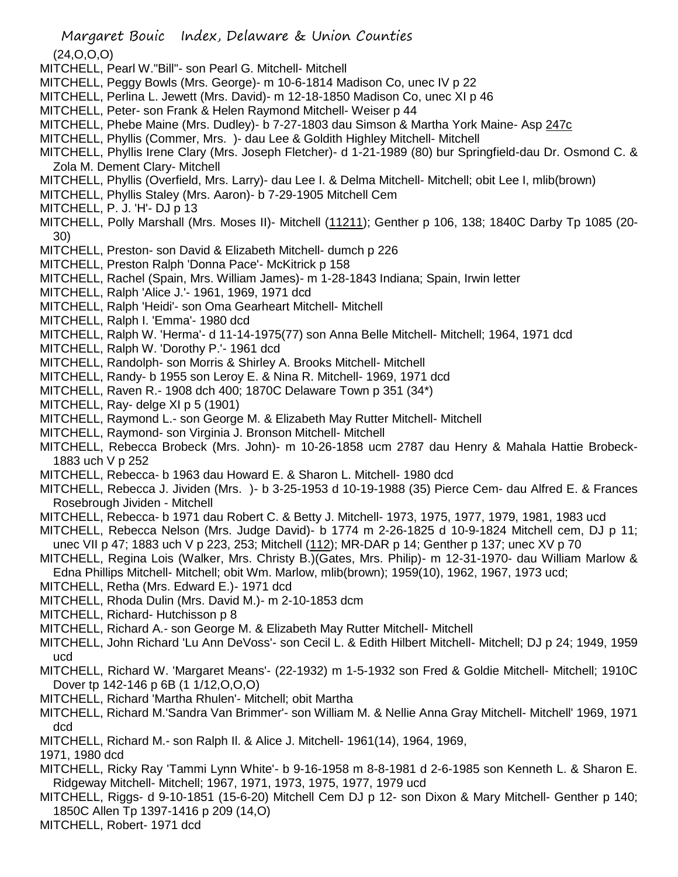(24,O,O,O)

MITCHELL, Pearl W."Bill"- son Pearl G. Mitchell- Mitchell

MITCHELL, Peggy Bowls (Mrs. George)- m 10-6-1814 Madison Co, unec IV p 22

MITCHELL, Perlina L. Jewett (Mrs. David)- m 12-18-1850 Madison Co, unec XI p 46

MITCHELL, Peter- son Frank & Helen Raymond Mitchell- Weiser p 44

MITCHELL, Phebe Maine (Mrs. Dudley)- b 7-27-1803 dau Simson & Martha York Maine- Asp 247c

MITCHELL, Phyllis (Commer, Mrs. )- dau Lee & Goldith Highley Mitchell- Mitchell

MITCHELL, Phyllis Irene Clary (Mrs. Joseph Fletcher)- d 1-21-1989 (80) bur Springfield-dau Dr. Osmond C. & Zola M. Dement Clary- Mitchell

MITCHELL, Phyllis (Overfield, Mrs. Larry)- dau Lee I. & Delma Mitchell- Mitchell; obit Lee I, mlib(brown)

MITCHELL, Phyllis Staley (Mrs. Aaron)- b 7-29-1905 Mitchell Cem

MITCHELL, P. J. 'H'- DJ p 13

MITCHELL, Polly Marshall (Mrs. Moses II)- Mitchell (11211); Genther p 106, 138; 1840C Darby Tp 1085 (20-30)

MITCHELL, Preston- son David & Elizabeth Mitchell- dumch p 226

MITCHELL, Preston Ralph 'Donna Pace'- McKitrick p 158

MITCHELL, Rachel (Spain, Mrs. William James)- m 1-28-1843 Indiana; Spain, Irwin letter

MITCHELL, Ralph 'Alice J.'- 1961, 1969, 1971 dcd

MITCHELL, Ralph 'Heidi'- son Oma Gearheart Mitchell- Mitchell

MITCHELL, Ralph I. 'Emma'- 1980 dcd

MITCHELL, Ralph W. 'Herma'- d 11-14-1975(77) son Anna Belle Mitchell- Mitchell; 1964, 1971 dcd

MITCHELL, Ralph W. 'Dorothy P.'- 1961 dcd

MITCHELL, Randolph- son Morris & Shirley A. Brooks Mitchell- Mitchell

MITCHELL, Randy- b 1955 son Leroy E. & Nina R. Mitchell- 1969, 1971 dcd

MITCHELL, Raven R.- 1908 dch 400; 1870C Delaware Town p 351 (34*)

MITCHELL, Ray- delge XI p 5 (1901)

MITCHELL, Raymond L.- son George M. & Elizabeth May Rutter Mitchell- Mitchell

MITCHELL, Raymond- son Virginia J. Bronson Mitchell- Mitchell

MITCHELL, Rebecca Brobeck (Mrs. John)- m 10-26-1858 ucm 2787 dau Henry & Mahala Hattie Brobeck- 1883 uch V p 252

MITCHELL, Rebecca- b 1963 dau Howard E. & Sharon L. Mitchell- 1980 dcd

MITCHELL, Rebecca J. Jividen (Mrs. )- b 3-25-1953 d 10-19-1988 (35) Pierce Cem- dau Alfred E. & Frances Rosebrough Jividen - Mitchell

MITCHELL, Rebecca- b 1971 dau Robert C. & Betty J. Mitchell- 1973, 1975, 1977, 1979, 1981, 1983 ucd

MITCHELL, Rebecca Nelson (Mrs. Judge David)- b 1774 m 2-26-1825 d 10-9-1824 Mitchell cem, DJ p 11; unec VII p 47; 1883 uch V p 223, 253; Mitchell (112); MR-DAR p 14; Genther p 137; unec XV p 70

MITCHELL, Regina Lois (Walker, Mrs. Christy B.)(Gates, Mrs. Philip)- m 12-31-1970- dau William Marlow & Edna Phillips Mitchell- Mitchell; obit Wm. Marlow, mlib(brown); 1959(10), 1962, 1967, 1973 ucd;

MITCHELL, Retha (Mrs. Edward E.)- 1971 dcd

MITCHELL, Rhoda Dulin (Mrs. David M.)- m 2-10-1853 dcm

MITCHELL, Richard- Hutchisson p 8

MITCHELL, Richard A.- son George M. & Elizabeth May Rutter Mitchell- Mitchell

MITCHELL, John Richard 'Lu Ann DeVoss'- son Cecil L. & Edith Hilbert Mitchell- Mitchell; DJ p 24; 1949, 1959 ucd

MITCHELL, Richard W. 'Margaret Means'- (22-1932) m 1-5-1932 son Fred & Goldie Mitchell- Mitchell; 1910C Dover tp 142-146 p 6B (1 1/12,O,O,O)

MITCHELL, Richard 'Martha Rhulen'- Mitchell; obit Martha

MITCHELL, Richard M.'Sandra Van Brimmer'- son William M. & Nellie Anna Gray Mitchell- Mitchell' 1969, 1971 dcd

MITCHELL, Richard M.- son Ralph Il. & Alice J. Mitchell- 1961(14), 1964, 1969, 1971, 1980 dcd

MITCHELL, Ricky Ray 'Tammi Lynn White'- b 9-16-1958 m 8-8-1981 d 2-6-1985 son Kenneth L. & Sharon E. Ridgeway Mitchell- Mitchell; 1967, 1971, 1973, 1975, 1977, 1979 ucd

MITCHELL, Riggs- d 9-10-1851 (15-6-20) Mitchell Cem DJ p 12- son Dixon & Mary Mitchell- Genther p 140; 1850C Allen Tp 1397-1416 p 209 (14,O)

MITCHELL, Robert- 1971 dcd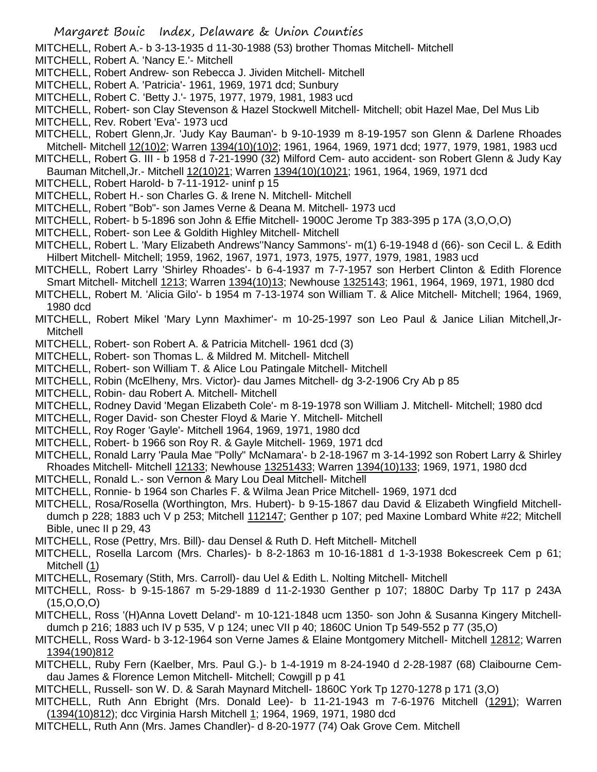MITCHELL, Robert A.- b 3-13-1935 d 11-30-1988 (53) brother Thomas Mitchell- Mitchell

MITCHELL, Robert A. 'Nancy E.'- Mitchell

MITCHELL, Robert Andrew- son Rebecca J. Jividen Mitchell- Mitchell

MITCHELL, Robert A. 'Patricia'- 1961, 1969, 1971 dcd; Sunbury

MITCHELL, Robert C. 'Betty J.'- 1975, 1977, 1979, 1981, 1983 ucd

MITCHELL, Robert- son Clay Stevenson & Hazel Stockwell Mitchell- Mitchell; obit Hazel Mae, Del Mus Lib

MITCHELL, Rev. Robert 'Eva'- 1973 ucd

MITCHELL, Robert Glenn,Jr. 'Judy Kay Bauman'- b 9-10-1939 m 8-19-1957 son Glenn & Darlene Rhoades Mitchell- Mitchell 12(10)2; Warren 1394(10)(10)2; 1961, 1964, 1969, 1971 dcd; 1977, 1979, 1981, 1983 ucd

MITCHELL, Robert G. III - b 1958 d 7-21-1990 (32) Milford Cem- auto accident- son Robert Glenn & Judy Kay Bauman Mitchell,Jr.- Mitchell 12(10)21; Warren 1394(10)(10)21; 1961, 1964, 1969, 1971 dcd

MITCHELL, Robert Harold- b 7-11-1912- uninf p 15

MITCHELL, Robert H.- son Charles G. & Irene N. Mitchell- Mitchell

MITCHELL, Robert "Bob"- son James Verne & Deana M. Mitchell- 1973 ucd

MITCHELL, Robert- b 5-1896 son John & Effie Mitchell- 1900C Jerome Tp 383-395 p 17A (3,O,O,O)

MITCHELL, Robert- son Lee & Goldith Highley Mitchell- Mitchell

MITCHELL, Robert L. 'Mary Elizabeth Andrews''Nancy Sammons'- m(1) 6-19-1948 d (66)- son Cecil L. & Edith Hilbert Mitchell- Mitchell; 1959, 1962, 1967, 1971, 1973, 1975, 1977, 1979, 1981, 1983 ucd

MITCHELL, Robert Larry 'Shirley Rhoades'- b 6-4-1937 m 7-7-1957 son Herbert Clinton & Edith Florence Smart Mitchell- Mitchell 1213; Warren 1394(10)13; Newhouse 1325143; 1961, 1964, 1969, 1971, 1980 dcd

MITCHELL, Robert M. 'Alicia Gilo'- b 1954 m 7-13-1974 son William T. & Alice Mitchell- Mitchell; 1964, 1969, 1980 dcd

MITCHELL, Robert Mikel 'Mary Lynn Maxhimer'- m 10-25-1997 son Leo Paul & Janice Lilian Mitchell,Jr- Mitchell

MITCHELL, Robert- son Robert A. & Patricia Mitchell- 1961 dcd (3)

MITCHELL, Robert- son Thomas L. & Mildred M. Mitchell- Mitchell

MITCHELL, Robert- son William T. & Alice Lou Patingale Mitchell- Mitchell

MITCHELL, Robin (McElheny, Mrs. Victor)- dau James Mitchell- dg 3-2-1906 Cry Ab p 85

MITCHELL, Robin- dau Robert A. Mitchell- Mitchell

MITCHELL, Rodney David 'Megan Elizabeth Cole'- m 8-19-1978 son William J. Mitchell- Mitchell; 1980 dcd

MITCHELL, Roger David- son Chester Floyd & Marie Y. Mitchell- Mitchell

MITCHELL, Roy Roger 'Gayle'- Mitchell 1964, 1969, 1971, 1980 dcd

MITCHELL, Robert- b 1966 son Roy R. & Gayle Mitchell- 1969, 1971 dcd

MITCHELL, Ronald Larry 'Paula Mae "Polly" McNamara'- b 2-18-1967 m 3-14-1992 son Robert Larry & Shirley Rhoades Mitchell- Mitchell 12133; Newhouse 13251433; Warren 1394(10)133; 1969, 1971, 1980 dcd

MITCHELL, Ronald L.- son Vernon & Mary Lou Deal Mitchell- Mitchell

MITCHELL, Ronnie- b 1964 son Charles F. & Wilma Jean Price Mitchell- 1969, 1971 dcd

MITCHELL, Rosa/Rosella (Worthington, Mrs. Hubert)- b 9-15-1867 dau David & Elizabeth Wingfield Mitchell- dumch p 228; 1883 uch V p 253; Mitchell 112147; Genther p 107; ped Maxine Lombard White #22; Mitchell Bible, unec II p 29, 43

MITCHELL, Rose (Pettry, Mrs. Bill)- dau Densel & Ruth D. Heft Mitchell- Mitchell

MITCHELL, Rosella Larcom (Mrs. Charles)- b 8-2-1863 m 10-16-1881 d 1-3-1938 Bokescreek Cem p 61; Mitchell (1)

MITCHELL, Rosemary (Stith, Mrs. Carroll)- dau Uel & Edith L. Nolting Mitchell- Mitchell

MITCHELL, Ross- b 9-15-1867 m 5-29-1889 d 11-2-1930 Genther p 107; 1880C Darby Tp 117 p 243A (15,O,O,O)

MITCHELL, Ross '(H)Anna Lovett Deland'- m 10-121-1848 ucm 1350- son John & Susanna Kingery Mitchell- dumch p 216; 1883 uch IV p 535, V p 124; unec VII p 40; 1860C Union Tp 549-552 p 77 (35,O)

MITCHELL, Ross Ward- b 3-12-1964 son Verne James & Elaine Montgomery Mitchell- Mitchell 12812; Warren 1394(190)812

MITCHELL, Ruby Fern (Kaelber, Mrs. Paul G.)- b 1-4-1919 m 8-24-1940 d 2-28-1987 (68) Claibourne Cem- dau James & Florence Lemon Mitchell- Mitchell; Cowgill p p 41

MITCHELL, Russell- son W. D. & Sarah Maynard Mitchell- 1860C York Tp 1270-1278 p 171 (3,O)

MITCHELL, Ruth Ann Ebright (Mrs. Donald Lee)- b 11-21-1943 m 7-6-1976 Mitchell (1291); Warren (1394(10)812); dcc Virginia Harsh Mitchell 1; 1964, 1969, 1971, 1980 dcd

MITCHELL, Ruth Ann (Mrs. James Chandler)- d 8-20-1977 (74) Oak Grove Cem. Mitchell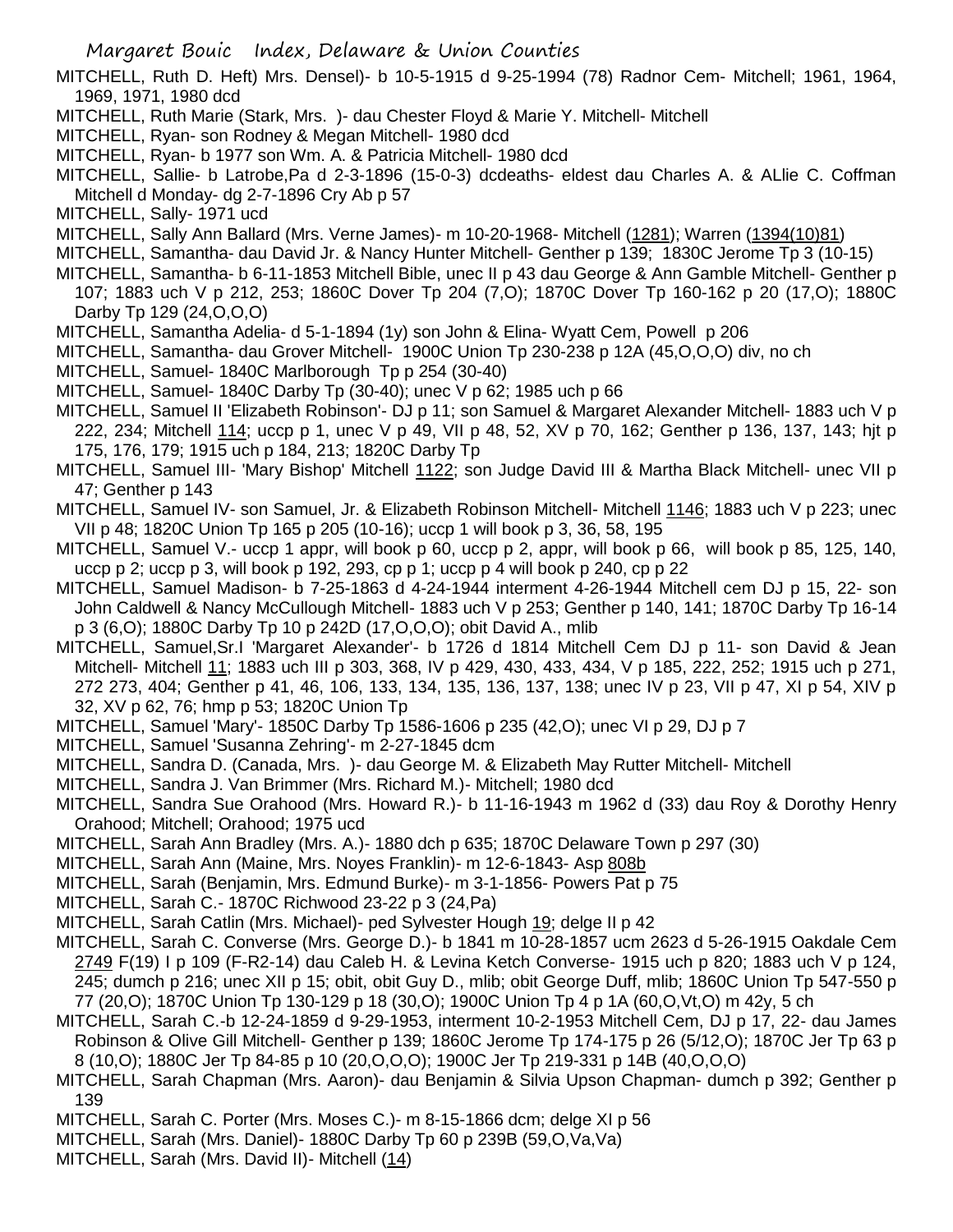MITCHELL, Ruth D. Heft) Mrs. Densel)- b 10-5-1915 d 9-25-1994 (78) Radnor Cem- Mitchell; 1961, 1964, 1969, 1971, 1980 dcd

MITCHELL, Ruth Marie (Stark, Mrs. )- dau Chester Floyd & Marie Y. Mitchell- Mitchell

MITCHELL, Ryan- son Rodney & Megan Mitchell- 1980 dcd

MITCHELL, Ryan- b 1977 son Wm. A. & Patricia Mitchell- 1980 dcd

MITCHELL, Sallie- b Latrobe,Pa d 2-3-1896 (15-0-3) dcdeaths- eldest dau Charles A. & ALlie C. Coffman Mitchell d Monday- dg 2-7-1896 Cry Ab p 57

MITCHELL, Sally- 1971 ucd

MITCHELL, Sally Ann Ballard (Mrs. Verne James)- m 10-20-1968- Mitchell (1281); Warren (1394(10)81)

MITCHELL, Samantha- dau David Jr. & Nancy Hunter Mitchell- Genther p 139; 1830C Jerome Tp 3 (10-15)

MITCHELL, Samantha- b 6-11-1853 Mitchell Bible, unec II p 43 dau George & Ann Gamble Mitchell- Genther p 107; 1883 uch V p 212, 253; 1860C Dover Tp 204 (7,O); 1870C Dover Tp 160-162 p 20 (17,O); 1880C Darby Tp 129 (24,O,O,O)

MITCHELL, Samantha Adelia- d 5-1-1894 (1y) son John & Elina- Wyatt Cem, Powell p 206

MITCHELL, Samantha- dau Grover Mitchell- 1900C Union Tp 230-238 p 12A (45,O,O,O) div, no ch

MITCHELL, Samuel- 1840C Marlborough Tp p 254 (30-40)

MITCHELL, Samuel- 1840C Darby Tp (30-40); unec V p 62; 1985 uch p 66

MITCHELL, Samuel II 'Elizabeth Robinson'- DJ p 11; son Samuel & Margaret Alexander Mitchell- 1883 uch V p 222, 234; Mitchell 114; uccp p 1, unec V p 49, VII p 48, 52, XV p 70, 162; Genther p 136, 137, 143; hjt p 175, 176, 179; 1915 uch p 184, 213; 1820C Darby Tp

MITCHELL, Samuel III- 'Mary Bishop' Mitchell 1122; son Judge David III & Martha Black Mitchell- unec VII p 47; Genther p 143

MITCHELL, Samuel IV- son Samuel, Jr. & Elizabeth Robinson Mitchell- Mitchell 1146; 1883 uch V p 223; unec VII p 48; 1820C Union Tp 165 p 205 (10-16); uccp 1 will book p 3, 36, 58, 195

MITCHELL, Samuel V.- uccp 1 appr, will book p 60, uccp p 2, appr, will book p 66, will book p 85, 125, 140, uccp p 2; uccp p 3, will book p 192, 293, cp p 1; uccp p 4 will book p 240, cp p 22

MITCHELL, Samuel Madison- b 7-25-1863 d 4-24-1944 interment 4-26-1944 Mitchell cem DJ p 15, 22- son John Caldwell & Nancy McCullough Mitchell- 1883 uch V p 253; Genther p 140, 141; 1870C Darby Tp 16-14 p 3 (6,O); 1880C Darby Tp 10 p 242D (17,O,O,O); obit David A., mlib

MITCHELL, Samuel,Sr.I 'Margaret Alexander'- b 1726 d 1814 Mitchell Cem DJ p 11- son David & Jean Mitchell- Mitchell 11; 1883 uch III p 303, 368, IV p 429, 430, 433, 434, V p 185, 222, 252; 1915 uch p 271, 272 273, 404; Genther p 41, 46, 106, 133, 134, 135, 136, 137, 138; unec IV p 23, VII p 47, XI p 54, XIV p 32, XV p 62, 76; hmp p 53; 1820C Union Tp

MITCHELL, Samuel 'Mary'- 1850C Darby Tp 1586-1606 p 235 (42,O); unec VI p 29, DJ p 7

MITCHELL, Samuel 'Susanna Zehring'- m 2-27-1845 dcm

MITCHELL, Sandra D. (Canada, Mrs. )- dau George M. & Elizabeth May Rutter Mitchell- Mitchell

MITCHELL, Sandra J. Van Brimmer (Mrs. Richard M.)- Mitchell; 1980 dcd

MITCHELL, Sandra Sue Orahood (Mrs. Howard R.)- b 11-16-1943 m 1962 d (33) dau Roy & Dorothy Henry Orahood; Mitchell; Orahood; 1975 ucd

MITCHELL, Sarah Ann Bradley (Mrs. A.)- 1880 dch p 635; 1870C Delaware Town p 297 (30)

MITCHELL, Sarah Ann (Maine, Mrs. Noyes Franklin)- m 12-6-1843- Asp 808b

MITCHELL, Sarah (Benjamin, Mrs. Edmund Burke)- m 3-1-1856- Powers Pat p 75

MITCHELL, Sarah C.- 1870C Richwood 23-22 p 3 (24,Pa)

MITCHELL, Sarah Catlin (Mrs. Michael)- ped Sylvester Hough 19; delge II p 42

MITCHELL, Sarah C. Converse (Mrs. George D.)- b 1841 m 10-28-1857 ucm 2623 d 5-26-1915 Oakdale Cem 2749 F(19) I p 109 (F-R2-14) dau Caleb H. & Levina Ketch Converse- 1915 uch p 820; 1883 uch V p 124, 245; dumch p 216; unec XII p 15; obit, obit Guy D., mlib; obit George Duff, mlib; 1860C Union Tp 547-550 p 77 (20,O); 1870C Union Tp 130-129 p 18 (30,O); 1900C Union Tp 4 p 1A (60,O,Vt,O) m 42y, 5 ch

MITCHELL, Sarah C.-b 12-24-1859 d 9-29-1953, interment 10-2-1953 Mitchell Cem, DJ p 17, 22- dau James Robinson & Olive Gill Mitchell- Genther p 139; 1860C Jerome Tp 174-175 p 26 (5/12,O); 1870C Jer Tp 63 p 8 (10,O); 1880C Jer Tp 84-85 p 10 (20,O,O,O); 1900C Jer Tp 219-331 p 14B (40,O,O,O)

MITCHELL, Sarah Chapman (Mrs. Aaron)- dau Benjamin & Silvia Upson Chapman- dumch p 392; Genther p 139

MITCHELL, Sarah C. Porter (Mrs. Moses C.)- m 8-15-1866 dcm; delge XI p 56

MITCHELL, Sarah (Mrs. Daniel)- 1880C Darby Tp 60 p 239B (59,O,Va,Va)

MITCHELL, Sarah (Mrs. David II)- Mitchell (14)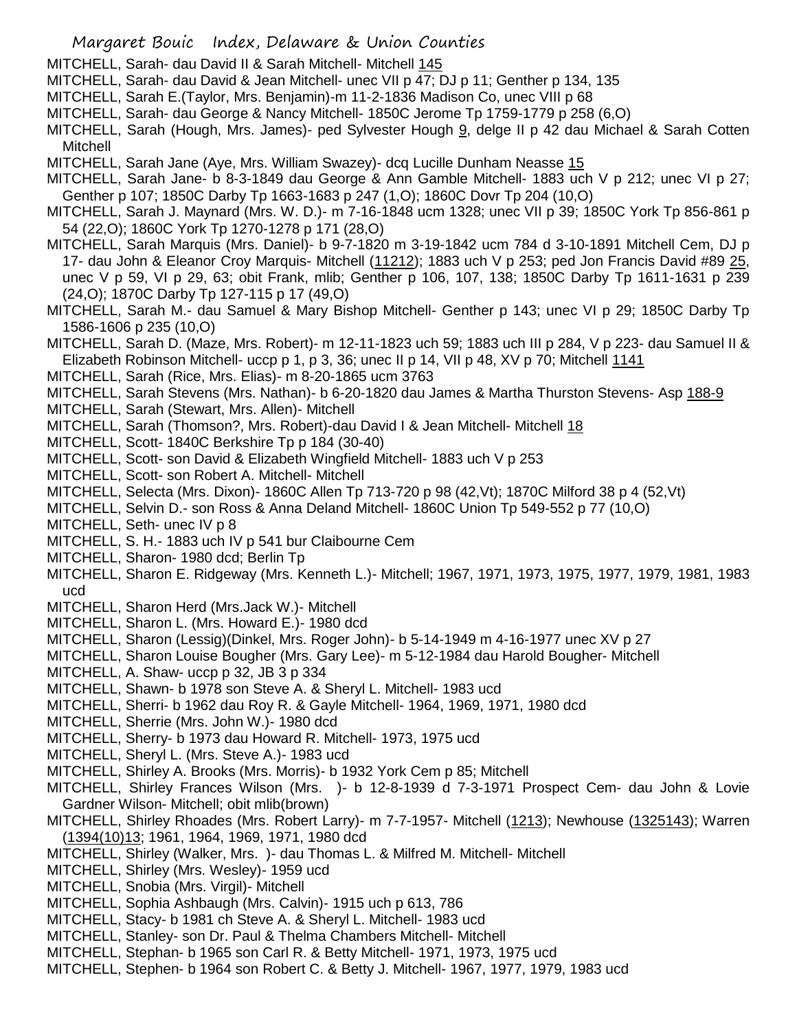MITCHELL, Sarah- dau David II & Sarah Mitchell- Mitchell 145

MITCHELL, Sarah- dau David & Jean Mitchell- unec VII p 47; DJ p 11; Genther p 134, 135

MITCHELL, Sarah E.(Taylor, Mrs. Benjamin)-m 11-2-1836 Madison Co, unec VIII p 68

MITCHELL, Sarah- dau George & Nancy Mitchell- 1850C Jerome Tp 1759-1779 p 258 (6,O)

MITCHELL, Sarah (Hough, Mrs. James)- ped Sylvester Hough 9, delge II p 42 dau Michael & Sarah Cotten Mitchell

MITCHELL, Sarah Jane (Aye, Mrs. William Swazey)- dcq Lucille Dunham Neasse 15

MITCHELL, Sarah Jane- b 8-3-1849 dau George & Ann Gamble Mitchell- 1883 uch V p 212; unec VI p 27; Genther p 107; 1850C Darby Tp 1663-1683 p 247 (1,O); 1860C Dovr Tp 204 (10,O)

MITCHELL, Sarah J. Maynard (Mrs. W. D.)- m 7-16-1848 ucm 1328; unec VII p 39; 1850C York Tp 856-861 p 54 (22,O); 1860C York Tp 1270-1278 p 171 (28,O)

MITCHELL, Sarah Marquis (Mrs. Daniel)- b 9-7-1820 m 3-19-1842 ucm 784 d 3-10-1891 Mitchell Cem, DJ p 17- dau John & Eleanor Croy Marquis- Mitchell (11212); 1883 uch V p 253; ped Jon Francis David #89 25, unec V p 59, VI p 29, 63; obit Frank, mlib; Genther p 106, 107, 138; 1850C Darby Tp 1611-1631 p 239 (24,O); 1870C Darby Tp 127-115 p 17 (49,O)

MITCHELL, Sarah M.- dau Samuel & Mary Bishop Mitchell- Genther p 143; unec VI p 29; 1850C Darby Tp 1586-1606 p 235 (10,O)

MITCHELL, Sarah D. (Maze, Mrs. Robert)- m 12-11-1823 uch 59; 1883 uch III p 284, V p 223- dau Samuel II & Elizabeth Robinson Mitchell- uccp p 1, p 3, 36; unec II p 14, VII p 48, XV p 70; Mitchell 1141

MITCHELL, Sarah (Rice, Mrs. Elias)- m 8-20-1865 ucm 3763

MITCHELL, Sarah Stevens (Mrs. Nathan)- b 6-20-1820 dau James & Martha Thurston Stevens- Asp 188-9

MITCHELL, Sarah (Stewart, Mrs. Allen)- Mitchell

MITCHELL, Sarah (Thomson?, Mrs. Robert)-dau David I & Jean Mitchell- Mitchell 18

MITCHELL, Scott- 1840C Berkshire Tp p 184 (30-40)

MITCHELL, Scott- son David & Elizabeth Wingfield Mitchell- 1883 uch V p 253

MITCHELL, Scott- son Robert A. Mitchell- Mitchell

MITCHELL, Selecta (Mrs. Dixon)- 1860C Allen Tp 713-720 p 98 (42,Vt); 1870C Milford 38 p 4 (52,Vt)

MITCHELL, Selvin D.- son Ross & Anna Deland Mitchell- 1860C Union Tp 549-552 p 77 (10,O)

MITCHELL, Seth- unec IV p 8

MITCHELL, S. H.- 1883 uch IV p 541 bur Claibourne Cem

MITCHELL, Sharon- 1980 dcd; Berlin Tp

MITCHELL, Sharon E. Ridgeway (Mrs. Kenneth L.)- Mitchell; 1967, 1971, 1973, 1975, 1977, 1979, 1981, 1983 ucd

MITCHELL, Sharon Herd (Mrs.Jack W.)- Mitchell

MITCHELL, Sharon L. (Mrs. Howard E.)- 1980 dcd

MITCHELL, Sharon (Lessig)(Dinkel, Mrs. Roger John)- b 5-14-1949 m 4-16-1977 unec XV p 27

MITCHELL, Sharon Louise Bougher (Mrs. Gary Lee)- m 5-12-1984 dau Harold Bougher- Mitchell

MITCHELL, A. Shaw- uccp p 32, JB 3 p 334

MITCHELL, Shawn- b 1978 son Steve A. & Sheryl L. Mitchell- 1983 ucd

MITCHELL, Sherri- b 1962 dau Roy R. & Gayle Mitchell- 1964, 1969, 1971, 1980 dcd

MITCHELL, Sherrie (Mrs. John W.)- 1980 dcd

MITCHELL, Sherry- b 1973 dau Howard R. Mitchell- 1973, 1975 ucd

MITCHELL, Sheryl L. (Mrs. Steve A.)- 1983 ucd

MITCHELL, Shirley A. Brooks (Mrs. Morris)- b 1932 York Cem p 85; Mitchell

MITCHELL, Shirley Frances Wilson (Mrs. )- b 12-8-1939 d 7-3-1971 Prospect Cem- dau John & Lovie Gardner Wilson- Mitchell; obit mlib(brown)

MITCHELL, Shirley Rhoades (Mrs. Robert Larry)- m 7-7-1957- Mitchell (1213); Newhouse (1325143); Warren (1394(10)13; 1961, 1964, 1969, 1971, 1980 dcd

MITCHELL, Shirley (Walker, Mrs. )- dau Thomas L. & Milfred M. Mitchell- Mitchell

MITCHELL, Shirley (Mrs. Wesley)- 1959 ucd

MITCHELL, Snobia (Mrs. Virgil)- Mitchell

MITCHELL, Sophia Ashbaugh (Mrs. Calvin)- 1915 uch p 613, 786

MITCHELL, Stacy- b 1981 ch Steve A. & Sheryl L. Mitchell- 1983 ucd

MITCHELL, Stanley- son Dr. Paul & Thelma Chambers Mitchell- Mitchell

MITCHELL, Stephan- b 1965 son Carl R. & Betty Mitchell- 1971, 1973, 1975 ucd

MITCHELL, Stephen- b 1964 son Robert C. & Betty J. Mitchell- 1967, 1977, 1979, 1983 ucd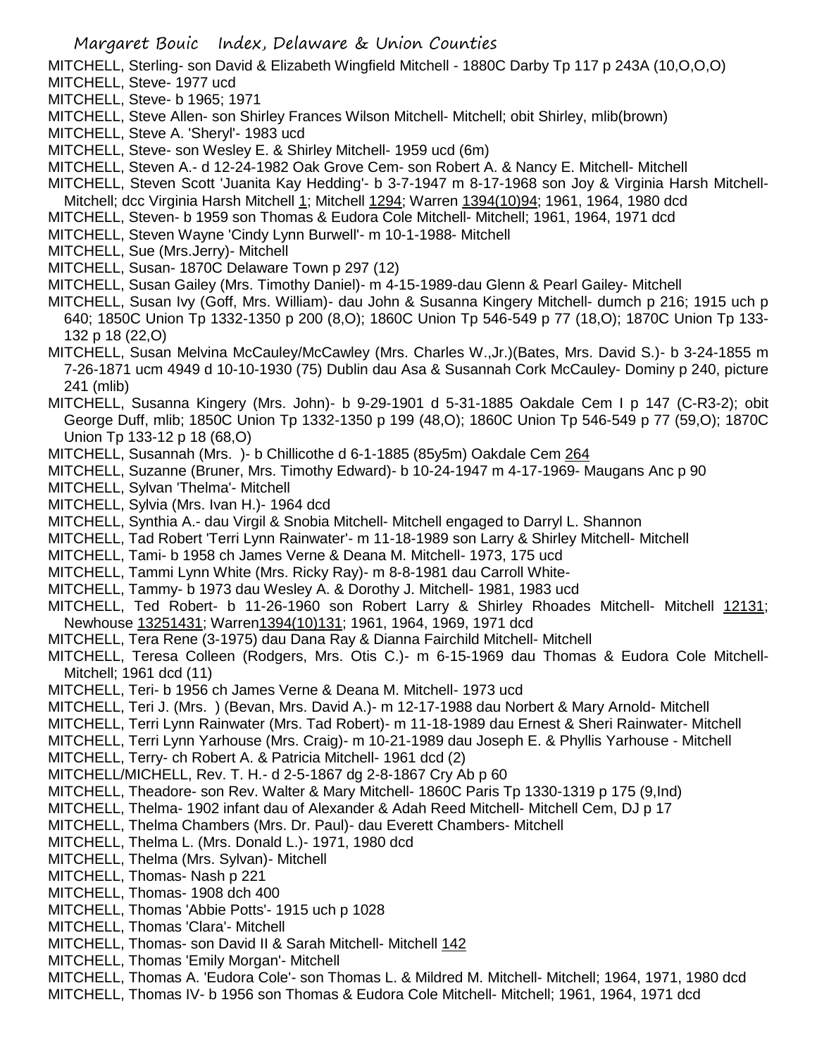MITCHELL, Sterling- son David & Elizabeth Wingfield Mitchell - 1880C Darby Tp 117 p 243A (10,O,O,O)

MITCHELL, Steve- 1977 ucd

MITCHELL, Steve- b 1965; 1971

MITCHELL, Steve Allen- son Shirley Frances Wilson Mitchell- Mitchell; obit Shirley, mlib(brown)

MITCHELL, Steve A. 'Sheryl'- 1983 ucd

MITCHELL, Steve- son Wesley E. & Shirley Mitchell- 1959 ucd (6m)

MITCHELL, Steven A.- d 12-24-1982 Oak Grove Cem- son Robert A. & Nancy E. Mitchell- Mitchell

MITCHELL, Steven Scott 'Juanita Kay Hedding'- b 3-7-1947 m 8-17-1968 son Joy & Virginia Harsh Mitchell- Mitchell; dcc Virginia Harsh Mitchell 1; Mitchell 1294; Warren 1394(10)94; 1961, 1964, 1980 dcd

MITCHELL, Steven- b 1959 son Thomas & Eudora Cole Mitchell- Mitchell; 1961, 1964, 1971 dcd

MITCHELL, Steven Wayne 'Cindy Lynn Burwell'- m 10-1-1988- Mitchell

MITCHELL, Sue (Mrs.Jerry)- Mitchell

MITCHELL, Susan- 1870C Delaware Town p 297 (12)

MITCHELL, Susan Gailey (Mrs. Timothy Daniel)- m 4-15-1989-dau Glenn & Pearl Gailey- Mitchell

MITCHELL, Susan Ivy (Goff, Mrs. William)- dau John & Susanna Kingery Mitchell- dumch p 216; 1915 uch p 640; 1850C Union Tp 1332-1350 p 200 (8,O); 1860C Union Tp 546-549 p 77 (18,O); 1870C Union Tp 133-132 p 18 (22,O)

MITCHELL, Susan Melvina McCauley/McCawley (Mrs. Charles W.,Jr.)(Bates, Mrs. David S.)- b 3-24-1855 m 7-26-1871 ucm 4949 d 10-10-1930 (75) Dublin dau Asa & Susannah Cork McCauley- Dominy p 240, picture 241 (mlib)

MITCHELL, Susanna Kingery (Mrs. John)- b 9-29-1901 d 5-31-1885 Oakdale Cem I p 147 (C-R3-2); obit George Duff, mlib; 1850C Union Tp 1332-1350 p 199 (48,O); 1860C Union Tp 546-549 p 77 (59,O); 1870C Union Tp 133-12 p 18 (68,O)

MITCHELL, Susannah (Mrs. )- b Chillicothe d 6-1-1885 (85y5m) Oakdale Cem 264

MITCHELL, Suzanne (Bruner, Mrs. Timothy Edward)- b 10-24-1947 m 4-17-1969- Maugans Anc p 90

MITCHELL, Sylvan 'Thelma'- Mitchell

MITCHELL, Sylvia (Mrs. Ivan H.)- 1964 dcd

MITCHELL, Synthia A.- dau Virgil & Snobia Mitchell- Mitchell engaged to Darryl L. Shannon

MITCHELL, Tad Robert 'Terri Lynn Rainwater'- m 11-18-1989 son Larry & Shirley Mitchell- Mitchell

MITCHELL, Tami- b 1958 ch James Verne & Deana M. Mitchell- 1973, 175 ucd

MITCHELL, Tammi Lynn White (Mrs. Ricky Ray)- m 8-8-1981 dau Carroll White-

MITCHELL, Tammy- b 1973 dau Wesley A. & Dorothy J. Mitchell- 1981, 1983 ucd

MITCHELL, Ted Robert- b 11-26-1960 son Robert Larry & Shirley Rhoades Mitchell- Mitchell 12131; Newhouse 13251431; Warren1394(10)131; 1961, 1964, 1969, 1971 dcd

MITCHELL, Tera Rene (3-1975) dau Dana Ray & Dianna Fairchild Mitchell- Mitchell

MITCHELL, Teresa Colleen (Rodgers, Mrs. Otis C.)- m 6-15-1969 dau Thomas & Eudora Cole Mitchell- Mitchell; 1961 dcd (11)

MITCHELL, Teri- b 1956 ch James Verne & Deana M. Mitchell- 1973 ucd

MITCHELL, Teri J. (Mrs. ) (Bevan, Mrs. David A.)- m 12-17-1988 dau Norbert & Mary Arnold- Mitchell

MITCHELL, Terri Lynn Rainwater (Mrs. Tad Robert)- m 11-18-1989 dau Ernest & Sheri Rainwater- Mitchell

MITCHELL, Terri Lynn Yarhouse (Mrs. Craig)- m 10-21-1989 dau Joseph E. & Phyllis Yarhouse - Mitchell

MITCHELL, Terry- ch Robert A. & Patricia Mitchell- 1961 dcd (2)

MITCHELL/MICHELL, Rev. T. H.- d 2-5-1867 dg 2-8-1867 Cry Ab p 60

MITCHELL, Theadore- son Rev. Walter & Mary Mitchell- 1860C Paris Tp 1330-1319 p 175 (9,Ind)

MITCHELL, Thelma- 1902 infant dau of Alexander & Adah Reed Mitchell- Mitchell Cem, DJ p 17

MITCHELL, Thelma Chambers (Mrs. Dr. Paul)- dau Everett Chambers- Mitchell

MITCHELL, Thelma L. (Mrs. Donald L.)- 1971, 1980 dcd

MITCHELL, Thelma (Mrs. Sylvan)- Mitchell

MITCHELL, Thomas- Nash p 221

MITCHELL, Thomas- 1908 dch 400

MITCHELL, Thomas 'Abbie Potts'- 1915 uch p 1028

MITCHELL, Thomas 'Clara'- Mitchell

MITCHELL, Thomas- son David II & Sarah Mitchell- Mitchell 142

MITCHELL, Thomas 'Emily Morgan'- Mitchell

MITCHELL, Thomas A. 'Eudora Cole'- son Thomas L. & Mildred M. Mitchell- Mitchell; 1964, 1971, 1980 dcd

MITCHELL, Thomas IV- b 1956 son Thomas & Eudora Cole Mitchell- Mitchell; 1961, 1964, 1971 dcd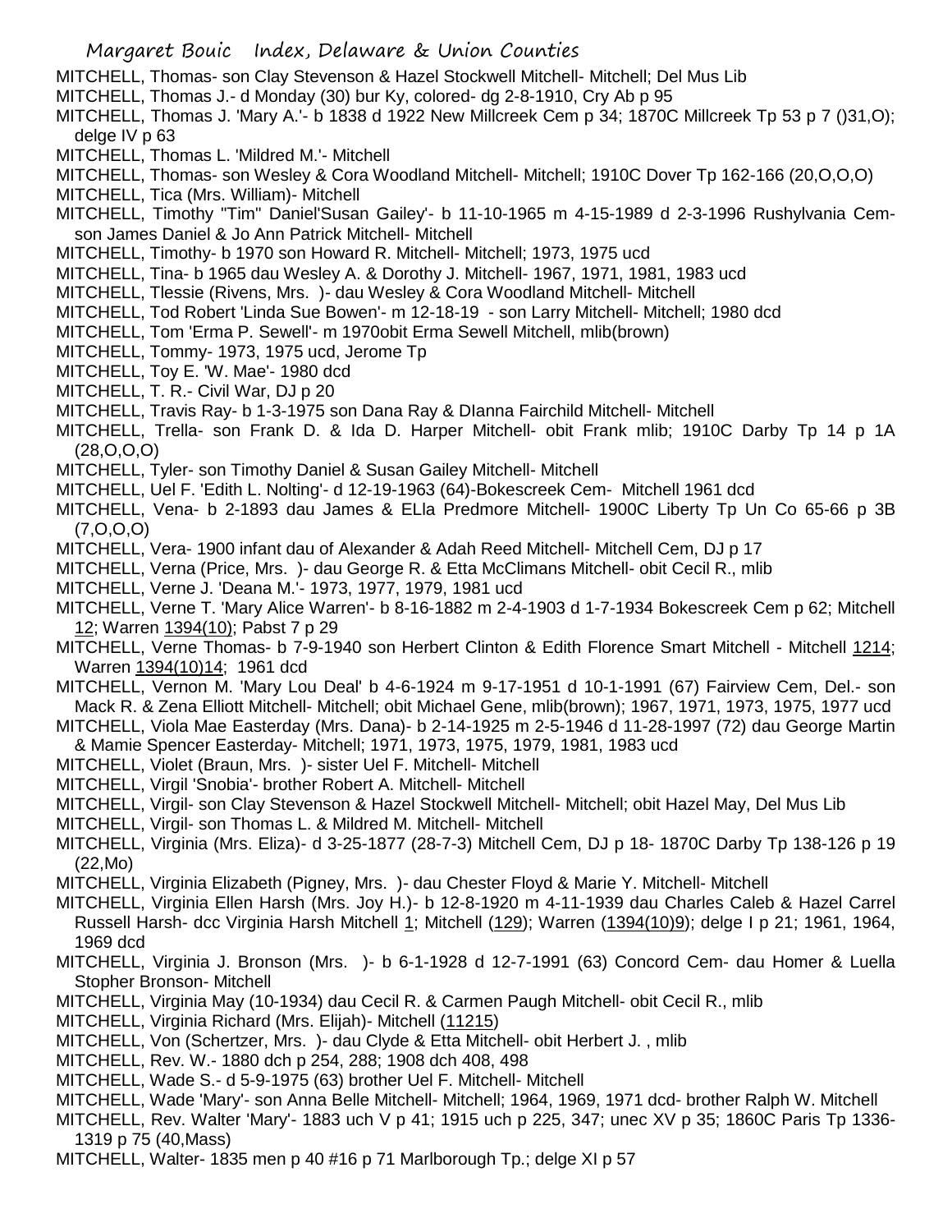MITCHELL, Thomas- son Clay Stevenson & Hazel Stockwell Mitchell- Mitchell; Del Mus Lib

MITCHELL, Thomas J.- d Monday (30) bur Ky, colored- dg 2-8-1910, Cry Ab p 95

MITCHELL, Thomas J. 'Mary A.'- b 1838 d 1922 New Millcreek Cem p 34; 1870C Millcreek Tp 53 p 7 ()31,O); delge IV p 63

MITCHELL, Thomas L. 'Mildred M.'- Mitchell

MITCHELL, Thomas- son Wesley & Cora Woodland Mitchell- Mitchell; 1910C Dover Tp 162-166 (20,O,O,O)

MITCHELL, Tica (Mrs. William)- Mitchell

MITCHELL, Timothy "Tim" Daniel'Susan Gailey'- b 11-10-1965 m 4-15-1989 d 2-3-1996 Rushylvania Cem- son James Daniel & Jo Ann Patrick Mitchell- Mitchell

MITCHELL, Timothy- b 1970 son Howard R. Mitchell- Mitchell; 1973, 1975 ucd

MITCHELL, Tina- b 1965 dau Wesley A. & Dorothy J. Mitchell- 1967, 1971, 1981, 1983 ucd

MITCHELL, Tlessie (Rivens, Mrs. )- dau Wesley & Cora Woodland Mitchell- Mitchell

MITCHELL, Tod Robert 'Linda Sue Bowen'- m 12-18-19 - son Larry Mitchell- Mitchell; 1980 dcd

MITCHELL, Tom 'Erma P. Sewell'- m 1970obit Erma Sewell Mitchell, mlib(brown)

MITCHELL, Tommy- 1973, 1975 ucd, Jerome Tp

MITCHELL, Toy E. 'W. Mae'- 1980 dcd

MITCHELL, T. R.- Civil War, DJ p 20

MITCHELL, Travis Ray- b 1-3-1975 son Dana Ray & DIanna Fairchild Mitchell- Mitchell

MITCHELL, Trella- son Frank D. & Ida D. Harper Mitchell- obit Frank mlib; 1910C Darby Tp 14 p 1A (28,O,O,O)

MITCHELL, Tyler- son Timothy Daniel & Susan Gailey Mitchell- Mitchell

MITCHELL, Uel F. 'Edith L. Nolting'- d 12-19-1963 (64)-Bokescreek Cem- Mitchell 1961 dcd

MITCHELL, Vena- b 2-1893 dau James & ELla Predmore Mitchell- 1900C Liberty Tp Un Co 65-66 p 3B (7,O,O,O)

MITCHELL, Vera- 1900 infant dau of Alexander & Adah Reed Mitchell- Mitchell Cem, DJ p 17

MITCHELL, Verna (Price, Mrs. )- dau George R. & Etta McClimans Mitchell- obit Cecil R., mlib

MITCHELL, Verne J. 'Deana M.'- 1973, 1977, 1979, 1981 ucd

MITCHELL, Verne T. 'Mary Alice Warren'- b 8-16-1882 m 2-4-1903 d 1-7-1934 Bokescreek Cem p 62; Mitchell 12; Warren 1394(10); Pabst 7 p 29

MITCHELL, Verne Thomas- b 7-9-1940 son Herbert Clinton & Edith Florence Smart Mitchell - Mitchell 1214; Warren 1394(10)14; 1961 dcd

MITCHELL, Vernon M. 'Mary Lou Deal' b 4-6-1924 m 9-17-1951 d 10-1-1991 (67) Fairview Cem, Del.- son Mack R. & Zena Elliott Mitchell- Mitchell; obit Michael Gene, mlib(brown); 1967, 1971, 1973, 1975, 1977 ucd

MITCHELL, Viola Mae Easterday (Mrs. Dana)- b 2-14-1925 m 2-5-1946 d 11-28-1997 (72) dau George Martin & Mamie Spencer Easterday- Mitchell; 1971, 1973, 1975, 1979, 1981, 1983 ucd

MITCHELL, Violet (Braun, Mrs. )- sister Uel F. Mitchell- Mitchell

MITCHELL, Virgil 'Snobia'- brother Robert A. Mitchell- Mitchell

MITCHELL, Virgil- son Clay Stevenson & Hazel Stockwell Mitchell- Mitchell; obit Hazel May, Del Mus Lib

MITCHELL, Virgil- son Thomas L. & Mildred M. Mitchell- Mitchell

MITCHELL, Virginia (Mrs. Eliza)- d 3-25-1877 (28-7-3) Mitchell Cem, DJ p 18- 1870C Darby Tp 138-126 p 19 (22,Mo)

MITCHELL, Virginia Elizabeth (Pigney, Mrs. )- dau Chester Floyd & Marie Y. Mitchell- Mitchell

MITCHELL, Virginia Ellen Harsh (Mrs. Joy H.)- b 12-8-1920 m 4-11-1939 dau Charles Caleb & Hazel Carrel Russell Harsh- dcc Virginia Harsh Mitchell 1; Mitchell (129); Warren (1394(10)9); delge I p 21; 1961, 1964, 1969 dcd

MITCHELL, Virginia J. Bronson (Mrs. )- b 6-1-1928 d 12-7-1991 (63) Concord Cem- dau Homer & Luella Stopher Bronson- Mitchell

MITCHELL, Virginia May (10-1934) dau Cecil R. & Carmen Paugh Mitchell- obit Cecil R., mlib

MITCHELL, Virginia Richard (Mrs. Elijah)- Mitchell (11215)

MITCHELL, Von (Schertzer, Mrs. )- dau Clyde & Etta Mitchell- obit Herbert J. , mlib

MITCHELL, Rev. W.- 1880 dch p 254, 288; 1908 dch 408, 498

MITCHELL, Wade S.- d 5-9-1975 (63) brother Uel F. Mitchell- Mitchell

MITCHELL, Wade 'Mary'- son Anna Belle Mitchell- Mitchell; 1964, 1969, 1971 dcd- brother Ralph W. Mitchell

MITCHELL, Rev. Walter 'Mary'- 1883 uch V p 41; 1915 uch p 225, 347; unec XV p 35; 1860C Paris Tp 1336-1319 p 75 (40,Mass)

MITCHELL, Walter- 1835 men p 40 #16 p 71 Marlborough Tp.; delge XI p 57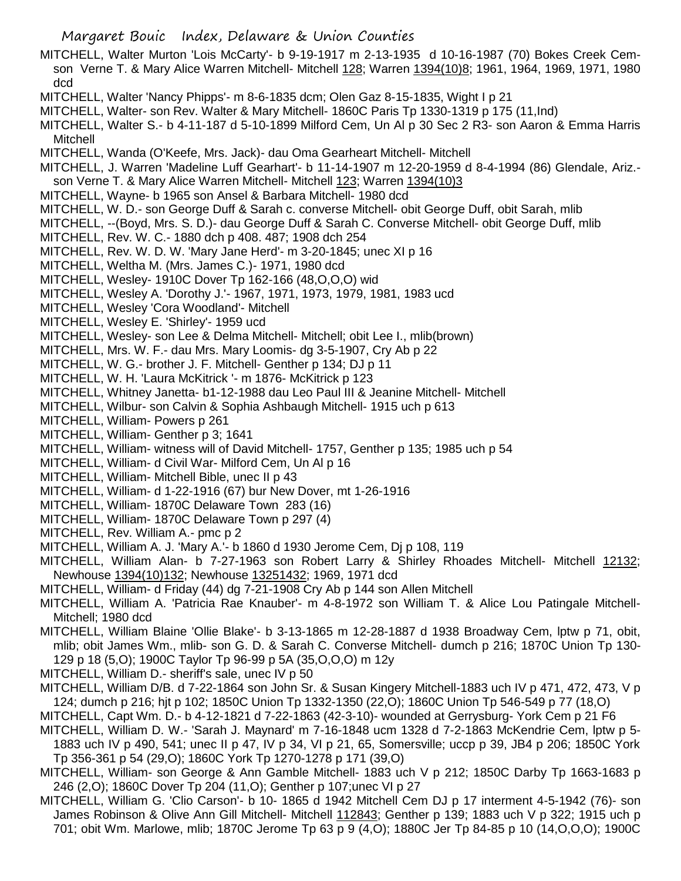MITCHELL, Walter Murton 'Lois McCarty'- b 9-19-1917 m 2-13-1935 d 10-16-1987 (70) Bokes Creek Cem- son Verne T. & Mary Alice Warren Mitchell- Mitchell 128; Warren 1394(10)8; 1961, 1964, 1969, 1971, 1980 dcd

MITCHELL, Walter 'Nancy Phipps'- m 8-6-1835 dcm; Olen Gaz 8-15-1835, Wight I p 21

MITCHELL, Walter- son Rev. Walter & Mary Mitchell- 1860C Paris Tp 1330-1319 p 175 (11,Ind)

MITCHELL, Walter S.- b 4-11-187 d 5-10-1899 Milford Cem, Un Al p 30 Sec 2 R3- son Aaron & Emma Harris Mitchell

MITCHELL, Wanda (O'Keefe, Mrs. Jack)- dau Oma Gearheart Mitchell- Mitchell

MITCHELL, J. Warren 'Madeline Luff Gearhart'- b 11-14-1907 m 12-20-1959 d 8-4-1994 (86) Glendale, Ariz.- son Verne T. & Mary Alice Warren Mitchell- Mitchell 123; Warren 1394(10)3

MITCHELL, Wayne- b 1965 son Ansel & Barbara Mitchell- 1980 dcd

MITCHELL, W. D.- son George Duff & Sarah c. converse Mitchell- obit George Duff, obit Sarah, mlib

MITCHELL, --(Boyd, Mrs. S. D.)- dau George Duff & Sarah C. Converse Mitchell- obit George Duff, mlib

MITCHELL, Rev. W. C.- 1880 dch p 408. 487; 1908 dch 254

MITCHELL, Rev. W. D. W. 'Mary Jane Herd'- m 3-20-1845; unec XI p 16

MITCHELL, Weltha M. (Mrs. James C.)- 1971, 1980 dcd

MITCHELL, Wesley- 1910C Dover Tp 162-166 (48,O,O,O) wid

MITCHELL, Wesley A. 'Dorothy J.'- 1967, 1971, 1973, 1979, 1981, 1983 ucd

MITCHELL, Wesley 'Cora Woodland'- Mitchell

MITCHELL, Wesley E. 'Shirley'- 1959 ucd

MITCHELL, Wesley- son Lee & Delma Mitchell- Mitchell; obit Lee I., mlib(brown)

MITCHELL, Mrs. W. F.- dau Mrs. Mary Loomis- dg 3-5-1907, Cry Ab p 22

MITCHELL, W. G.- brother J. F. Mitchell- Genther p 134; DJ p 11

MITCHELL, W. H. 'Laura McKitrick '- m 1876- McKitrick p 123

MITCHELL, Whitney Janetta- b1-12-1988 dau Leo Paul III & Jeanine Mitchell- Mitchell

MITCHELL, Wilbur- son Calvin & Sophia Ashbaugh Mitchell- 1915 uch p 613

MITCHELL, William- Powers p 261

MITCHELL, William- Genther p 3; 1641

MITCHELL, William- witness will of David Mitchell- 1757, Genther p 135; 1985 uch p 54

MITCHELL, William- d Civil War- Milford Cem, Un Al p 16

MITCHELL, William- Mitchell Bible, unec II p 43

MITCHELL, William- d 1-22-1916 (67) bur New Dover, mt 1-26-1916

MITCHELL, William- 1870C Delaware Town 283 (16)

MITCHELL, William- 1870C Delaware Town p 297 (4)

MITCHELL, Rev. William A.- pmc p 2

MITCHELL, William A. J. 'Mary A.'- b 1860 d 1930 Jerome Cem, Dj p 108, 119

MITCHELL, William Alan- b 7-27-1963 son Robert Larry & Shirley Rhoades Mitchell- Mitchell 12132; Newhouse 1394(10)132; Newhouse 13251432; 1969, 1971 dcd

MITCHELL, William- d Friday (44) dg 7-21-1908 Cry Ab p 144 son Allen Mitchell

MITCHELL, William A. 'Patricia Rae Knauber'- m 4-8-1972 son William T. & Alice Lou Patingale Mitchell- Mitchell; 1980 dcd

MITCHELL, William Blaine 'Ollie Blake'- b 3-13-1865 m 12-28-1887 d 1938 Broadway Cem, lptw p 71, obit, mlib; obit James Wm., mlib- son G. D. & Sarah C. Converse Mitchell- dumch p 216; 1870C Union Tp 130-129 p 18 (5,O); 1900C Taylor Tp 96-99 p 5A (35,O,O,O) m 12y

MITCHELL, William D.- sheriff's sale, unec IV p 50

MITCHELL, William D/B. d 7-22-1864 son John Sr. & Susan Kingery Mitchell-1883 uch IV p 471, 472, 473, V p 124; dumch p 216; hjt p 102; 1850C Union Tp 1332-1350 (22,O); 1860C Union Tp 546-549 p 77 (18,O)

MITCHELL, Capt Wm. D.- b 4-12-1821 d 7-22-1863 (42-3-10)- wounded at Gerrysburg- York Cem p 21 F6

MITCHELL, William D. W.- 'Sarah J. Maynard' m 7-16-1848 ucm 1328 d 7-2-1863 McKendrie Cem, lptw p 5- 1883 uch IV p 490, 541; unec II p 47, IV p 34, VI p 21, 65, Somersville; uccp p 39, JB4 p 206; 1850C York Tp 356-361 p 54 (29,O); 1860C York Tp 1270-1278 p 171 (39,O)

MITCHELL, William- son George & Ann Gamble Mitchell- 1883 uch V p 212; 1850C Darby Tp 1663-1683 p 246 (2,O); 1860C Dover Tp 204 (11,O); Genther p 107;unec VI p 27

MITCHELL, William G. 'Clio Carson'- b 10- 1865 d 1942 Mitchell Cem DJ p 17 interment 4-5-1942 (76)- son James Robinson & Olive Ann Gill Mitchell- Mitchell 112843; Genther p 139; 1883 uch V p 322; 1915 uch p 701; obit Wm. Marlowe, mlib; 1870C Jerome Tp 63 p 9 (4,O); 1880C Jer Tp 84-85 p 10 (14,O,O,O); 1900C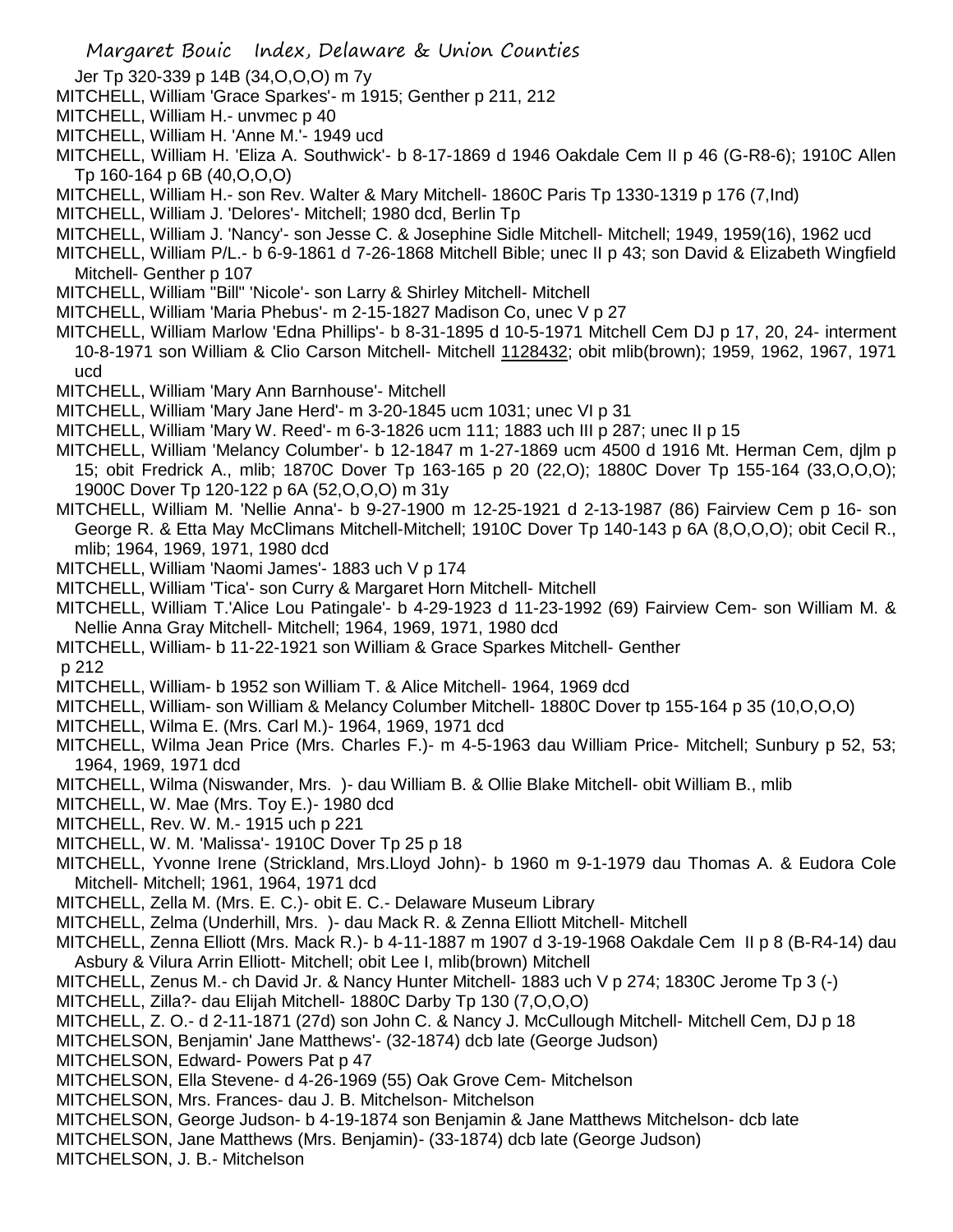Jer Tp 320-339 p 14B (34,O,O,O) m 7y

MITCHELL, William 'Grace Sparkes'- m 1915; Genther p 211, 212

MITCHELL, William H.- unvmec p 40

MITCHELL, William H. 'Anne M.'- 1949 ucd

MITCHELL, William H. 'Eliza A. Southwick'- b 8-17-1869 d 1946 Oakdale Cem II p 46 (G-R8-6); 1910C Allen Tp 160-164 p 6B (40,O,O,O)

MITCHELL, William H.- son Rev. Walter & Mary Mitchell- 1860C Paris Tp 1330-1319 p 176 (7,Ind)

MITCHELL, William J. 'Delores'- Mitchell; 1980 dcd, Berlin Tp

MITCHELL, William J. 'Nancy'- son Jesse C. & Josephine Sidle Mitchell- Mitchell; 1949, 1959(16), 1962 ucd

MITCHELL, William P/L.- b 6-9-1861 d 7-26-1868 Mitchell Bible; unec II p 43; son David & Elizabeth Wingfield Mitchell- Genther p 107

MITCHELL, William "Bill" 'Nicole'- son Larry & Shirley Mitchell- Mitchell

MITCHELL, William 'Maria Phebus'- m 2-15-1827 Madison Co, unec V p 27

MITCHELL, William Marlow 'Edna Phillips'- b 8-31-1895 d 10-5-1971 Mitchell Cem DJ p 17, 20, 24- interment 10-8-1971 son William & Clio Carson Mitchell- Mitchell 1128432; obit mlib(brown); 1959, 1962, 1967, 1971 ucd

MITCHELL, William 'Mary Ann Barnhouse'- Mitchell

MITCHELL, William 'Mary Jane Herd'- m 3-20-1845 ucm 1031; unec VI p 31

MITCHELL, William 'Mary W. Reed'- m 6-3-1826 ucm 111; 1883 uch III p 287; unec II p 15

MITCHELL, William 'Melancy Columber'- b 12-1847 m 1-27-1869 ucm 4500 d 1916 Mt. Herman Cem, djlm p 15; obit Fredrick A., mlib; 1870C Dover Tp 163-165 p 20 (22,O); 1880C Dover Tp 155-164 (33,O,O,O); 1900C Dover Tp 120-122 p 6A (52,O,O,O) m 31y

MITCHELL, William M. 'Nellie Anna'- b 9-27-1900 m 12-25-1921 d 2-13-1987 (86) Fairview Cem p 16- son George R. & Etta May McClimans Mitchell-Mitchell; 1910C Dover Tp 140-143 p 6A (8,O,O,O); obit Cecil R., mlib; 1964, 1969, 1971, 1980 dcd

MITCHELL, William 'Naomi James'- 1883 uch V p 174

MITCHELL, William 'Tica'- son Curry & Margaret Horn Mitchell- Mitchell

MITCHELL, William T.'Alice Lou Patingale'- b 4-29-1923 d 11-23-1992 (69) Fairview Cem- son William M. & Nellie Anna Gray Mitchell- Mitchell; 1964, 1969, 1971, 1980 dcd

MITCHELL, William- b 11-22-1921 son William & Grace Sparkes Mitchell- Genther p 212

MITCHELL, William- b 1952 son William T. & Alice Mitchell- 1964, 1969 dcd

MITCHELL, William- son William & Melancy Columber Mitchell- 1880C Dover tp 155-164 p 35 (10,O,O,O)

MITCHELL, Wilma E. (Mrs. Carl M.)- 1964, 1969, 1971 dcd

MITCHELL, Wilma Jean Price (Mrs. Charles F.)- m 4-5-1963 dau William Price- Mitchell; Sunbury p 52, 53; 1964, 1969, 1971 dcd

MITCHELL, Wilma (Niswander, Mrs. )- dau William B. & Ollie Blake Mitchell- obit William B., mlib

MITCHELL, W. Mae (Mrs. Toy E.)- 1980 dcd

MITCHELL, Rev. W. M.- 1915 uch p 221

MITCHELL, W. M. 'Malissa'- 1910C Dover Tp 25 p 18

MITCHELL, Yvonne Irene (Strickland, Mrs.Lloyd John)- b 1960 m 9-1-1979 dau Thomas A. & Eudora Cole Mitchell- Mitchell; 1961, 1964, 1971 dcd

MITCHELL, Zella M. (Mrs. E. C.)- obit E. C.- Delaware Museum Library

MITCHELL, Zelma (Underhill, Mrs. )- dau Mack R. & Zenna Elliott Mitchell- Mitchell

MITCHELL, Zenna Elliott (Mrs. Mack R.)- b 4-11-1887 m 1907 d 3-19-1968 Oakdale Cem II p 8 (B-R4-14) dau Asbury & Vilura Arrin Elliott- Mitchell; obit Lee I, mlib(brown) Mitchell

MITCHELL, Zenus M.- ch David Jr. & Nancy Hunter Mitchell- 1883 uch V p 274; 1830C Jerome Tp 3 (-)

MITCHELL, Zilla?- dau Elijah Mitchell- 1880C Darby Tp 130 (7,O,O,O)

MITCHELL, Z. O.- d 2-11-1871 (27d) son John C. & Nancy J. McCullough Mitchell- Mitchell Cem, DJ p 18

MITCHELSON, Benjamin' Jane Matthews'- (32-1874) dcb late (George Judson)

MITCHELSON, Edward- Powers Pat p 47

MITCHELSON, Ella Stevene- d 4-26-1969 (55) Oak Grove Cem- Mitchelson

MITCHELSON, Mrs. Frances- dau J. B. Mitchelson- Mitchelson

MITCHELSON, George Judson- b 4-19-1874 son Benjamin & Jane Matthews Mitchelson- dcb late

MITCHELSON, Jane Matthews (Mrs. Benjamin)- (33-1874) dcb late (George Judson)

MITCHELSON, J. B.- Mitchelson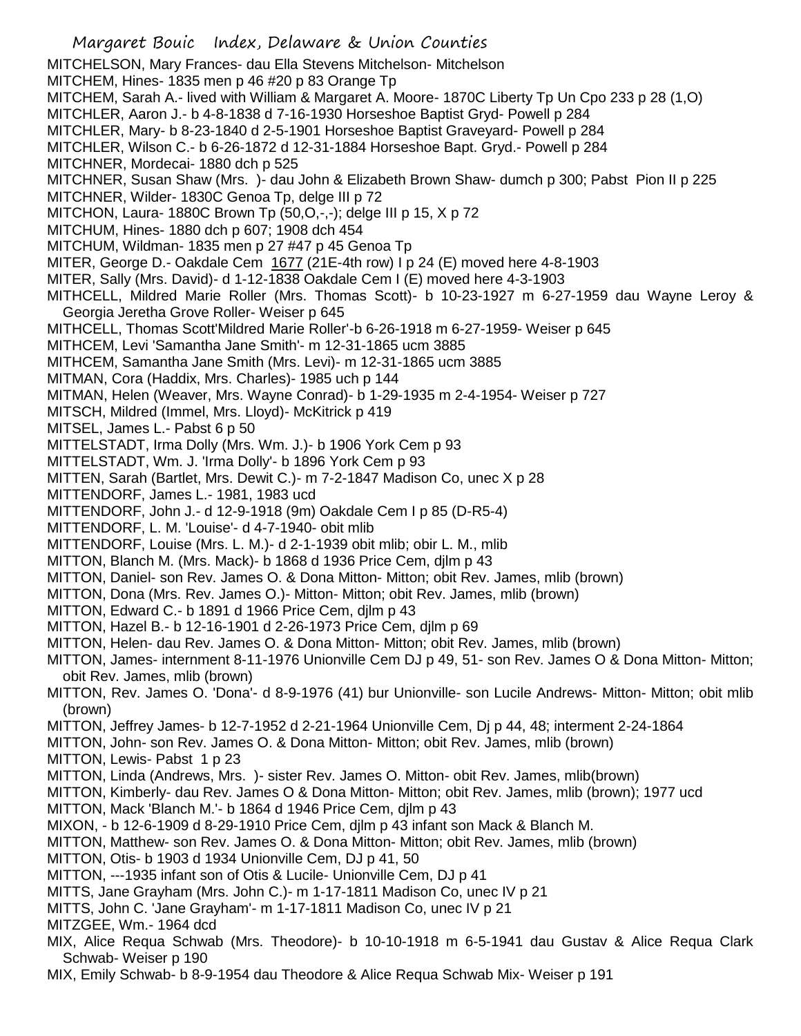MITCHELSON, Mary Frances- dau Ella Stevens Mitchelson- Mitchelson
MITCHEM, Hines- 1835 men p 46 #20 p 83 Orange Tp
MITCHEM, Sarah A.- lived with William & Margaret A. Moore- 1870C Liberty Tp Un Cpo 233 p 28 (1,O)
MITCHLER, Aaron J.- b 4-8-1838 d 7-16-1930 Horseshoe Baptist Gryd- Powell p 284
MITCHLER, Mary- b 8-23-1840 d 2-5-1901 Horseshoe Baptist Graveyard- Powell p 284
MITCHLER, Wilson C.- b 6-26-1872 d 12-31-1884 Horseshoe Bapt. Gryd.- Powell p 284
MITCHNER, Mordecai- 1880 dch p 525
MITCHNER, Susan Shaw (Mrs. )- dau John & Elizabeth Brown Shaw- dumch p 300; Pabst Pion II p 225
MITCHNER, Wilder- 1830C Genoa Tp, delge III p 72
MITCHON, Laura- 1880C Brown Tp (50,O,-,-); delge III p 15, X p 72
MITCHUM, Hines- 1880 dch p 607; 1908 dch 454
MITCHUM, Wildman- 1835 men p 27 #47 p 45 Genoa Tp
MITER, George D.- Oakdale Cem 1677 (21E-4th row) I p 24 (E) moved here 4-8-1903
MITER, Sally (Mrs. David)- d 1-12-1838 Oakdale Cem I (E) moved here 4-3-1903
MITHCELL, Mildred Marie Roller (Mrs. Thomas Scott)- b 10-23-1927 m 6-27-1959 dau Wayne Leroy & Georgia Jeretha Grove Roller- Weiser p 645
MITHCELL, Thomas Scott'Mildred Marie Roller'-b 6-26-1918 m 6-27-1959- Weiser p 645
MITHCEM, Levi 'Samantha Jane Smith'- m 12-31-1865 ucm 3885
MITHCEM, Samantha Jane Smith (Mrs. Levi)- m 12-31-1865 ucm 3885
MITMAN, Cora (Haddix, Mrs. Charles)- 1985 uch p 144
MITMAN, Helen (Weaver, Mrs. Wayne Conrad)- b 1-29-1935 m 2-4-1954- Weiser p 727
MITSCH, Mildred (Immel, Mrs. Lloyd)- McKitrick p 419
MITSEL, James L.- Pabst 6 p 50
MITTELSTADT, Irma Dolly (Mrs. Wm. J.)- b 1906 York Cem p 93
MITTELSTADT, Wm. J. 'Irma Dolly'- b 1896 York Cem p 93
MITTEN, Sarah (Bartlet, Mrs. Dewit C.)- m 7-2-1847 Madison Co, unec X p 28
MITTENDORF, James L.- 1981, 1983 ucd
MITTENDORF, John J.- d 12-9-1918 (9m) Oakdale Cem I p 85 (D-R5-4)
MITTENDORF, L. M. 'Louise'- d 4-7-1940- obit mlib
MITTENDORF, Louise (Mrs. L. M.)- d 2-1-1939 obit mlib; obir L. M., mlib
MITTON, Blanch M. (Mrs. Mack)- b 1868 d 1936 Price Cem, djlm p 43
MITTON, Daniel- son Rev. James O. & Dona Mitton- Mitton; obit Rev. James, mlib (brown)
MITTON, Dona (Mrs. Rev. James O.)- Mitton- Mitton; obit Rev. James, mlib (brown)
MITTON, Edward C.- b 1891 d 1966 Price Cem, djlm p 43
MITTON, Hazel B.- b 12-16-1901 d 2-26-1973 Price Cem, djlm p 69
MITTON, Helen- dau Rev. James O. & Dona Mitton- Mitton; obit Rev. James, mlib (brown)
MITTON, James- internment 8-11-1976 Unionville Cem DJ p 49, 51- son Rev. James O & Dona Mitton- Mitton; obit Rev. James, mlib (brown)
MITTON, Rev. James O. 'Dona'- d 8-9-1976 (41) bur Unionville- son Lucile Andrews- Mitton- Mitton; obit mlib (brown)
MITTON, Jeffrey James- b 12-7-1952 d 2-21-1964 Unionville Cem, Dj p 44, 48; interment 2-24-1864
MITTON, John- son Rev. James O. & Dona Mitton- Mitton; obit Rev. James, mlib (brown)
MITTON, Lewis- Pabst 1 p 23
MITTON, Linda (Andrews, Mrs. )- sister Rev. James O. Mitton- obit Rev. James, mlib(brown)
MITTON, Kimberly- dau Rev. James O & Dona Mitton- Mitton; obit Rev. James, mlib (brown); 1977 ucd
MITTON, Mack 'Blanch M.'- b 1864 d 1946 Price Cem, djlm p 43
MIXON, - b 12-6-1909 d 8-29-1910 Price Cem, djlm p 43 infant son Mack & Blanch M.
MITTON, Matthew- son Rev. James O. & Dona Mitton- Mitton; obit Rev. James, mlib (brown)
MITTON, Otis- b 1903 d 1934 Unionville Cem, DJ p 41, 50
MITTON, ---1935 infant son of Otis & Lucile- Unionville Cem, DJ p 41
MITTS, Jane Grayham (Mrs. John C.)- m 1-17-1811 Madison Co, unec IV p 21
MITTS, John C. 'Jane Grayham'- m 1-17-1811 Madison Co, unec IV p 21
MITZGEE, Wm.- 1964 dcd
MIX, Alice Requa Schwab (Mrs. Theodore)- b 10-10-1918 m 6-5-1941 dau Gustav & Alice Requa Clark Schwab- Weiser p 190
MIX, Emily Schwab- b 8-9-1954 dau Theodore & Alice Requa Schwab Mix- Weiser p 191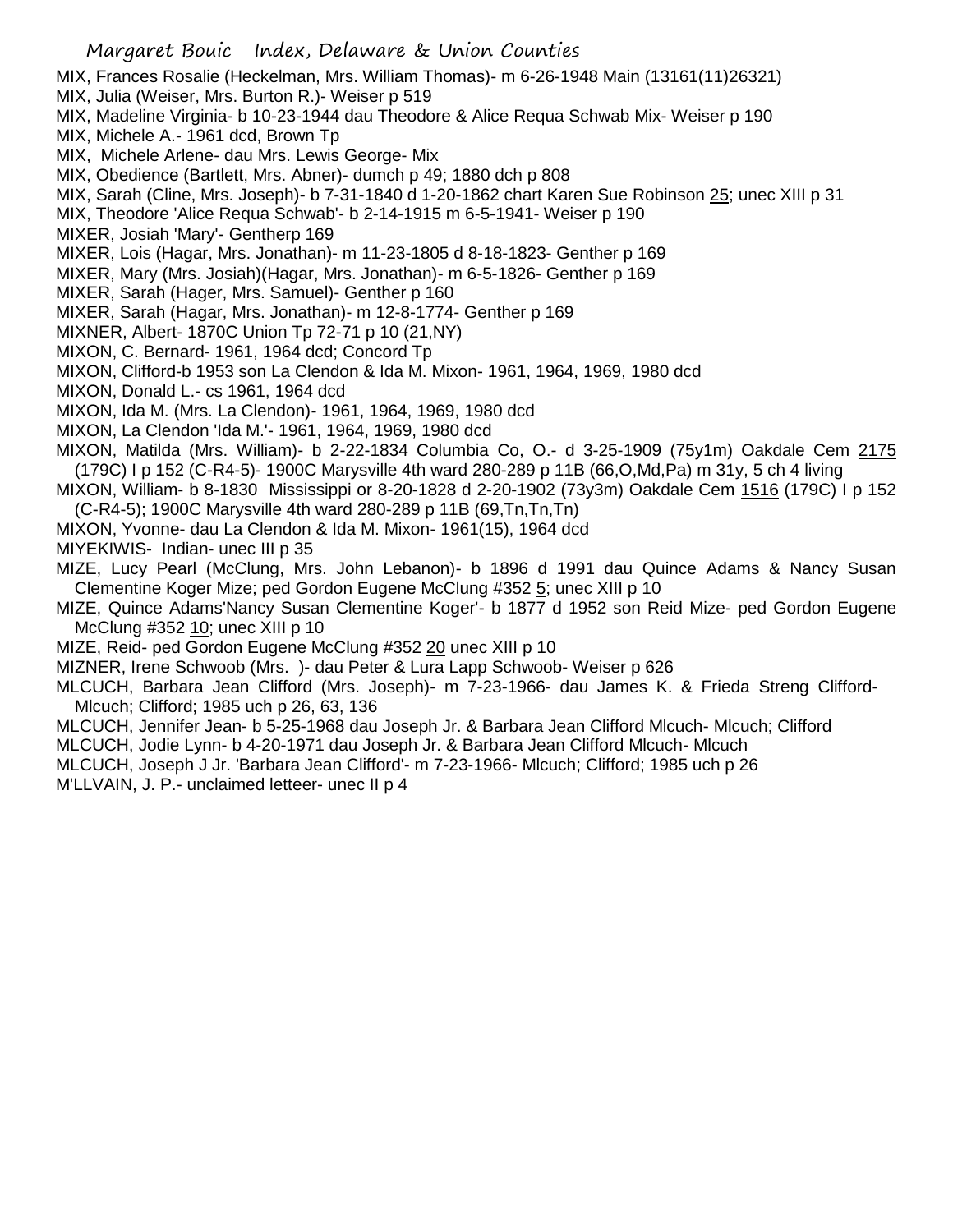MIX, Frances Rosalie (Heckelman, Mrs. William Thomas)- m 6-26-1948 Main (13161(11)26321)

MIX, Julia (Weiser, Mrs. Burton R.)- Weiser p 519

MIX, Madeline Virginia- b 10-23-1944 dau Theodore & Alice Requa Schwab Mix- Weiser p 190

MIX, Michele A.- 1961 dcd, Brown Tp

MIX, Michele Arlene- dau Mrs. Lewis George- Mix

MIX, Obedience (Bartlett, Mrs. Abner)- dumch p 49; 1880 dch p 808

MIX, Sarah (Cline, Mrs. Joseph)- b 7-31-1840 d 1-20-1862 chart Karen Sue Robinson 25; unec XIII p 31

MIX, Theodore 'Alice Requa Schwab'- b 2-14-1915 m 6-5-1941- Weiser p 190

MIXER, Josiah 'Mary'- Gentherp 169

MIXER, Lois (Hagar, Mrs. Jonathan)- m 11-23-1805 d 8-18-1823- Genther p 169

MIXER, Mary (Mrs. Josiah)(Hagar, Mrs. Jonathan)- m 6-5-1826- Genther p 169

MIXER, Sarah (Hager, Mrs. Samuel)- Genther p 160

MIXER, Sarah (Hagar, Mrs. Jonathan)- m 12-8-1774- Genther p 169

MIXNER, Albert- 1870C Union Tp 72-71 p 10 (21,NY)

MIXON, C. Bernard- 1961, 1964 dcd; Concord Tp

MIXON, Clifford-b 1953 son La Clendon & Ida M. Mixon- 1961, 1964, 1969, 1980 dcd

MIXON, Donald L.- cs 1961, 1964 dcd

MIXON, Ida M. (Mrs. La Clendon)- 1961, 1964, 1969, 1980 dcd

MIXON, La Clendon 'Ida M.'- 1961, 1964, 1969, 1980 dcd

MIXON, Matilda (Mrs. William)- b 2-22-1834 Columbia Co, O.- d 3-25-1909 (75y1m) Oakdale Cem 2175 (179C) I p 152 (C-R4-5)- 1900C Marysville 4th ward 280-289 p 11B (66,O,Md,Pa) m 31y, 5 ch 4 living

MIXON, William- b 8-1830 Mississippi or 8-20-1828 d 2-20-1902 (73y3m) Oakdale Cem 1516 (179C) I p 152 (C-R4-5); 1900C Marysville 4th ward 280-289 p 11B (69,Tn,Tn,Tn)

MIXON, Yvonne- dau La Clendon & Ida M. Mixon- 1961(15), 1964 dcd

MIYEKIWIS- Indian- unec III p 35

MIZE, Lucy Pearl (McClung, Mrs. John Lebanon)- b 1896 d 1991 dau Quince Adams & Nancy Susan Clementine Koger Mize; ped Gordon Eugene McClung #352 5; unec XIII p 10

MIZE, Quince Adams'Nancy Susan Clementine Koger'- b 1877 d 1952 son Reid Mize- ped Gordon Eugene McClung #352 10; unec XIII p 10

MIZE, Reid- ped Gordon Eugene McClung #352 20 unec XIII p 10

MIZNER, Irene Schwoob (Mrs. )- dau Peter & Lura Lapp Schwoob- Weiser p 626

MLCUCH, Barbara Jean Clifford (Mrs. Joseph)- m 7-23-1966- dau James K. & Frieda Streng Clifford- Mlcuch; Clifford; 1985 uch p 26, 63, 136

MLCUCH, Jennifer Jean- b 5-25-1968 dau Joseph Jr. & Barbara Jean Clifford Mlcuch- Mlcuch; Clifford

MLCUCH, Jodie Lynn- b 4-20-1971 dau Joseph Jr. & Barbara Jean Clifford Mlcuch- Mlcuch

MLCUCH, Joseph J Jr. 'Barbara Jean Clifford'- m 7-23-1966- Mlcuch; Clifford; 1985 uch p 26

M'LLVAIN, J. P.- unclaimed letteer- unec II p 4